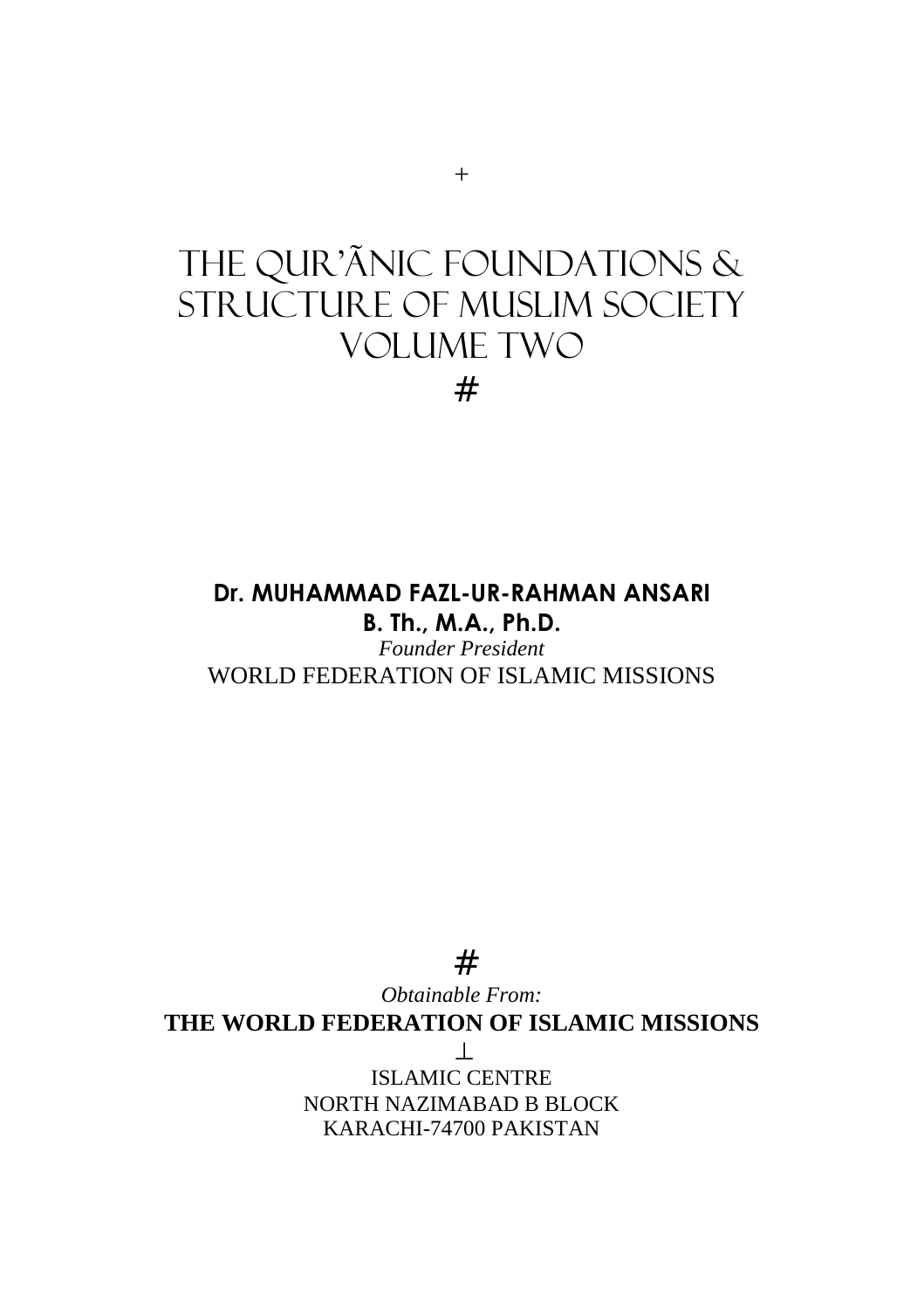+

# THE QUR'ÃNIC FOUNDATIONS & STRUCTURE OF MUSLIM SOCIETY VOLUME TWO

#

**Dr. MUHAMMAD FAZL-UR-RAHMAN ANSARI**

**B. Th., M.A., Ph.D.**

*Founder President*

WORLD FEDERATION OF ISLAMIC MISSIONS

#

*Obtainable From:*

**THE WORLD FEDERATION OF ISLAMIC MISSIONS**

⊥

ISLAMIC CENTRE

NORTH NAZIMABAD B BLOCK

KARACHI-74700 PAKISTAN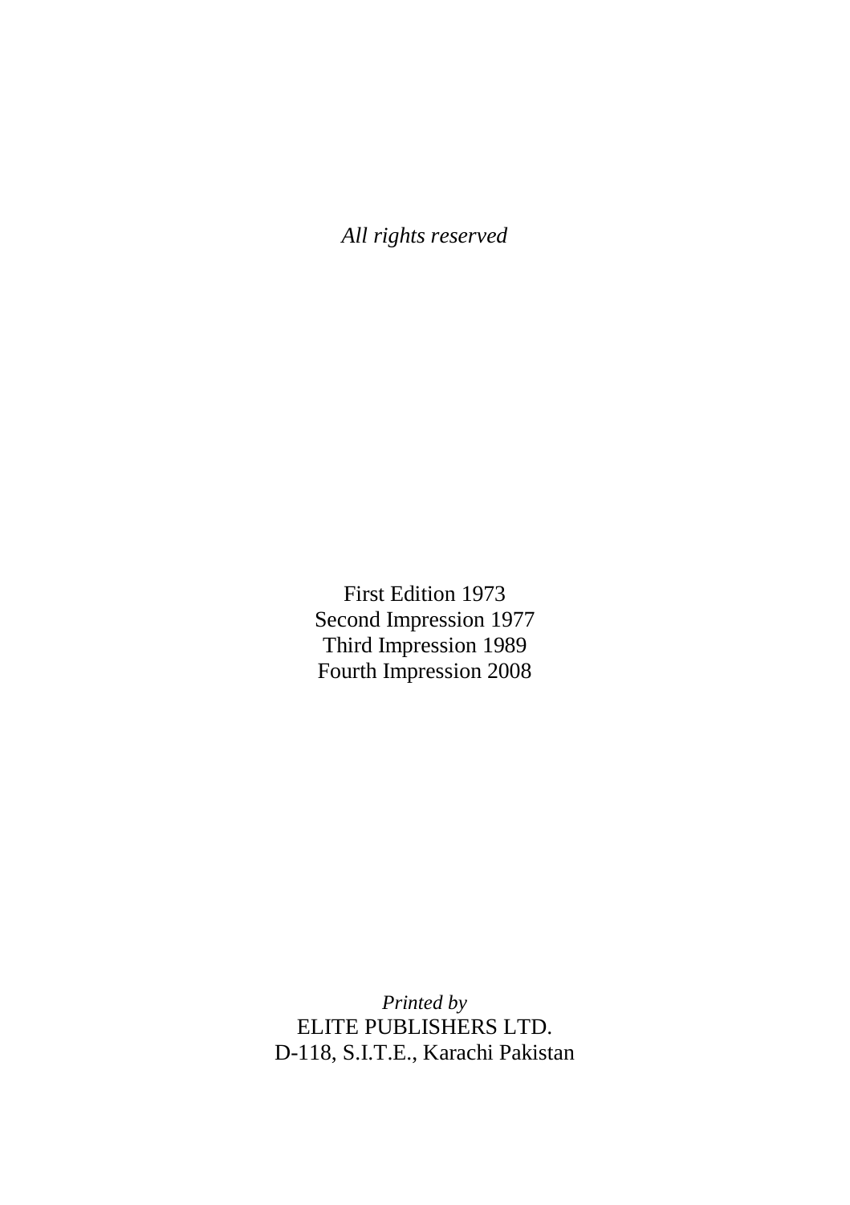*All rights reserved*

First Edition 1973
Second Impression 1977
Third Impression 1989
Fourth Impression 2008

*Printed by*
ELITE PUBLISHERS LTD.
D-118, S.I.T.E., Karachi Pakistan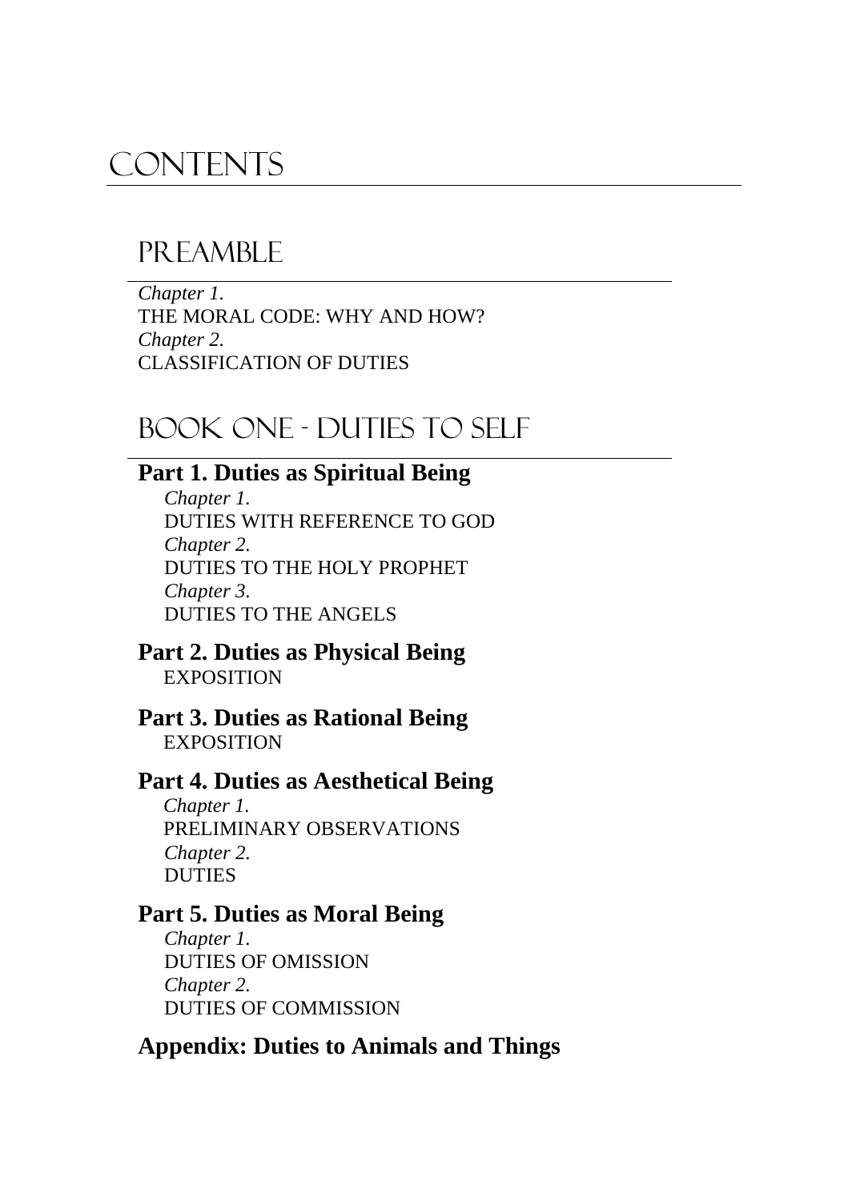# CONTENTS

## PREAMBLE

*Chapter 1.*
THE MORAL CODE: WHY AND HOW?
*Chapter 2.*
CLASSIFICATION OF DUTIES

## BOOK ONE - DUTIES TO SELF

### Part 1. Duties as Spiritual Being

*Chapter 1.*
DUTIES WITH REFERENCE TO GOD
*Chapter 2.*
DUTIES TO THE HOLY PROPHET
*Chapter 3.*
DUTIES TO THE ANGELS

### Part 2. Duties as Physical Being

EXPOSITION

### Part 3. Duties as Rational Being

EXPOSITION

### Part 4. Duties as Aesthetical Being

*Chapter 1.*
PRELIMINARY OBSERVATIONS
*Chapter 2.*
DUTIES

### Part 5. Duties as Moral Being

*Chapter 1.*
DUTIES OF OMISSION
*Chapter 2.*
DUTIES OF COMMISSION

### Appendix: Duties to Animals and Things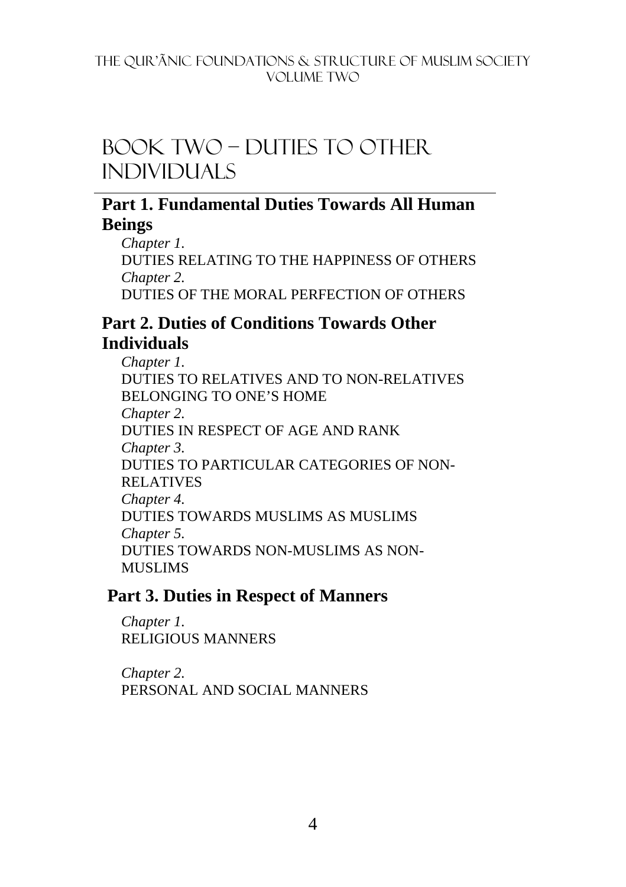# BOOK TWO – DUTIES TO OTHER INDIVIDUALS

## Part 1. Fundamental Duties Towards All Human Beings

*Chapter 1.*
DUTIES RELATING TO THE HAPPINESS OF OTHERS

*Chapter 2.*
DUTIES OF THE MORAL PERFECTION OF OTHERS

## Part 2. Duties of Conditions Towards Other Individuals

*Chapter 1.*
DUTIES TO RELATIVES AND TO NON-RELATIVES BELONGING TO ONE'S HOME

*Chapter 2.*
DUTIES IN RESPECT OF AGE AND RANK

*Chapter 3.*
DUTIES TO PARTICULAR CATEGORIES OF NON-RELATIVES

*Chapter 4.*
DUTIES TOWARDS MUSLIMS AS MUSLIMS

*Chapter 5.*
DUTIES TOWARDS NON-MUSLIMS AS NON-MUSLIMS

## Part 3. Duties in Respect of Manners

*Chapter 1.*
RELIGIOUS MANNERS

*Chapter 2.*
PERSONAL AND SOCIAL MANNERS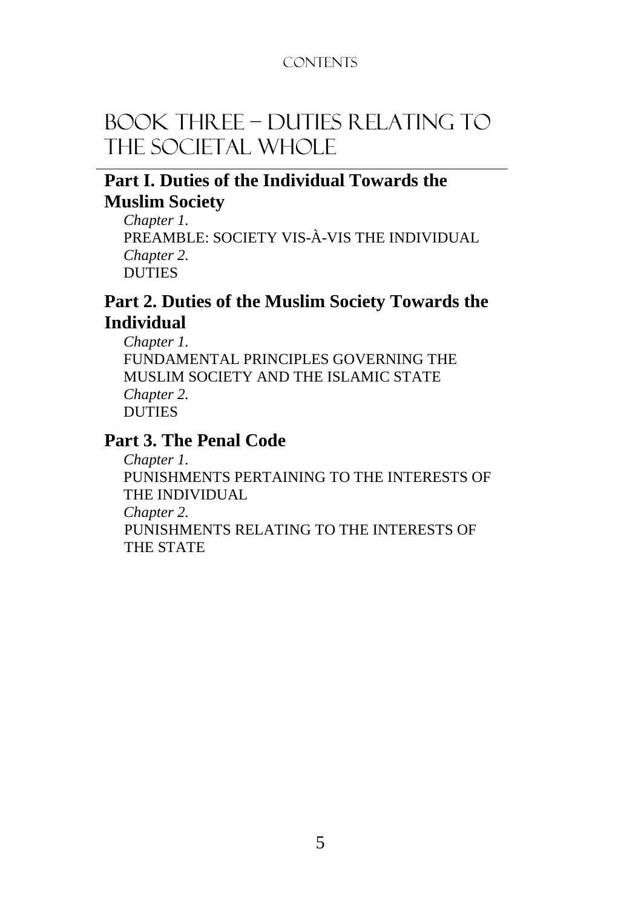# Book Three – Duties Relating to the Societal Whole

## Part I. Duties of the Individual Towards the Muslim Society

*Chapter 1.*
PREAMBLE: SOCIETY VIS-À-VIS THE INDIVIDUAL
*Chapter 2.*
DUTIES

## Part 2. Duties of the Muslim Society Towards the Individual

*Chapter 1.*
FUNDAMENTAL PRINCIPLES GOVERNING THE MUSLIM SOCIETY AND THE ISLAMIC STATE
*Chapter 2.*
DUTIES

## Part 3. The Penal Code

*Chapter 1.*
PUNISHMENTS PERTAINING TO THE INTERESTS OF THE INDIVIDUAL
*Chapter 2.*
PUNISHMENTS RELATING TO THE INTERESTS OF THE STATE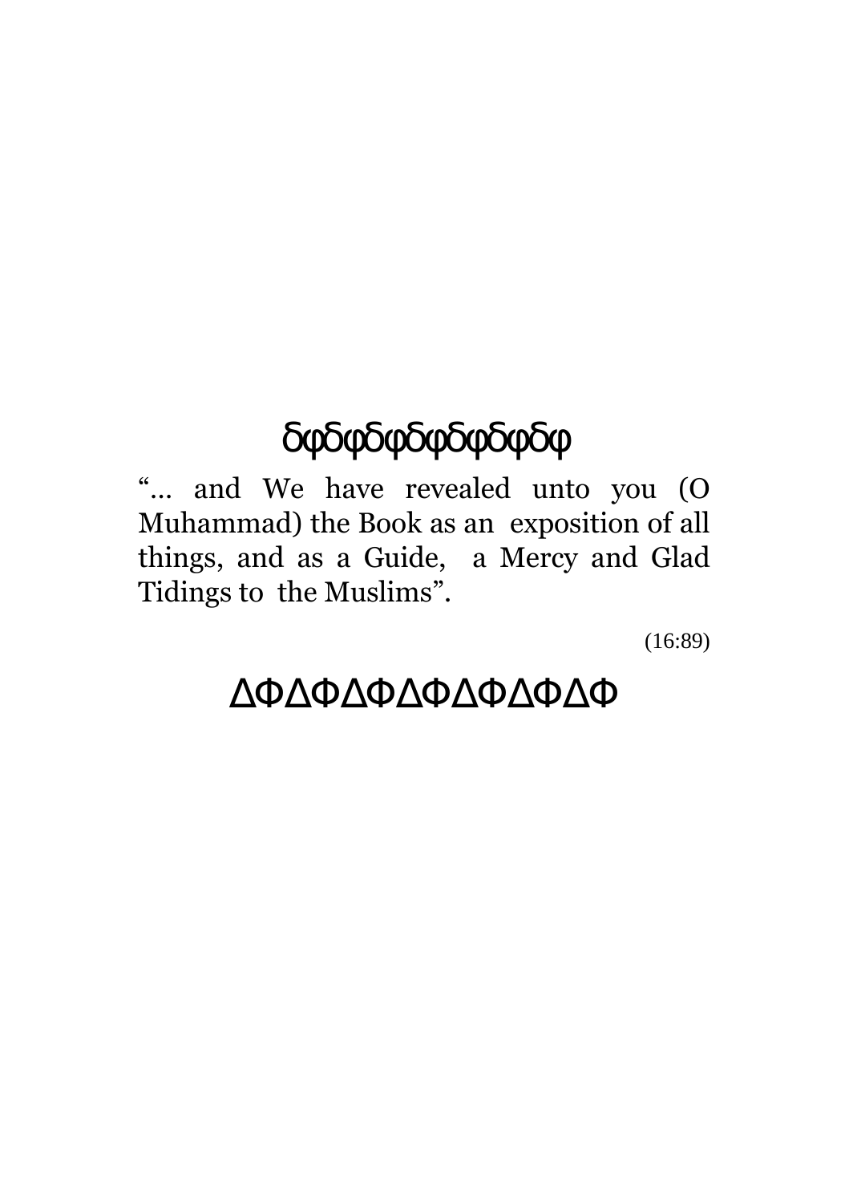δφδφδφδφδφδφ

"... and We have revealed unto you (O Muhammad) the Book as an exposition of all things, and as a Guide, a Mercy and Glad Tidings to the Muslims".

(16:89)

ΔΦΔΦΔΦΔΦΔΦΔΦ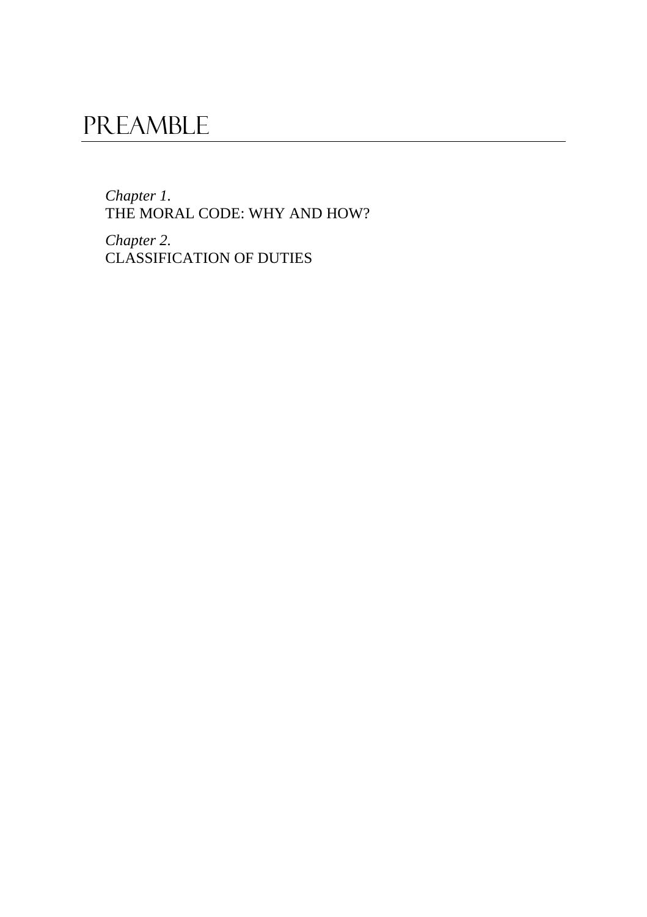# PREAMBLE

*Chapter 1.*
THE MORAL CODE: WHY AND HOW?

*Chapter 2.*
CLASSIFICATION OF DUTIES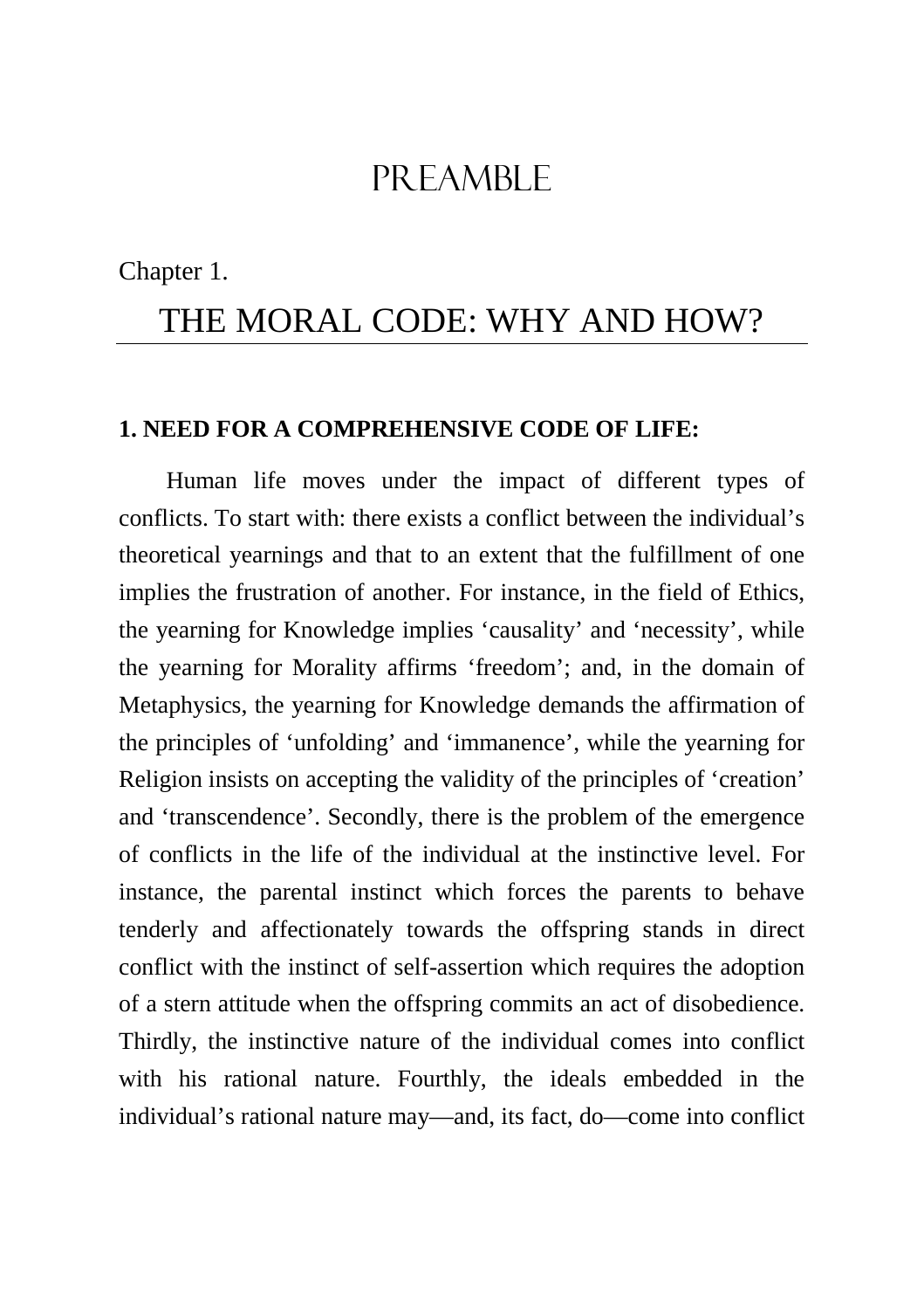# PREAMBLE

Chapter 1.

## THE MORAL CODE: WHY AND HOW?

### 1. NEED FOR A COMPREHENSIVE CODE OF LIFE:

Human life moves under the impact of different types of conflicts. To start with: there exists a conflict between the individual's theoretical yearnings and that to an extent that the fulfillment of one implies the frustration of another. For instance, in the field of Ethics, the yearning for Knowledge implies 'causality' and 'necessity', while the yearning for Morality affirms 'freedom'; and, in the domain of Metaphysics, the yearning for Knowledge demands the affirmation of the principles of 'unfolding' and 'immanence', while the yearning for Religion insists on accepting the validity of the principles of 'creation' and 'transcendence'. Secondly, there is the problem of the emergence of conflicts in the life of the individual at the instinctive level. For instance, the parental instinct which forces the parents to behave tenderly and affectionately towards the offspring stands in direct conflict with the instinct of self-assertion which requires the adoption of a stern attitude when the offspring commits an act of disobedience. Thirdly, the instinctive nature of the individual comes into conflict with his rational nature. Fourthly, the ideals embedded in the individual's rational nature may—and, its fact, do—come into conflict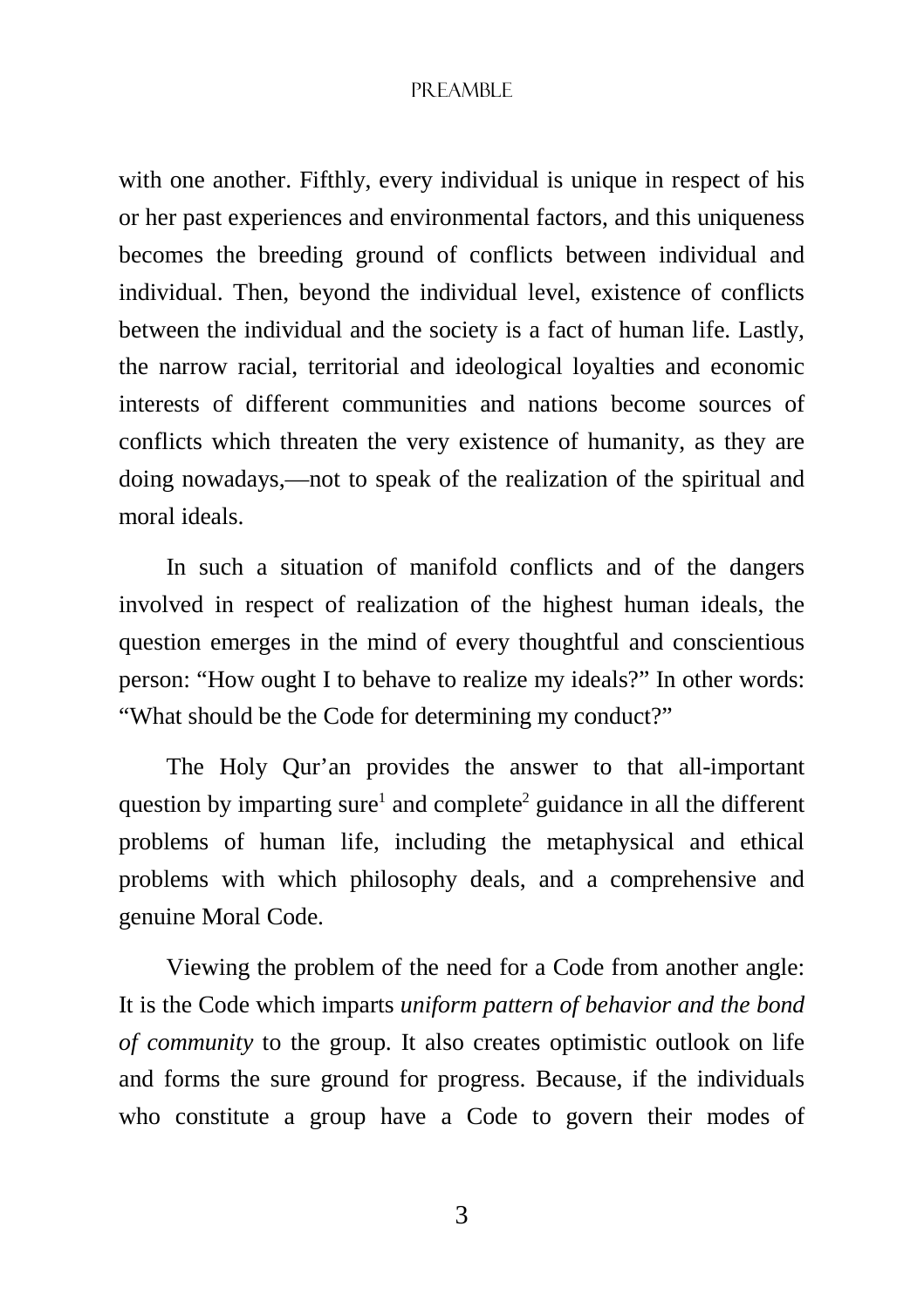with one another. Fifthly, every individual is unique in respect of his or her past experiences and environmental factors, and this uniqueness becomes the breeding ground of conflicts between individual and individual. Then, beyond the individual level, existence of conflicts between the individual and the society is a fact of human life. Lastly, the narrow racial, territorial and ideological loyalties and economic interests of different communities and nations become sources of conflicts which threaten the very existence of humanity, as they are doing nowadays,—not to speak of the realization of the spiritual and moral ideals.

In such a situation of manifold conflicts and of the dangers involved in respect of realization of the highest human ideals, the question emerges in the mind of every thoughtful and conscientious person: "How ought I to behave to realize my ideals?" In other words: "What should be the Code for determining my conduct?"

The Holy Qur'an provides the answer to that all-important question by imparting sure[1] and complete[2] guidance in all the different problems of human life, including the metaphysical and ethical problems with which philosophy deals, and a comprehensive and genuine Moral Code.

Viewing the problem of the need for a Code from another angle: It is the Code which imparts *uniform pattern of behavior and the bond of community* to the group. It also creates optimistic outlook on life and forms the sure ground for progress. Because, if the individuals who constitute a group have a Code to govern their modes of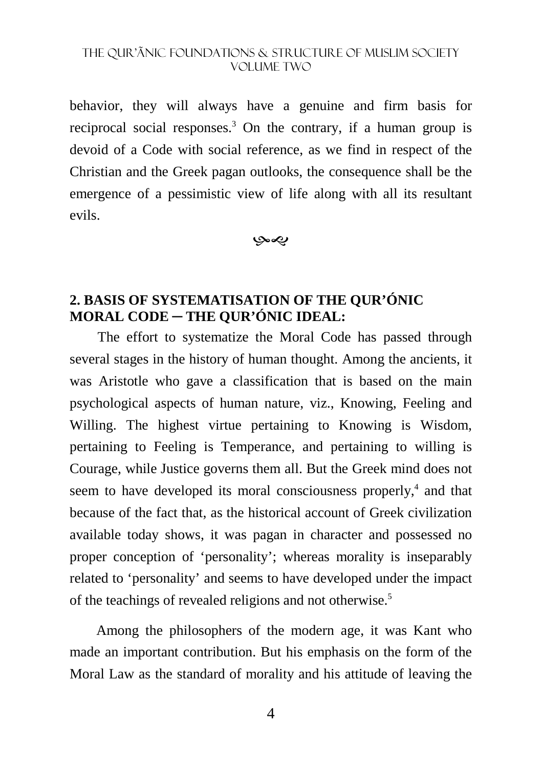behavior, they will always have a genuine and firm basis for reciprocal social responses.[3] On the contrary, if a human group is devoid of a Code with social reference, as we find in respect of the Christian and the Greek pagan outlooks, the consequence shall be the emergence of a pessimistic view of life along with all its resultant evils.

## 2. BASIS OF SYSTEMATISATION OF THE QUR'ÓNIC MORAL CODE ─ THE QUR'ÓNIC IDEAL:

The effort to systematize the Moral Code has passed through several stages in the history of human thought. Among the ancients, it was Aristotle who gave a classification that is based on the main psychological aspects of human nature, viz., Knowing, Feeling and Willing. The highest virtue pertaining to Knowing is Wisdom, pertaining to Feeling is Temperance, and pertaining to willing is Courage, while Justice governs them all. But the Greek mind does not seem to have developed its moral consciousness properly,[4] and that because of the fact that, as the historical account of Greek civilization available today shows, it was pagan in character and possessed no proper conception of 'personality'; whereas morality is inseparably related to 'personality' and seems to have developed under the impact of the teachings of revealed religions and not otherwise.[5]

Among the philosophers of the modern age, it was Kant who made an important contribution. But his emphasis on the form of the Moral Law as the standard of morality and his attitude of leaving the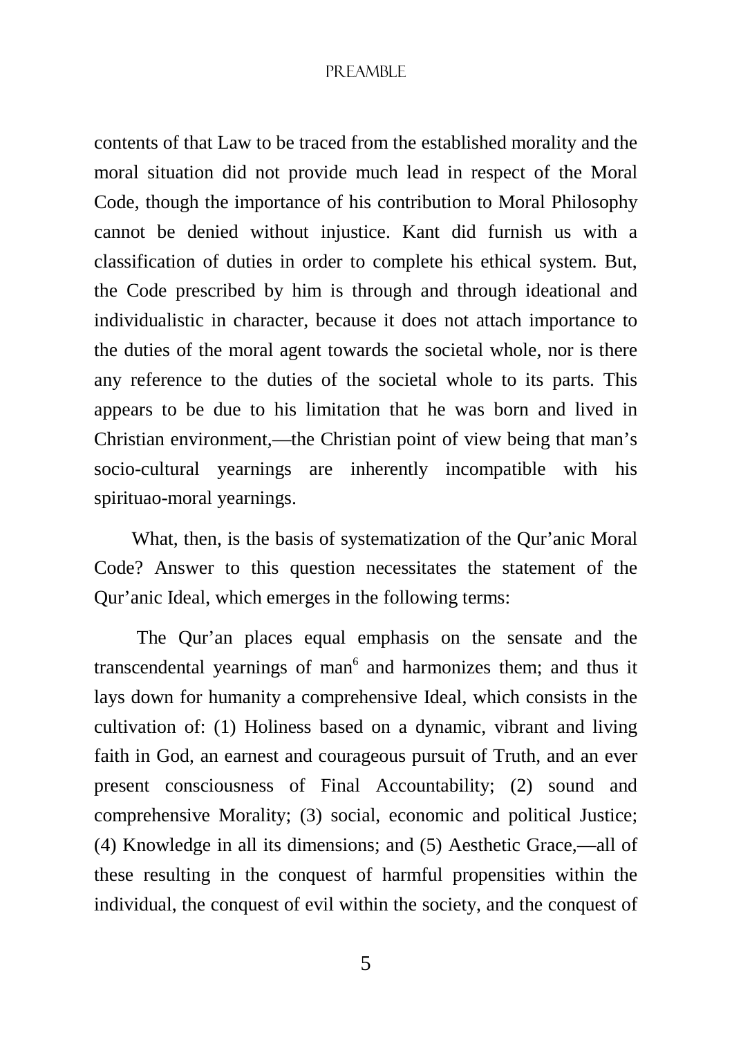contents of that Law to be traced from the established morality and the moral situation did not provide much lead in respect of the Moral Code, though the importance of his contribution to Moral Philosophy cannot be denied without injustice. Kant did furnish us with a classification of duties in order to complete his ethical system. But, the Code prescribed by him is through and through ideational and individualistic in character, because it does not attach importance to the duties of the moral agent towards the societal whole, nor is there any reference to the duties of the societal whole to its parts. This appears to be due to his limitation that he was born and lived in Christian environment,—the Christian point of view being that man's socio-cultural yearnings are inherently incompatible with his spirituao-moral yearnings.

What, then, is the basis of systematization of the Qur'anic Moral Code? Answer to this question necessitates the statement of the Qur'anic Ideal, which emerges in the following terms:

The Qur'an places equal emphasis on the sensate and the transcendental yearnings of man[6] and harmonizes them; and thus it lays down for humanity a comprehensive Ideal, which consists in the cultivation of: (1) Holiness based on a dynamic, vibrant and living faith in God, an earnest and courageous pursuit of Truth, and an ever present consciousness of Final Accountability; (2) sound and comprehensive Morality; (3) social, economic and political Justice; (4) Knowledge in all its dimensions; and (5) Aesthetic Grace,—all of these resulting in the conquest of harmful propensities within the individual, the conquest of evil within the society, and the conquest of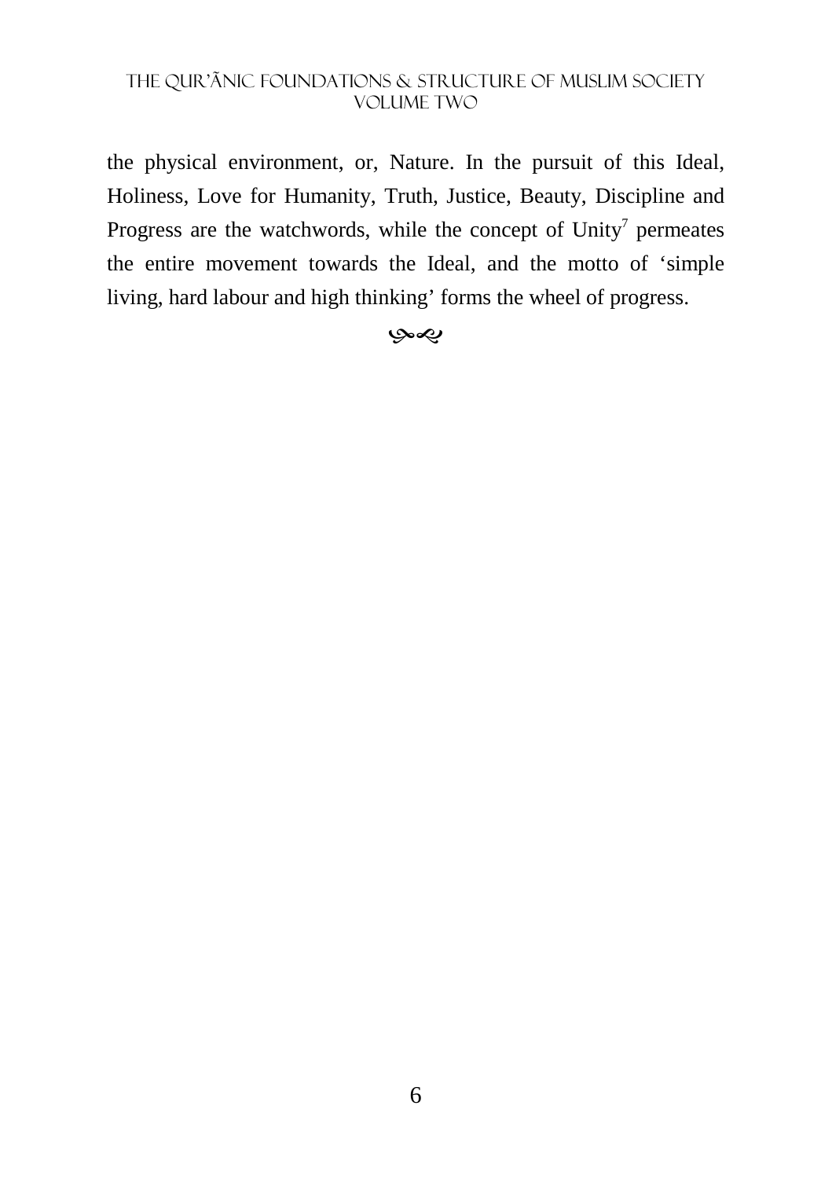the physical environment, or, Nature. In the pursuit of this Ideal, Holiness, Love for Humanity, Truth, Justice, Beauty, Discipline and Progress are the watchwords, while the concept of Unity[7] permeates the entire movement towards the Ideal, and the motto of 'simple living, hard labour and high thinking' forms the wheel of progress.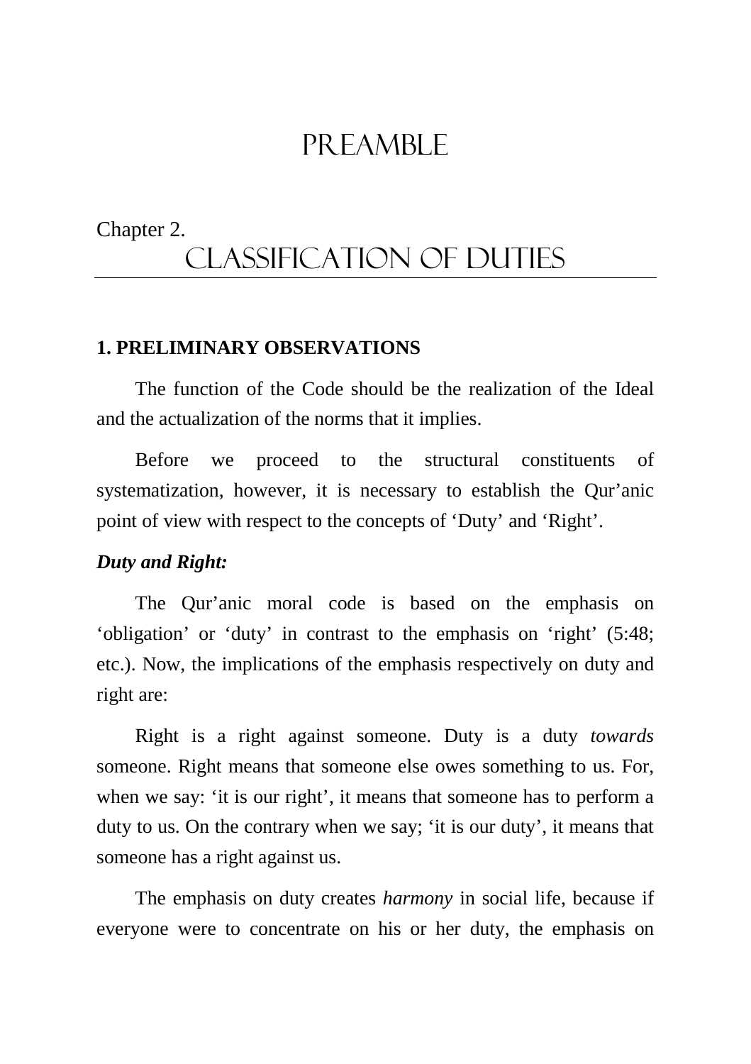# PREAMBLE

Chapter 2.

## CLASSIFICATION OF DUTIES

### 1. PRELIMINARY OBSERVATIONS

The function of the Code should be the realization of the Ideal and the actualization of the norms that it implies.

Before we proceed to the structural constituents of systematization, however, it is necessary to establish the Qur'anic point of view with respect to the concepts of 'Duty' and 'Right'.

***Duty and Right:***

The Qur'anic moral code is based on the emphasis on 'obligation' or 'duty' in contrast to the emphasis on 'right' (5:48; etc.). Now, the implications of the emphasis respectively on duty and right are:

Right is a right against someone. Duty is a duty *towards* someone. Right means that someone else owes something to us. For, when we say: 'it is our right', it means that someone has to perform a duty to us. On the contrary when we say; 'it is our duty', it means that someone has a right against us.

The emphasis on duty creates *harmony* in social life, because if everyone were to concentrate on his or her duty, the emphasis on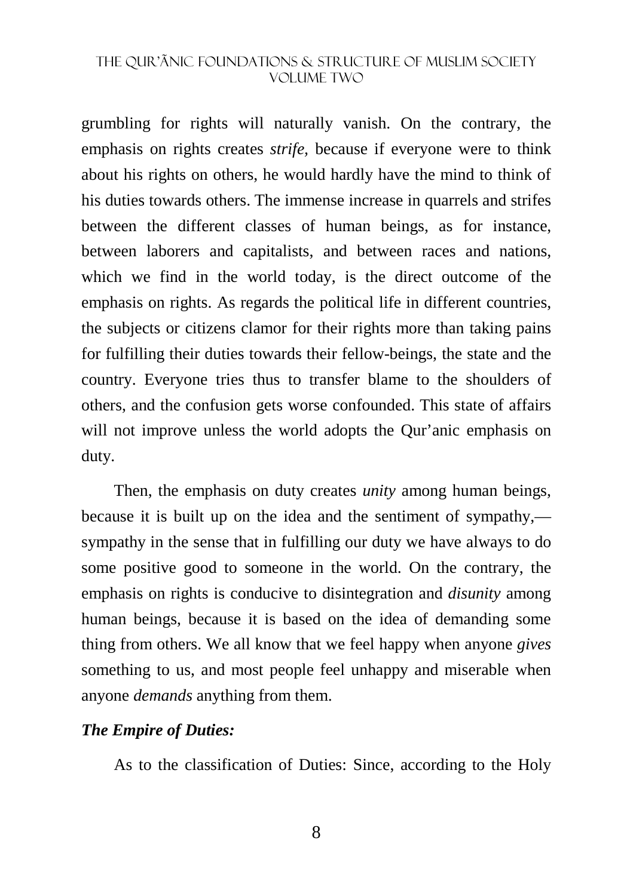grumbling for rights will naturally vanish. On the contrary, the emphasis on rights creates *strife,* because if everyone were to think about his rights on others, he would hardly have the mind to think of his duties towards others. The immense increase in quarrels and strifes between the different classes of human beings, as for instance, between laborers and capitalists, and between races and nations, which we find in the world today, is the direct outcome of the emphasis on rights. As regards the political life in different countries, the subjects or citizens clamor for their rights more than taking pains for fulfilling their duties towards their fellow-beings, the state and the country. Everyone tries thus to transfer blame to the shoulders of others, and the confusion gets worse confounded. This state of affairs will not improve unless the world adopts the Qur'anic emphasis on duty.

Then, the emphasis on duty creates *unity* among human beings, because it is built up on the idea and the sentiment of sympathy,—sympathy in the sense that in fulfilling our duty we have always to do some positive good to someone in the world. On the contrary, the emphasis on rights is conducive to disintegration and *disunity* among human beings, because it is based on the idea of demanding some thing from others. We all know that we feel happy when anyone *gives* something to us, and most people feel unhappy and miserable when anyone *demands* anything from them.

***The Empire of Duties:***

As to the classification of Duties: Since, according to the Holy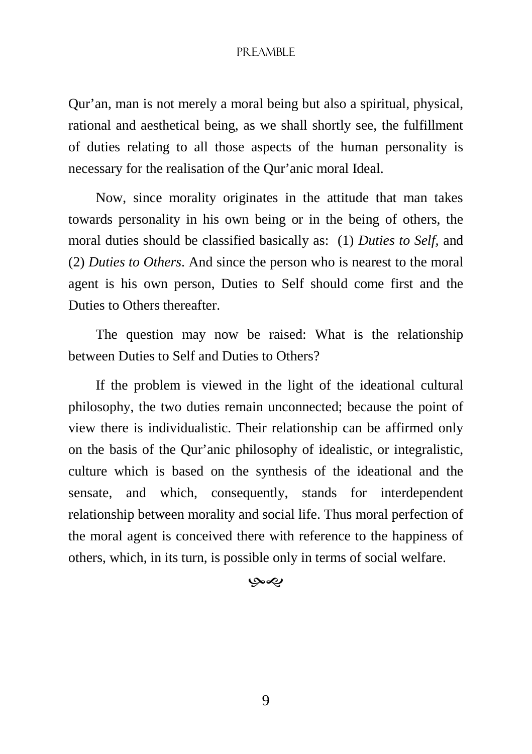Qur'an, man is not merely a moral being but also a spiritual, physical, rational and aesthetical being, as we shall shortly see, the fulfillment of duties relating to all those aspects of the human personality is necessary for the realisation of the Qur'anic moral Ideal.

Now, since morality originates in the attitude that man takes towards personality in his own being or in the being of others, the moral duties should be classified basically as: (1) *Duties to Self*, and (2) *Duties to Others*. And since the person who is nearest to the moral agent is his own person, Duties to Self should come first and the Duties to Others thereafter.

The question may now be raised: What is the relationship between Duties to Self and Duties to Others?

If the problem is viewed in the light of the ideational cultural philosophy, the two duties remain unconnected; because the point of view there is individualistic. Their relationship can be affirmed only on the basis of the Qur'anic philosophy of idealistic, or integralistic, culture which is based on the synthesis of the ideational and the sensate, and which, consequently, stands for interdependent relationship between morality and social life. Thus moral perfection of the moral agent is conceived there with reference to the happiness of others, which, in its turn, is possible only in terms of social welfare.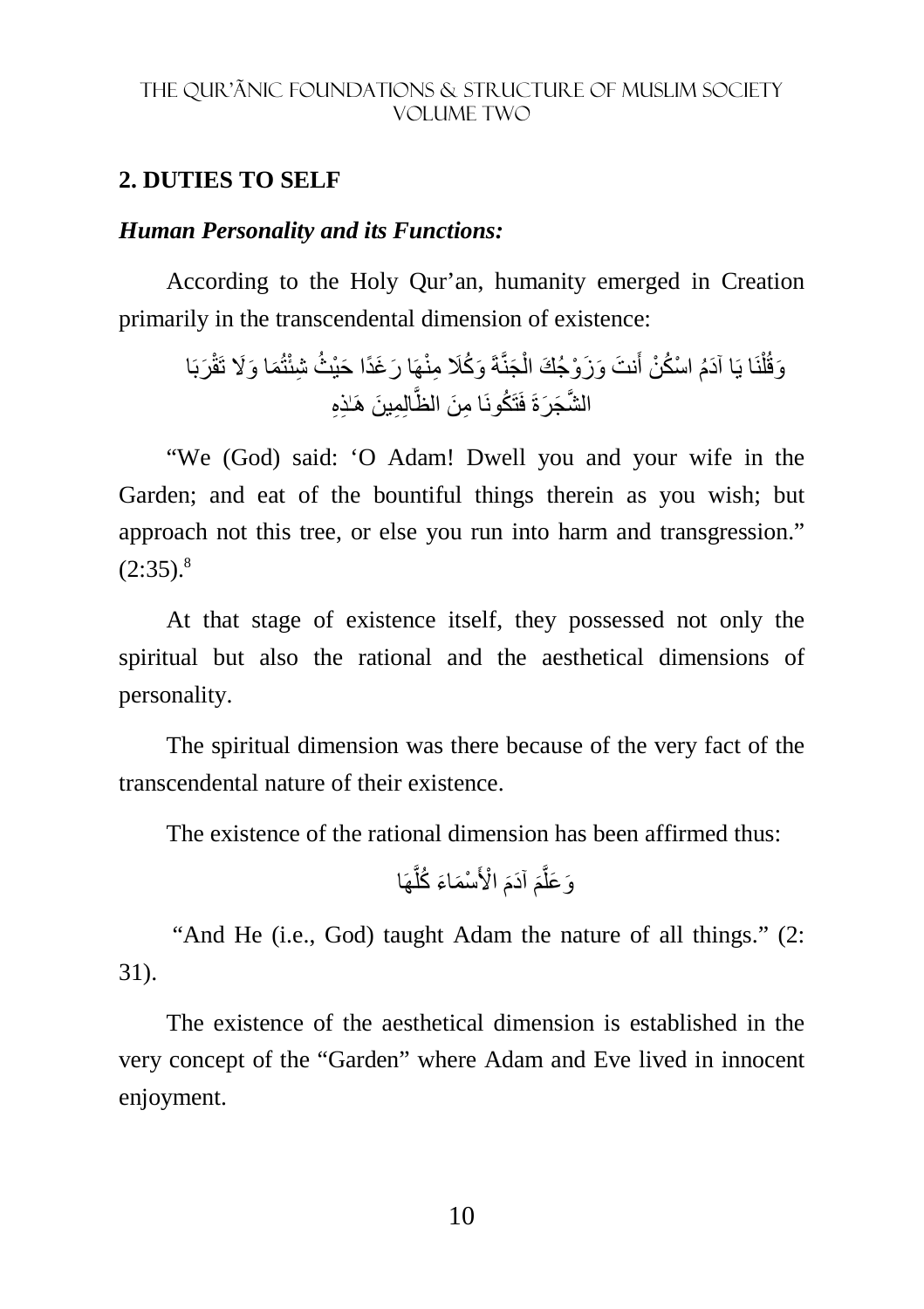## 2. DUTIES TO SELF

### *Human Personality and its Functions:*

According to the Holy Qur'an, humanity emerged in Creation primarily in the transcendental dimension of existence:

وَقُلْنَا يَا آدَمُ اسْكُنْ أَنتَ وَزَوْجُكَ الْجَنَّةَ وَكُلَا مِنْهَا رَغَدًا حَيْثُ شِئْتُمَا وَلَا تَقْرَبَا الشَّجَرَةَ فَتَكُونَا مِنَ الظَّالِمِينَ هَـٰذِهِ

"We (God) said: 'O Adam! Dwell you and your wife in the Garden; and eat of the bountiful things therein as you wish; but approach not this tree, or else you run into harm and transgression." (2:35).[8]

At that stage of existence itself, they possessed not only the spiritual but also the rational and the aesthetical dimensions of personality.

The spiritual dimension was there because of the very fact of the transcendental nature of their existence.

The existence of the rational dimension has been affirmed thus:

وَعَلَّمَ آدَمَ الْأَسْمَاءَ كُلَّهَا

"And He (i.e., God) taught Adam the nature of all things." (2: 31).

The existence of the aesthetical dimension is established in the very concept of the "Garden" where Adam and Eve lived in innocent enjoyment.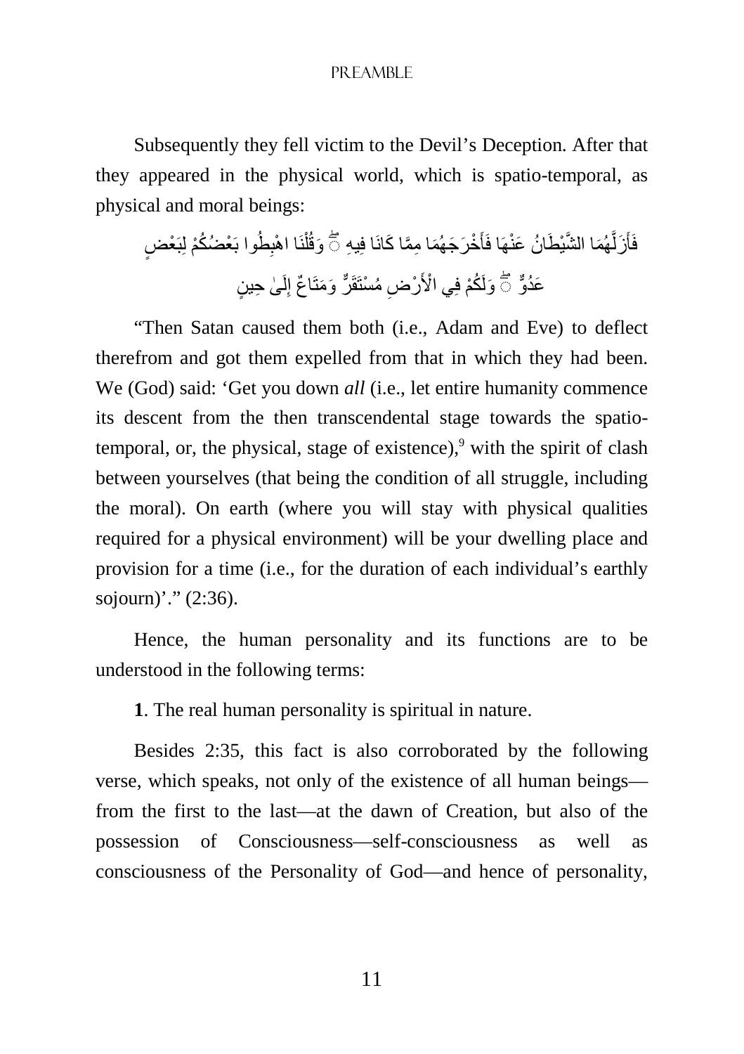Subsequently they fell victim to the Devil's Deception. After that they appeared in the physical world, which is spatio-temporal, as physical and moral beings:

فَأَزَلَّهُمَا الشَّيْطَانُ عَنْهَا فَأَخْرَجَهُمَا مِمَّا كَانَا فِيهِ ۖ وَقُلْنَا اهْبِطُوا بَعْضُكُمْ لِبَعْضٍ عَدُوٌّ ۖ وَلَكُمْ فِي الْأَرْضِ مُسْتَقَرٌّ وَمَتَاعٌ إِلَىٰ حِينٍ

"Then Satan caused them both (i.e., Adam and Eve) to deflect therefrom and got them expelled from that in which they had been. We (God) said: 'Get you down *all* (i.e., let entire humanity commence its descent from the then transcendental stage towards the spatio-temporal, or, the physical, stage of existence),[9] with the spirit of clash between yourselves (that being the condition of all struggle, including the moral). On earth (where you will stay with physical qualities required for a physical environment) will be your dwelling place and provision for a time (i.e., for the duration of each individual's earthly sojourn)'." (2:36).

Hence, the human personality and its functions are to be understood in the following terms:

**1**. The real human personality is spiritual in nature.

Besides 2:35, this fact is also corroborated by the following verse, which speaks, not only of the existence of all human beings—from the first to the last—at the dawn of Creation, but also of the possession of Consciousness—self-consciousness as well as consciousness of the Personality of God—and hence of personality,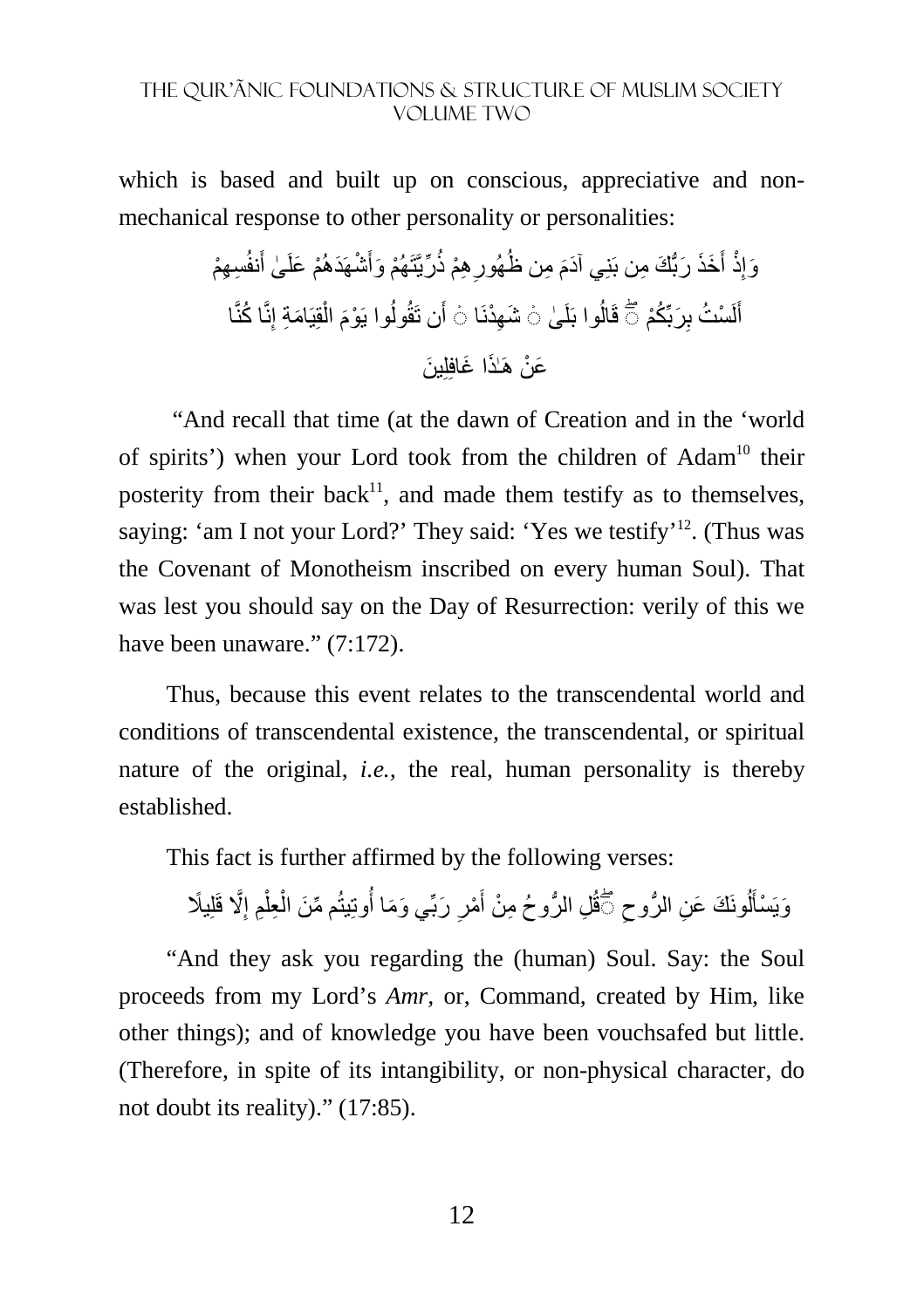which is based and built up on conscious, appreciative and non-mechanical response to other personality or personalities:

وَإِذْ أَخَذَ رَبُّكَ مِن بَنِي آدَمَ مِن ظُهُورِهِمْ ذُرِّيَّتَهُمْ وَأَشْهَدَهُمْ عَلَىٰ أَنفُسِهِمْ أَلَسْتُ بِرَبِّكُمْ ۖ قَالُوا بَلَىٰ ۛ شَهِدْنَا ۛ أَن تَقُولُوا يَوْمَ الْقِيَامَةِ إِنَّا كُنَّا عَنْ هَٰذَا غَافِلِينَ

"And recall that time (at the dawn of Creation and in the 'world of spirits') when your Lord took from the children of Adam[10] their posterity from their back[11], and made them testify as to themselves, saying: 'am I not your Lord?' They said: 'Yes we testify'[12]. (Thus was the Covenant of Monotheism inscribed on every human Soul). That was lest you should say on the Day of Resurrection: verily of this we have been unaware." (7:172).

Thus, because this event relates to the transcendental world and conditions of transcendental existence, the transcendental, or spiritual nature of the original, *i.e.*, the real, human personality is thereby established.

This fact is further affirmed by the following verses:

وَيَسْأَلُونَكَ عَنِ الرُّوحِ ۖ قُلِ الرُّوحُ مِنْ أَمْرِ رَبِّي وَمَا أُوتِيتُم مِّنَ الْعِلْمِ إِلَّا قَلِيلًا

"And they ask you regarding the (human) Soul. Say: the Soul proceeds from my Lord's *Amr*, or, Command, created by Him, like other things); and of knowledge you have been vouchsafed but little. (Therefore, in spite of its intangibility, or non-physical character, do not doubt its reality)." (17:85).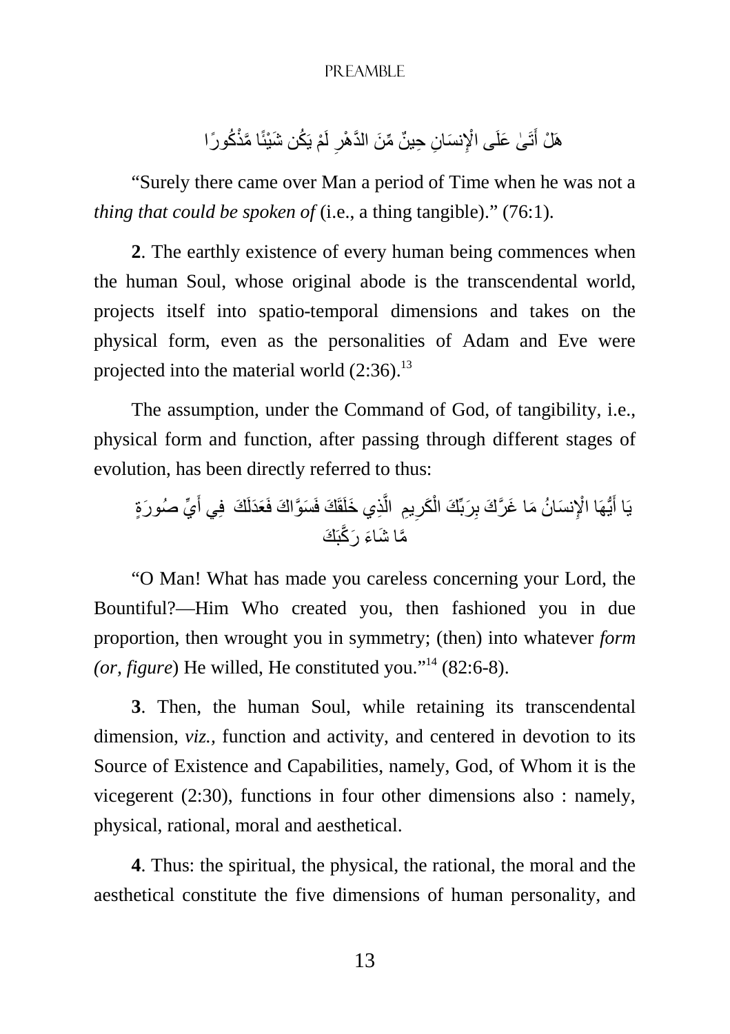هَلْ أَتَىٰ عَلَى الْإِنسَانِ حِينٌ مِّنَ الدَّهْرِ لَمْ يَكُن شَيْئًا مَّذْكُورًا

"Surely there came over Man a period of Time when he was not a *thing that could be spoken of* (i.e., a thing tangible)." (76:1).

**2**. The earthly existence of every human being commences when the human Soul, whose original abode is the transcendental world, projects itself into spatio-temporal dimensions and takes on the physical form, even as the personalities of Adam and Eve were projected into the material world (2:36).[13]

The assumption, under the Command of God, of tangibility, i.e., physical form and function, after passing through different stages of evolution, has been directly referred to thus:

يَا أَيُّهَا الْإِنسَانُ مَا غَرَّكَ بِرَبِّكَ الْكَرِيمِ الَّذِي خَلَقَكَ فَسَوَّاكَ فَعَدَلَكَ فِي أَيِّ صُورَةٍ مَّا شَاءَ رَكَّبَكَ

"O Man! What has made you careless concerning your Lord, the Bountiful?—Him Who created you, then fashioned you in due proportion, then wrought you in symmetry; (then) into whatever *form (or, figure*) He willed, He constituted you."[14] (82:6-8).

**3**. Then, the human Soul, while retaining its transcendental dimension, *viz.*, function and activity, and centered in devotion to its Source of Existence and Capabilities, namely, God, of Whom it is the vicegerent (2:30), functions in four other dimensions also : namely, physical, rational, moral and aesthetical.

**4**. Thus: the spiritual, the physical, the rational, the moral and the aesthetical constitute the five dimensions of human personality, and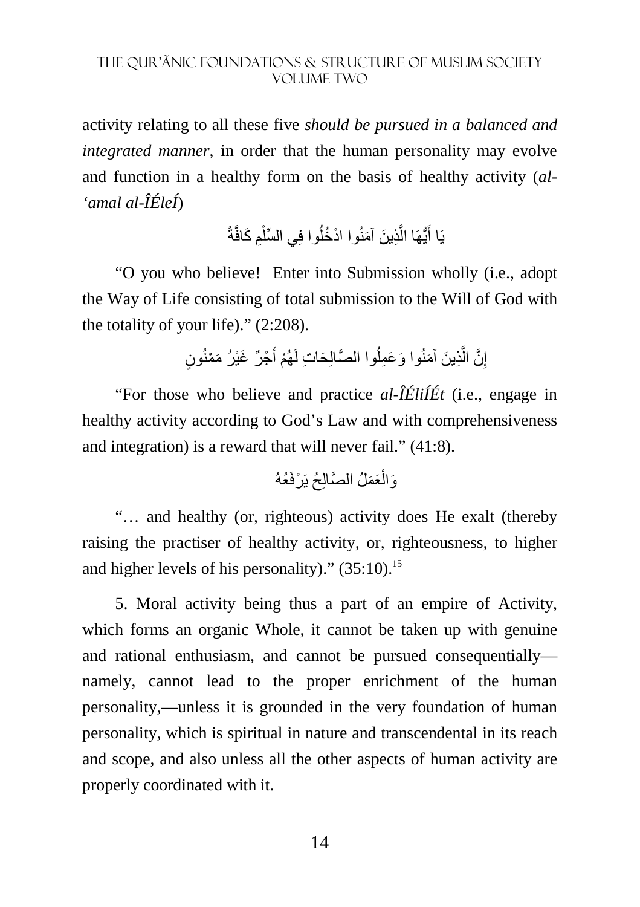activity relating to all these five *should be pursued in a balanced and integrated manner*, in order that the human personality may evolve and function in a healthy form on the basis of healthy activity (*al-'amal al-ÎÉleÍ*)

يَا أَيُّهَا الَّذِينَ آمَنُوا ادْخُلُوا فِي السِّلْمِ كَافَّةً

"O you who believe! Enter into Submission wholly (i.e., adopt the Way of Life consisting of total submission to the Will of God with the totality of your life)." (2:208).

إِنَّ الَّذِينَ آمَنُوا وَعَمِلُوا الصَّالِحَاتِ لَهُمْ أَجْرٌ غَيْرُ مَمْنُونٍ

"For those who believe and practice *al-ÎÉliÍÉt* (i.e., engage in healthy activity according to God's Law and with comprehensiveness and integration) is a reward that will never fail." (41:8).

وَالْعَمَلُ الصَّالِحُ يَرْفَعُهُ

"… and healthy (or, righteous) activity does He exalt (thereby raising the practiser of healthy activity, or, righteousness, to higher and higher levels of his personality)." (35:10).[15]

5. Moral activity being thus a part of an empire of Activity, which forms an organic Whole, it cannot be taken up with genuine and rational enthusiasm, and cannot be pursued consequentially—namely, cannot lead to the proper enrichment of the human personality,—unless it is grounded in the very foundation of human personality, which is spiritual in nature and transcendental in its reach and scope, and also unless all the other aspects of human activity are properly coordinated with it.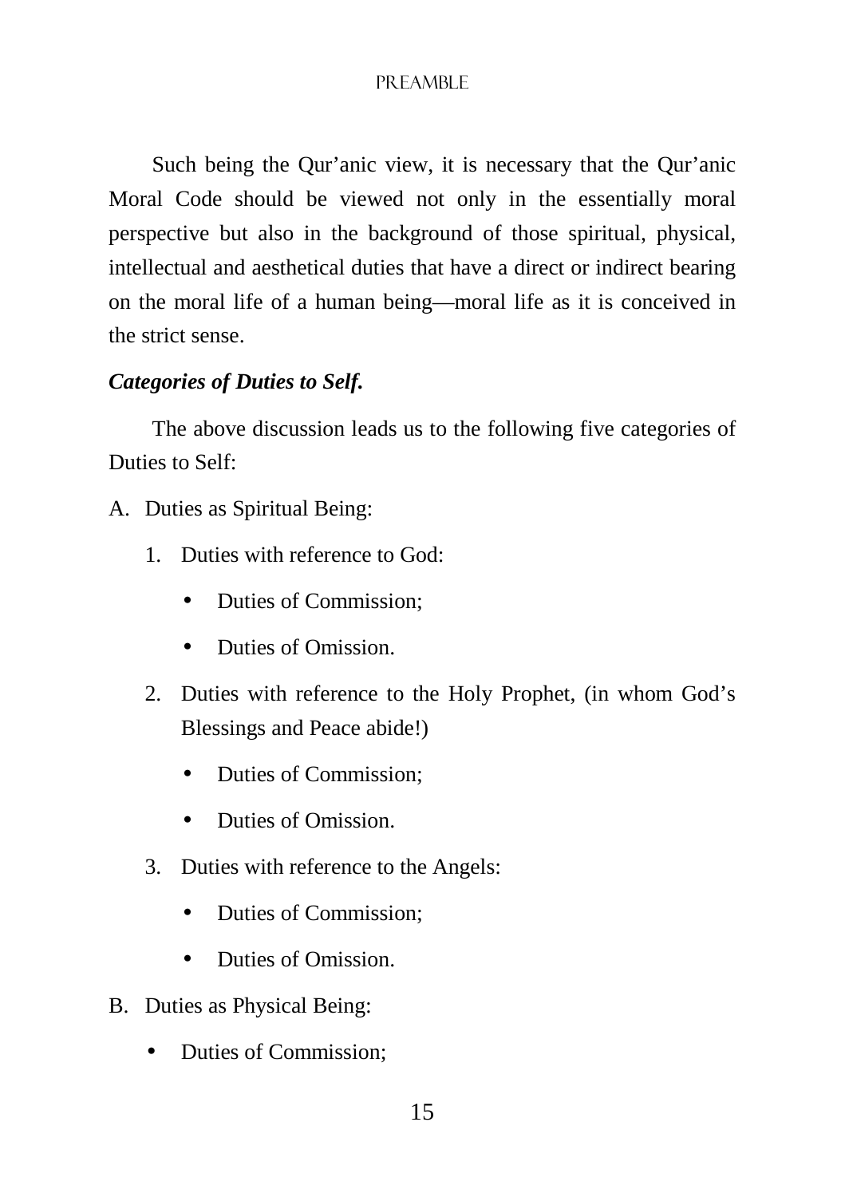Such being the Qur'anic view, it is necessary that the Qur'anic Moral Code should be viewed not only in the essentially moral perspective but also in the background of those spiritual, physical, intellectual and aesthetical duties that have a direct or indirect bearing on the moral life of a human being—moral life as it is conceived in the strict sense.

***Categories of Duties to Self.***

The above discussion leads us to the following five categories of Duties to Self:

A. Duties as Spiritual Being:

   1. Duties with reference to God:

      - Duties of Commission;
      - Duties of Omission.

   2. Duties with reference to the Holy Prophet, (in whom God's Blessings and Peace abide!)

      - Duties of Commission;
      - Duties of Omission.

   3. Duties with reference to the Angels:

      - Duties of Commission;
      - Duties of Omission.

B. Duties as Physical Being:

   - Duties of Commission;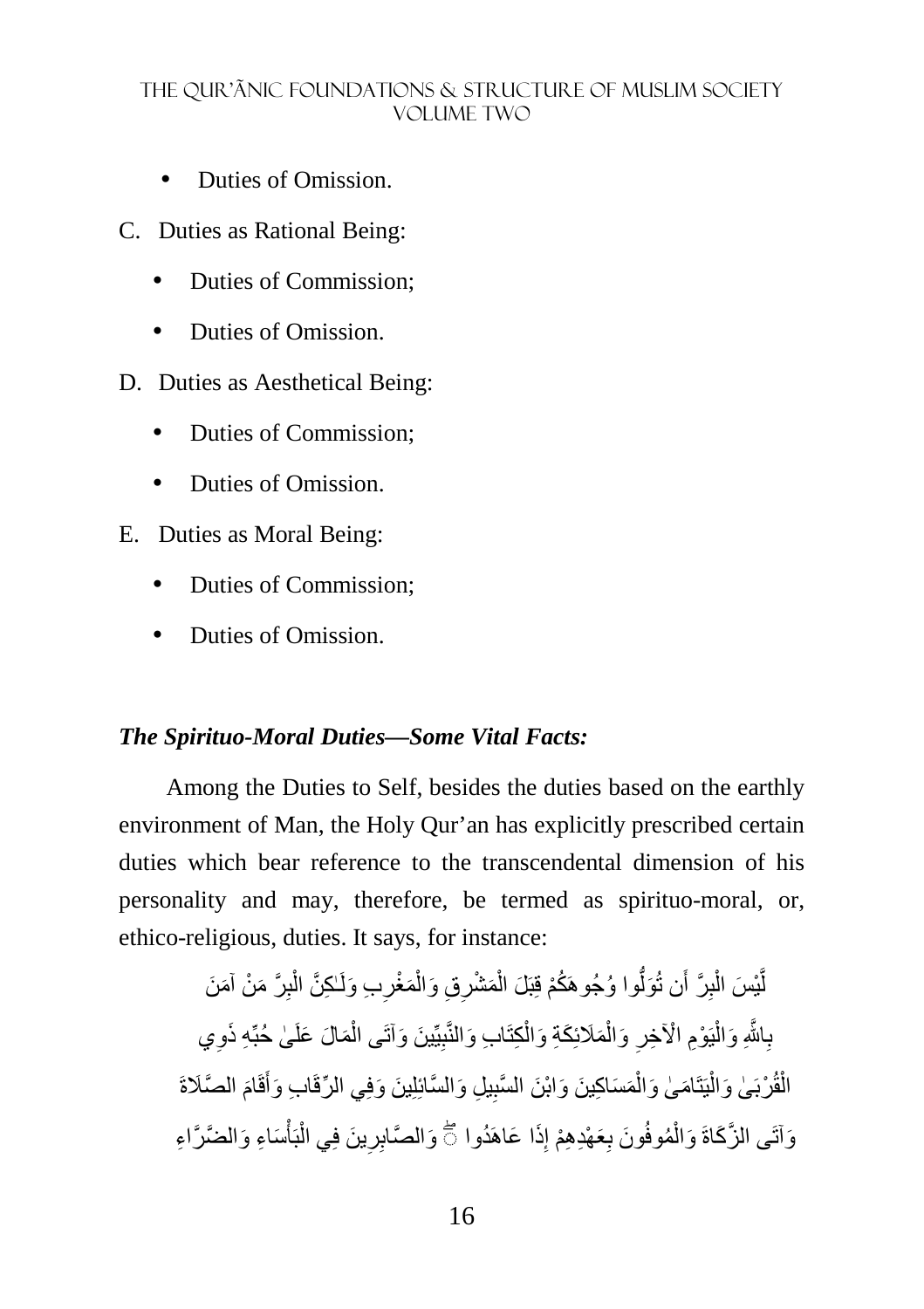- Duties of Omission.

C. Duties as Rational Being:

- Duties of Commission;
- Duties of Omission.

D. Duties as Aesthetical Being:

- Duties of Commission;
- Duties of Omission.

E. Duties as Moral Being:

- Duties of Commission;
- Duties of Omission.

***The Spirituo-Moral Duties—Some Vital Facts:***

Among the Duties to Self, besides the duties based on the earthly environment of Man, the Holy Qur'an has explicitly prescribed certain duties which bear reference to the transcendental dimension of his personality and may, therefore, be termed as spirituo-moral, or, ethico-religious, duties. It says, for instance:

لَّيْسَ الْبِرَّ أَن تُوَلُّوا وُجُوهَكُمْ قِبَلَ الْمَشْرِقِ وَالْمَغْرِبِ وَلَـٰكِنَّ الْبِرَّ مَنْ آمَنَ بِاللَّهِ وَالْيَوْمِ الْآخِرِ وَالْمَلَائِكَةِ وَالْكِتَابِ وَالنَّبِيِّينَ وَآتَى الْمَالَ عَلَىٰ حُبِّهِ ذَوِي الْقُرْبَىٰ وَالْيَتَامَىٰ وَالْمَسَاكِينَ وَابْنَ السَّبِيلِ وَالسَّائِلِينَ وَفِي الرِّقَابِ وَأَقَامَ الصَّلَاةَ وَآتَى الزَّكَاةَ وَالْمُوفُونَ بِعَهْدِهِمْ إِذَا عَاهَدُوا ۖ وَالصَّابِرِينَ فِي الْبَأْسَاءِ وَالضَّرَّاءِ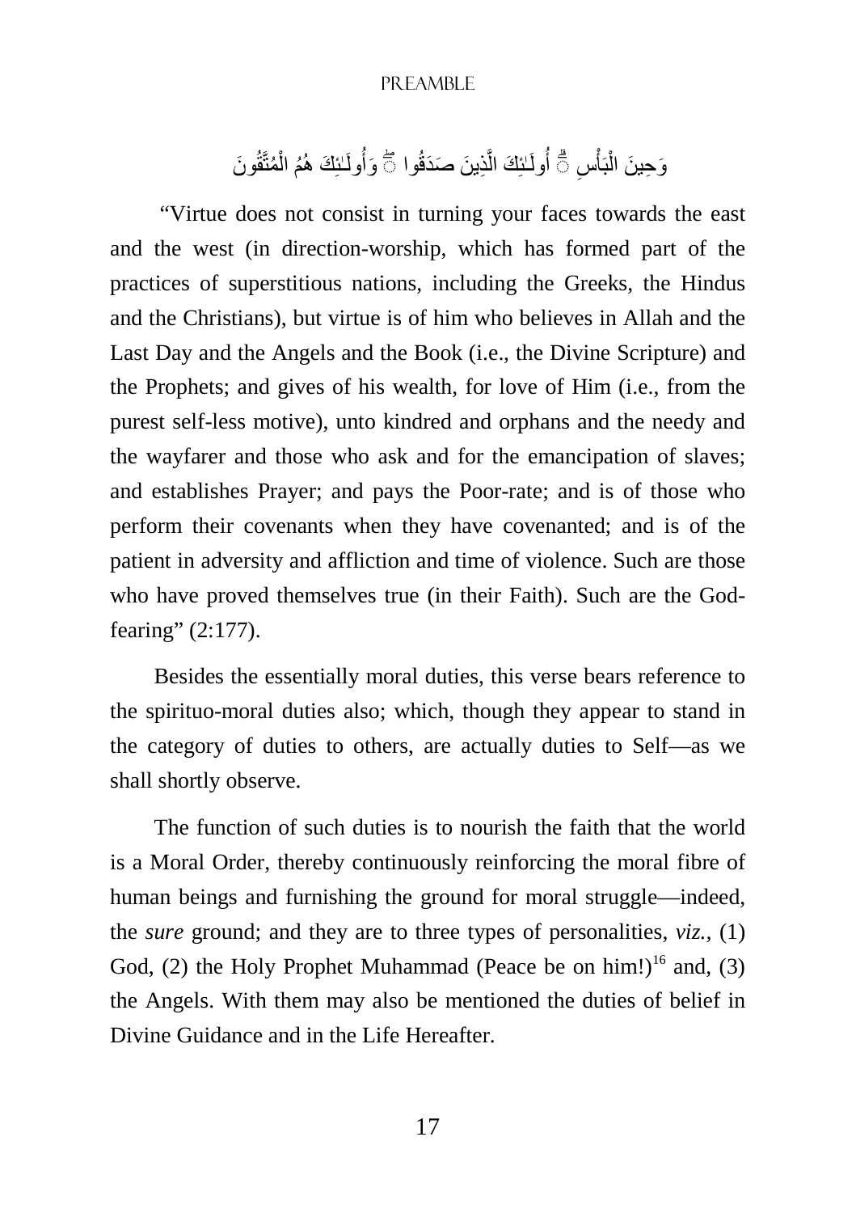وَحِينَ الْبَأْسِ ۗ أُولَـٰئِكَ الَّذِينَ صَدَقُوا ۖ وَأُولَـٰئِكَ هُمُ الْمُتَّقُونَ

"Virtue does not consist in turning your faces towards the east and the west (in direction-worship, which has formed part of the practices of superstitious nations, including the Greeks, the Hindus and the Christians), but virtue is of him who believes in Allah and the Last Day and the Angels and the Book (i.e., the Divine Scripture) and the Prophets; and gives of his wealth, for love of Him (i.e., from the purest self-less motive), unto kindred and orphans and the needy and the wayfarer and those who ask and for the emancipation of slaves; and establishes Prayer; and pays the Poor-rate; and is of those who perform their covenants when they have covenanted; and is of the patient in adversity and affliction and time of violence. Such are those who have proved themselves true (in their Faith). Such are the God-fearing" (2:177).

Besides the essentially moral duties, this verse bears reference to the spirituo-moral duties also; which, though they appear to stand in the category of duties to others, are actually duties to Self—as we shall shortly observe.

The function of such duties is to nourish the faith that the world is a Moral Order, thereby continuously reinforcing the moral fibre of human beings and furnishing the ground for moral struggle—indeed, the *sure* ground; and they are to three types of personalities, *viz.*, (1) God, (2) the Holy Prophet Muhammad (Peace be on him!)[16] and, (3) the Angels. With them may also be mentioned the duties of belief in Divine Guidance and in the Life Hereafter.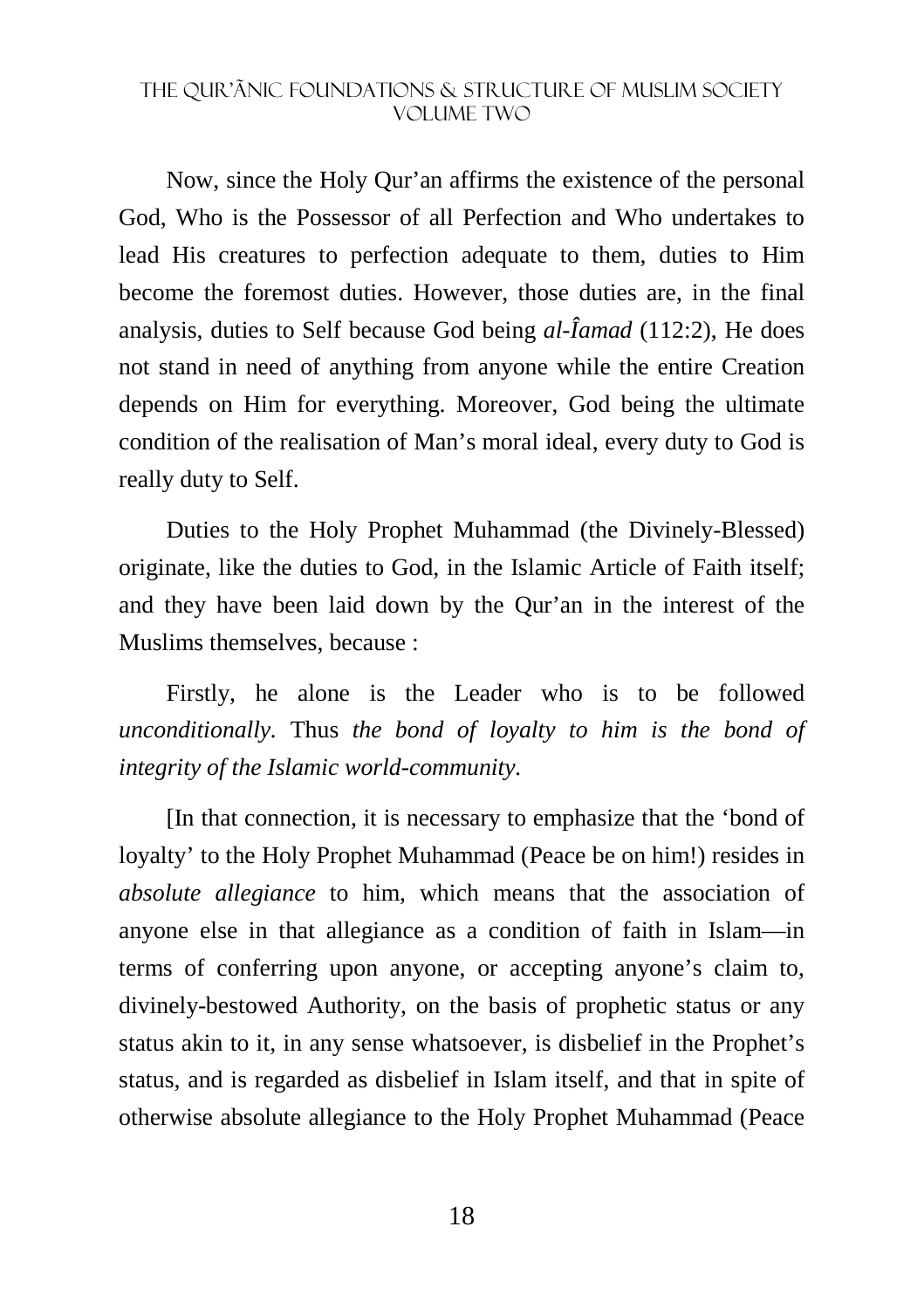Now, since the Holy Qur'an affirms the existence of the personal God, Who is the Possessor of all Perfection and Who undertakes to lead His creatures to perfection adequate to them, duties to Him become the foremost duties. However, those duties are, in the final analysis, duties to Self because God being *al-Îamad* (112:2), He does not stand in need of anything from anyone while the entire Creation depends on Him for everything. Moreover, God being the ultimate condition of the realisation of Man's moral ideal, every duty to God is really duty to Self.

Duties to the Holy Prophet Muhammad (the Divinely-Blessed) originate, like the duties to God, in the Islamic Article of Faith itself; and they have been laid down by the Qur'an in the interest of the Muslims themselves, because :

Firstly, he alone is the Leader who is to be followed *unconditionally*. Thus *the bond of loyalty to him is the bond of integrity of the Islamic world-community*.

[In that connection, it is necessary to emphasize that the 'bond of loyalty' to the Holy Prophet Muhammad (Peace be on him!) resides in *absolute allegiance* to him, which means that the association of anyone else in that allegiance as a condition of faith in Islam—in terms of conferring upon anyone, or accepting anyone's claim to, divinely-bestowed Authority, on the basis of prophetic status or any status akin to it, in any sense whatsoever, is disbelief in the Prophet's status, and is regarded as disbelief in Islam itself, and that in spite of otherwise absolute allegiance to the Holy Prophet Muhammad (Peace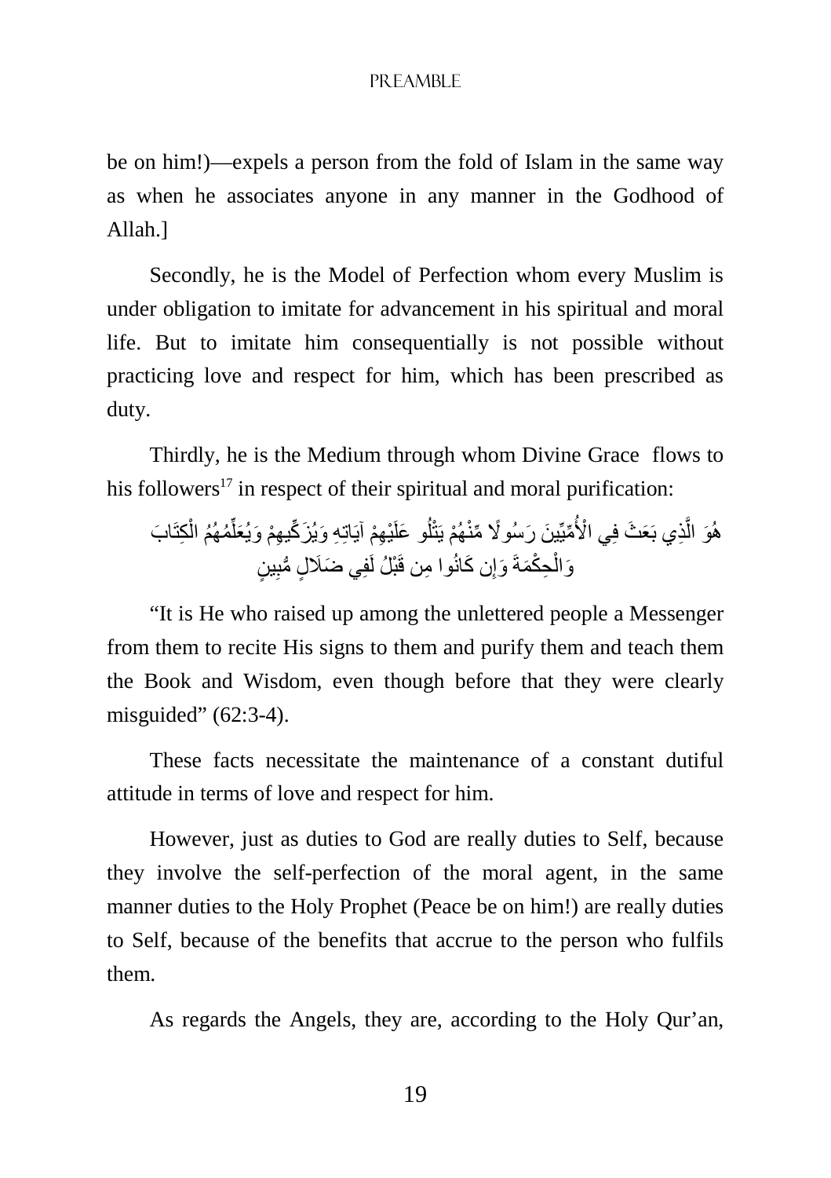be on him!)—expels a person from the fold of Islam in the same way as when he associates anyone in any manner in the Godhood of Allah.]

Secondly, he is the Model of Perfection whom every Muslim is under obligation to imitate for advancement in his spiritual and moral life. But to imitate him consequentially is not possible without practicing love and respect for him, which has been prescribed as duty.

Thirdly, he is the Medium through whom Divine Grace flows to his followers[17] in respect of their spiritual and moral purification:

هُوَ الَّذِي بَعَثَ فِي الْأُمِّيِّينَ رَسُولًا مِّنْهُمْ يَتْلُو عَلَيْهِمْ آيَاتِهِ وَيُزَكِّيهِمْ وَيُعَلِّمُهُمُ الْكِتَابَ وَالْحِكْمَةَ وَإِن كَانُوا مِن قَبْلُ لَفِي ضَلَالٍ مُّبِينٍ

"It is He who raised up among the unlettered people a Messenger from them to recite His signs to them and purify them and teach them the Book and Wisdom, even though before that they were clearly misguided" (62:3-4).

These facts necessitate the maintenance of a constant dutiful attitude in terms of love and respect for him.

However, just as duties to God are really duties to Self, because they involve the self-perfection of the moral agent, in the same manner duties to the Holy Prophet (Peace be on him!) are really duties to Self, because of the benefits that accrue to the person who fulfils them.

As regards the Angels, they are, according to the Holy Qur'an,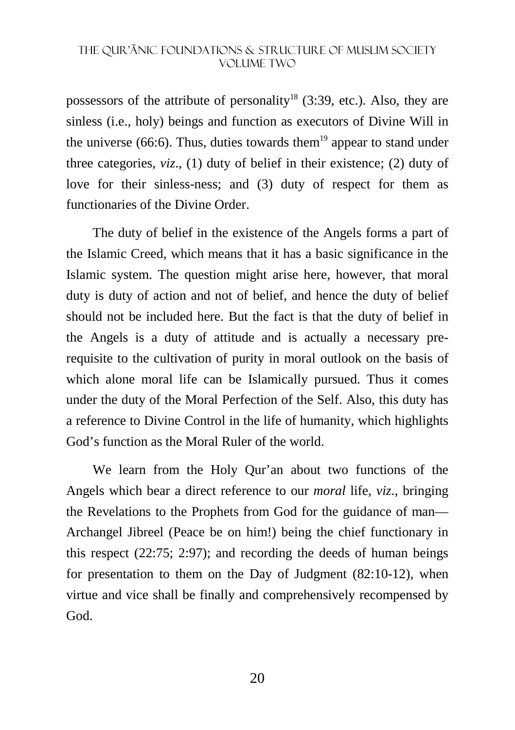possessors of the attribute of personality[18] (3:39, etc.). Also, they are sinless (i.e., holy) beings and function as executors of Divine Will in the universe (66:6). Thus, duties towards them[19] appear to stand under three categories, *viz*., (1) duty of belief in their existence; (2) duty of love for their sinless-ness; and (3) duty of respect for them as functionaries of the Divine Order.

The duty of belief in the existence of the Angels forms a part of the Islamic Creed, which means that it has a basic significance in the Islamic system. The question might arise here, however, that moral duty is duty of action and not of belief, and hence the duty of belief should not be included here. But the fact is that the duty of belief in the Angels is a duty of attitude and is actually a necessary pre-requisite to the cultivation of purity in moral outlook on the basis of which alone moral life can be Islamically pursued. Thus it comes under the duty of the Moral Perfection of the Self. Also, this duty has a reference to Divine Control in the life of humanity, which highlights God's function as the Moral Ruler of the world.

We learn from the Holy Qur'an about two functions of the Angels which bear a direct reference to our *moral* life, *viz*., bringing the Revelations to the Prophets from God for the guidance of man—Archangel Jibreel (Peace be on him!) being the chief functionary in this respect (22:75; 2:97); and recording the deeds of human beings for presentation to them on the Day of Judgment (82:10-12), when virtue and vice shall be finally and comprehensively recompensed by God.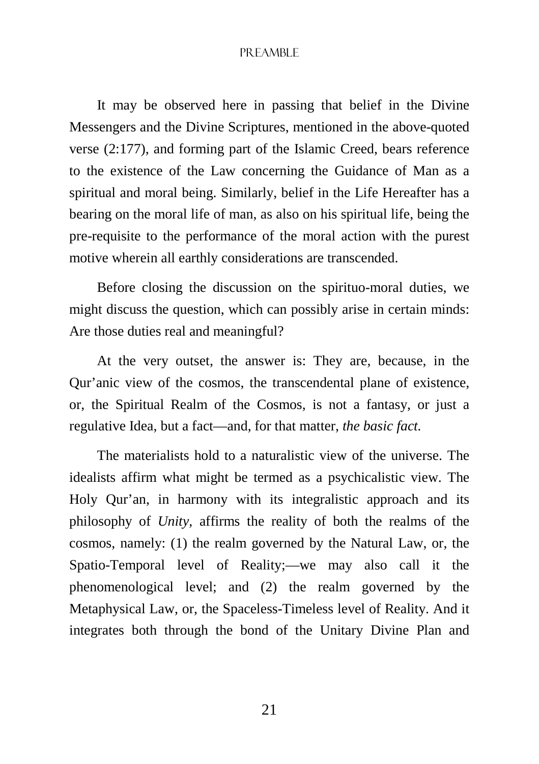It may be observed here in passing that belief in the Divine Messengers and the Divine Scriptures, mentioned in the above-quoted verse (2:177), and forming part of the Islamic Creed, bears reference to the existence of the Law concerning the Guidance of Man as a spiritual and moral being. Similarly, belief in the Life Hereafter has a bearing on the moral life of man, as also on his spiritual life, being the pre-requisite to the performance of the moral action with the purest motive wherein all earthly considerations are transcended.

Before closing the discussion on the spirituo-moral duties, we might discuss the question, which can possibly arise in certain minds: Are those duties real and meaningful?

At the very outset, the answer is: They are, because, in the Qur'anic view of the cosmos, the transcendental plane of existence, or, the Spiritual Realm of the Cosmos, is not a fantasy, or just a regulative Idea, but a fact—and, for that matter, *the basic fact.*

The materialists hold to a naturalistic view of the universe. The idealists affirm what might be termed as a psychicalistic view. The Holy Qur'an, in harmony with its integralistic approach and its philosophy of *Unity,* affirms the reality of both the realms of the cosmos, namely: (1) the realm governed by the Natural Law, or, the Spatio-Temporal level of Reality;—we may also call it the phenomenological level; and (2) the realm governed by the Metaphysical Law, or, the Spaceless-Timeless level of Reality. And it integrates both through the bond of the Unitary Divine Plan and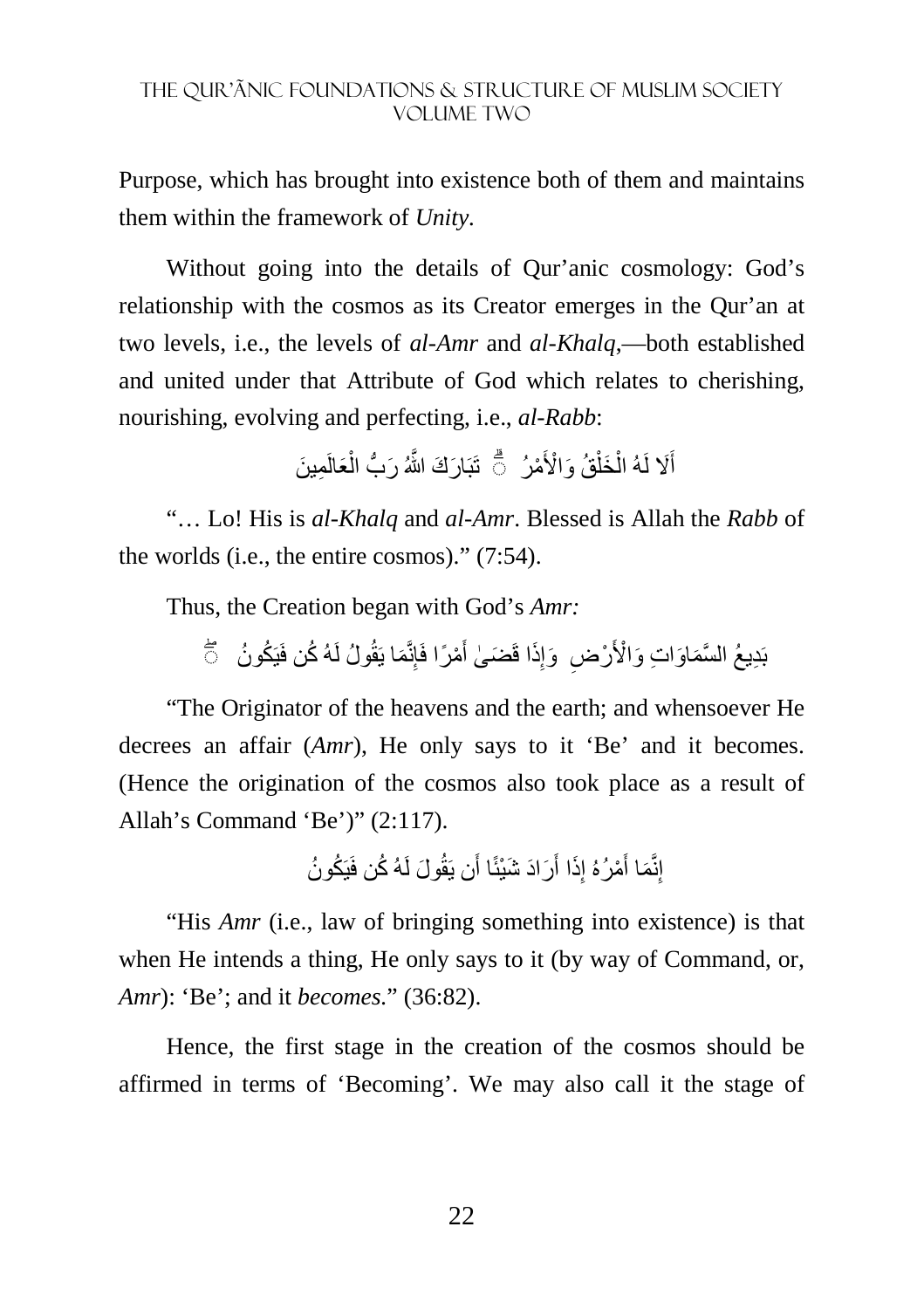Purpose, which has brought into existence both of them and maintains them within the framework of *Unity*.

Without going into the details of Qur'anic cosmology: God's relationship with the cosmos as its Creator emerges in the Qur'an at two levels, i.e., the levels of *al-Amr* and *al-Khalq*,—both established and united under that Attribute of God which relates to cherishing, nourishing, evolving and perfecting, i.e., *al-Rabb*:

أَلَا لَهُ الْخَلْقُ وَالْأَمْرُ ۗ تَبَارَكَ اللَّهُ رَبُّ الْعَالَمِينَ

"… Lo! His is *al-Khalq* and *al-Amr*. Blessed is Allah the *Rabb* of the worlds (i.e., the entire cosmos)." (7:54).

Thus, the Creation began with God's *Amr:*

بَدِيعُ السَّمَاوَاتِ وَالْأَرْضِ ۖ وَإِذَا قَضَىٰ أَمْرًا فَإِنَّمَا يَقُولُ لَهُ كُن فَيَكُونُ

"The Originator of the heavens and the earth; and whensoever He decrees an affair (*Amr*), He only says to it 'Be' and it becomes. (Hence the origination of the cosmos also took place as a result of Allah's Command 'Be')" (2:117).

إِنَّمَا أَمْرُهُ إِذَا أَرَادَ شَيْئًا أَن يَقُولَ لَهُ كُن فَيَكُونُ

"His *Amr* (i.e., law of bringing something into existence) is that when He intends a thing, He only says to it (by way of Command, or, *Amr*): 'Be'; and it *becomes*." (36:82).

Hence, the first stage in the creation of the cosmos should be affirmed in terms of 'Becoming'. We may also call it the stage of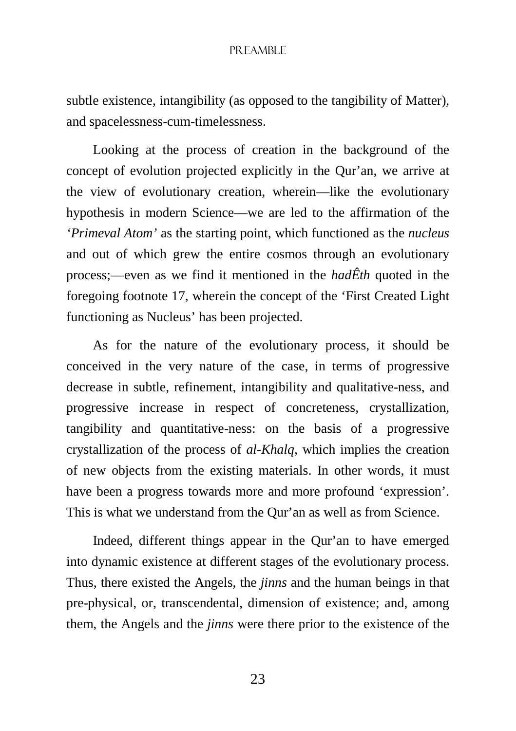subtle existence, intangibility (as opposed to the tangibility of Matter), and spacelessness-cum-timelessness.

Looking at the process of creation in the background of the concept of evolution projected explicitly in the Qur'an, we arrive at the view of evolutionary creation, wherein—like the evolutionary hypothesis in modern Science—we are led to the affirmation of the *'Primeval Atom'* as the starting point, which functioned as the *nucleus* and out of which grew the entire cosmos through an evolutionary process;—even as we find it mentioned in the *hadÊth* quoted in the foregoing footnote 17, wherein the concept of the 'First Created Light functioning as Nucleus' has been projected.

As for the nature of the evolutionary process, it should be conceived in the very nature of the case, in terms of progressive decrease in subtle, refinement, intangibility and qualitative-ness, and progressive increase in respect of concreteness, crystallization, tangibility and quantitative-ness: on the basis of a progressive crystallization of the process of *al-Khalq*, which implies the creation of new objects from the existing materials. In other words, it must have been a progress towards more and more profound 'expression'. This is what we understand from the Qur'an as well as from Science.

Indeed, different things appear in the Qur'an to have emerged into dynamic existence at different stages of the evolutionary process. Thus, there existed the Angels, the *jinns* and the human beings in that pre-physical, or, transcendental, dimension of existence; and, among them, the Angels and the *jinns* were there prior to the existence of the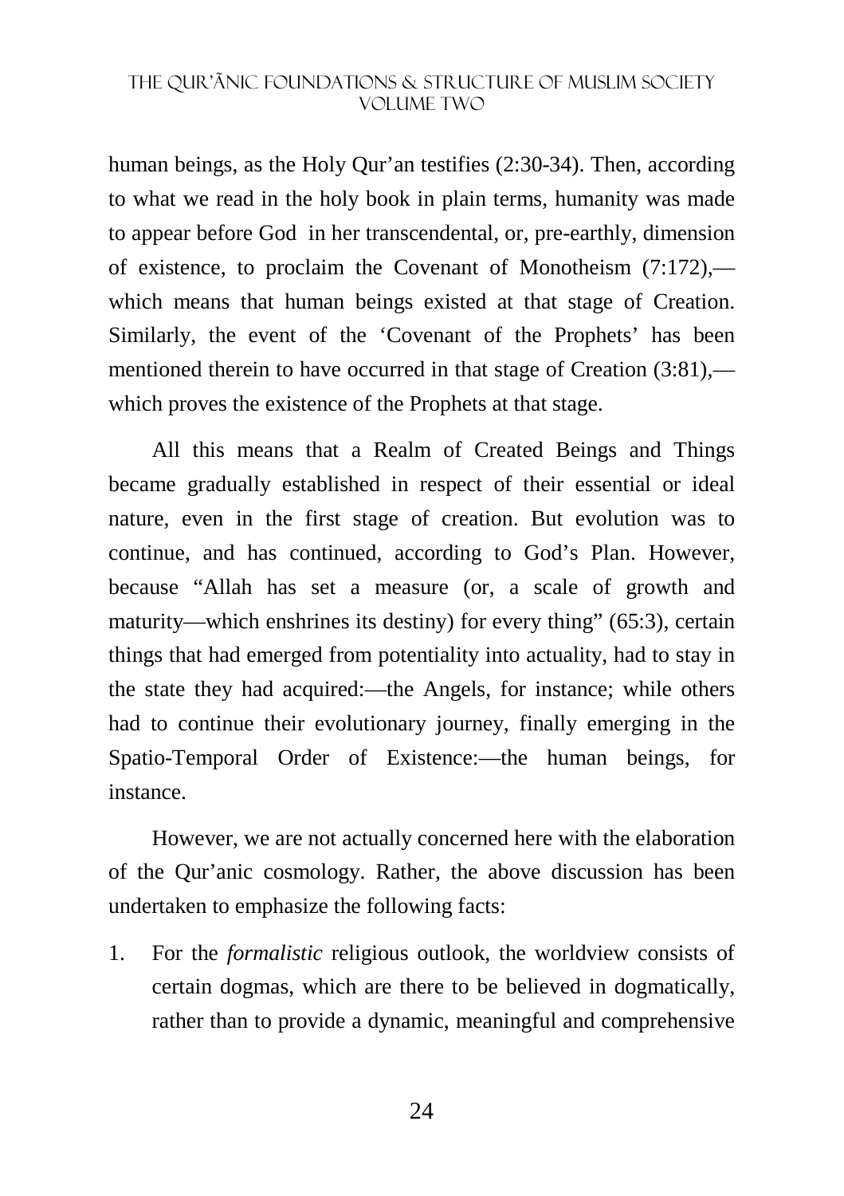human beings, as the Holy Qur'an testifies (2:30-34). Then, according to what we read in the holy book in plain terms, humanity was made to appear before God  in her transcendental, or, pre-earthly, dimension of existence, to proclaim the Covenant of Monotheism (7:172),—which means that human beings existed at that stage of Creation. Similarly, the event of the 'Covenant of the Prophets' has been mentioned therein to have occurred in that stage of Creation (3:81),—which proves the existence of the Prophets at that stage.

All this means that a Realm of Created Beings and Things became gradually established in respect of their essential or ideal nature, even in the first stage of creation. But evolution was to continue, and has continued, according to God's Plan. However, because "Allah has set a measure (or, a scale of growth and maturity—which enshrines its destiny) for every thing" (65:3), certain things that had emerged from potentiality into actuality, had to stay in the state they had acquired:—the Angels, for instance; while others had to continue their evolutionary journey, finally emerging in the Spatio-Temporal Order of Existence:—the human beings, for instance.

However, we are not actually concerned here with the elaboration of the Qur'anic cosmology. Rather, the above discussion has been undertaken to emphasize the following facts:

1. For the *formalistic* religious outlook, the worldview consists of certain dogmas, which are there to be believed in dogmatically, rather than to provide a dynamic, meaningful and comprehensive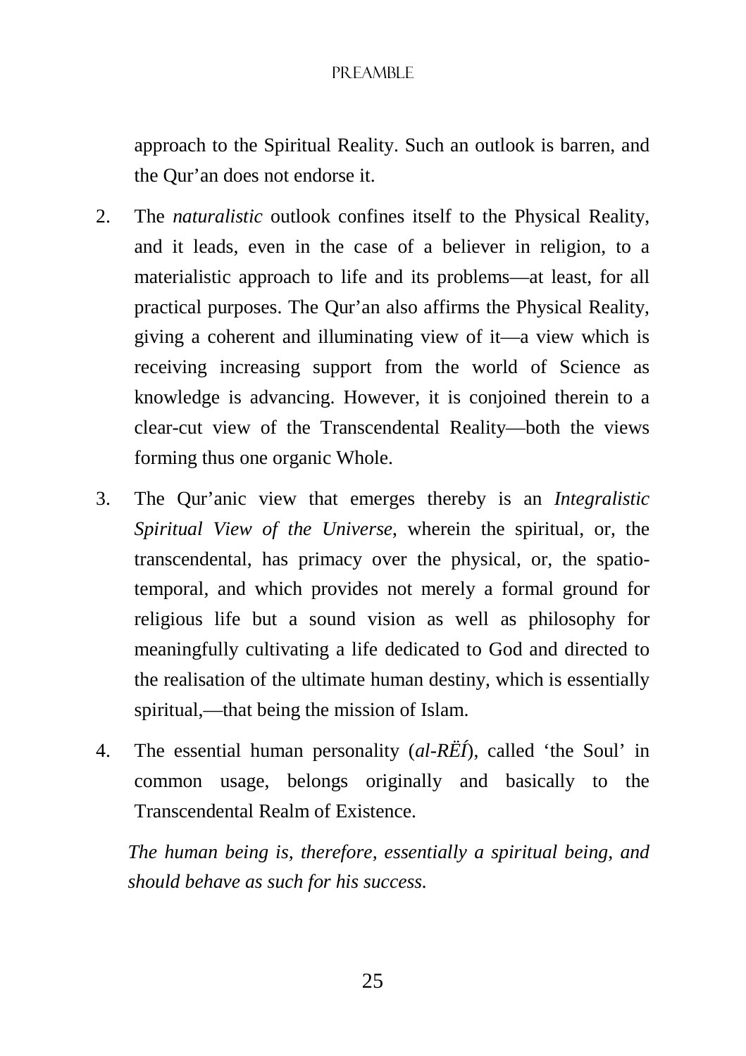approach to the Spiritual Reality. Such an outlook is barren, and the Qur'an does not endorse it.

2. The *naturalistic* outlook confines itself to the Physical Reality, and it leads, even in the case of a believer in religion, to a materialistic approach to life and its problems—at least, for all practical purposes. The Qur'an also affirms the Physical Reality, giving a coherent and illuminating view of it—a view which is receiving increasing support from the world of Science as knowledge is advancing. However, it is conjoined therein to a clear-cut view of the Transcendental Reality—both the views forming thus one organic Whole.

3. The Qur'anic view that emerges thereby is an *Integralistic Spiritual View of the Universe*, wherein the spiritual, or, the transcendental, has primacy over the physical, or, the spatio-temporal, and which provides not merely a formal ground for religious life but a sound vision as well as philosophy for meaningfully cultivating a life dedicated to God and directed to the realisation of the ultimate human destiny, which is essentially spiritual,—that being the mission of Islam.

4. The essential human personality (*al-RËÍ*), called 'the Soul' in common usage, belongs originally and basically to the Transcendental Realm of Existence.

*The human being is, therefore, essentially a spiritual being, and should behave as such for his success.*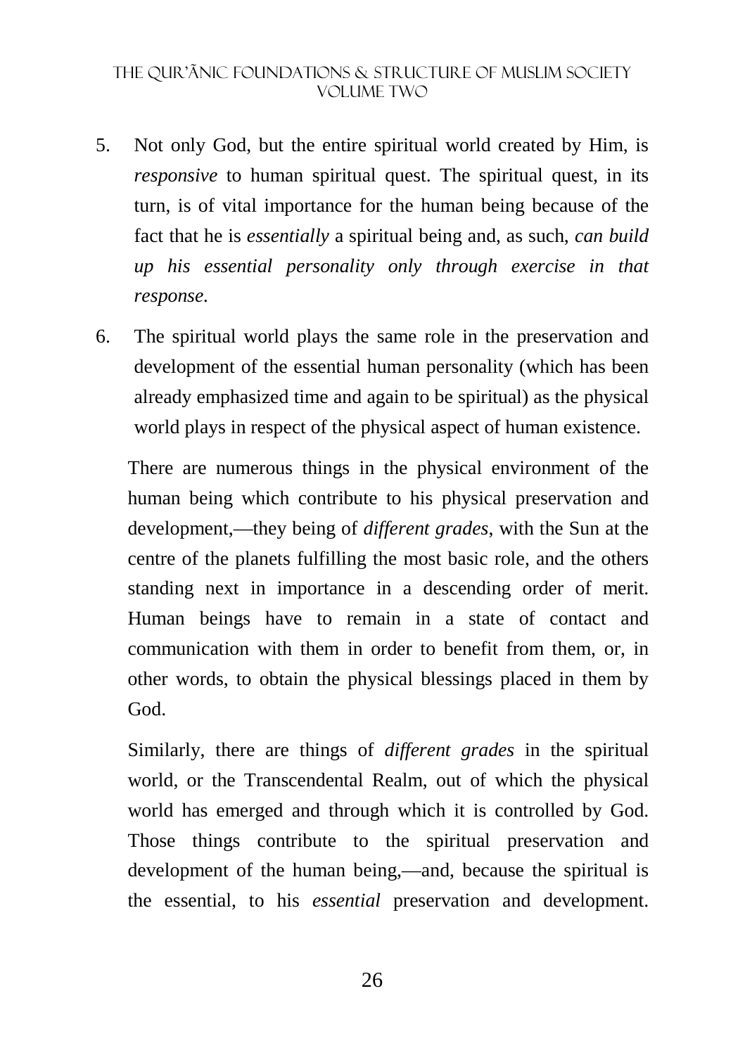5. Not only God, but the entire spiritual world created by Him, is *responsive* to human spiritual quest. The spiritual quest, in its turn, is of vital importance for the human being because of the fact that he is *essentially* a spiritual being and, as such, *can build up his essential personality only through exercise in that response*.

6. The spiritual world plays the same role in the preservation and development of the essential human personality (which has been already emphasized time and again to be spiritual) as the physical world plays in respect of the physical aspect of human existence.

   There are numerous things in the physical environment of the human being which contribute to his physical preservation and development,—they being of *different grades*, with the Sun at the centre of the planets fulfilling the most basic role, and the others standing next in importance in a descending order of merit. Human beings have to remain in a state of contact and communication with them in order to benefit from them, or, in other words, to obtain the physical blessings placed in them by God.

   Similarly, there are things of *different grades* in the spiritual world, or the Transcendental Realm, out of which the physical world has emerged and through which it is controlled by God. Those things contribute to the spiritual preservation and development of the human being,—and, because the spiritual is the essential, to his *essential* preservation and development.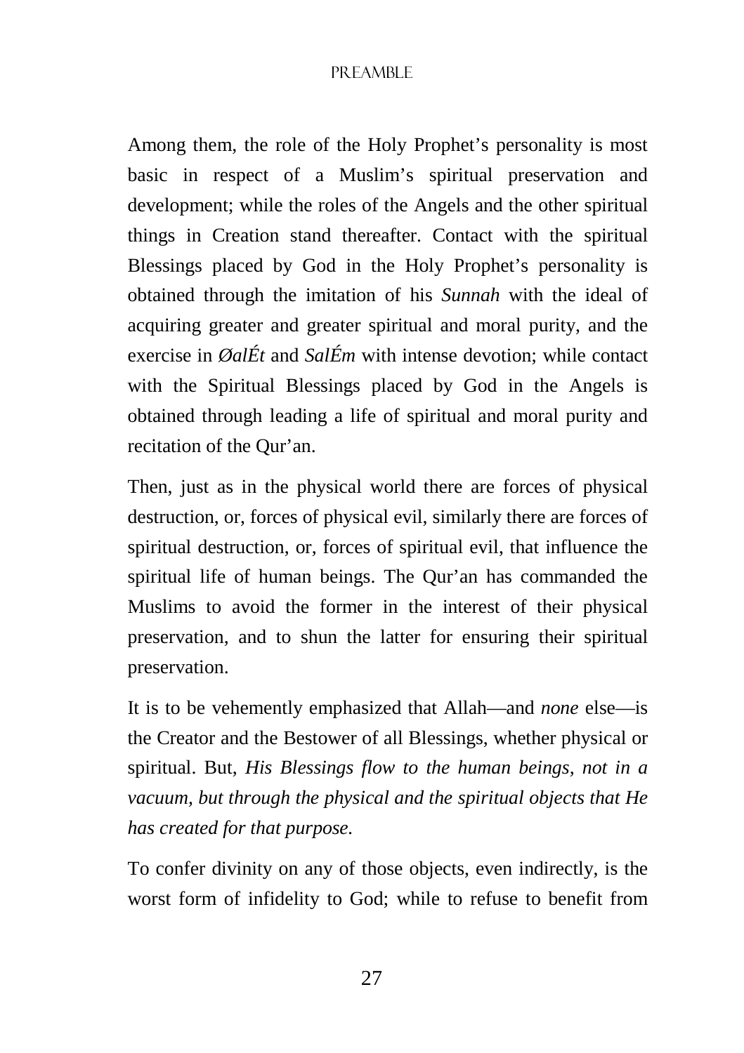Among them, the role of the Holy Prophet's personality is most basic in respect of a Muslim's spiritual preservation and development; while the roles of the Angels and the other spiritual things in Creation stand thereafter. Contact with the spiritual Blessings placed by God in the Holy Prophet's personality is obtained through the imitation of his *Sunnah* with the ideal of acquiring greater and greater spiritual and moral purity, and the exercise in *ØalÉt* and *SalÉm* with intense devotion; while contact with the Spiritual Blessings placed by God in the Angels is obtained through leading a life of spiritual and moral purity and recitation of the Qur'an.

Then, just as in the physical world there are forces of physical destruction, or, forces of physical evil, similarly there are forces of spiritual destruction, or, forces of spiritual evil, that influence the spiritual life of human beings. The Qur'an has commanded the Muslims to avoid the former in the interest of their physical preservation, and to shun the latter for ensuring their spiritual preservation.

It is to be vehemently emphasized that Allah—and *none* else—is the Creator and the Bestower of all Blessings, whether physical or spiritual. But, *His Blessings flow to the human beings, not in a vacuum, but through the physical and the spiritual objects that He has created for that purpose.*

To confer divinity on any of those objects, even indirectly, is the worst form of infidelity to God; while to refuse to benefit from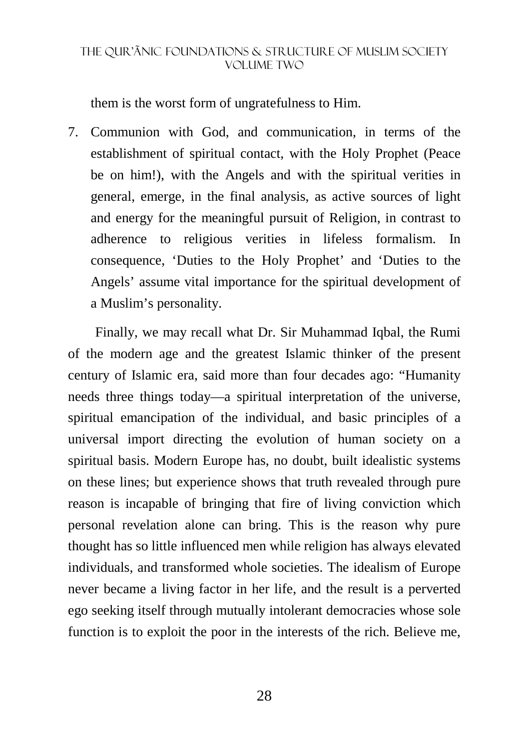them is the worst form of ungratefulness to Him.

7. Communion with God, and communication, in terms of the establishment of spiritual contact, with the Holy Prophet (Peace be on him!), with the Angels and with the spiritual verities in general, emerge, in the final analysis, as active sources of light and energy for the meaningful pursuit of Religion, in contrast to adherence to religious verities in lifeless formalism. In consequence, 'Duties to the Holy Prophet' and 'Duties to the Angels' assume vital importance for the spiritual development of a Muslim's personality.

Finally, we may recall what Dr. Sir Muhammad Iqbal, the Rumi of the modern age and the greatest Islamic thinker of the present century of Islamic era, said more than four decades ago: "Humanity needs three things today—a spiritual interpretation of the universe, spiritual emancipation of the individual, and basic principles of a universal import directing the evolution of human society on a spiritual basis. Modern Europe has, no doubt, built idealistic systems on these lines; but experience shows that truth revealed through pure reason is incapable of bringing that fire of living conviction which personal revelation alone can bring. This is the reason why pure thought has so little influenced men while religion has always elevated individuals, and transformed whole societies. The idealism of Europe never became a living factor in her life, and the result is a perverted ego seeking itself through mutually intolerant democracies whose sole function is to exploit the poor in the interests of the rich. Believe me,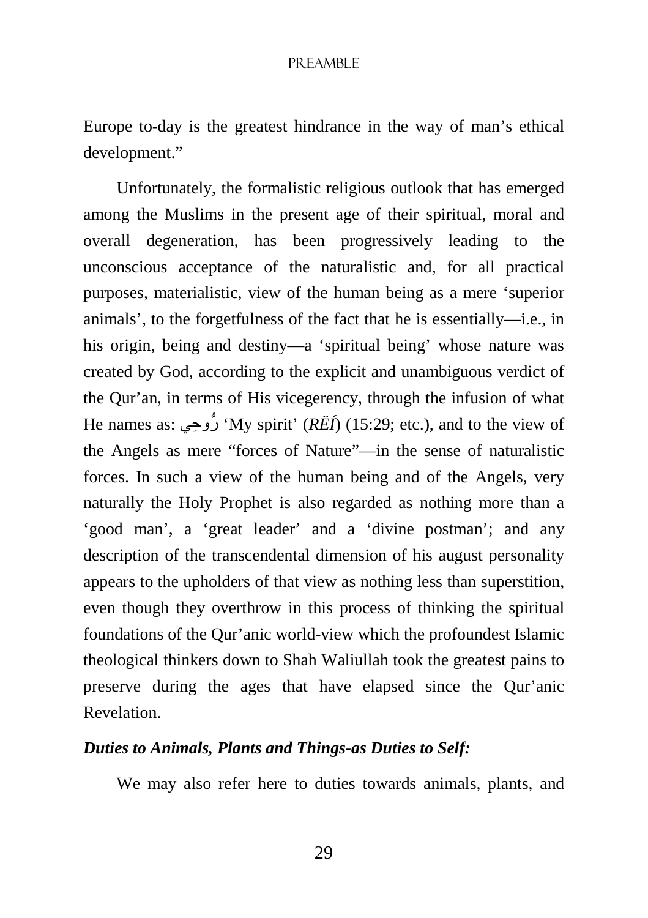Europe to-day is the greatest hindrance in the way of man's ethical development."

Unfortunately, the formalistic religious outlook that has emerged among the Muslims in the present age of their spiritual, moral and overall degeneration, has been progressively leading to the unconscious acceptance of the naturalistic and, for all practical purposes, materialistic, view of the human being as a mere 'superior animals', to the forgetfulness of the fact that he is essentially—i.e., in his origin, being and destiny—a 'spiritual being' whose nature was created by God, according to the explicit and unambiguous verdict of the Qur'an, in terms of His vicegerency, through the infusion of what He names as: رُّوحِي 'My spirit' (*RËÍ*) (15:29; etc.), and to the view of the Angels as mere "forces of Nature"—in the sense of naturalistic forces. In such a view of the human being and of the Angels, very naturally the Holy Prophet is also regarded as nothing more than a 'good man', a 'great leader' and a 'divine postman'; and any description of the transcendental dimension of his august personality appears to the upholders of that view as nothing less than superstition, even though they overthrow in this process of thinking the spiritual foundations of the Qur'anic world-view which the profoundest Islamic theological thinkers down to Shah Waliullah took the greatest pains to preserve during the ages that have elapsed since the Qur'anic Revelation.

***Duties to Animals, Plants and Things-as Duties to Self:***

We may also refer here to duties towards animals, plants, and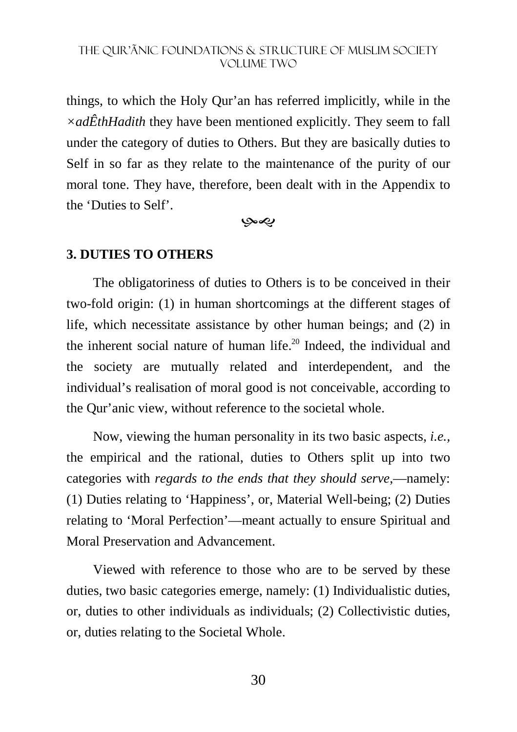things, to which the Holy Qur'an has referred implicitly, while in the *×adÊthHadith* they have been mentioned explicitly. They seem to fall under the category of duties to Others. But they are basically duties to Self in so far as they relate to the maintenance of the purity of our moral tone. They have, therefore, been dealt with in the Appendix to the 'Duties to Self'.

## 3. DUTIES TO OTHERS

The obligatoriness of duties to Others is to be conceived in their two-fold origin: (1) in human shortcomings at the different stages of life, which necessitate assistance by other human beings; and (2) in the inherent social nature of human life.[20] Indeed, the individual and the society are mutually related and interdependent, and the individual's realisation of moral good is not conceivable, according to the Qur'anic view, without reference to the societal whole.

Now, viewing the human personality in its two basic aspects, *i.e.*, the empirical and the rational, duties to Others split up into two categories with *regards to the ends that they should serve*,—namely: (1) Duties relating to 'Happiness', or, Material Well-being; (2) Duties relating to 'Moral Perfection'—meant actually to ensure Spiritual and Moral Preservation and Advancement.

Viewed with reference to those who are to be served by these duties, two basic categories emerge, namely: (1) Individualistic duties, or, duties to other individuals as individuals; (2) Collectivistic duties, or, duties relating to the Societal Whole.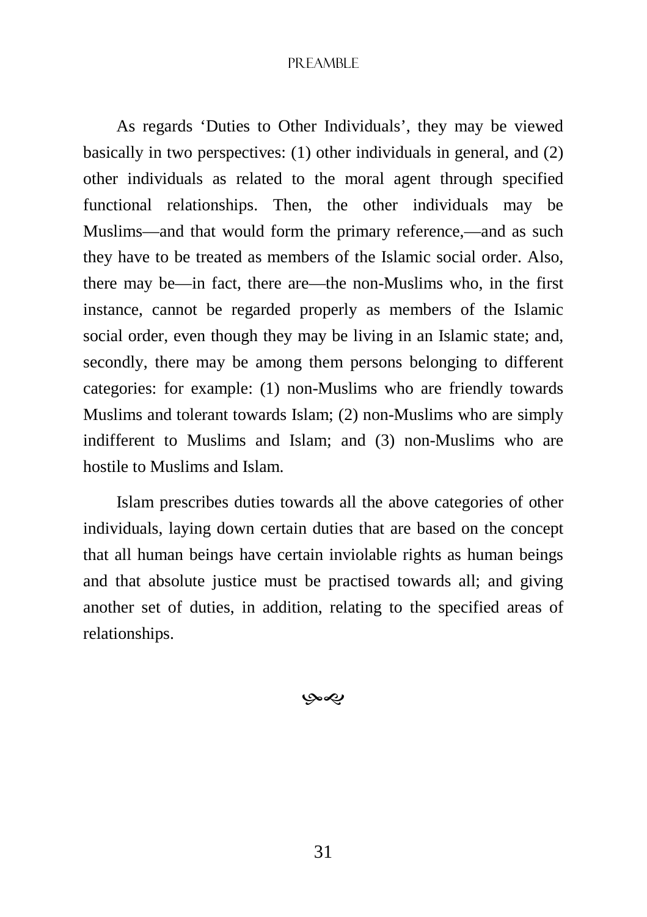As regards 'Duties to Other Individuals', they may be viewed basically in two perspectives: (1) other individuals in general, and (2) other individuals as related to the moral agent through specified functional relationships. Then, the other individuals may be Muslims—and that would form the primary reference,—and as such they have to be treated as members of the Islamic social order. Also, there may be—in fact, there are—the non-Muslims who, in the first instance, cannot be regarded properly as members of the Islamic social order, even though they may be living in an Islamic state; and, secondly, there may be among them persons belonging to different categories: for example: (1) non-Muslims who are friendly towards Muslims and tolerant towards Islam; (2) non-Muslims who are simply indifferent to Muslims and Islam; and (3) non-Muslims who are hostile to Muslims and Islam.

Islam prescribes duties towards all the above categories of other individuals, laying down certain duties that are based on the concept that all human beings have certain inviolable rights as human beings and that absolute justice must be practised towards all; and giving another set of duties, in addition, relating to the specified areas of relationships.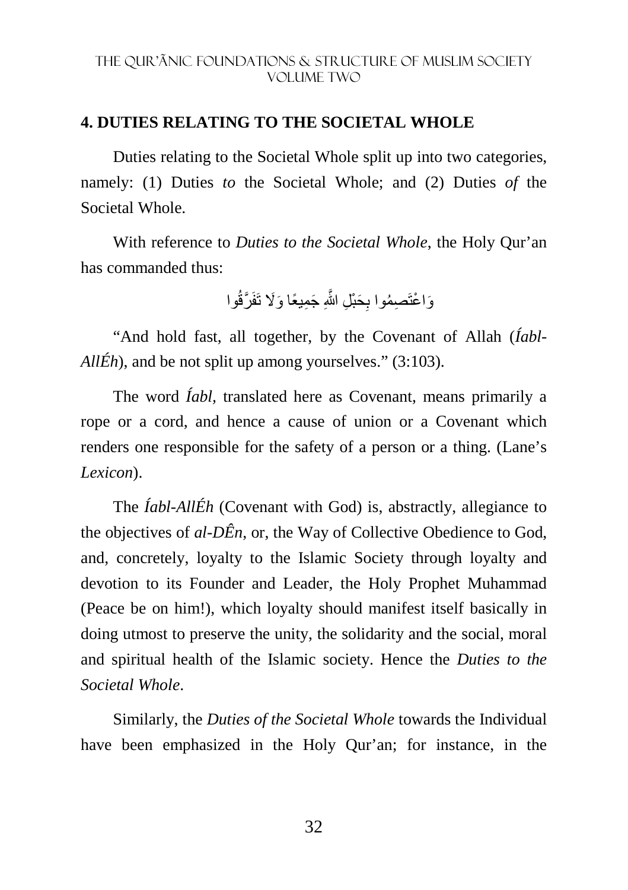## 4. DUTIES RELATING TO THE SOCIETAL WHOLE

Duties relating to the Societal Whole split up into two categories, namely: (1) Duties *to* the Societal Whole; and (2) Duties *of* the Societal Whole.

With reference to *Duties to the Societal Whole*, the Holy Qur'an has commanded thus:

وَاعْتَصِمُوا بِحَبْلِ اللَّهِ جَمِيعًا وَلَا تَفَرَّقُوا

"And hold fast, all together, by the Covenant of Allah (*Íabl-AllÉh*), and be not split up among yourselves." (3:103).

The word *Íabl,* translated here as Covenant, means primarily a rope or a cord, and hence a cause of union or a Covenant which renders one responsible for the safety of a person or a thing. (Lane's *Lexicon*).

The *Íabl-AllÉh* (Covenant with God) is, abstractly, allegiance to the objectives of *al-DÊn*, or, the Way of Collective Obedience to God, and, concretely, loyalty to the Islamic Society through loyalty and devotion to its Founder and Leader, the Holy Prophet Muhammad (Peace be on him!), which loyalty should manifest itself basically in doing utmost to preserve the unity, the solidarity and the social, moral and spiritual health of the Islamic society. Hence the *Duties to the Societal Whole*.

Similarly, the *Duties of the Societal Whole* towards the Individual have been emphasized in the Holy Qur'an; for instance, in the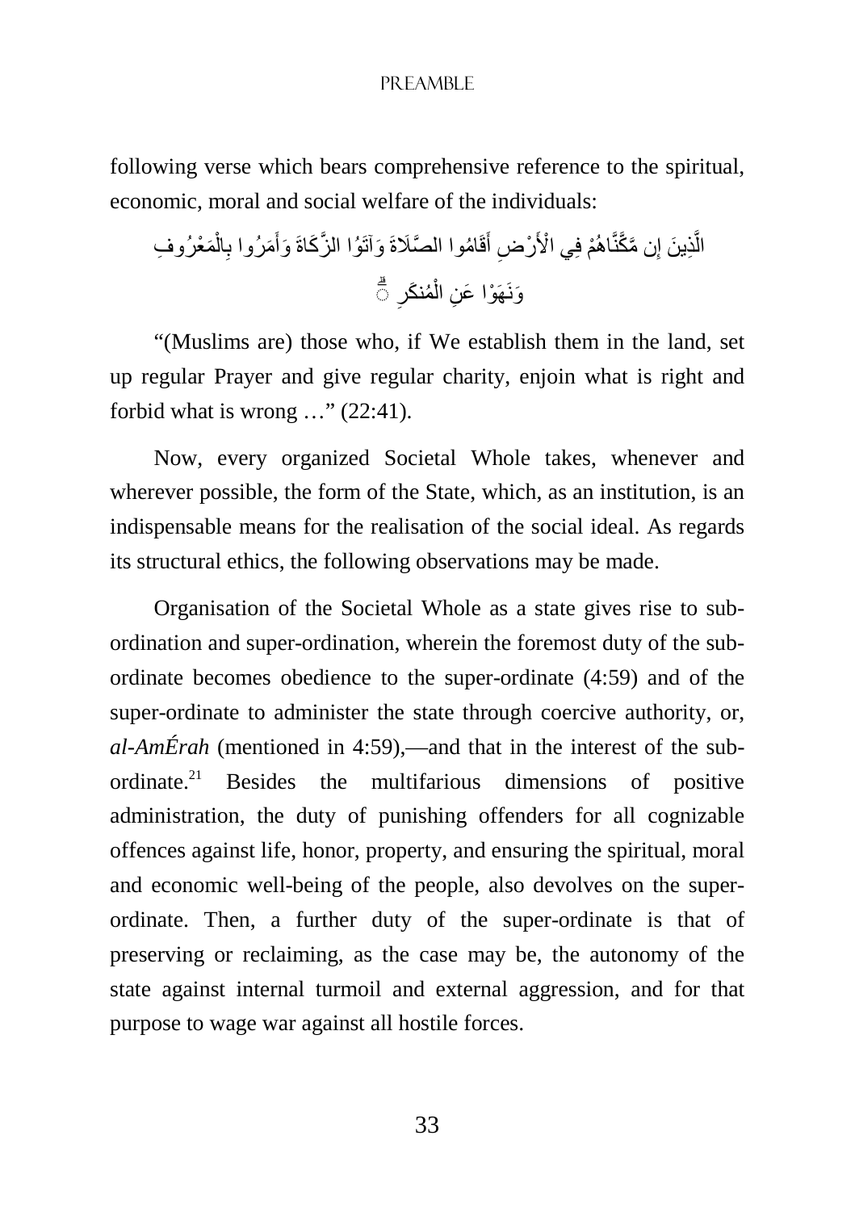following verse which bears comprehensive reference to the spiritual, economic, moral and social welfare of the individuals:

الَّذِينَ إِن مَّكَّنَّاهُمْ فِي الْأَرْضِ أَقَامُوا الصَّلَاةَ وَآتَوُا الزَّكَاةَ وَأَمَرُوا بِالْمَعْرُوفِ وَنَهَوْا عَنِ الْمُنكَرِ ۗ

"(Muslims are) those who, if We establish them in the land, set up regular Prayer and give regular charity, enjoin what is right and forbid what is wrong …" (22:41).

Now, every organized Societal Whole takes, whenever and wherever possible, the form of the State, which, as an institution, is an indispensable means for the realisation of the social ideal. As regards its structural ethics, the following observations may be made.

Organisation of the Societal Whole as a state gives rise to sub-ordination and super-ordination, wherein the foremost duty of the sub-ordinate becomes obedience to the super-ordinate (4:59) and of the super-ordinate to administer the state through coercive authority, or, *al-AmÉrah* (mentioned in 4:59),—and that in the interest of the sub-ordinate.[21] Besides the multifarious dimensions of positive administration, the duty of punishing offenders for all cognizable offences against life, honor, property, and ensuring the spiritual, moral and economic well-being of the people, also devolves on the super-ordinate. Then, a further duty of the super-ordinate is that of preserving or reclaiming, as the case may be, the autonomy of the state against internal turmoil and external aggression, and for that purpose to wage war against all hostile forces.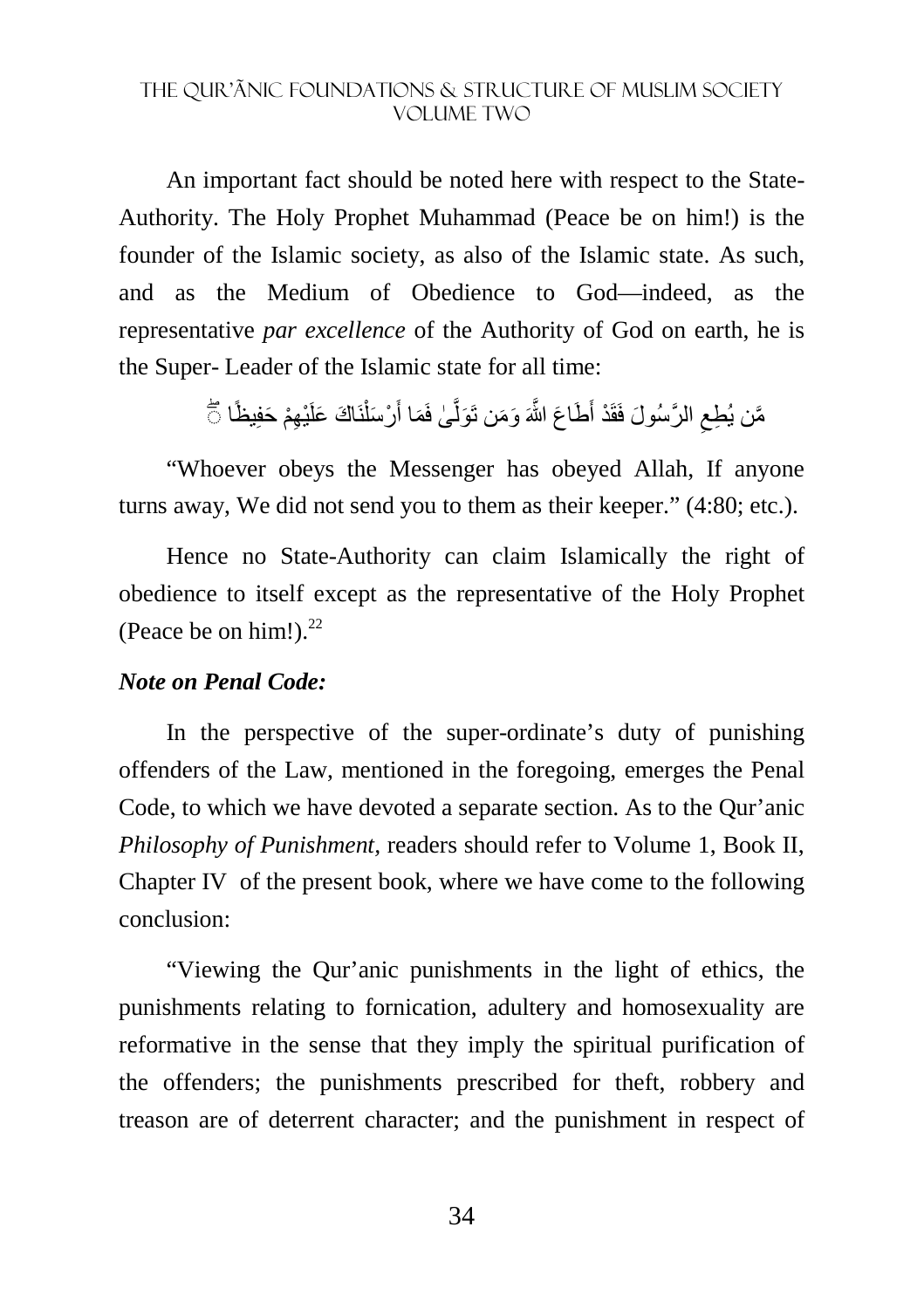An important fact should be noted here with respect to the State-Authority. The Holy Prophet Muhammad (Peace be on him!) is the founder of the Islamic society, as also of the Islamic state. As such, and as the Medium of Obedience to God—indeed, as the representative *par excellence* of the Authority of God on earth, he is the Super- Leader of the Islamic state for all time:

مَّن يُطِعِ الرَّسُولَ فَقَدْ أَطَاعَ اللَّهَ وَمَن تَوَلَّىٰ فَمَا أَرْسَلْنَاكَ عَلَيْهِمْ حَفِيظًا ۝

"Whoever obeys the Messenger has obeyed Allah, If anyone turns away, We did not send you to them as their keeper." (4:80; etc.).

Hence no State-Authority can claim Islamically the right of obedience to itself except as the representative of the Holy Prophet (Peace be on him!).[22]

***Note on Penal Code:***

In the perspective of the super-ordinate's duty of punishing offenders of the Law, mentioned in the foregoing, emerges the Penal Code, to which we have devoted a separate section. As to the Qur'anic *Philosophy of Punishment,* readers should refer to Volume 1, Book II, Chapter IV of the present book, where we have come to the following conclusion:

"Viewing the Qur'anic punishments in the light of ethics, the punishments relating to fornication, adultery and homosexuality are reformative in the sense that they imply the spiritual purification of the offenders; the punishments prescribed for theft, robbery and treason are of deterrent character; and the punishment in respect of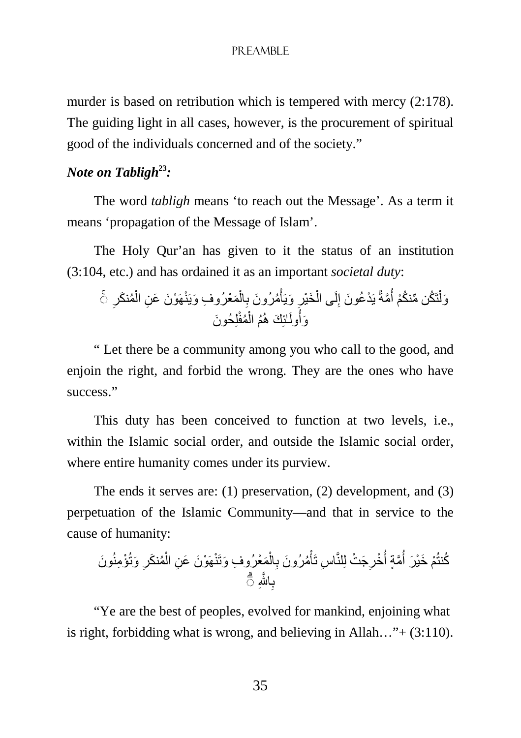murder is based on retribution which is tempered with mercy (2:178). The guiding light in all cases, however, is the procurement of spiritual good of the individuals concerned and of the society."

### *Note on Tabligh[23]:*

The word *tabligh* means 'to reach out the Message'. As a term it means 'propagation of the Message of Islam'.

The Holy Qur'an has given to it the status of an institution (3:104, etc.) and has ordained it as an important *societal duty*:

وَلْتَكُن مِّنكُمْ أُمَّةٌ يَدْعُونَ إِلَى الْخَيْرِ وَيَأْمُرُونَ بِالْمَعْرُوفِ وَيَنْهَوْنَ عَنِ الْمُنكَرِ ۚ وَأُولَـٰئِكَ هُمُ الْمُفْلِحُونَ

" Let there be a community among you who call to the good, and enjoin the right, and forbid the wrong. They are the ones who have success."

This duty has been conceived to function at two levels, i.e., within the Islamic social order, and outside the Islamic social order, where entire humanity comes under its purview.

The ends it serves are: (1) preservation, (2) development, and (3) perpetuation of the Islamic Community—and that in service to the cause of humanity:

كُنتُمْ خَيْرَ أُمَّةٍ أُخْرِجَتْ لِلنَّاسِ تَأْمُرُونَ بِالْمَعْرُوفِ وَتَنْهَوْنَ عَنِ الْمُنكَرِ وَتُؤْمِنُونَ بِاللَّهِ ۗ

"Ye are the best of peoples, evolved for mankind, enjoining what is right, forbidding what is wrong, and believing in Allah…"+ (3:110).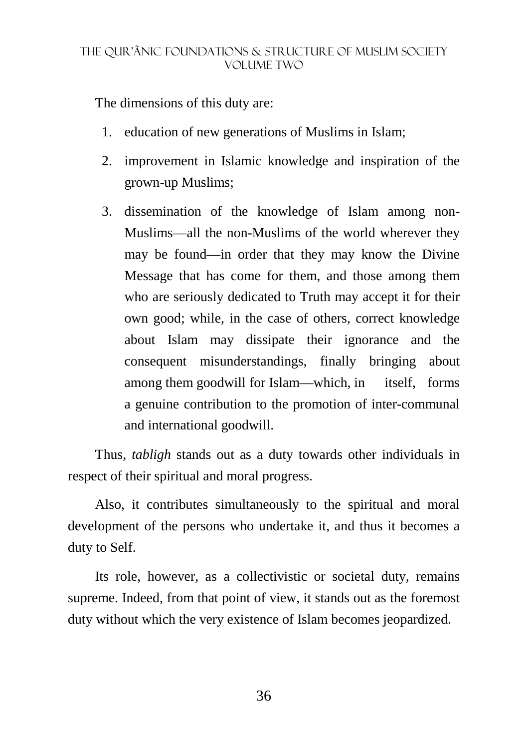The dimensions of this duty are:

1. education of new generations of Muslims in Islam;
2. improvement in Islamic knowledge and inspiration of the grown-up Muslims;
3. dissemination of the knowledge of Islam among non-Muslims—all the non-Muslims of the world wherever they may be found—in order that they may know the Divine Message that has come for them, and those among them who are seriously dedicated to Truth may accept it for their own good; while, in the case of others, correct knowledge about Islam may dissipate their ignorance and the consequent misunderstandings, finally bringing about among them goodwill for Islam—which, in itself, forms a genuine contribution to the promotion of inter-communal and international goodwill.

Thus, *tabligh* stands out as a duty towards other individuals in respect of their spiritual and moral progress.

Also, it contributes simultaneously to the spiritual and moral development of the persons who undertake it, and thus it becomes a duty to Self.

Its role, however, as a collectivistic or societal duty, remains supreme. Indeed, from that point of view, it stands out as the foremost duty without which the very existence of Islam becomes jeopardized.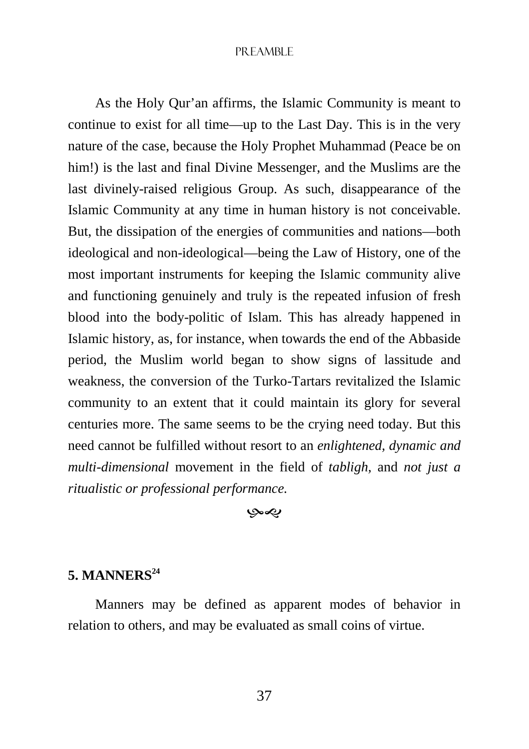As the Holy Qur'an affirms, the Islamic Community is meant to continue to exist for all time—up to the Last Day. This is in the very nature of the case, because the Holy Prophet Muhammad (Peace be on him!) is the last and final Divine Messenger, and the Muslims are the last divinely-raised religious Group. As such, disappearance of the Islamic Community at any time in human history is not conceivable. But, the dissipation of the energies of communities and nations—both ideological and non-ideological—being the Law of History, one of the most important instruments for keeping the Islamic community alive and functioning genuinely and truly is the repeated infusion of fresh blood into the body-politic of Islam. This has already happened in Islamic history, as, for instance, when towards the end of the Abbaside period, the Muslim world began to show signs of lassitude and weakness, the conversion of the Turko-Tartars revitalized the Islamic community to an extent that it could maintain its glory for several centuries more. The same seems to be the crying need today. But this need cannot be fulfilled without resort to an *enlightened, dynamic and multi-dimensional* movement in the field of *tabligh*, and *not just a ritualistic or professional performance.*

## 5. MANNERS[24]

Manners may be defined as apparent modes of behavior in relation to others, and may be evaluated as small coins of virtue.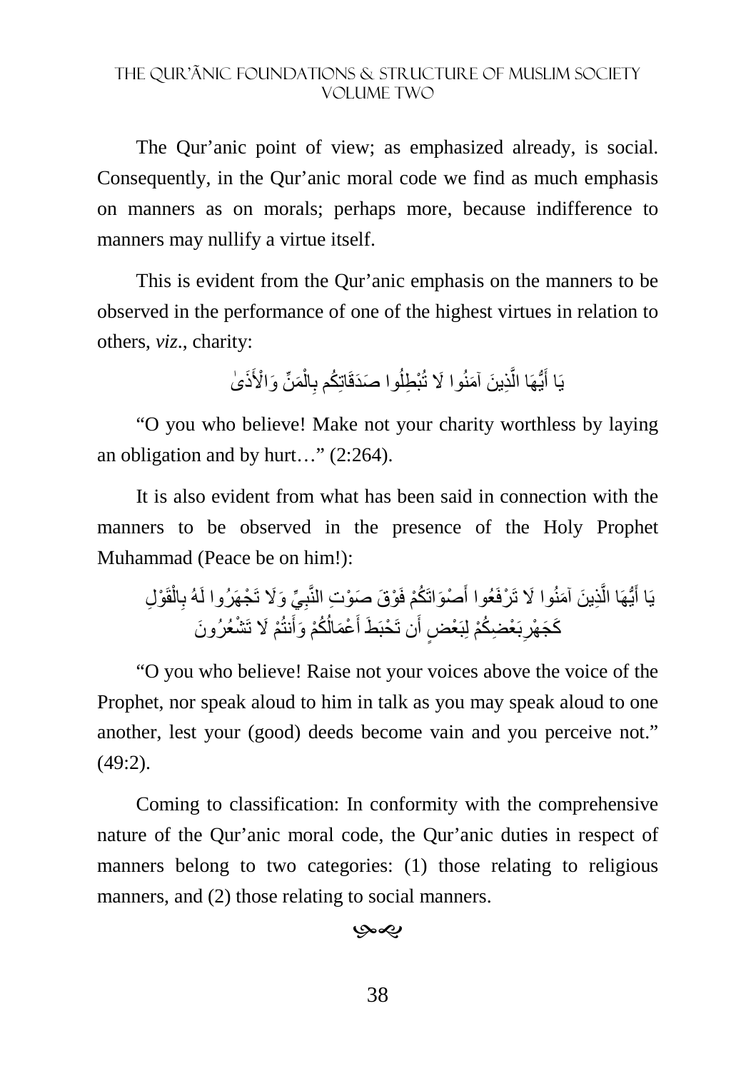The Qur'anic point of view; as emphasized already, is social. Consequently, in the Qur'anic moral code we find as much emphasis on manners as on morals; perhaps more, because indifference to manners may nullify a virtue itself.

This is evident from the Qur'anic emphasis on the manners to be observed in the performance of one of the highest virtues in relation to others, *viz*., charity:

يَا أَيُّهَا الَّذِينَ آمَنُوا لَا تُبْطِلُوا صَدَقَاتِكُم بِالْمَنِّ وَالْأَذَىٰ

"O you who believe! Make not your charity worthless by laying an obligation and by hurt…" (2:264).

It is also evident from what has been said in connection with the manners to be observed in the presence of the Holy Prophet Muhammad (Peace be on him!):

يَا أَيُّهَا الَّذِينَ آمَنُوا لَا تَرْفَعُوا أَصْوَاتَكُمْ فَوْقَ صَوْتِ النَّبِيِّ وَلَا تَجْهَرُوا لَهُ بِالْقَوْلِ كَجَهْرِ بَعْضِكُمْ لِبَعْضٍ أَن تَحْبَطَ أَعْمَالُكُمْ وَأَنتُمْ لَا تَشْعُرُونَ

"O you who believe! Raise not your voices above the voice of the Prophet, nor speak aloud to him in talk as you may speak aloud to one another, lest your (good) deeds become vain and you perceive not." (49:2).

Coming to classification: In conformity with the comprehensive nature of the Qur'anic moral code, the Qur'anic duties in respect of manners belong to two categories: (1) those relating to religious manners, and (2) those relating to social manners.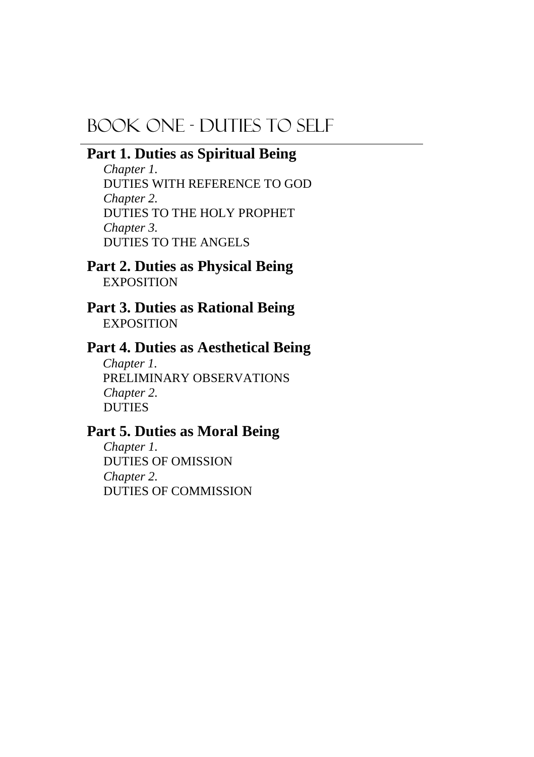# BOOK ONE - DUTIES TO SELF

## Part 1. Duties as Spiritual Being

*Chapter 1.*
DUTIES WITH REFERENCE TO GOD
*Chapter 2.*
DUTIES TO THE HOLY PROPHET
*Chapter 3.*
DUTIES TO THE ANGELS

## Part 2. Duties as Physical Being

EXPOSITION

## Part 3. Duties as Rational Being

EXPOSITION

## Part 4. Duties as Aesthetical Being

*Chapter 1.*
PRELIMINARY OBSERVATIONS
*Chapter 2.*
DUTIES

## Part 5. Duties as Moral Being

*Chapter 1.*
DUTIES OF OMISSION
*Chapter 2.*
DUTIES OF COMMISSION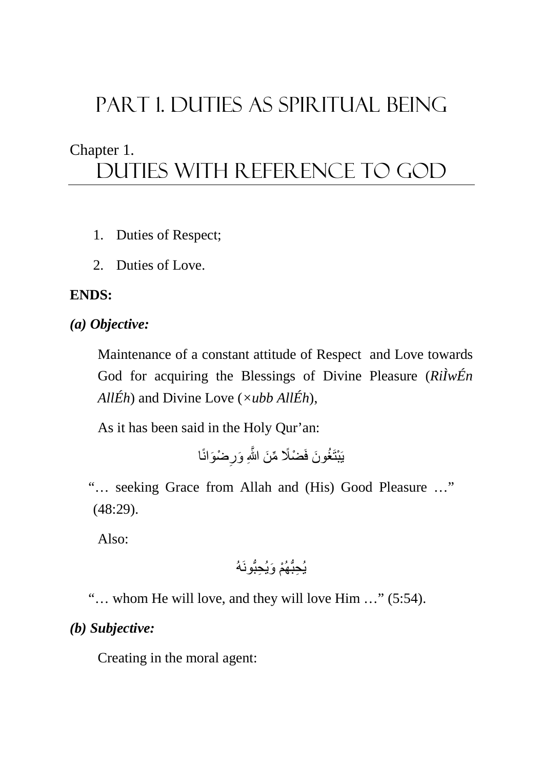# Part 1. Duties as Spiritual Being

## Chapter 1. Duties with Reference to God

1. Duties of Respect;
2. Duties of Love.

**ENDS:**

***(a) Objective:***

Maintenance of a constant attitude of Respect and Love towards God for acquiring the Blessings of Divine Pleasure (*RiÌwÉn AllÉh*) and Divine Love (*×ubb AllÉh*),

As it has been said in the Holy Qur'an:

يَبْتَغُونَ فَضْلًا مِّنَ اللَّهِ وَرِضْوَانًا

"… seeking Grace from Allah and (His) Good Pleasure …" (48:29).

Also:

يُحِبُّهُمْ وَيُحِبُّونَهُ

"… whom He will love, and they will love Him …" (5:54).

***(b) Subjective:***

Creating in the moral agent: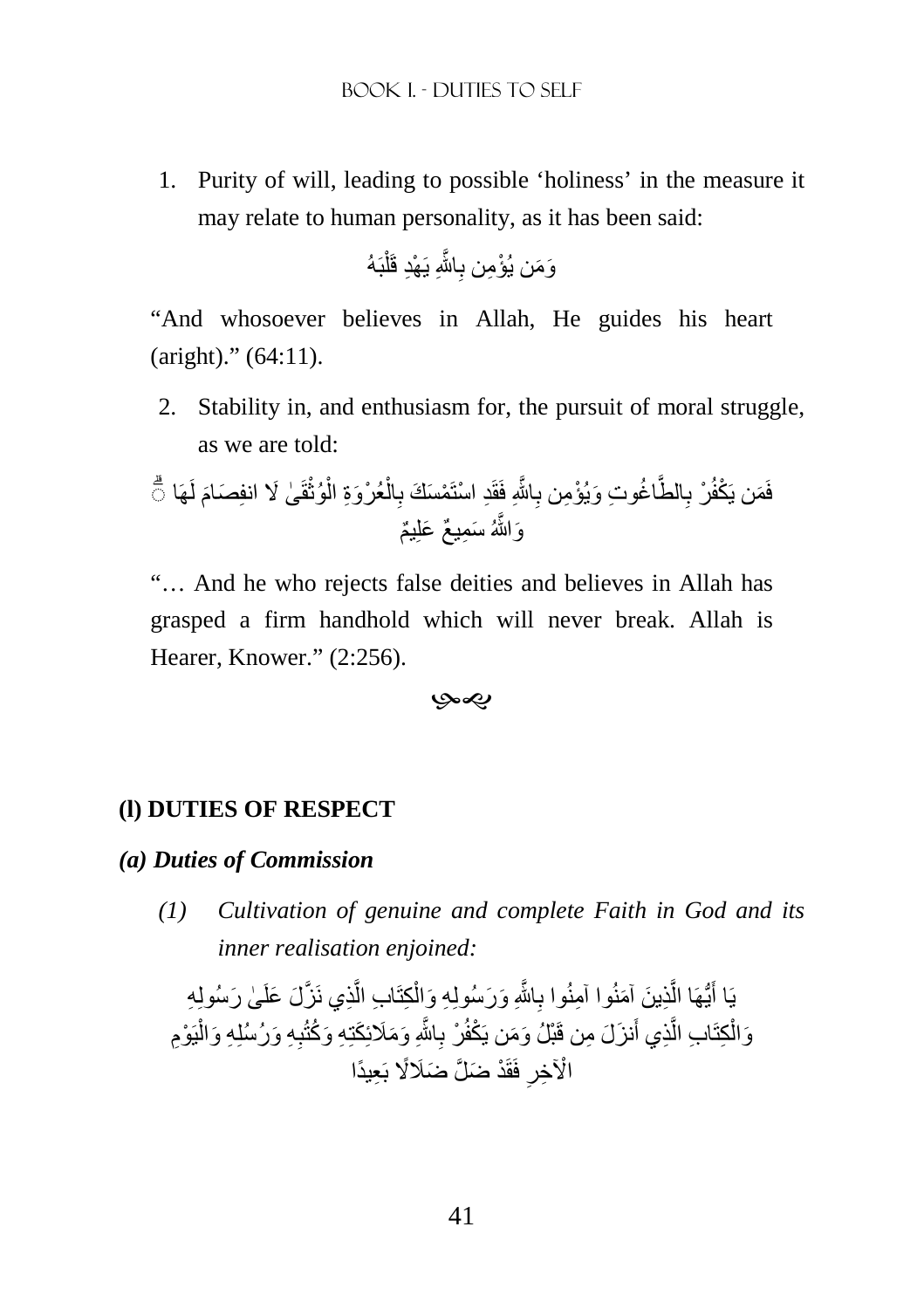1. Purity of will, leading to possible 'holiness' in the measure it may relate to human personality, as it has been said:

وَمَن يُؤْمِن بِاللَّهِ يَهْدِ قَلْبَهُ

"And whosoever believes in Allah, He guides his heart (aright)." (64:11).

2. Stability in, and enthusiasm for, the pursuit of moral struggle, as we are told:

فَمَن يَكْفُرْ بِالطَّاغُوتِ وَيُؤْمِن بِاللَّهِ فَقَدِ اسْتَمْسَكَ بِالْعُرْوَةِ الْوُثْقَىٰ لَا انفِصَامَ لَهَا ۗ وَاللَّهُ سَمِيعٌ عَلِيمٌ

"… And he who rejects false deities and believes in Allah has grasped a firm handhold which will never break. Allah is Hearer, Knower." (2:256).

## (l) DUTIES OF RESPECT

### *(a) Duties of Commission*

*(1) Cultivation of genuine and complete Faith in God and its inner realisation enjoined:*

يَا أَيُّهَا الَّذِينَ آمَنُوا آمِنُوا بِاللَّهِ وَرَسُولِهِ وَالْكِتَابِ الَّذِي نَزَّلَ عَلَىٰ رَسُولِهِ وَالْكِتَابِ الَّذِي أَنزَلَ مِن قَبْلُ وَمَن يَكْفُرْ بِاللَّهِ وَمَلَائِكَتِهِ وَكُتُبِهِ وَرُسُلِهِ وَالْيَوْمِ الْآخِرِ فَقَدْ ضَلَّ ضَلَالًا بَعِيدًا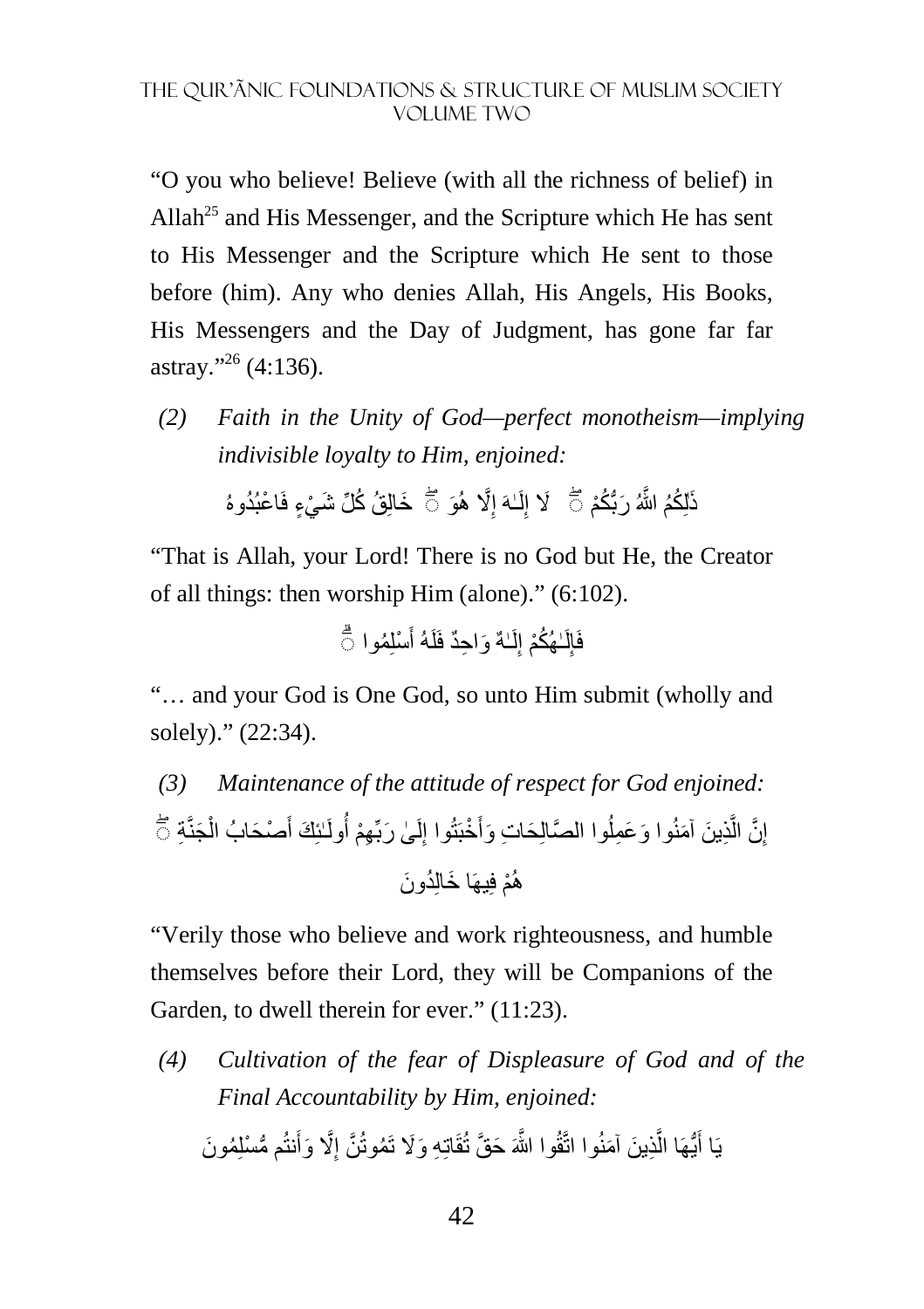"O you who believe! Believe (with all the richness of belief) in Allah[25] and His Messenger, and the Scripture which He has sent to His Messenger and the Scripture which He sent to those before (him). Any who denies Allah, His Angels, His Books, His Messengers and the Day of Judgment, has gone far far astray."[26] (4:136).

*(2) Faith in the Unity of God—perfect monotheism—implying indivisible loyalty to Him, enjoined:*

ذَٰلِكُمُ اللَّهُ رَبُّكُمْ ۖ لَا إِلَٰهَ إِلَّا هُوَ ۖ خَالِقُ كُلِّ شَيْءٍ فَاعْبُدُوهُ

"That is Allah, your Lord! There is no God but He, the Creator of all things: then worship Him (alone)." (6:102).

فَإِلَٰهُكُمْ إِلَٰهٌ وَاحِدٌ فَلَهُ أَسْلِمُوا ۗ

"… and your God is One God, so unto Him submit (wholly and solely)." (22:34).

*(3) Maintenance of the attitude of respect for God enjoined:*

إِنَّ الَّذِينَ آمَنُوا وَعَمِلُوا الصَّالِحَاتِ وَأَخْبَتُوا إِلَىٰ رَبِّهِمْ أُولَٰئِكَ أَصْحَابُ الْجَنَّةِ ۖ هُمْ فِيهَا خَالِدُونَ

"Verily those who believe and work righteousness, and humble themselves before their Lord, they will be Companions of the Garden, to dwell therein for ever." (11:23).

*(4) Cultivation of the fear of Displeasure of God and of the Final Accountability by Him, enjoined:*

يَا أَيُّهَا الَّذِينَ آمَنُوا اتَّقُوا اللَّهَ حَقَّ تُقَاتِهِ وَلَا تَمُوتُنَّ إِلَّا وَأَنتُم مُّسْلِمُونَ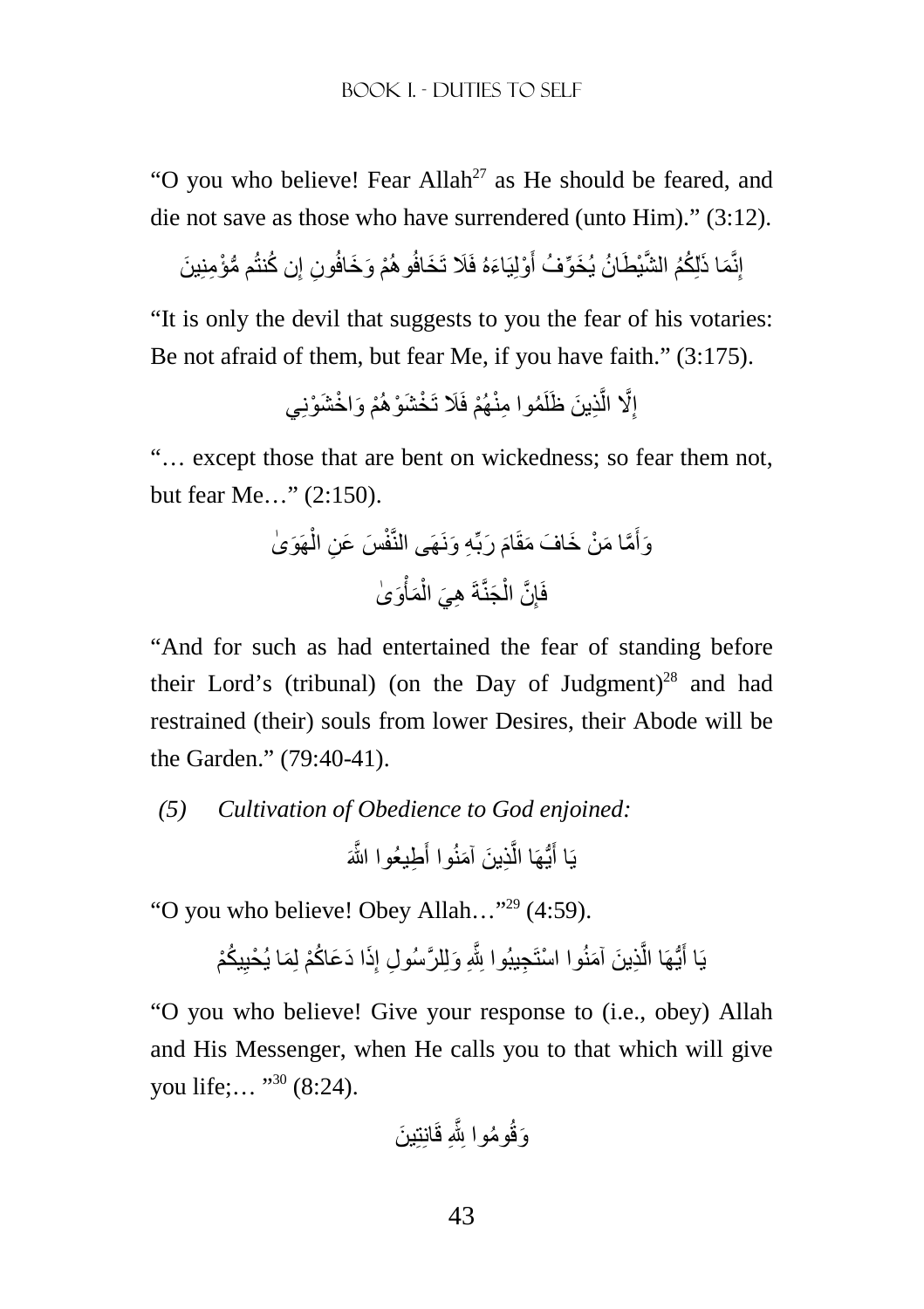"O you who believe! Fear Allah[27] as He should be feared, and die not save as those who have surrendered (unto Him)." (3:12).

إِنَّمَا ذَٰلِكُمُ الشَّيْطَانُ يُخَوِّفُ أَوْلِيَاءَهُ فَلَا تَخَافُوهُمْ وَخَافُونِ إِن كُنتُم مُّؤْمِنِينَ

"It is only the devil that suggests to you the fear of his votaries: Be not afraid of them, but fear Me, if you have faith." (3:175).

إِلَّا الَّذِينَ ظَلَمُوا مِنْهُمْ فَلَا تَخْشَوْهُمْ وَاخْشَوْنِي

"… except those that are bent on wickedness; so fear them not, but fear Me…" (2:150).

وَأَمَّا مَنْ خَافَ مَقَامَ رَبِّهِ وَنَهَى النَّفْسَ عَنِ الْهَوَىٰ

فَإِنَّ الْجَنَّةَ هِيَ الْمَأْوَىٰ

"And for such as had entertained the fear of standing before their Lord's (tribunal) (on the Day of Judgment)[28] and had restrained (their) souls from lower Desires, their Abode will be the Garden." (79:40-41).

*(5) Cultivation of Obedience to God enjoined:*

يَا أَيُّهَا الَّذِينَ آمَنُوا أَطِيعُوا اللَّهَ

"O you who believe! Obey Allah…"[29] (4:59).

يَا أَيُّهَا الَّذِينَ آمَنُوا اسْتَجِيبُوا لِلَّهِ وَلِلرَّسُولِ إِذَا دَعَاكُمْ لِمَا يُحْيِيكُمْ

"O you who believe! Give your response to (i.e., obey) Allah and His Messenger, when He calls you to that which will give you life;… "[30] (8:24).

وَقُومُوا لِلَّهِ قَانِتِينَ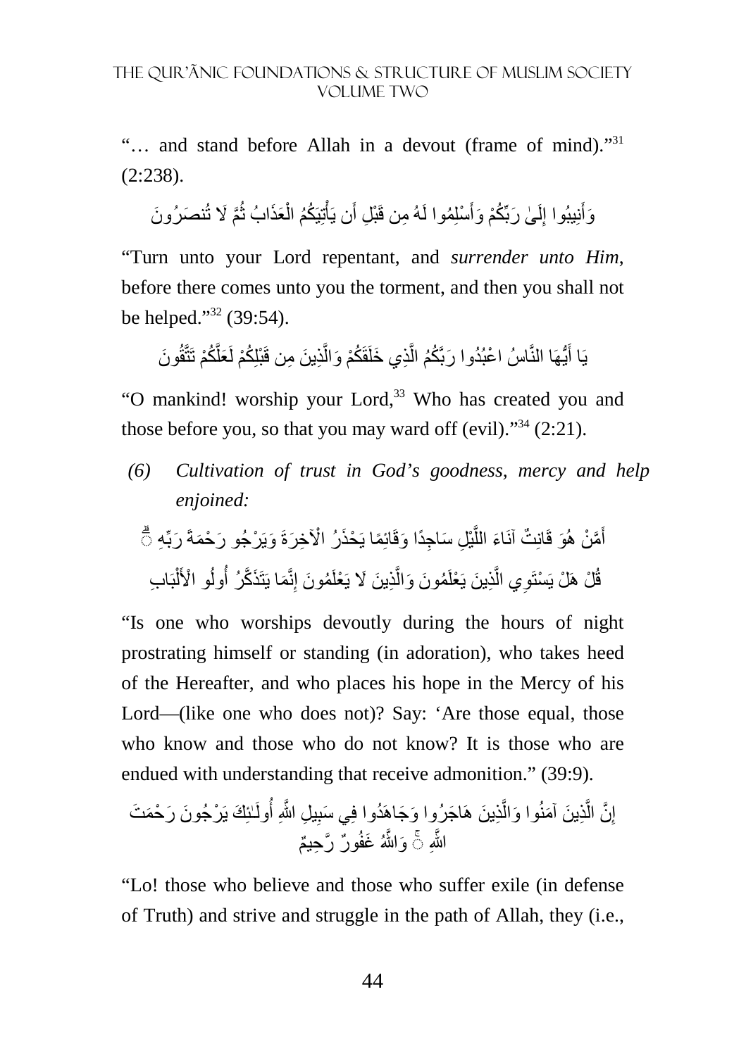"… and stand before Allah in a devout (frame of mind)."[31] (2:238).

وَأَنِيبُوا إِلَىٰ رَبِّكُمْ وَأَسْلِمُوا لَهُ مِن قَبْلِ أَن يَأْتِيَكُمُ الْعَذَابُ ثُمَّ لَا تُنصَرُونَ

"Turn unto your Lord repentant, and *surrender unto Him*, before there comes unto you the torment, and then you shall not be helped."[32] (39:54).

يَا أَيُّهَا النَّاسُ اعْبُدُوا رَبَّكُمُ الَّذِي خَلَقَكُمْ وَالَّذِينَ مِن قَبْلِكُمْ لَعَلَّكُمْ تَتَّقُونَ

"O mankind! worship your Lord,[33] Who has created you and those before you, so that you may ward off (evil)."[34] (2:21).

*(6) Cultivation of trust in God's goodness, mercy and help enjoined:*

أَمَّنْ هُوَ قَانِتٌ آنَاءَ اللَّيْلِ سَاجِدًا وَقَائِمًا يَحْذَرُ الْآخِرَةَ وَيَرْجُو رَحْمَةَ رَبِّهِ ۗ قُلْ هَلْ يَسْتَوِي الَّذِينَ يَعْلَمُونَ وَالَّذِينَ لَا يَعْلَمُونَ إِنَّمَا يَتَذَكَّرُ أُولُو الْأَلْبَابِ

"Is one who worships devoutly during the hours of night prostrating himself or standing (in adoration), who takes heed of the Hereafter, and who places his hope in the Mercy of his Lord—(like one who does not)? Say: 'Are those equal, those who know and those who do not know? It is those who are endued with understanding that receive admonition." (39:9).

إِنَّ الَّذِينَ آمَنُوا وَالَّذِينَ هَاجَرُوا وَجَاهَدُوا فِي سَبِيلِ اللَّهِ أُولَـٰئِكَ يَرْجُونَ رَحْمَتَ اللَّهِ ۚ وَاللَّهُ غَفُورٌ رَّحِيمٌ

"Lo! those who believe and those who suffer exile (in defense of Truth) and strive and struggle in the path of Allah, they (i.e.,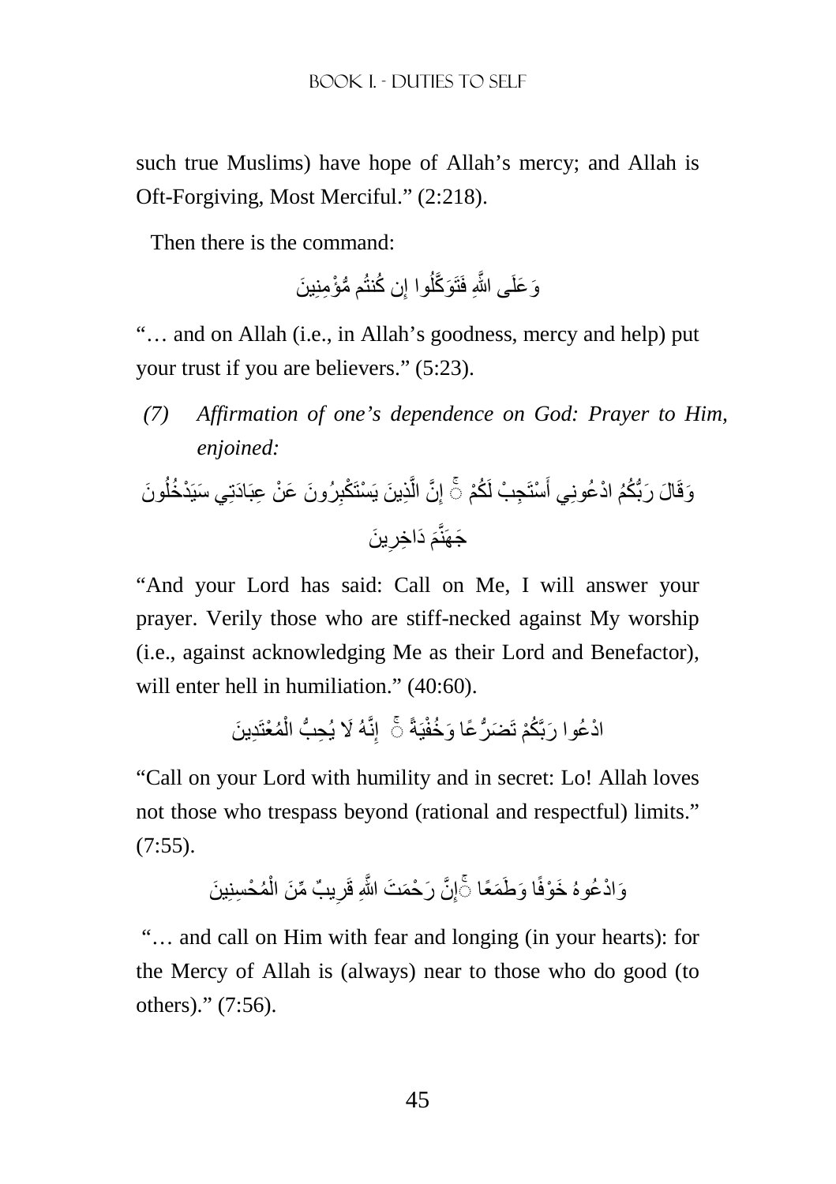such true Muslims) have hope of Allah’s mercy; and Allah is Oft-Forgiving, Most Merciful.” (2:218).

Then there is the command:

وَعَلَى اللَّهِ فَتَوَكَّلُوا إِن كُنتُم مُّؤْمِنِينَ

“… and on Allah (i.e., in Allah’s goodness, mercy and help) put your trust if you are believers.” (5:23).

*(7) Affirmation of one’s dependence on God: Prayer to Him, enjoined:*

وَقَالَ رَبُّكُمُ ادْعُونِي أَسْتَجِبْ لَكُمْ ۚ إِنَّ الَّذِينَ يَسْتَكْبِرُونَ عَنْ عِبَادَتِي سَيَدْخُلُونَ جَهَنَّمَ دَاخِرِينَ

“And your Lord has said: Call on Me, I will answer your prayer. Verily those who are stiff-necked against My worship (i.e., against acknowledging Me as their Lord and Benefactor), will enter hell in humiliation.” (40:60).

ادْعُوا رَبَّكُمْ تَضَرُّعًا وَخُفْيَةً ۚ إِنَّهُ لَا يُحِبُّ الْمُعْتَدِينَ

“Call on your Lord with humility and in secret: Lo! Allah loves not those who trespass beyond (rational and respectful) limits.” (7:55).

وَادْعُوهُ خَوْفًا وَطَمَعًا ۚ إِنَّ رَحْمَتَ اللَّهِ قَرِيبٌ مِّنَ الْمُحْسِنِينَ

“… and call on Him with fear and longing (in your hearts): for the Mercy of Allah is (always) near to those who do good (to others).” (7:56).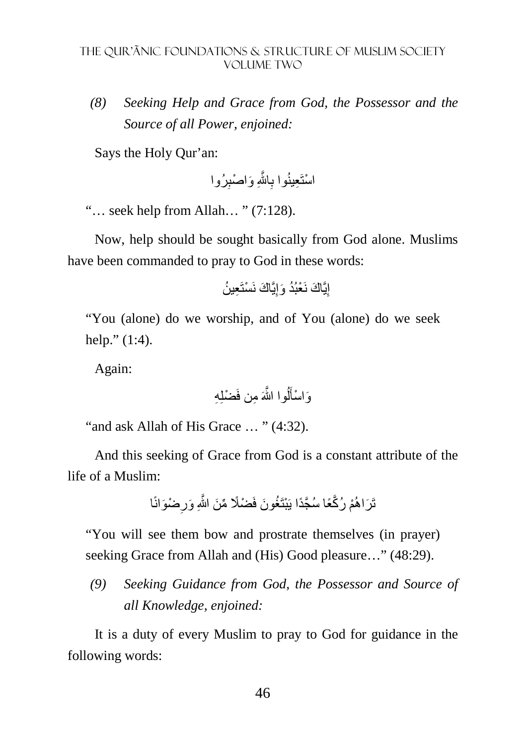*(8) Seeking Help and Grace from God, the Possessor and the Source of all Power, enjoined:*

Says the Holy Qur'an:

اسْتَعِينُوا بِاللَّهِ وَاصْبِرُوا

"… seek help from Allah… " (7:128).

Now, help should be sought basically from God alone. Muslims have been commanded to pray to God in these words:

إِيَّاكَ نَعْبُدُ وَإِيَّاكَ نَسْتَعِينُ

"You (alone) do we worship, and of You (alone) do we seek help." (1:4).

Again:

وَاسْأَلُوا اللَّهَ مِن فَضْلِهِ

"and ask Allah of His Grace … " (4:32).

And this seeking of Grace from God is a constant attribute of the life of a Muslim:

تَرَاهُمْ رُكَّعًا سُجَّدًا يَبْتَغُونَ فَضْلًا مِّنَ اللَّهِ وَرِضْوَانًا

"You will see them bow and prostrate themselves (in prayer) seeking Grace from Allah and (His) Good pleasure…" (48:29).

*(9) Seeking Guidance from God, the Possessor and Source of all Knowledge, enjoined:*

It is a duty of every Muslim to pray to God for guidance in the following words: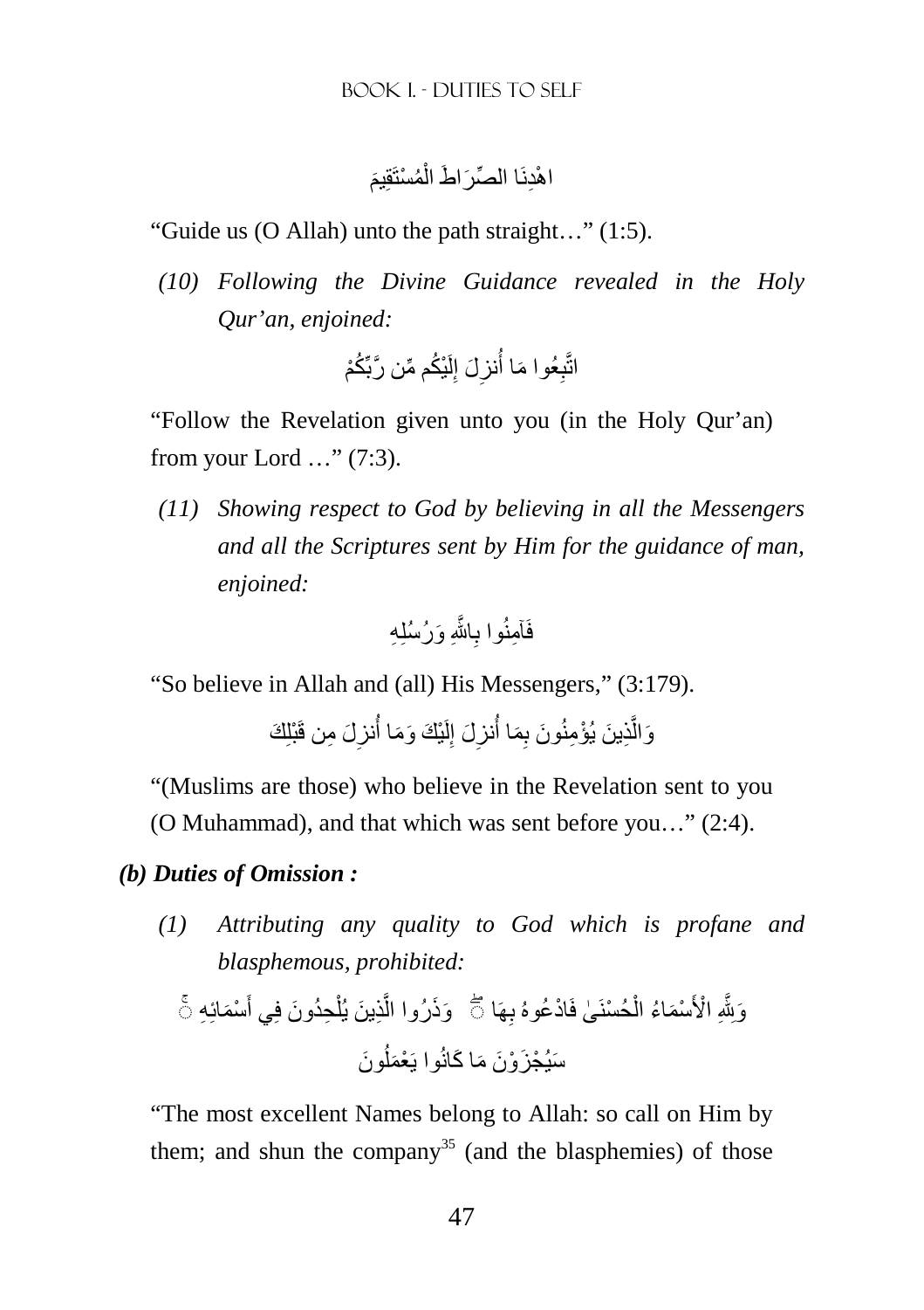اهْدِنَا الصِّرَاطَ الْمُسْتَقِيمَ

“Guide us (O Allah) unto the path straight…” (1:5).

*(10) Following the Divine Guidance revealed in the Holy Qur’an, enjoined:*

اتَّبِعُوا مَا أُنزِلَ إِلَيْكُم مِّن رَّبِّكُمْ

“Follow the Revelation given unto you (in the Holy Qur’an) from your Lord …” (7:3).

*(11) Showing respect to God by believing in all the Messengers and all the Scriptures sent by Him for the guidance of man, enjoined:*

فَآمِنُوا بِاللَّهِ وَرُسُلِهِ

“So believe in Allah and (all) His Messengers,” (3:179).

وَالَّذِينَ يُؤْمِنُونَ بِمَا أُنزِلَ إِلَيْكَ وَمَا أُنزِلَ مِن قَبْلِكَ

“(Muslims are those) who believe in the Revelation sent to you (O Muhammad), and that which was sent before you…” (2:4).

***(b) Duties of Omission :***

*(1) Attributing any quality to God which is profane and blasphemous, prohibited:*

وَلِلَّهِ الْأَسْمَاءُ الْحُسْنَىٰ فَادْعُوهُ بِهَا ۖ وَذَرُوا الَّذِينَ يُلْحِدُونَ فِي أَسْمَائِهِ ۚ سَيُجْزَوْنَ مَا كَانُوا يَعْمَلُونَ

“The most excellent Names belong to Allah: so call on Him by them; and shun the company[35] (and the blasphemies) of those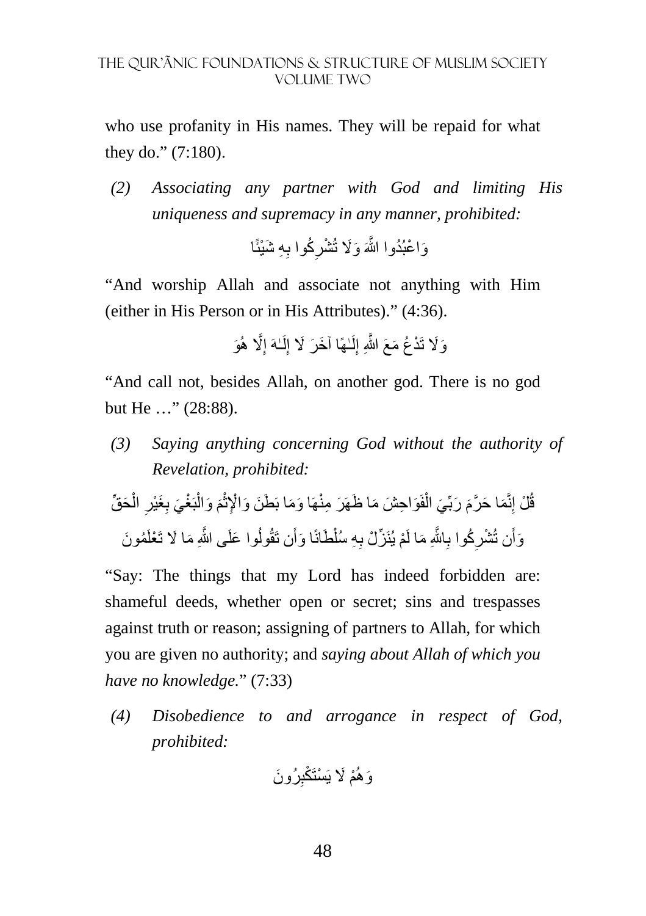who use profanity in His names. They will be repaid for what they do." (7:180).

*(2) Associating any partner with God and limiting His uniqueness and supremacy in any manner, prohibited:*

وَاعْبُدُوا اللَّهَ وَلَا تُشْرِكُوا بِهِ شَيْئًا

"And worship Allah and associate not anything with Him (either in His Person or in His Attributes)." (4:36).

وَلَا تَدْعُ مَعَ اللَّهِ إِلَـٰهًا آخَرَ لَا إِلَـٰهَ إِلَّا هُوَ

"And call not, besides Allah, on another god. There is no god but He …" (28:88).

*(3) Saying anything concerning God without the authority of Revelation, prohibited:*

قُلْ إِنَّمَا حَرَّمَ رَبِّيَ الْفَوَاحِشَ مَا ظَهَرَ مِنْهَا وَمَا بَطَنَ وَالْإِثْمَ وَالْبَغْيَ بِغَيْرِ الْحَقِّ وَأَن تُشْرِكُوا بِاللَّهِ مَا لَمْ يُنَزِّلْ بِهِ سُلْطَانًا وَأَن تَقُولُوا عَلَى اللَّهِ مَا لَا تَعْلَمُونَ

"Say: The things that my Lord has indeed forbidden are: shameful deeds, whether open or secret; sins and trespasses against truth or reason; assigning of partners to Allah, for which you are given no authority; and *saying about Allah of which you have no knowledge.*" (7:33)

*(4) Disobedience to and arrogance in respect of God, prohibited:*

وَهُمْ لَا يَسْتَكْبِرُونَ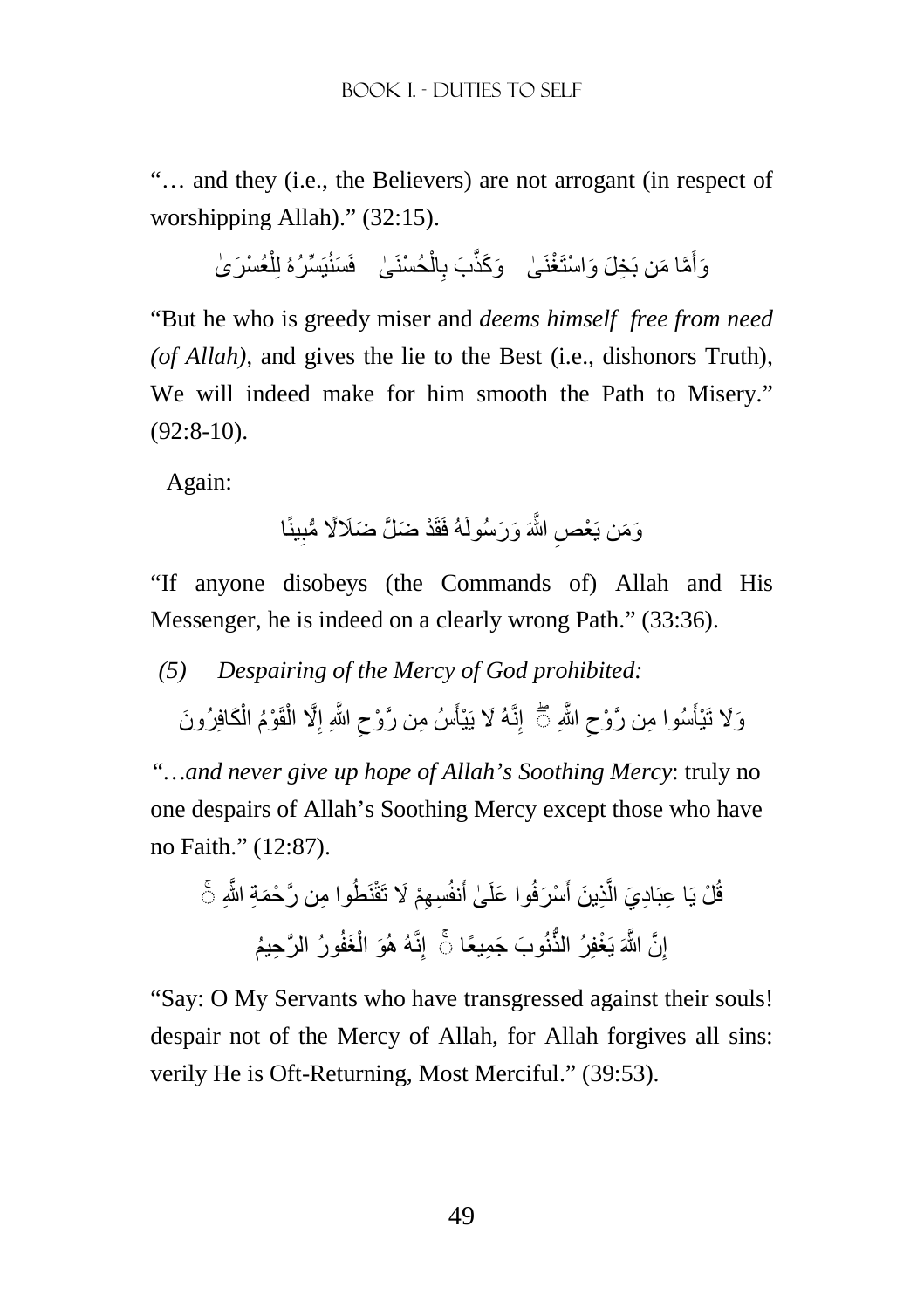"… and they (i.e., the Believers) are not arrogant (in respect of worshipping Allah)." (32:15).

وَأَمَّا مَن بَخِلَ وَاسْتَغْنَىٰ ‎ وَكَذَّبَ بِالْحُسْنَىٰ ‎ فَسَنُيَسِّرُهُ لِلْعُسْرَىٰ

"But he who is greedy miser and *deems himself free from need (of Allah)*, and gives the lie to the Best (i.e., dishonors Truth), We will indeed make for him smooth the Path to Misery." (92:8-10).

Again:

وَمَن يَعْصِ اللَّهَ وَرَسُولَهُ فَقَدْ ضَلَّ ضَلَالًا مُّبِينًا

"If anyone disobeys (the Commands of) Allah and His Messenger, he is indeed on a clearly wrong Path." (33:36).

*(5) Despairing of the Mercy of God prohibited:*

وَلَا تَيْأَسُوا مِن رَّوْحِ اللَّهِ ۖ إِنَّهُ لَا يَيْأَسُ مِن رَّوْحِ اللَّهِ إِلَّا الْقَوْمُ الْكَافِرُونَ

*"…and never give up hope of Allah's Soothing Mercy*: truly no one despairs of Allah's Soothing Mercy except those who have no Faith." (12:87).

قُلْ يَا عِبَادِيَ الَّذِينَ أَسْرَفُوا عَلَىٰ أَنفُسِهِمْ لَا تَقْنَطُوا مِن رَّحْمَةِ اللَّهِ ۚ
إِنَّ اللَّهَ يَغْفِرُ الذُّنُوبَ جَمِيعًا ۚ إِنَّهُ هُوَ الْغَفُورُ الرَّحِيمُ

"Say: O My Servants who have transgressed against their souls! despair not of the Mercy of Allah, for Allah forgives all sins: verily He is Oft-Returning, Most Merciful." (39:53).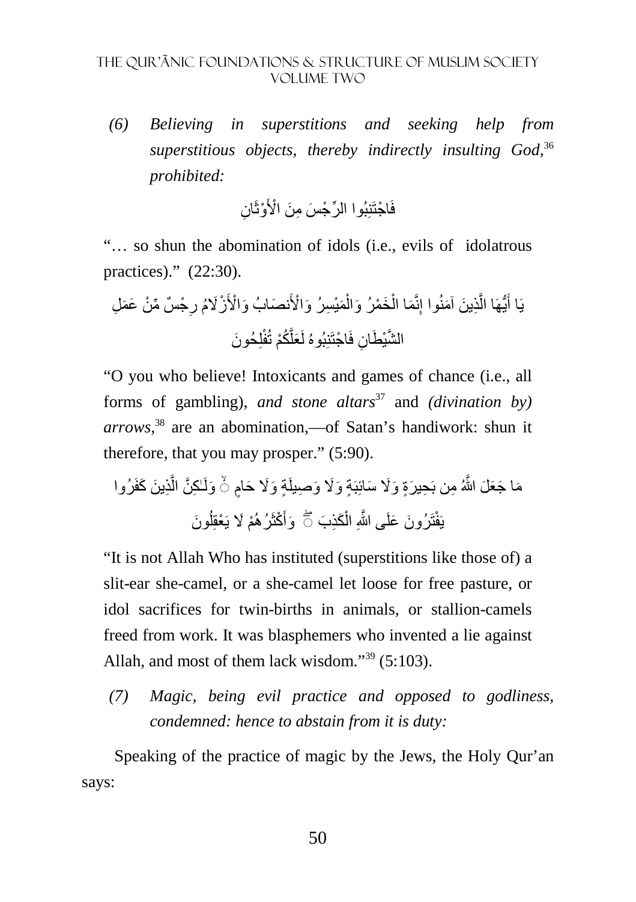*(6) Believing in superstitions and seeking help from superstitious objects, thereby indirectly insulting God,*[36] *prohibited:*

فَاجْتَنِبُوا الرِّجْسَ مِنَ الْأَوْثَانِ

"… so shun the abomination of idols (i.e., evils of idolatrous practices)." (22:30).

يَا أَيُّهَا الَّذِينَ آمَنُوا إِنَّمَا الْخَمْرُ وَالْمَيْسِرُ وَالْأَنصَابُ وَالْأَزْلَامُ رِجْسٌ مِّنْ عَمَلِ الشَّيْطَانِ فَاجْتَنِبُوهُ لَعَلَّكُمْ تُفْلِحُونَ

"O you who believe! Intoxicants and games of chance (i.e., all forms of gambling), *and stone altars*[37] and *(divination by) arrows,*[38] are an abomination,—of Satan's handiwork: shun it therefore, that you may prosper." (5:90).

مَا جَعَلَ اللَّهُ مِن بَحِيرَةٍ وَلَا سَائِبَةٍ وَلَا وَصِيلَةٍ وَلَا حَامٍ ۙ وَلَٰكِنَّ الَّذِينَ كَفَرُوا يَفْتَرُونَ عَلَى اللَّهِ الْكَذِبَ ۖ وَأَكْثَرُهُمْ لَا يَعْقِلُونَ

"It is not Allah Who has instituted (superstitions like those of) a slit-ear she-camel, or a she-camel let loose for free pasture, or idol sacrifices for twin-births in animals, or stallion-camels freed from work. It was blasphemers who invented a lie against Allah, and most of them lack wisdom."[39] (5:103).

*(7) Magic, being evil practice and opposed to godliness, condemned: hence to abstain from it is duty:*

Speaking of the practice of magic by the Jews, the Holy Qur'an says: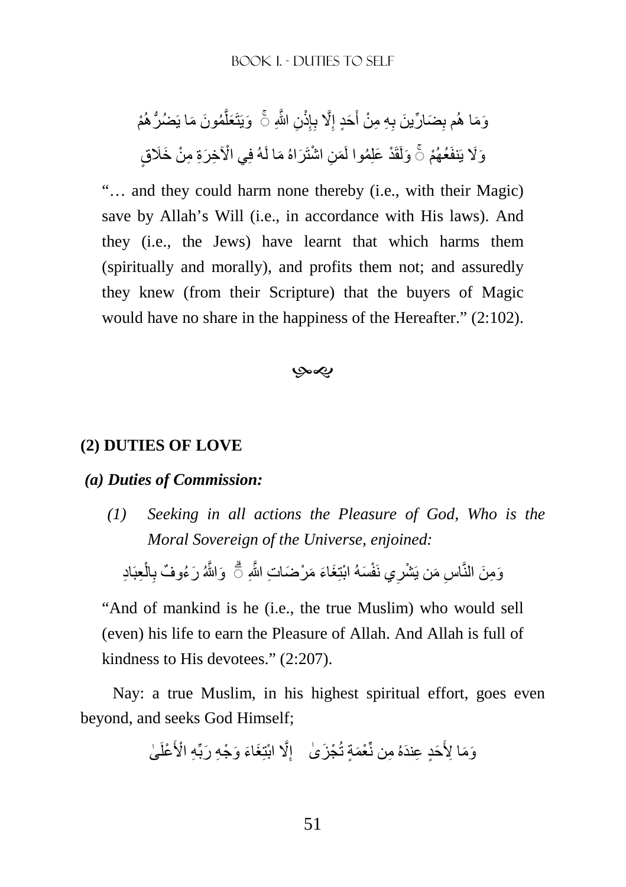وَمَا هُم بِضَارِّينَ بِهِ مِنْ أَحَدٍ إِلَّا بِإِذْنِ اللَّهِ ۚ وَيَتَعَلَّمُونَ مَا يَضُرُّهُمْ وَلَا يَنفَعُهُمْ ۚ وَلَقَدْ عَلِمُوا لَمَنِ اشْتَرَاهُ مَا لَهُ فِي الْآخِرَةِ مِنْ خَلَاقٍ

"… and they could harm none thereby (i.e., with their Magic) save by Allah's Will (i.e., in accordance with His laws). And they (i.e., the Jews) have learnt that which harms them (spiritually and morally), and profits them not; and assuredly they knew (from their Scripture) that the buyers of Magic would have no share in the happiness of the Hereafter." (2:102).

## (2) DUTIES OF LOVE

### *(a) Duties of Commission:*

*(1) Seeking in all actions the Pleasure of God, Who is the Moral Sovereign of the Universe, enjoined:*

وَمِنَ النَّاسِ مَن يَشْرِي نَفْسَهُ ابْتِغَاءَ مَرْضَاتِ اللَّهِ ۗ وَاللَّهُ رَءُوفٌ بِالْعِبَادِ

"And of mankind is he (i.e., the true Muslim) who would sell (even) his life to earn the Pleasure of Allah. And Allah is full of kindness to His devotees." (2:207).

Nay: a true Muslim, in his highest spiritual effort, goes even beyond, and seeks God Himself;

وَمَا لِأَحَدٍ عِندَهُ مِن نِّعْمَةٍ تُجْزَىٰ إِلَّا ابْتِغَاءَ وَجْهِ رَبِّهِ الْأَعْلَىٰ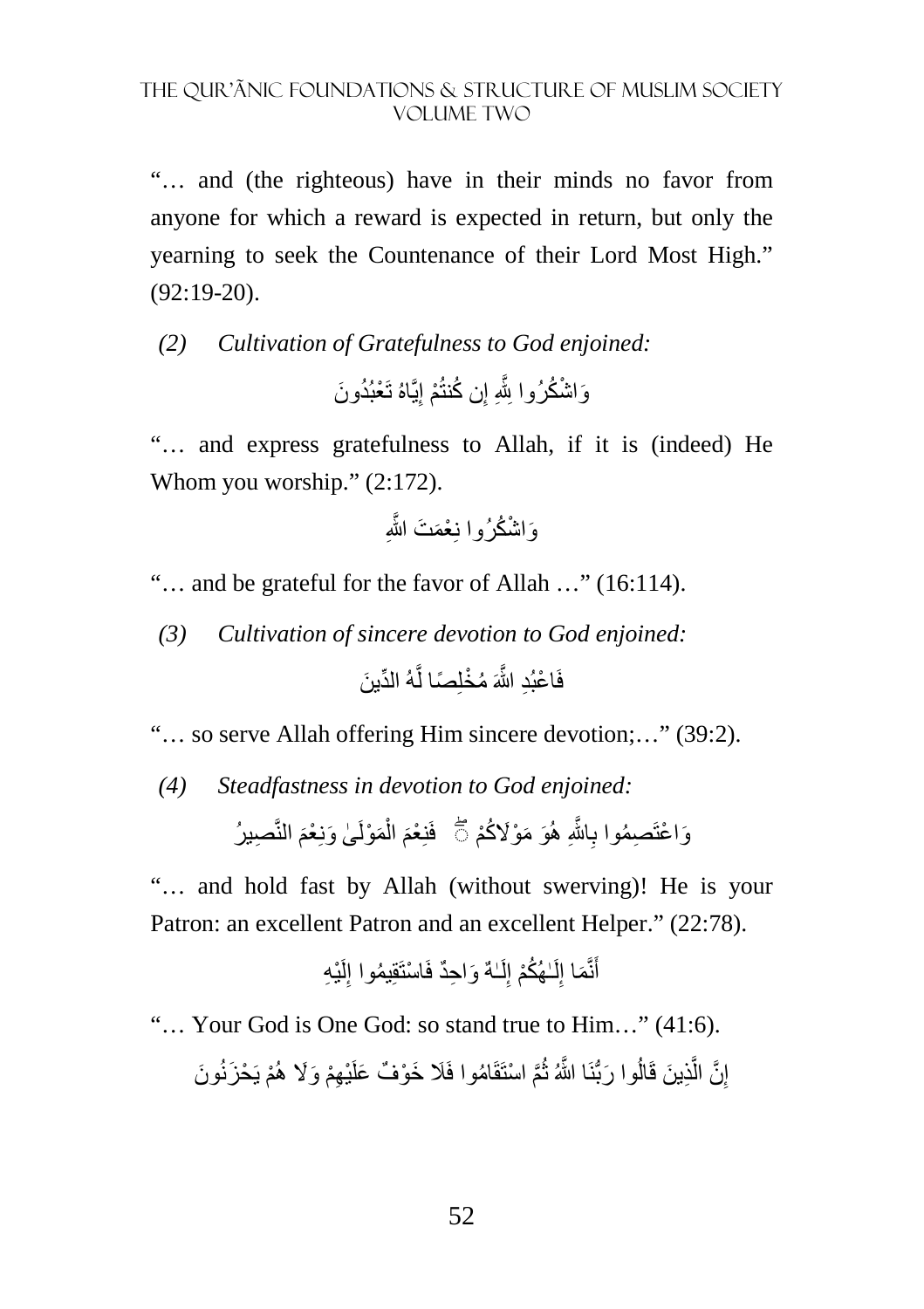"… and (the righteous) have in their minds no favor from anyone for which a reward is expected in return, but only the yearning to seek the Countenance of their Lord Most High." (92:19-20).

*(2) Cultivation of Gratefulness to God enjoined:*

وَاشْكُرُوا لِلَّهِ إِن كُنتُمْ إِيَّاهُ تَعْبُدُونَ

"… and express gratefulness to Allah, if it is (indeed) He Whom you worship." (2:172).

وَاشْكُرُوا نِعْمَتَ اللَّهِ

"… and be grateful for the favor of Allah …" (16:114).

*(3) Cultivation of sincere devotion to God enjoined:*

فَاعْبُدِ اللَّهَ مُخْلِصًا لَّهُ الدِّينَ

"… so serve Allah offering Him sincere devotion;…" (39:2).

*(4) Steadfastness in devotion to God enjoined:*

وَاعْتَصِمُوا بِاللَّهِ هُوَ مَوْلَاكُمْ ۖ فَنِعْمَ الْمَوْلَىٰ وَنِعْمَ النَّصِيرُ

"… and hold fast by Allah (without swerving)! He is your Patron: an excellent Patron and an excellent Helper." (22:78).

أَنَّمَا إِلَـٰهُكُمْ إِلَـٰهٌ وَاحِدٌ فَاسْتَقِيمُوا إِلَيْهِ

"… Your God is One God: so stand true to Him…" (41:6).

إِنَّ الَّذِينَ قَالُوا رَبُّنَا اللَّهُ ثُمَّ اسْتَقَامُوا فَلَا خَوْفٌ عَلَيْهِمْ وَلَا هُمْ يَحْزَنُونَ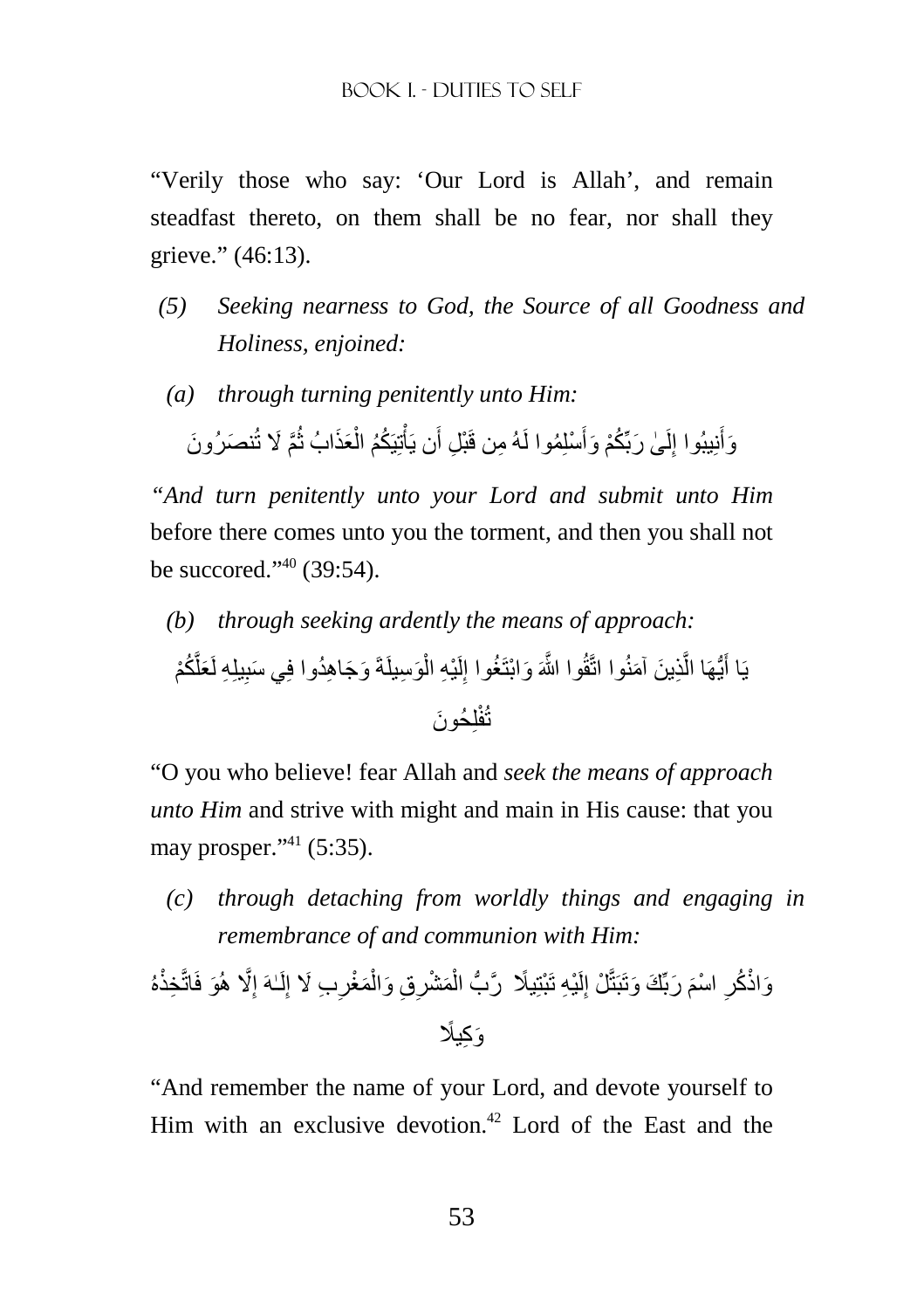"Verily those who say: 'Our Lord is Allah', and remain steadfast thereto, on them shall be no fear, nor shall they grieve." (46:13).

*(5) Seeking nearness to God, the Source of all Goodness and Holiness, enjoined:*

*(a) through turning penitently unto Him:*

وَأَنِيبُوا إِلَىٰ رَبِّكُمْ وَأَسْلِمُوا لَهُ مِن قَبْلِ أَن يَأْتِيَكُمُ الْعَذَابُ ثُمَّ لَا تُنصَرُونَ

*"And turn penitently unto your Lord and submit unto Him* before there comes unto you the torment, and then you shall not be succored."[40] (39:54).

*(b) through seeking ardently the means of approach:*

يَا أَيُّهَا الَّذِينَ آمَنُوا اتَّقُوا اللَّهَ وَابْتَغُوا إِلَيْهِ الْوَسِيلَةَ وَجَاهِدُوا فِي سَبِيلِهِ لَعَلَّكُمْ تُفْلِحُونَ

"O you who believe! fear Allah and *seek the means of approach unto Him* and strive with might and main in His cause: that you may prosper."[41] (5:35).

*(c) through detaching from worldly things and engaging in remembrance of and communion with Him:*

وَاذْكُرِ اسْمَ رَبِّكَ وَتَبَتَّلْ إِلَيْهِ تَبْتِيلًا رَّبُّ الْمَشْرِقِ وَالْمَغْرِبِ لَا إِلَٰهَ إِلَّا هُوَ فَاتَّخِذْهُ وَكِيلًا

"And remember the name of your Lord, and devote yourself to Him with an exclusive devotion.[42] Lord of the East and the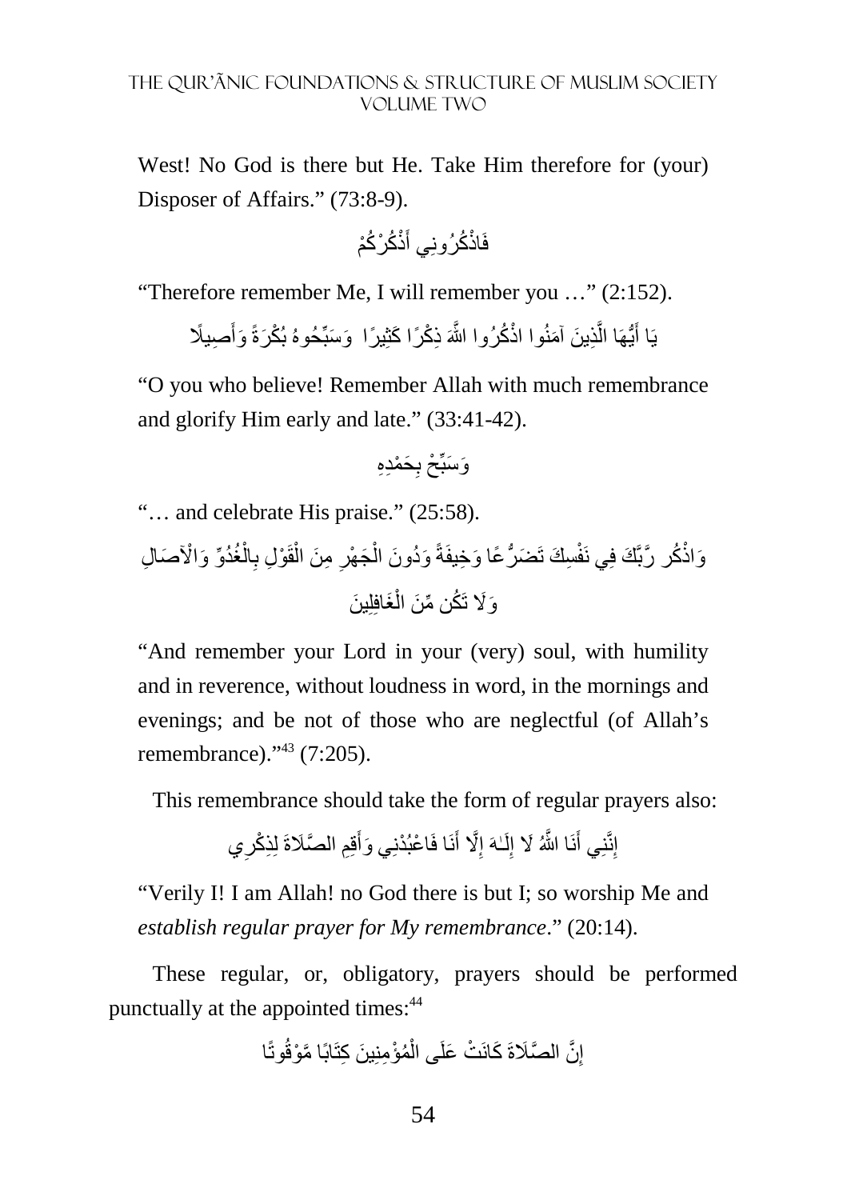West! No God is there but He. Take Him therefore for (your) Disposer of Affairs." (73:8-9).

فَاذْكُرُونِي أَذْكُرْكُمْ

"Therefore remember Me, I will remember you …" (2:152).

يَا أَيُّهَا الَّذِينَ آمَنُوا اذْكُرُوا اللَّهَ ذِكْرًا كَثِيرًا وَسَبِّحُوهُ بُكْرَةً وَأَصِيلًا

"O you who believe! Remember Allah with much remembrance and glorify Him early and late." (33:41-42).

وَسَبِّحْ بِحَمْدِهِ

"… and celebrate His praise." (25:58).

وَاذْكُر رَّبَّكَ فِي نَفْسِكَ تَضَرُّعًا وَخِيفَةً وَدُونَ الْجَهْرِ مِنَ الْقَوْلِ بِالْغُدُوِّ وَالْآصَالِ وَلَا تَكُن مِّنَ الْغَافِلِينَ

"And remember your Lord in your (very) soul, with humility and in reverence, without loudness in word, in the mornings and evenings; and be not of those who are neglectful (of Allah's remembrance)."[43] (7:205).

This remembrance should take the form of regular prayers also:

إِنَّنِي أَنَا اللَّهُ لَا إِلَـٰهَ إِلَّا أَنَا فَاعْبُدْنِي وَأَقِمِ الصَّلَاةَ لِذِكْرِي

"Verily I! I am Allah! no God there is but I; so worship Me and *establish regular prayer for My remembrance*." (20:14).

These regular, or, obligatory, prayers should be performed punctually at the appointed times:[44]

إِنَّ الصَّلَاةَ كَانَتْ عَلَى الْمُؤْمِنِينَ كِتَابًا مَّوْقُوتًا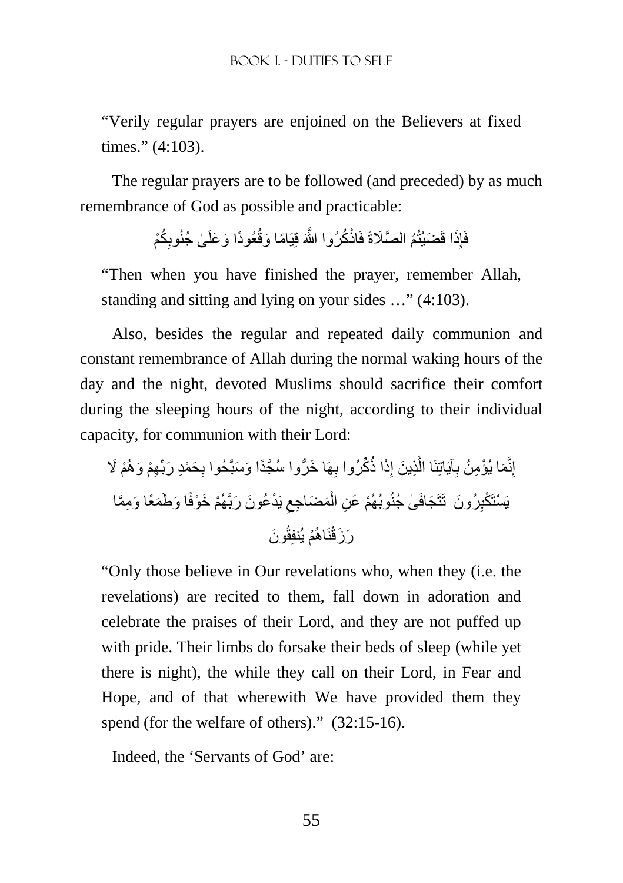"Verily regular prayers are enjoined on the Believers at fixed times." (4:103).

The regular prayers are to be followed (and preceded) by as much remembrance of God as possible and practicable:

فَإِذَا قَضَيْتُمُ الصَّلَاةَ فَاذْكُرُوا اللَّهَ قِيَامًا وَقُعُودًا وَعَلَىٰ جُنُوبِكُمْ

"Then when you have finished the prayer, remember Allah, standing and sitting and lying on your sides …" (4:103).

Also, besides the regular and repeated daily communion and constant remembrance of Allah during the normal waking hours of the day and the night, devoted Muslims should sacrifice their comfort during the sleeping hours of the night, according to their individual capacity, for communion with their Lord:

إِنَّمَا يُؤْمِنُ بِآيَاتِنَا الَّذِينَ إِذَا ذُكِّرُوا بِهَا خَرُّوا سُجَّدًا وَسَبَّحُوا بِحَمْدِ رَبِّهِمْ وَهُمْ لَا يَسْتَكْبِرُونَ تَتَجَافَىٰ جُنُوبُهُمْ عَنِ الْمَضَاجِعِ يَدْعُونَ رَبَّهُمْ خَوْفًا وَطَمَعًا وَمِمَّا رَزَقْنَاهُمْ يُنفِقُونَ

"Only those believe in Our revelations who, when they (i.e. the revelations) are recited to them, fall down in adoration and celebrate the praises of their Lord, and they are not puffed up with pride. Their limbs do forsake their beds of sleep (while yet there is night), the while they call on their Lord, in Fear and Hope, and of that wherewith We have provided them they spend (for the welfare of others)." (32:15-16).

Indeed, the 'Servants of God' are: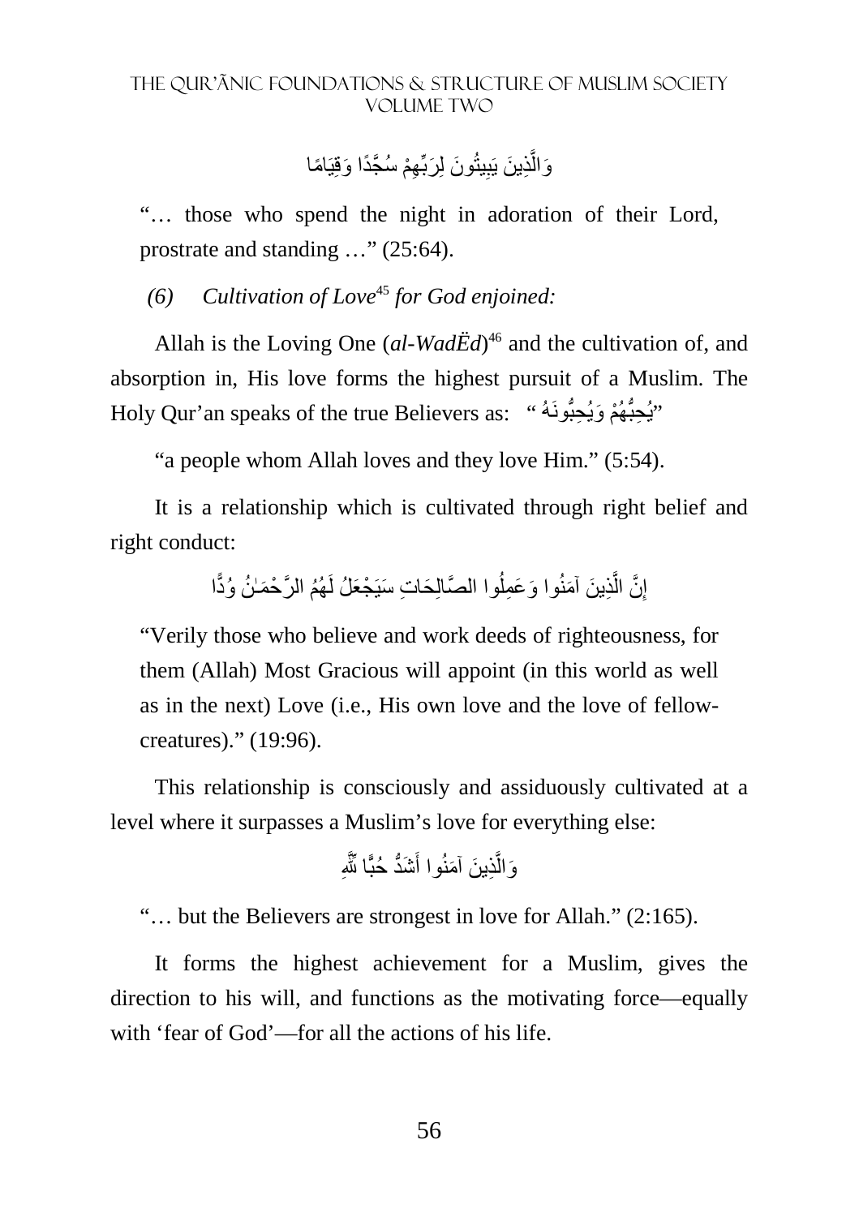وَالَّذِينَ يَبِيتُونَ لِرَبِّهِمْ سُجَّدًا وَقِيَامًا

"… those who spend the night in adoration of their Lord, prostrate and standing …" (25:64).

*(6) Cultivation of Love*[45] *for God enjoined:*

Allah is the Loving One (*al-WadËd*)[46] and the cultivation of, and absorption in, His love forms the highest pursuit of a Muslim. The Holy Qur'an speaks of the true Believers as: "يُحِبُّهُمْ وَيُحِبُّونَهُ"

"a people whom Allah loves and they love Him." (5:54).

It is a relationship which is cultivated through right belief and right conduct:

إِنَّ الَّذِينَ آمَنُوا وَعَمِلُوا الصَّالِحَاتِ سَيَجْعَلُ لَهُمُ الرَّحْمَٰنُ وُدًّا

"Verily those who believe and work deeds of righteousness, for them (Allah) Most Gracious will appoint (in this world as well as in the next) Love (i.e., His own love and the love of fellow-creatures)." (19:96).

This relationship is consciously and assiduously cultivated at a level where it surpasses a Muslim's love for everything else:

وَالَّذِينَ آمَنُوا أَشَدُّ حُبًّا لِّلَّهِ

"… but the Believers are strongest in love for Allah." (2:165).

It forms the highest achievement for a Muslim, gives the direction to his will, and functions as the motivating force—equally with 'fear of God'—for all the actions of his life.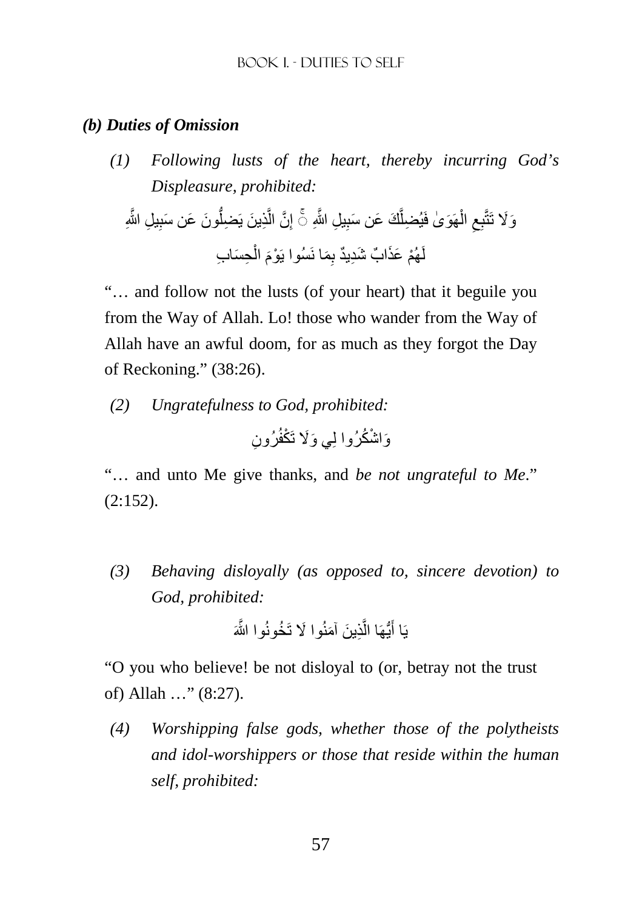### *(b) Duties of Omission*

*(1) Following lusts of the heart, thereby incurring God's Displeasure, prohibited:*

وَلَا تَتَّبِعِ الْهَوَىٰ فَيُضِلَّكَ عَن سَبِيلِ اللَّهِ ۚ إِنَّ الَّذِينَ يَضِلُّونَ عَن سَبِيلِ اللَّهِ لَهُمْ عَذَابٌ شَدِيدٌ بِمَا نَسُوا يَوْمَ الْحِسَابِ

"… and follow not the lusts (of your heart) that it beguile you from the Way of Allah. Lo! those who wander from the Way of Allah have an awful doom, for as much as they forgot the Day of Reckoning." (38:26).

*(2) Ungratefulness to God, prohibited:*

وَاشْكُرُوا لِي وَلَا تَكْفُرُونِ

"… and unto Me give thanks, and *be not ungrateful to Me*." (2:152).

*(3) Behaving disloyally (as opposed to, sincere devotion) to God, prohibited:*

يَا أَيُّهَا الَّذِينَ آمَنُوا لَا تَخُونُوا اللَّهَ

"O you who believe! be not disloyal to (or, betray not the trust of) Allah …" (8:27).

*(4) Worshipping false gods, whether those of the polytheists and idol-worshippers or those that reside within the human self, prohibited:*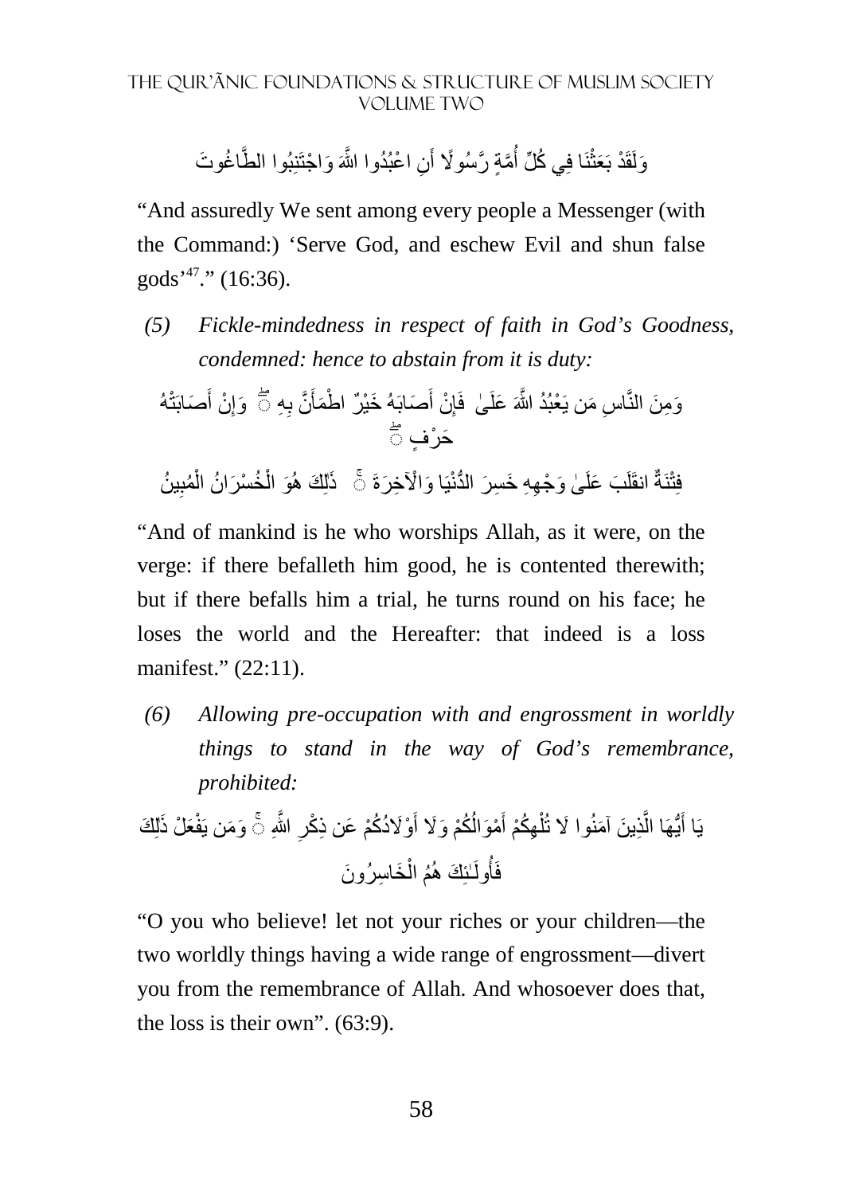وَلَقَدْ بَعَثْنَا فِي كُلِّ أُمَّةٍ رَّسُولًا أَنِ اعْبُدُوا اللَّهَ وَاجْتَنِبُوا الطَّاغُوتَ

"And assuredly We sent among every people a Messenger (with the Command:) 'Serve God, and eschew Evil and shun false gods'[47]." (16:36).

*(5) Fickle-mindedness in respect of faith in God's Goodness, condemned: hence to abstain from it is duty:*

وَمِنَ النَّاسِ مَن يَعْبُدُ اللَّهَ عَلَىٰ حَرْفٍ ۖ فَإِنْ أَصَابَهُ خَيْرٌ اطْمَأَنَّ بِهِ ۖ وَإِنْ أَصَابَتْهُ فِتْنَةٌ انقَلَبَ عَلَىٰ وَجْهِهِ خَسِرَ الدُّنْيَا وَالْآخِرَةَ ۚ ذَٰلِكَ هُوَ الْخُسْرَانُ الْمُبِينُ

"And of mankind is he who worships Allah, as it were, on the verge: if there befalleth him good, he is contented therewith; but if there befalls him a trial, he turns round on his face; he loses the world and the Hereafter: that indeed is a loss manifest." (22:11).

*(6) Allowing pre-occupation with and engrossment in worldly things to stand in the way of God's remembrance, prohibited:*

يَا أَيُّهَا الَّذِينَ آمَنُوا لَا تُلْهِكُمْ أَمْوَالُكُمْ وَلَا أَوْلَادُكُمْ عَن ذِكْرِ اللَّهِ ۚ وَمَن يَفْعَلْ ذَٰلِكَ فَأُولَـٰئِكَ هُمُ الْخَاسِرُونَ

"O you who believe! let not your riches or your children—the two worldly things having a wide range of engrossment—divert you from the remembrance of Allah. And whosoever does that, the loss is their own". (63:9).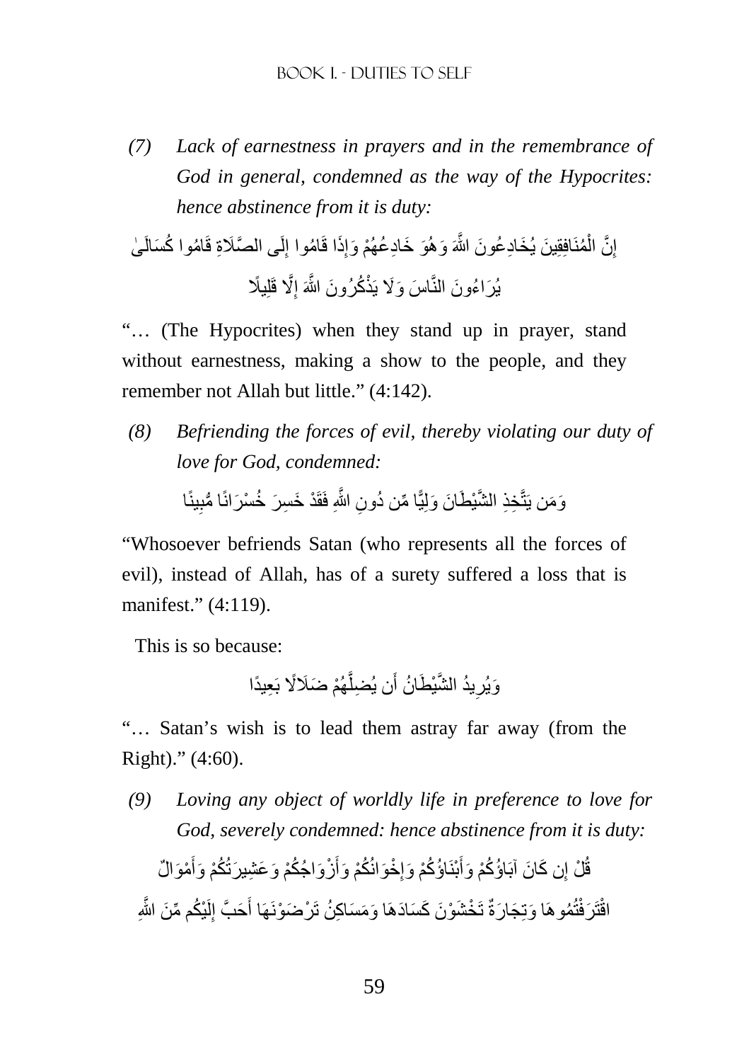*(7) Lack of earnestness in prayers and in the remembrance of God in general, condemned as the way of the Hypocrites: hence abstinence from it is duty:*

إِنَّ الْمُنَافِقِينَ يُخَادِعُونَ اللَّهَ وَهُوَ خَادِعُهُمْ وَإِذَا قَامُوا إِلَى الصَّلَاةِ قَامُوا كُسَالَىٰ يُرَاءُونَ النَّاسَ وَلَا يَذْكُرُونَ اللَّهَ إِلَّا قَلِيلًا

"… (The Hypocrites) when they stand up in prayer, stand without earnestness, making a show to the people, and they remember not Allah but little." (4:142).

*(8) Befriending the forces of evil, thereby violating our duty of love for God, condemned:*

وَمَن يَتَّخِذِ الشَّيْطَانَ وَلِيًّا مِّن دُونِ اللَّهِ فَقَدْ خَسِرَ خُسْرَانًا مُّبِينًا

"Whosoever befriends Satan (who represents all the forces of evil), instead of Allah, has of a surety suffered a loss that is manifest." (4:119).

This is so because:

وَيُرِيدُ الشَّيْطَانُ أَن يُضِلَّهُمْ ضَلَالًا بَعِيدًا

"… Satan's wish is to lead them astray far away (from the Right)." (4:60).

*(9) Loving any object of worldly life in preference to love for God, severely condemned: hence abstinence from it is duty:*

قُلْ إِن كَانَ آبَاؤُكُمْ وَأَبْنَاؤُكُمْ وَإِخْوَانُكُمْ وَأَزْوَاجُكُمْ وَعَشِيرَتُكُمْ وَأَمْوَالٌ اقْتَرَفْتُمُوهَا وَتِجَارَةٌ تَخْشَوْنَ كَسَادَهَا وَمَسَاكِنُ تَرْضَوْنَهَا أَحَبَّ إِلَيْكُم مِّنَ اللَّهِ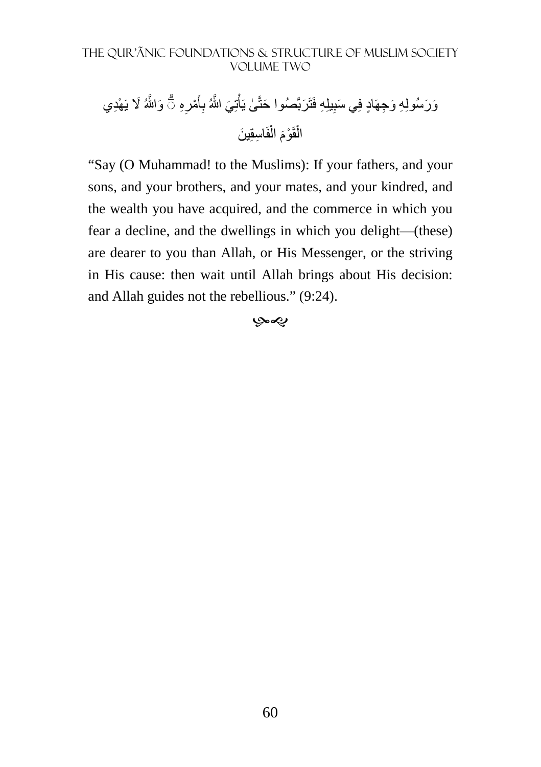وَرَسُولِهِ وَجِهَادٍ فِي سَبِيلِهِ فَتَرَبَّصُوا حَتَّىٰ يَأْتِيَ اللَّهُ بِأَمْرِهِ ۗ وَاللَّهُ لَا يَهْدِي الْقَوْمَ الْفَاسِقِينَ

"Say (O Muhammad! to the Muslims): If your fathers, and your sons, and your brothers, and your mates, and your kindred, and the wealth you have acquired, and the commerce in which you fear a decline, and the dwellings in which you delight—(these) are dearer to you than Allah, or His Messenger, or the striving in His cause: then wait until Allah brings about His decision: and Allah guides not the rebellious." (9:24).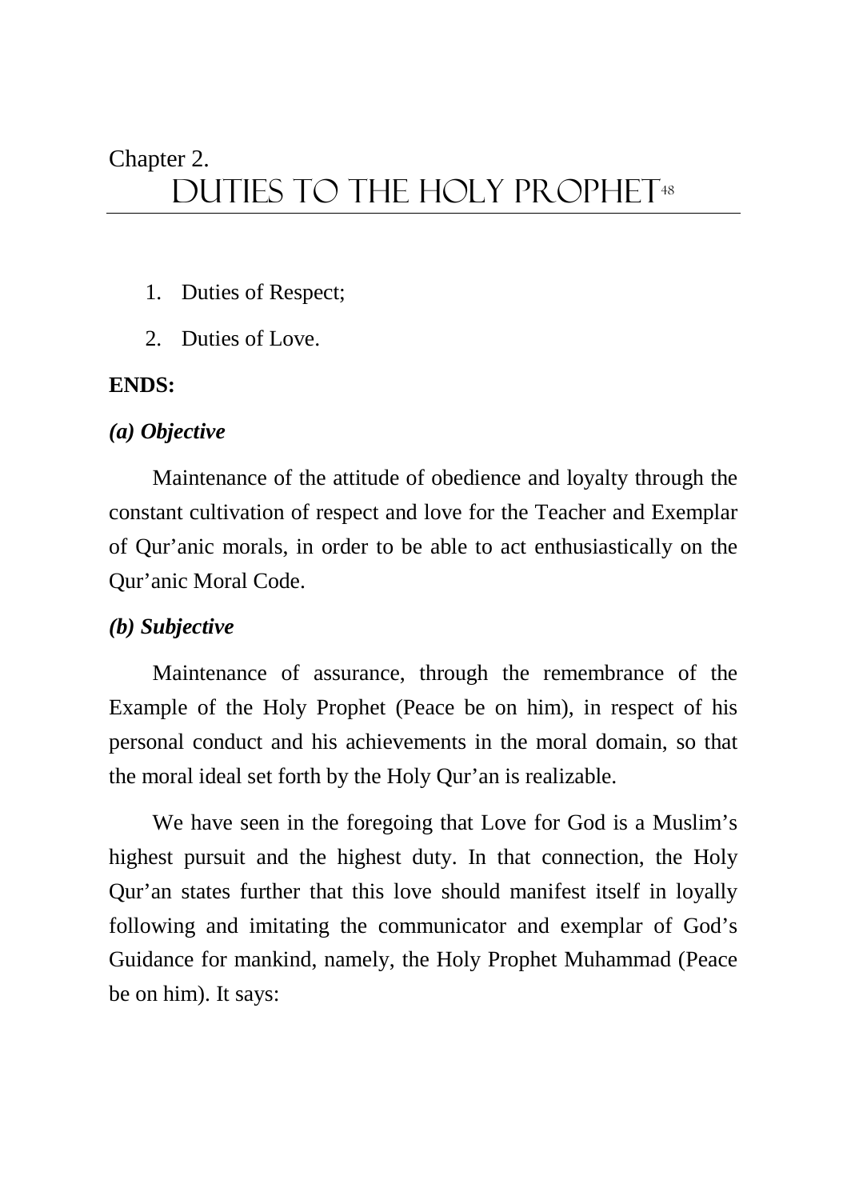Chapter 2.

# Duties to the Holy Prophet[48]

1. Duties of Respect;
2. Duties of Love.

**ENDS:**

***(a) Objective***

Maintenance of the attitude of obedience and loyalty through the constant cultivation of respect and love for the Teacher and Exemplar of Qur'anic morals, in order to be able to act enthusiastically on the Qur'anic Moral Code.

***(b) Subjective***

Maintenance of assurance, through the remembrance of the Example of the Holy Prophet (Peace be on him), in respect of his personal conduct and his achievements in the moral domain, so that the moral ideal set forth by the Holy Qur'an is realizable.

We have seen in the foregoing that Love for God is a Muslim's highest pursuit and the highest duty. In that connection, the Holy Qur'an states further that this love should manifest itself in loyally following and imitating the communicator and exemplar of God's Guidance for mankind, namely, the Holy Prophet Muhammad (Peace be on him). It says: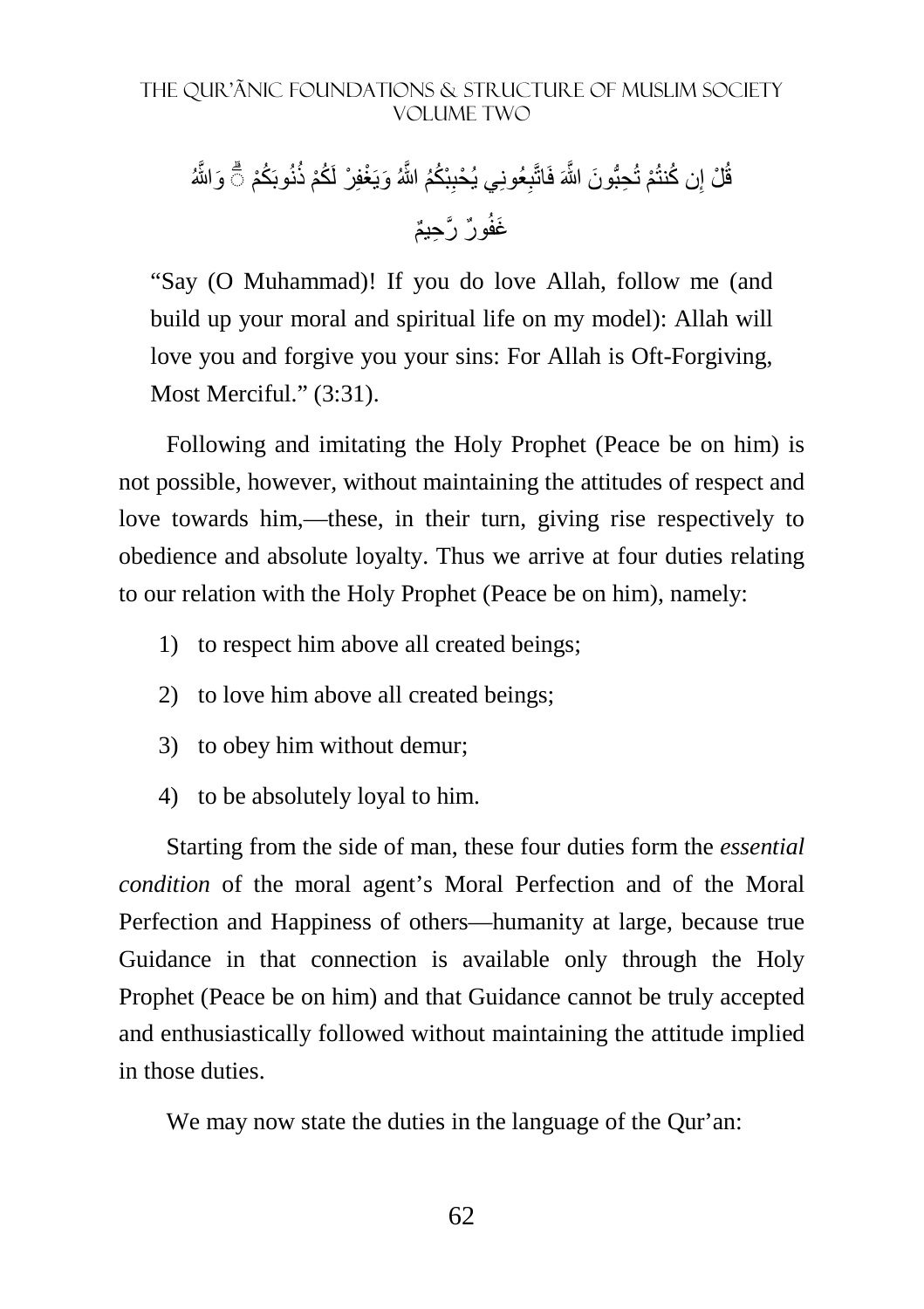قُلْ إِن كُنتُمْ تُحِبُّونَ اللَّهَ فَاتَّبِعُونِي يُحْبِبْكُمُ اللَّهُ وَيَغْفِرْ لَكُمْ ذُنُوبَكُمْ ۗ وَاللَّهُ غَفُورٌ رَّحِيمٌ

"Say (O Muhammad)! If you do love Allah, follow me (and build up your moral and spiritual life on my model): Allah will love you and forgive you your sins: For Allah is Oft-Forgiving, Most Merciful." (3:31).

Following and imitating the Holy Prophet (Peace be on him) is not possible, however, without maintaining the attitudes of respect and love towards him,—these, in their turn, giving rise respectively to obedience and absolute loyalty. Thus we arrive at four duties relating to our relation with the Holy Prophet (Peace be on him), namely:

1) to respect him above all created beings;
2) to love him above all created beings;
3) to obey him without demur;
4) to be absolutely loyal to him.

Starting from the side of man, these four duties form the *essential condition* of the moral agent's Moral Perfection and of the Moral Perfection and Happiness of others—humanity at large, because true Guidance in that connection is available only through the Holy Prophet (Peace be on him) and that Guidance cannot be truly accepted and enthusiastically followed without maintaining the attitude implied in those duties.

We may now state the duties in the language of the Qur'an: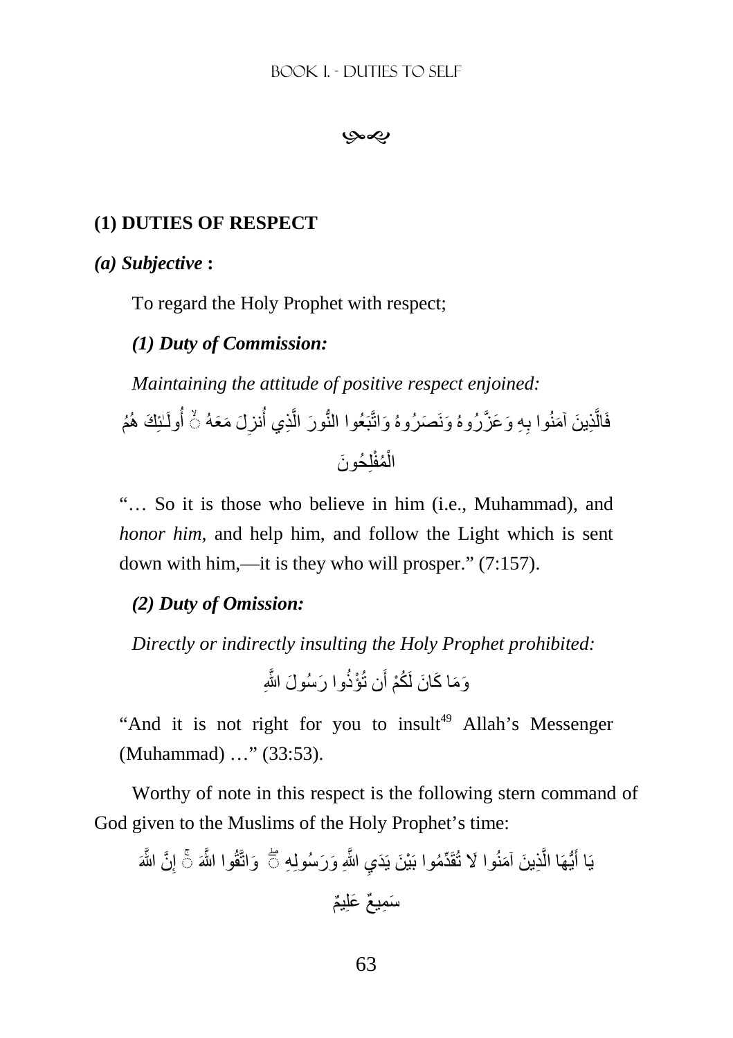## (1) DUTIES OF RESPECT

***(a) Subjective* :**

To regard the Holy Prophet with respect;

***(1) Duty of Commission:***

*Maintaining the attitude of positive respect enjoined:*

فَالَّذِينَ آمَنُوا بِهِ وَعَزَّرُوهُ وَنَصَرُوهُ وَاتَّبَعُوا النُّورَ الَّذِي أُنزِلَ مَعَهُ ۙ أُولَـٰئِكَ هُمُ الْمُفْلِحُونَ

"… So it is those who believe in him (i.e., Muhammad), and *honor him*, and help him, and follow the Light which is sent down with him,—it is they who will prosper." (7:157).

***(2) Duty of Omission:***

*Directly or indirectly insulting the Holy Prophet prohibited:*

وَمَا كَانَ لَكُمْ أَن تُؤْذُوا رَسُولَ اللَّهِ

"And it is not right for you to insult[49] Allah's Messenger (Muhammad) …" (33:53).

Worthy of note in this respect is the following stern command of God given to the Muslims of the Holy Prophet's time:

يَا أَيُّهَا الَّذِينَ آمَنُوا لَا تُقَدِّمُوا بَيْنَ يَدَيِ اللَّهِ وَرَسُولِهِ ۖ وَاتَّقُوا اللَّهَ ۚ إِنَّ اللَّهَ سَمِيعٌ عَلِيمٌ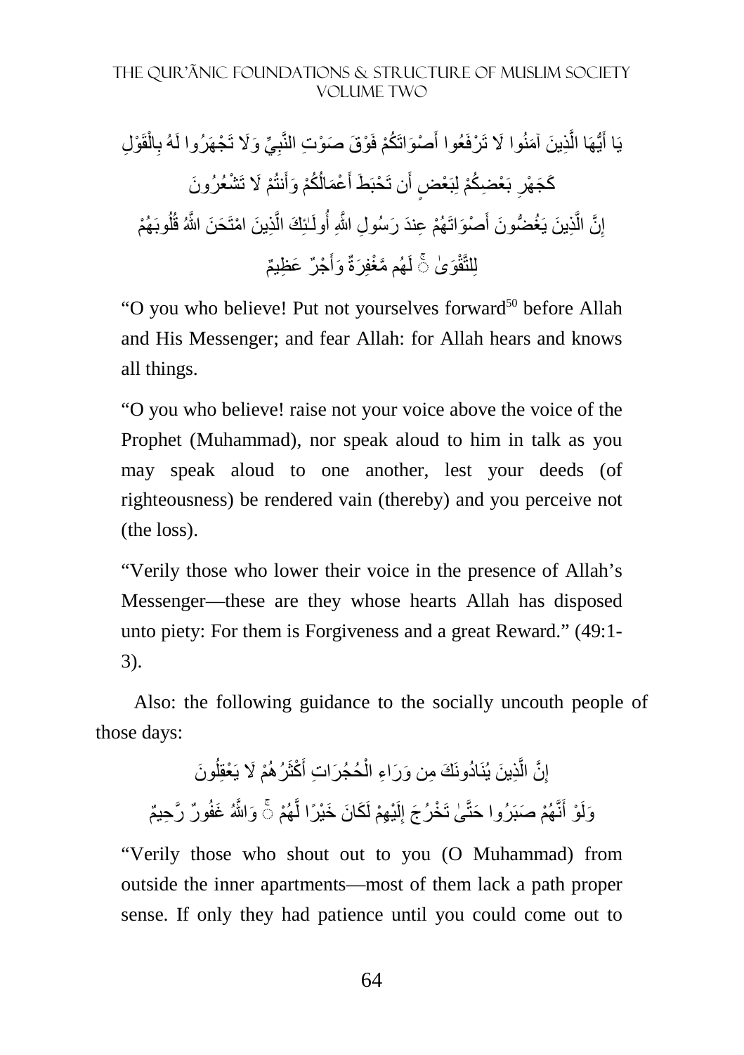يَا أَيُّهَا الَّذِينَ آمَنُوا لَا تَرْفَعُوا أَصْوَاتَكُمْ فَوْقَ صَوْتِ النَّبِيِّ وَلَا تَجْهَرُوا لَهُ بِالْقَوْلِ كَجَهْرِ بَعْضِكُمْ لِبَعْضٍ أَن تَحْبَطَ أَعْمَالُكُمْ وَأَنتُمْ لَا تَشْعُرُونَ

إِنَّ الَّذِينَ يَغُضُّونَ أَصْوَاتَهُمْ عِندَ رَسُولِ اللَّهِ أُولَـٰئِكَ الَّذِينَ امْتَحَنَ اللَّهُ قُلُوبَهُمْ لِلتَّقْوَىٰ ۚ لَهُم مَّغْفِرَةٌ وَأَجْرٌ عَظِيمٌ

"O you who believe! Put not yourselves forward[50] before Allah and His Messenger; and fear Allah: for Allah hears and knows all things.

"O you who believe! raise not your voice above the voice of the Prophet (Muhammad), nor speak aloud to him in talk as you may speak aloud to one another, lest your deeds (of righteousness) be rendered vain (thereby) and you perceive not (the loss).

"Verily those who lower their voice in the presence of Allah's Messenger—these are they whose hearts Allah has disposed unto piety: For them is Forgiveness and a great Reward." (49:1-3).

Also: the following guidance to the socially uncouth people of those days:

إِنَّ الَّذِينَ يُنَادُونَكَ مِن وَرَاءِ الْحُجُرَاتِ أَكْثَرُهُمْ لَا يَعْقِلُونَ

وَلَوْ أَنَّهُمْ صَبَرُوا حَتَّىٰ تَخْرُجَ إِلَيْهِمْ لَكَانَ خَيْرًا لَّهُمْ ۚ وَاللَّهُ غَفُورٌ رَّحِيمٌ

"Verily those who shout out to you (O Muhammad) from outside the inner apartments—most of them lack a path proper sense. If only they had patience until you could come out to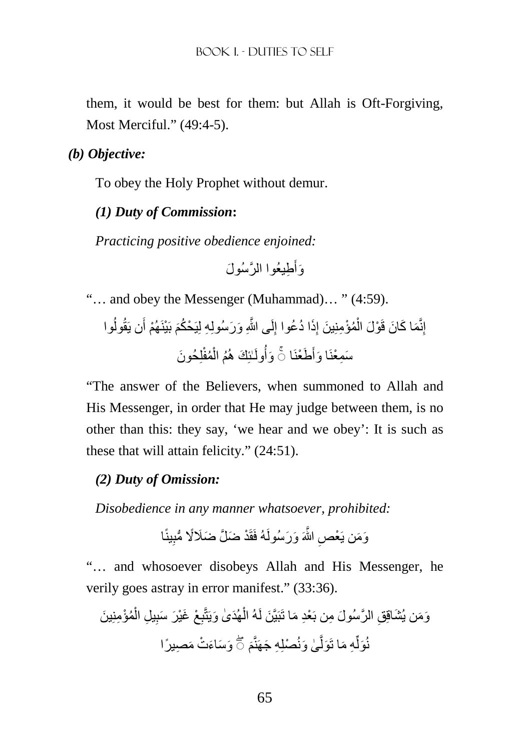them, it would be best for them: but Allah is Oft-Forgiving, Most Merciful." (49:4-5).

***(b) Objective:***

To obey the Holy Prophet without demur.

***(1) Duty of Commission*:**

*Practicing positive obedience enjoined:*

وَأَطِيعُوا الرَّسُولَ

"… and obey the Messenger (Muhammad)… " (4:59).

إِنَّمَا كَانَ قَوْلَ الْمُؤْمِنِينَ إِذَا دُعُوا إِلَى اللَّهِ وَرَسُولِهِ لِيَحْكُمَ بَيْنَهُمْ أَن يَقُولُوا سَمِعْنَا وَأَطَعْنَا ۚ وَأُولَـٰئِكَ هُمُ الْمُفْلِحُونَ

"The answer of the Believers, when summoned to Allah and His Messenger, in order that He may judge between them, is no other than this: they say, 'we hear and we obey': It is such as these that will attain felicity." (24:51).

***(2) Duty of Omission:***

*Disobedience in any manner whatsoever, prohibited:*

وَمَن يَعْصِ اللَّهَ وَرَسُولَهُ فَقَدْ ضَلَّ ضَلَالًا مُّبِينًا

"… and whosoever disobeys Allah and His Messenger, he verily goes astray in error manifest." (33:36).

وَمَن يُشَاقِقِ الرَّسُولَ مِن بَعْدِ مَا تَبَيَّنَ لَهُ الْهُدَىٰ وَيَتَّبِعْ غَيْرَ سَبِيلِ الْمُؤْمِنِينَ نُوَلِّهِ مَا تَوَلَّىٰ وَنُصْلِهِ جَهَنَّمَ ۖ وَسَاءَتْ مَصِيرًا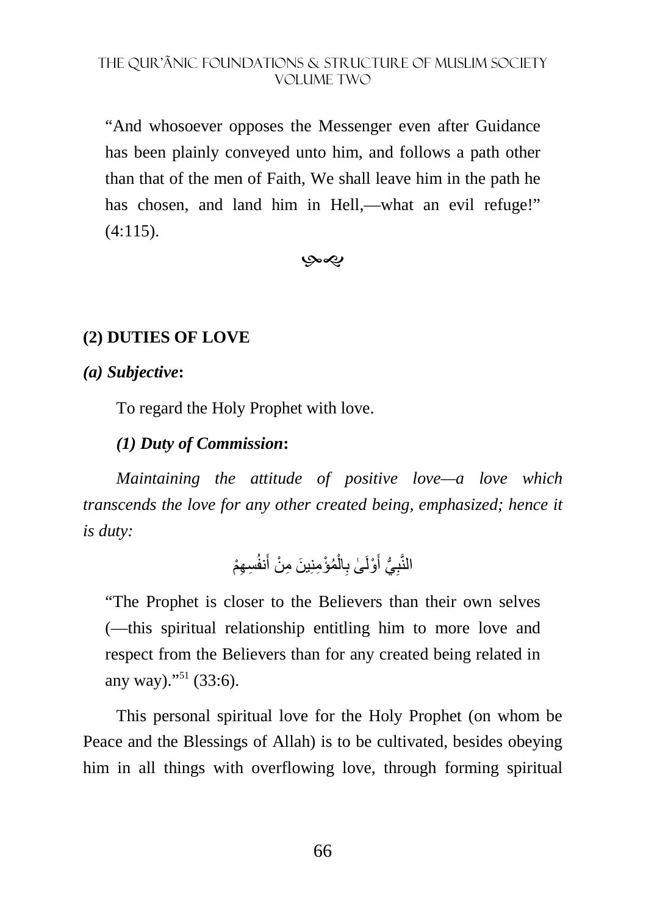“And whosoever opposes the Messenger even after Guidance has been plainly conveyed unto him, and follows a path other than that of the men of Faith, We shall leave him in the path he has chosen, and land him in Hell,—what an evil refuge!” (4:115).

### (2) DUTIES OF LOVE

***(a) Subjective*:**

To regard the Holy Prophet with love.

***(1) Duty of Commission*:**

*Maintaining the attitude of positive love—a love which transcends the love for any other created being, emphasized; hence it is duty:*

النَّبِيُّ أَوْلَىٰ بِالْمُؤْمِنِينَ مِنْ أَنفُسِهِمْ

“The Prophet is closer to the Believers than their own selves (—this spiritual relationship entitling him to more love and respect from the Believers than for any created being related in any way).”[51] (33:6).

This personal spiritual love for the Holy Prophet (on whom be Peace and the Blessings of Allah) is to be cultivated, besides obeying him in all things with overflowing love, through forming spiritual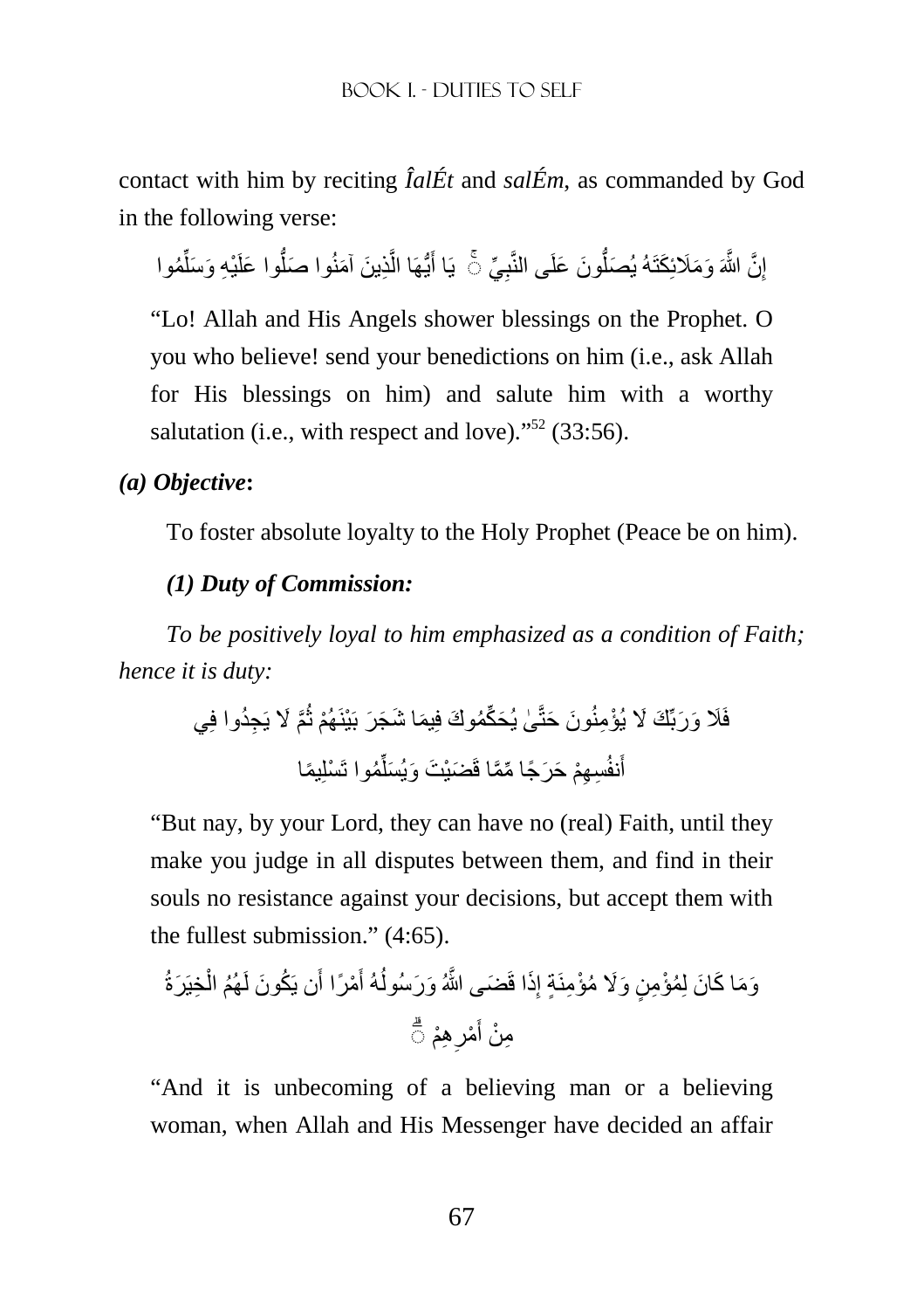contact with him by reciting *ÎalÉt* and *salÉm*, as commanded by God in the following verse:

إِنَّ اللَّهَ وَمَلَائِكَتَهُ يُصَلُّونَ عَلَى النَّبِيِّ ۚ يَا أَيُّهَا الَّذِينَ آمَنُوا صَلُّوا عَلَيْهِ وَسَلِّمُوا

"Lo! Allah and His Angels shower blessings on the Prophet. O you who believe! send your benedictions on him (i.e., ask Allah for His blessings on him) and salute him with a worthy salutation (i.e., with respect and love)."[52] (33:56).

***(a) Objective*:**

To foster absolute loyalty to the Holy Prophet (Peace be on him).

***(1) Duty of Commission:***

*To be positively loyal to him emphasized as a condition of Faith; hence it is duty:*

فَلَا وَرَبِّكَ لَا يُؤْمِنُونَ حَتَّىٰ يُحَكِّمُوكَ فِيمَا شَجَرَ بَيْنَهُمْ ثُمَّ لَا يَجِدُوا فِي أَنفُسِهِمْ حَرَجًا مِّمَّا قَضَيْتَ وَيُسَلِّمُوا تَسْلِيمًا

"But nay, by your Lord, they can have no (real) Faith, until they make you judge in all disputes between them, and find in their souls no resistance against your decisions, but accept them with the fullest submission." (4:65).

وَمَا كَانَ لِمُؤْمِنٍ وَلَا مُؤْمِنَةٍ إِذَا قَضَى اللَّهُ وَرَسُولُهُ أَمْرًا أَن يَكُونَ لَهُمُ الْخِيَرَةُ مِنْ أَمْرِهِمْ ۗ

"And it is unbecoming of a believing man or a believing woman, when Allah and His Messenger have decided an affair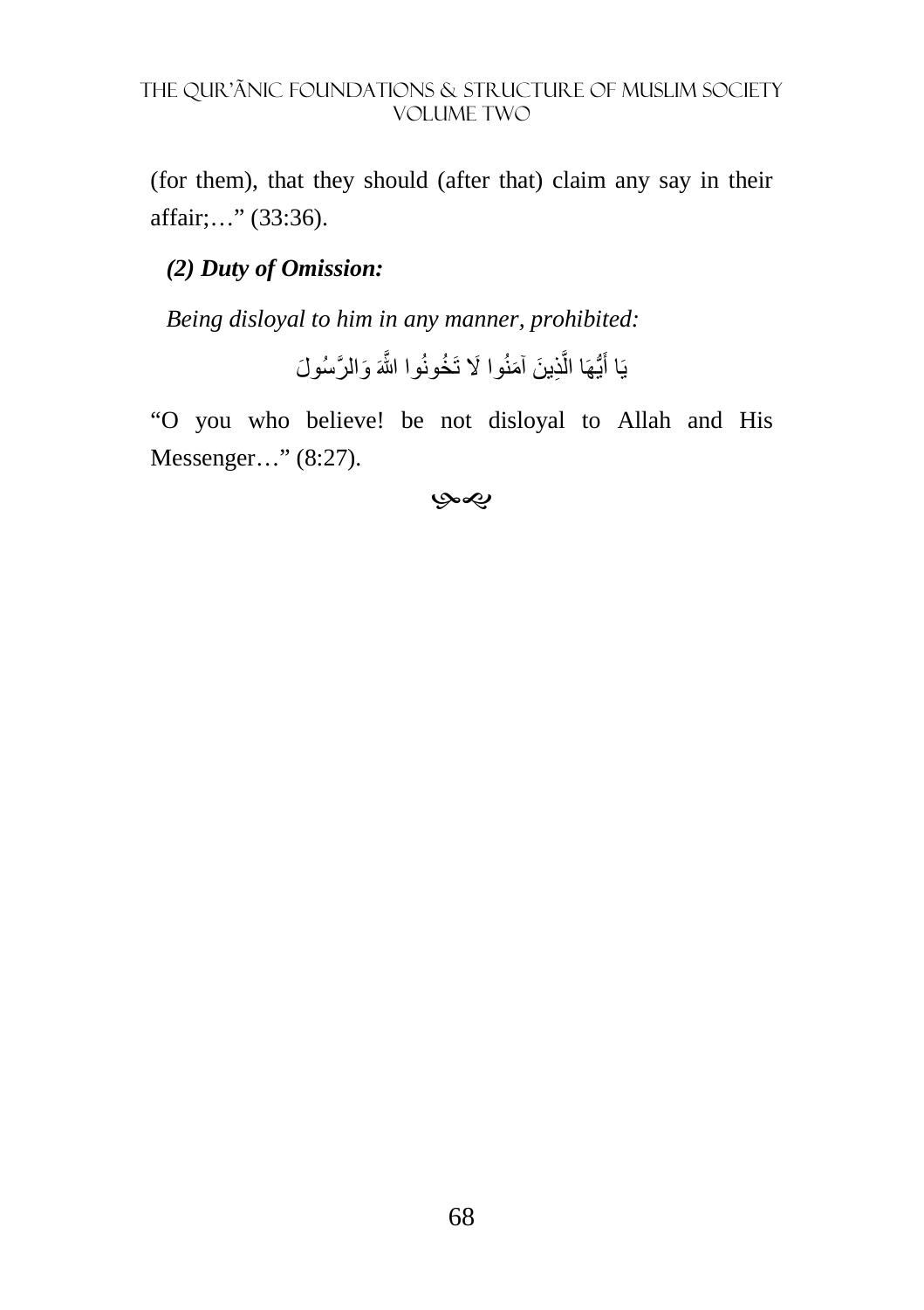(for them), that they should (after that) claim any say in their affair;…" (33:36).

*(2) Duty of Omission:*

*Being disloyal to him in any manner, prohibited:*

يَا أَيُّهَا الَّذِينَ آمَنُوا لَا تَخُونُوا اللَّهَ وَالرَّسُولَ

"O you who believe! be not disloyal to Allah and His Messenger…" (8:27).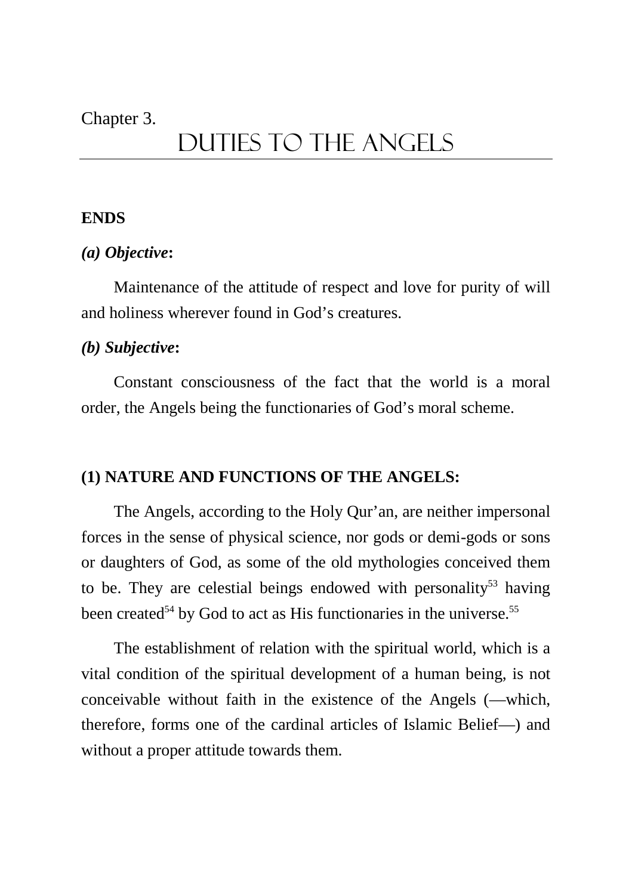Chapter 3.

# DUTIES TO THE ANGELS

**ENDS**

***(a) Objective*:**

Maintenance of the attitude of respect and love for purity of will and holiness wherever found in God's creatures.

***(b) Subjective*:**

Constant consciousness of the fact that the world is a moral order, the Angels being the functionaries of God's moral scheme.

## (1) NATURE AND FUNCTIONS OF THE ANGELS:

The Angels, according to the Holy Qur'an, are neither impersonal forces in the sense of physical science, nor gods or demi-gods or sons or daughters of God, as some of the old mythologies conceived them to be. They are celestial beings endowed with personality[53] having been created[54] by God to act as His functionaries in the universe.[55]

The establishment of relation with the spiritual world, which is a vital condition of the spiritual development of a human being, is not conceivable without faith in the existence of the Angels (—which, therefore, forms one of the cardinal articles of Islamic Belief—) and without a proper attitude towards them.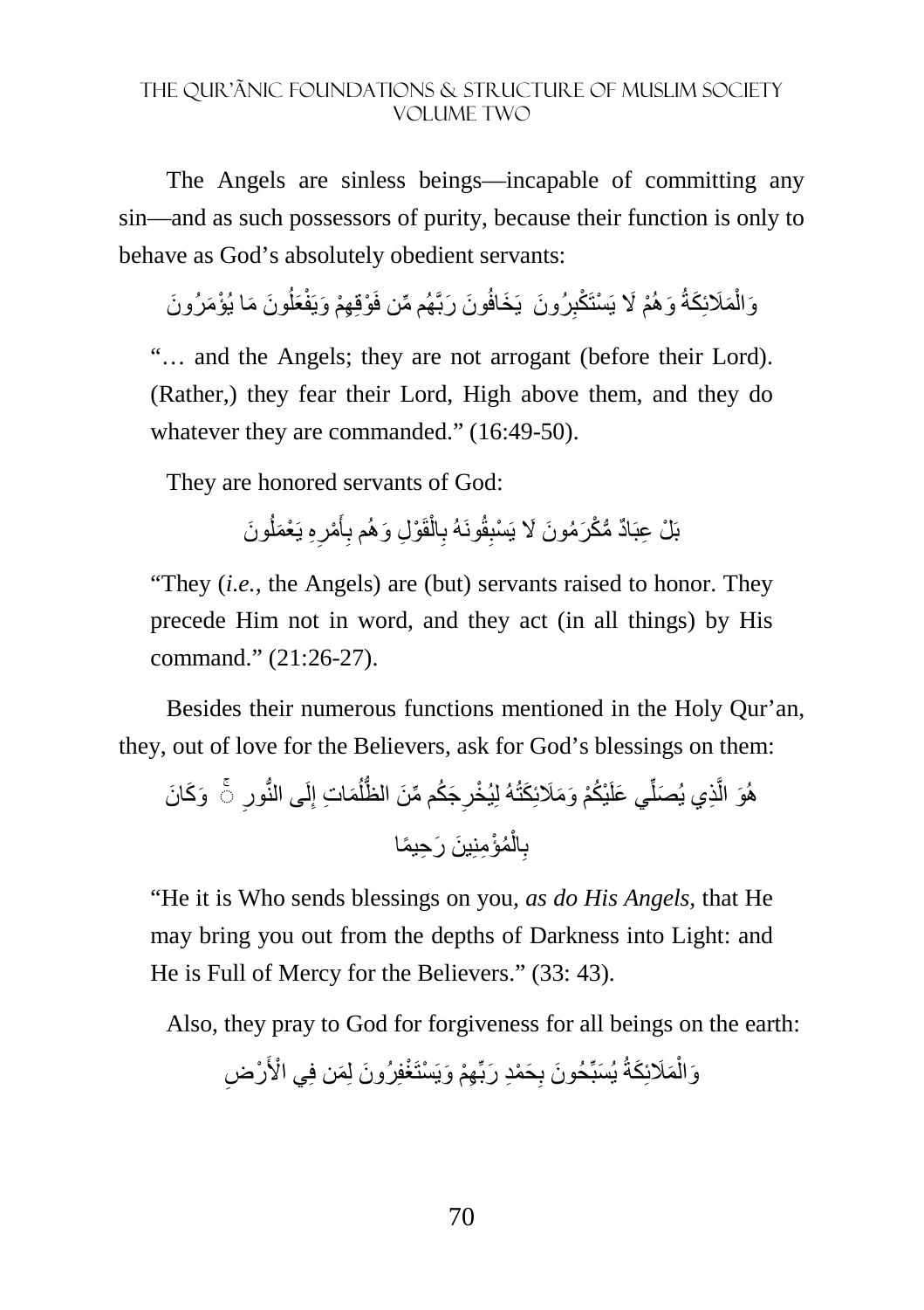The Angels are sinless beings—incapable of committing any sin—and as such possessors of purity, because their function is only to behave as God's absolutely obedient servants:

وَالْمَلَائِكَةُ وَهُمْ لَا يَسْتَكْبِرُونَ يَخَافُونَ رَبَّهُم مِّن فَوْقِهِمْ وَيَفْعَلُونَ مَا يُؤْمَرُونَ

"… and the Angels; they are not arrogant (before their Lord). (Rather,) they fear their Lord, High above them, and they do whatever they are commanded." (16:49-50).

They are honored servants of God:

بَلْ عِبَادٌ مُّكْرَمُونَ لَا يَسْبِقُونَهُ بِالْقَوْلِ وَهُم بِأَمْرِهِ يَعْمَلُونَ

"They (*i.e.*, the Angels) are (but) servants raised to honor. They precede Him not in word, and they act (in all things) by His command." (21:26-27).

Besides their numerous functions mentioned in the Holy Qur'an, they, out of love for the Believers, ask for God's blessings on them:

هُوَ الَّذِي يُصَلِّي عَلَيْكُمْ وَمَلَائِكَتُهُ لِيُخْرِجَكُم مِّنَ الظُّلُمَاتِ إِلَى النُّورِ ۚ وَكَانَ بِالْمُؤْمِنِينَ رَحِيمًا

"He it is Who sends blessings on you, *as do His Angels*, that He may bring you out from the depths of Darkness into Light: and He is Full of Mercy for the Believers." (33: 43).

Also, they pray to God for forgiveness for all beings on the earth:

وَالْمَلَائِكَةُ يُسَبِّحُونَ بِحَمْدِ رَبِّهِمْ وَيَسْتَغْفِرُونَ لِمَن فِي الْأَرْضِ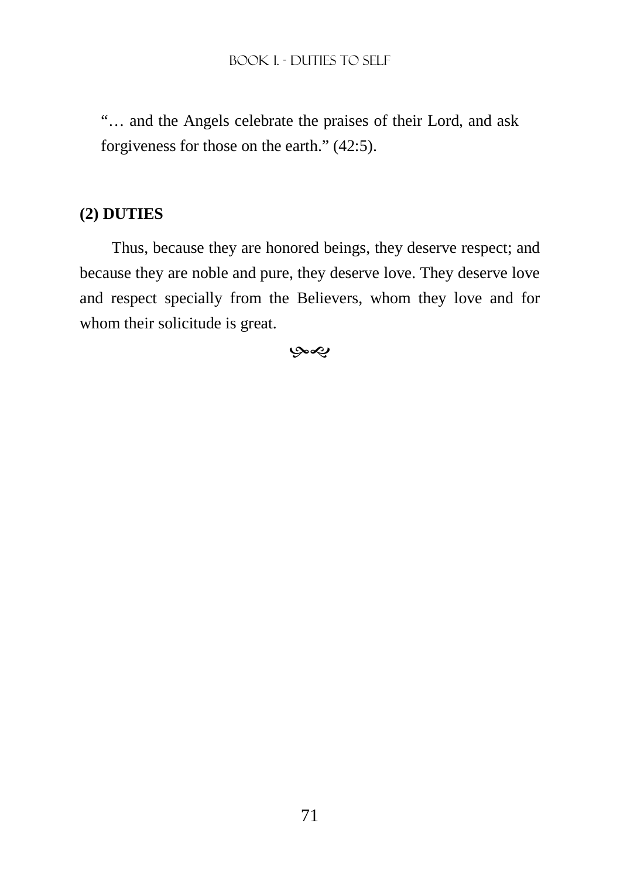"… and the Angels celebrate the praises of their Lord, and ask forgiveness for those on the earth." (42:5).

**(2) DUTIES**

Thus, because they are honored beings, they deserve respect; and because they are noble and pure, they deserve love. They deserve love and respect specially from the Believers, whom they love and for whom their solicitude is great.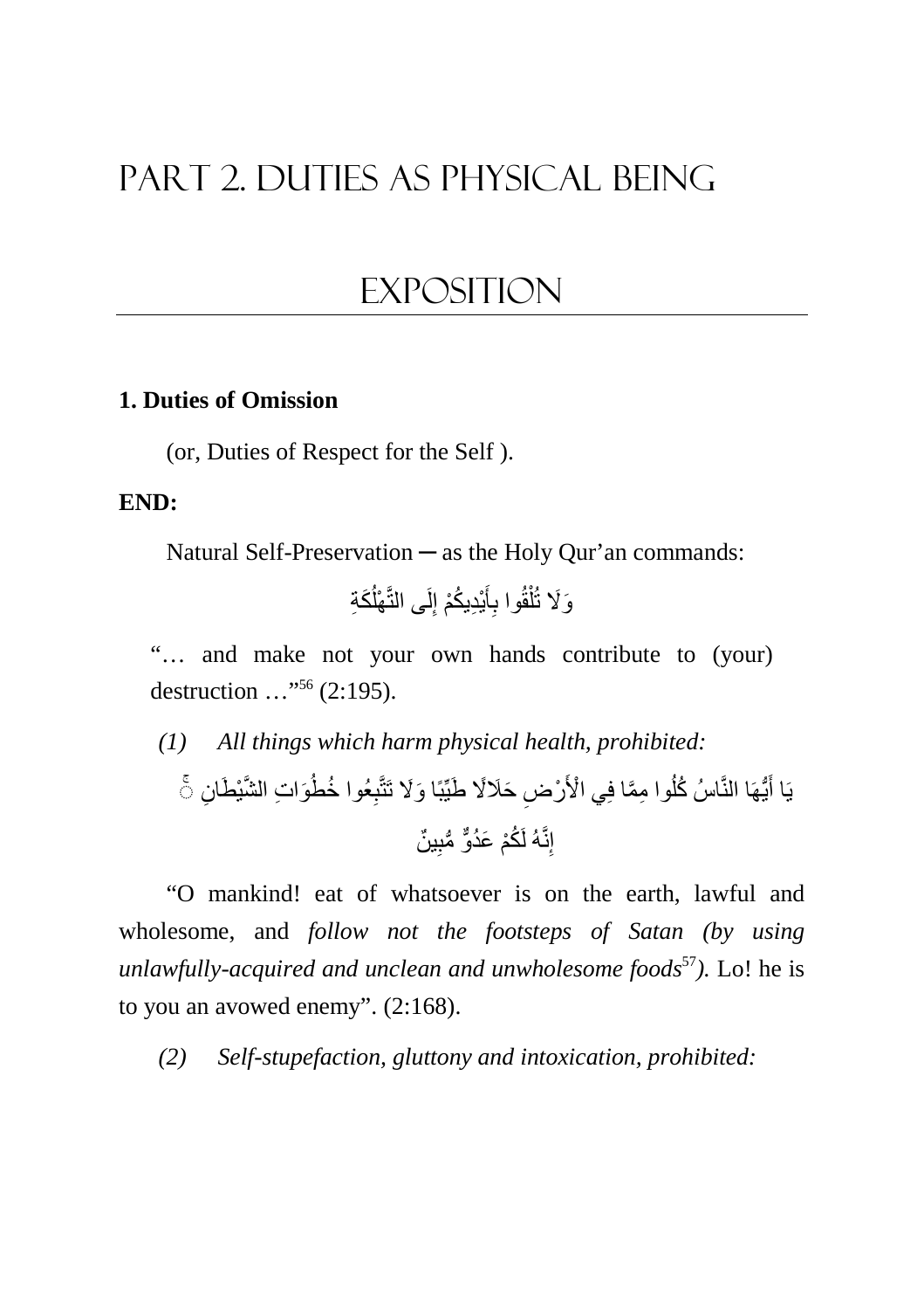# PART 2. DUTIES AS PHYSICAL BEING

## EXPOSITION

**1. Duties of Omission**

(or, Duties of Respect for the Self ).

**END:**

Natural Self-Preservation ─ as the Holy Qur'an commands:

وَلَا تُلْقُوا بِأَيْدِيكُمْ إِلَى التَّهْلُكَةِ

"… and make not your own hands contribute to (your) destruction …"[56] (2:195).

*(1) All things which harm physical health, prohibited:*

يَا أَيُّهَا النَّاسُ كُلُوا مِمَّا فِي الْأَرْضِ حَلَالًا طَيِّبًا وَلَا تَتَّبِعُوا خُطُوَاتِ الشَّيْطَانِ ۚ إِنَّهُ لَكُمْ عَدُوٌّ مُّبِينٌ

"O mankind! eat of whatsoever is on the earth, lawful and wholesome, and *follow not the footsteps of Satan (by using unlawfully-acquired and unclean and unwholesome foods*[57]*).* Lo! he is to you an avowed enemy". (2:168).

*(2) Self-stupefaction, gluttony and intoxication, prohibited:*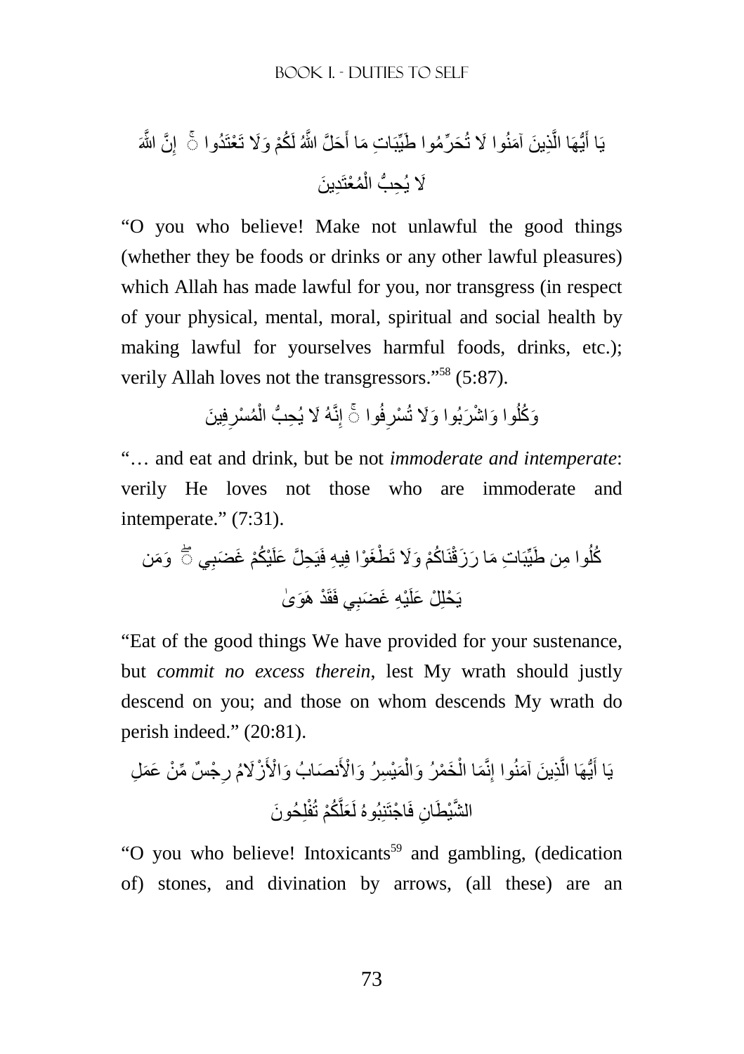يَا أَيُّهَا الَّذِينَ آمَنُوا لَا تُحَرِّمُوا طَيِّبَاتِ مَا أَحَلَّ اللَّهُ لَكُمْ وَلَا تَعْتَدُوا ۚ إِنَّ اللَّهَ لَا يُحِبُّ الْمُعْتَدِينَ

"O you who believe! Make not unlawful the good things (whether they be foods or drinks or any other lawful pleasures) which Allah has made lawful for you, nor transgress (in respect of your physical, mental, moral, spiritual and social health by making lawful for yourselves harmful foods, drinks, etc.); verily Allah loves not the transgressors."[58] (5:87).

وَكُلُوا وَاشْرَبُوا وَلَا تُسْرِفُوا ۚ إِنَّهُ لَا يُحِبُّ الْمُسْرِفِينَ

"… and eat and drink, but be not *immoderate and intemperate*: verily He loves not those who are immoderate and intemperate." (7:31).

كُلُوا مِن طَيِّبَاتِ مَا رَزَقْنَاكُمْ وَلَا تَطْغَوْا فِيهِ فَيَحِلَّ عَلَيْكُمْ غَضَبِي ۖ وَمَن يَحْلِلْ عَلَيْهِ غَضَبِي فَقَدْ هَوَىٰ

"Eat of the good things We have provided for your sustenance, but *commit no excess therein*, lest My wrath should justly descend on you; and those on whom descends My wrath do perish indeed." (20:81).

يَا أَيُّهَا الَّذِينَ آمَنُوا إِنَّمَا الْخَمْرُ وَالْمَيْسِرُ وَالْأَنصَابُ وَالْأَزْلَامُ رِجْسٌ مِّنْ عَمَلِ الشَّيْطَانِ فَاجْتَنِبُوهُ لَعَلَّكُمْ تُفْلِحُونَ

"O you who believe! Intoxicants[59] and gambling, (dedication of) stones, and divination by arrows, (all these) are an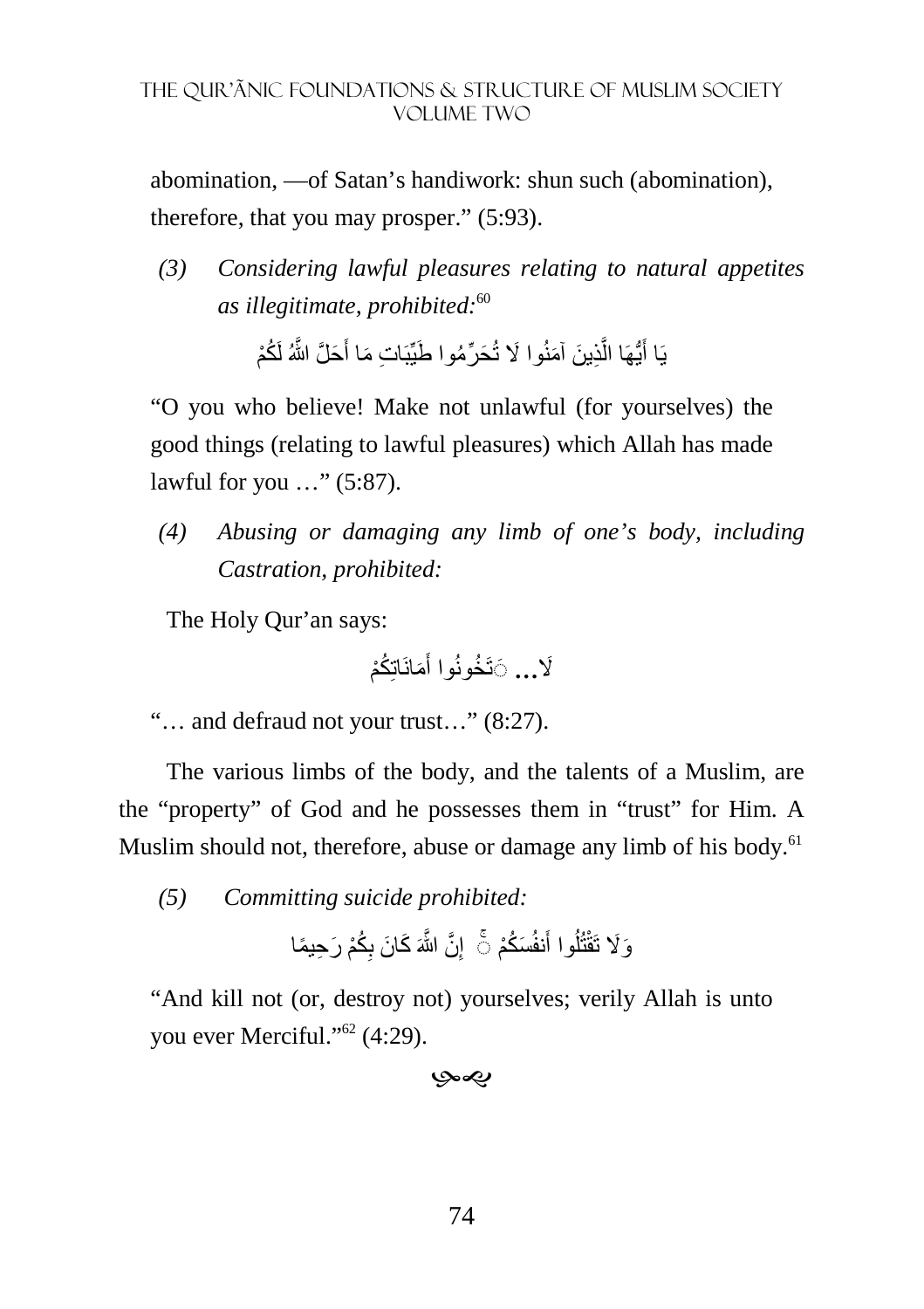abomination, —of Satan's handiwork: shun such (abomination), therefore, that you may prosper." (5:93).

*(3) Considering lawful pleasures relating to natural appetites as illegitimate, prohibited:*[60]

يَا أَيُّهَا الَّذِينَ آمَنُوا لَا تُحَرِّمُوا طَيِّبَاتِ مَا أَحَلَّ اللَّهُ لَكُمْ

"O you who believe! Make not unlawful (for yourselves) the good things (relating to lawful pleasures) which Allah has made lawful for you …" (5:87).

*(4) Abusing or damaging any limb of one's body, including Castration, prohibited:*

The Holy Qur'an says:

لَا... تَخُونُوا أَمَانَاتِكُمْ

"… and defraud not your trust…" (8:27).

The various limbs of the body, and the talents of a Muslim, are the "property" of God and he possesses them in "trust" for Him. A Muslim should not, therefore, abuse or damage any limb of his body.[61]

*(5) Committing suicide prohibited:*

وَلَا تَقْتُلُوا أَنفُسَكُمْ ۚ إِنَّ اللَّهَ كَانَ بِكُمْ رَحِيمًا

"And kill not (or, destroy not) yourselves; verily Allah is unto you ever Merciful."[62] (4:29).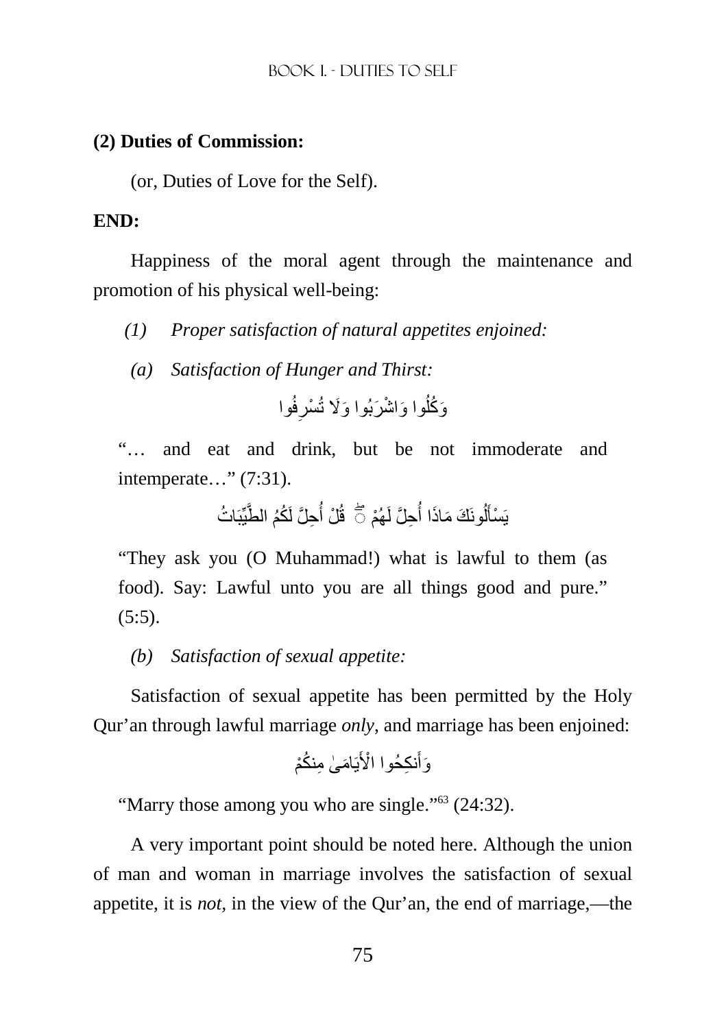**(2) Duties of Commission:**

(or, Duties of Love for the Self).

**END:**

Happiness of the moral agent through the maintenance and promotion of his physical well-being:

*(1) Proper satisfaction of natural appetites enjoined:*

*(a) Satisfaction of Hunger and Thirst:*

وَكُلُوا وَاشْرَبُوا وَلَا تُسْرِفُوا

"… and eat and drink, but be not immoderate and intemperate…" (7:31).

يَسْأَلُونَكَ مَاذَا أُحِلَّ لَهُمْ ۖ قُلْ أُحِلَّ لَكُمُ الطَّيِّبَاتُ

"They ask you (O Muhammad!) what is lawful to them (as food). Say: Lawful unto you are all things good and pure." (5:5).

*(b) Satisfaction of sexual appetite:*

Satisfaction of sexual appetite has been permitted by the Holy Qur'an through lawful marriage *only*, and marriage has been enjoined:

وَأَنكِحُوا الْأَيَامَىٰ مِنكُمْ

"Marry those among you who are single."[63] (24:32).

A very important point should be noted here. Although the union of man and woman in marriage involves the satisfaction of sexual appetite, it is *not*, in the view of the Qur'an, the end of marriage,—the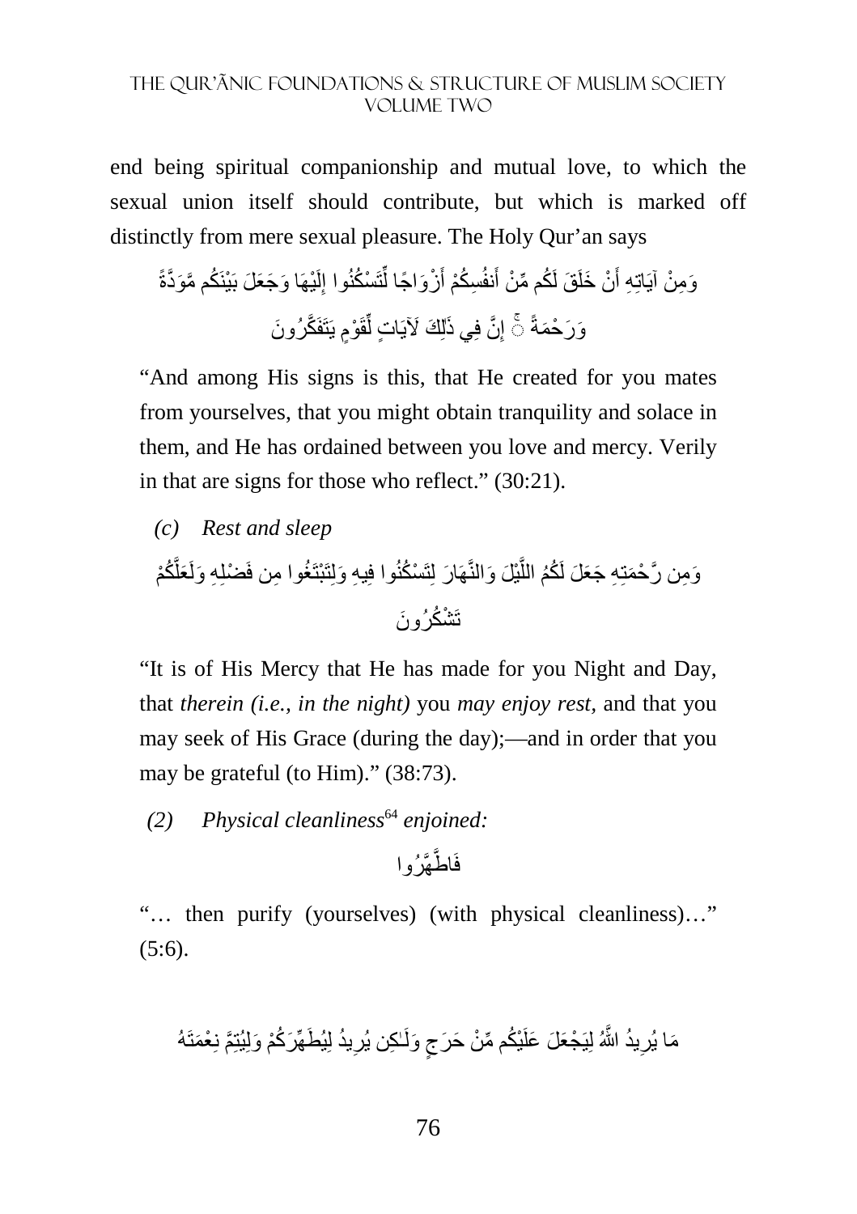end being spiritual companionship and mutual love, to which the sexual union itself should contribute, but which is marked off distinctly from mere sexual pleasure. The Holy Qur'an says

وَمِنْ آيَاتِهِ أَنْ خَلَقَ لَكُم مِّنْ أَنفُسِكُمْ أَزْوَاجًا لِّتَسْكُنُوا إِلَيْهَا وَجَعَلَ بَيْنَكُم مَّوَدَّةً وَرَحْمَةً ۚ إِنَّ فِي ذَٰلِكَ لَآيَاتٍ لِّقَوْمٍ يَتَفَكَّرُونَ

"And among His signs is this, that He created for you mates from yourselves, that you might obtain tranquility and solace in them, and He has ordained between you love and mercy. Verily in that are signs for those who reflect." (30:21).

*(c) Rest and sleep*

وَمِن رَّحْمَتِهِ جَعَلَ لَكُمُ اللَّيْلَ وَالنَّهَارَ لِتَسْكُنُوا فِيهِ وَلِتَبْتَغُوا مِن فَضْلِهِ وَلَعَلَّكُمْ تَشْكُرُونَ

"It is of His Mercy that He has made for you Night and Day, that *therein (i.e., in the night)* you *may enjoy rest*, and that you may seek of His Grace (during the day);—and in order that you may be grateful (to Him)." (38:73).

*(2) Physical cleanliness*[64] *enjoined:*

فَاطَّهَّرُوا

"… then purify (yourselves) (with physical cleanliness)…" (5:6).

مَا يُرِيدُ اللَّهُ لِيَجْعَلَ عَلَيْكُم مِّنْ حَرَجٍ وَلَـٰكِن يُرِيدُ لِيُطَهِّرَكُمْ وَلِيُتِمَّ نِعْمَتَهُ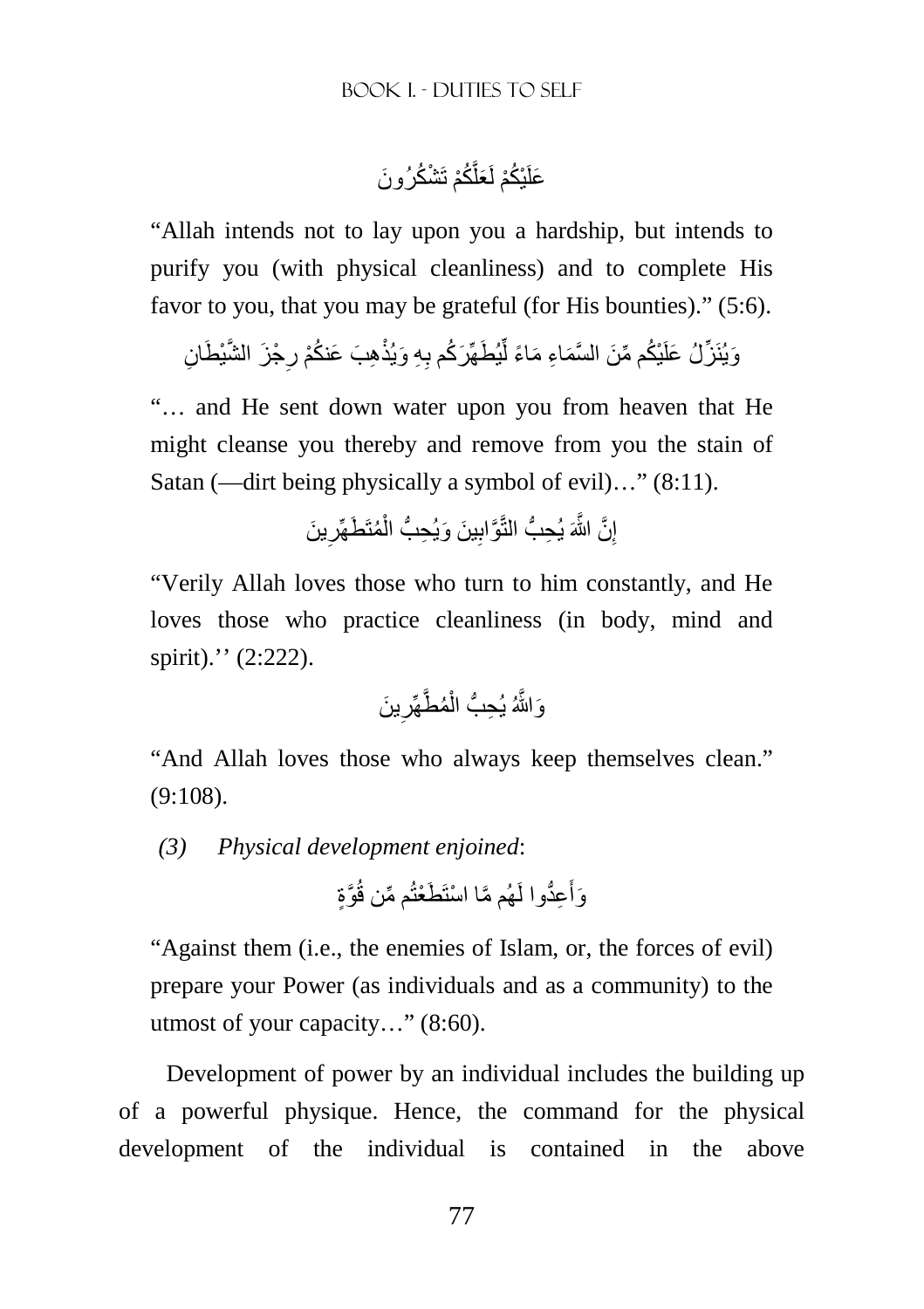عَلَيْكُمْ لَعَلَّكُمْ تَشْكُرُونَ

"Allah intends not to lay upon you a hardship, but intends to purify you (with physical cleanliness) and to complete His favor to you, that you may be grateful (for His bounties)." (5:6).

وَيُنَزِّلُ عَلَيْكُم مِّنَ السَّمَاءِ مَاءً لِّيُطَهِّرَكُم بِهِ وَيُذْهِبَ عَنكُمْ رِجْزَ الشَّيْطَانِ

"… and He sent down water upon you from heaven that He might cleanse you thereby and remove from you the stain of Satan (—dirt being physically a symbol of evil)…" (8:11).

إِنَّ اللَّهَ يُحِبُّ التَّوَّابِينَ وَيُحِبُّ الْمُتَطَهِّرِينَ

"Verily Allah loves those who turn to him constantly, and He loves those who practice cleanliness (in body, mind and spirit).'' (2:222).

وَاللَّهُ يُحِبُّ الْمُطَّهِّرِينَ

"And Allah loves those who always keep themselves clean." (9:108).

*(3) Physical development enjoined*:

وَأَعِدُّوا لَهُم مَّا اسْتَطَعْتُم مِّن قُوَّةٍ

"Against them (i.e., the enemies of Islam, or, the forces of evil) prepare your Power (as individuals and as a community) to the utmost of your capacity…" (8:60).

Development of power by an individual includes the building up of a powerful physique. Hence, the command for the physical development of the individual is contained in the above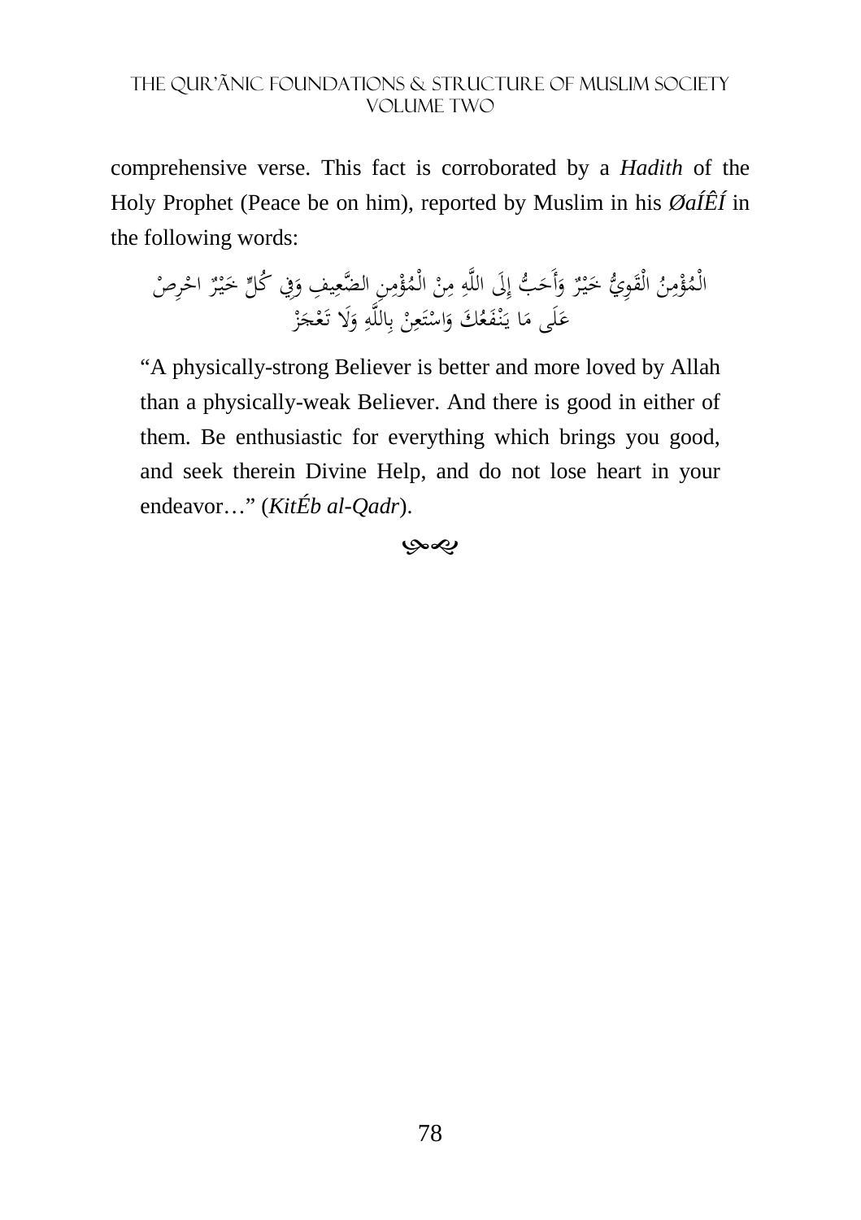comprehensive verse. This fact is corroborated by a *Hadith* of the Holy Prophet (Peace be on him), reported by Muslim in his *ØaÍÊÍ* in the following words:

الْمُؤْمِنُ الْقَوِيُّ خَيْرٌ وَأَحَبُّ إِلَى اللَّهِ مِنْ الْمُؤْمِنِ الضَّعِيفِ وَفِي كُلٍّ خَيْرٌ احْرِصْ عَلَى مَا يَنْفَعُكَ وَاسْتَعِنْ بِاللَّهِ وَلَا تَعْجَزْ

> "A physically-strong Believer is better and more loved by Allah than a physically-weak Believer. And there is good in either of them. Be enthusiastic for everything which brings you good, and seek therein Divine Help, and do not lose heart in your endeavor…" (*KitÉb al-Qadr*).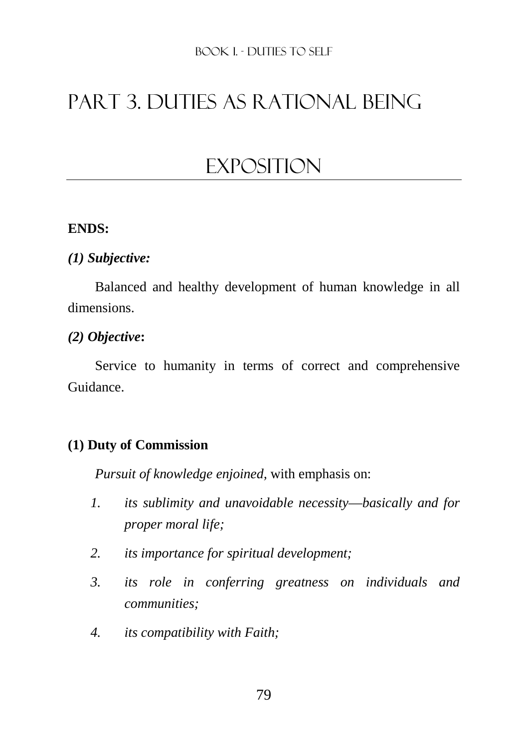# PART 3. DUTIES AS RATIONAL BEING

## EXPOSITION

**ENDS:**

***(1) Subjective:***

Balanced and healthy development of human knowledge in all dimensions.

***(2) Objective*:**

Service to humanity in terms of correct and comprehensive Guidance.

**(1) Duty of Commission**

*Pursuit of knowledge enjoined*, with emphasis on:

1. *its sublimity and unavoidable necessity—basically and for proper moral life;*
2. *its importance for spiritual development;*
3. *its role in conferring greatness on individuals and communities;*
4. *its compatibility with Faith;*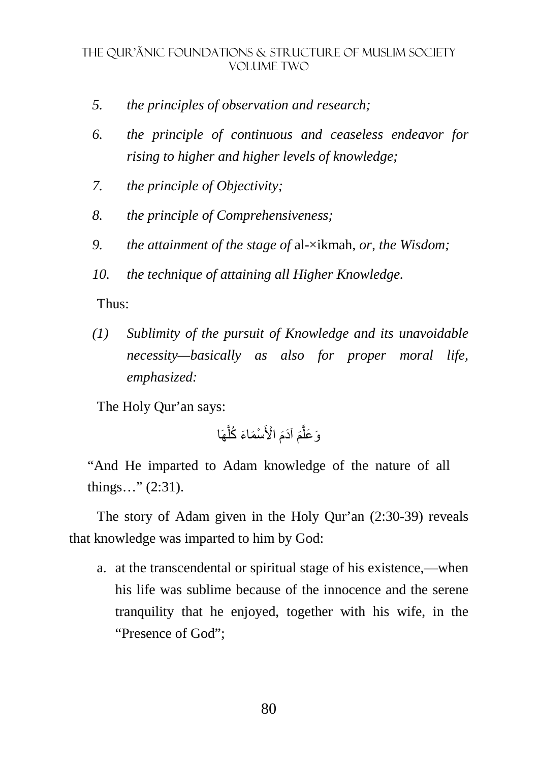5. *the principles of observation and research;*

6. *the principle of continuous and ceaseless endeavor for rising to higher and higher levels of knowledge;*

7. *the principle of Objectivity;*

8. *the principle of Comprehensiveness;*

9. *the attainment of the stage of* al-×ikmah*, or, the Wisdom;*

10. *the technique of attaining all Higher Knowledge.*

Thus:

*(1) Sublimity of the pursuit of Knowledge and its unavoidable necessity—basically as also for proper moral life, emphasized:*

The Holy Qur'an says:

وَعَلَّمَ آدَمَ الْأَسْمَاءَ كُلَّهَا

"And He imparted to Adam knowledge of the nature of all things…" (2:31).

The story of Adam given in the Holy Qur'an (2:30-39) reveals that knowledge was imparted to him by God:

a. at the transcendental or spiritual stage of his existence,—when his life was sublime because of the innocence and the serene tranquility that he enjoyed, together with his wife, in the "Presence of God";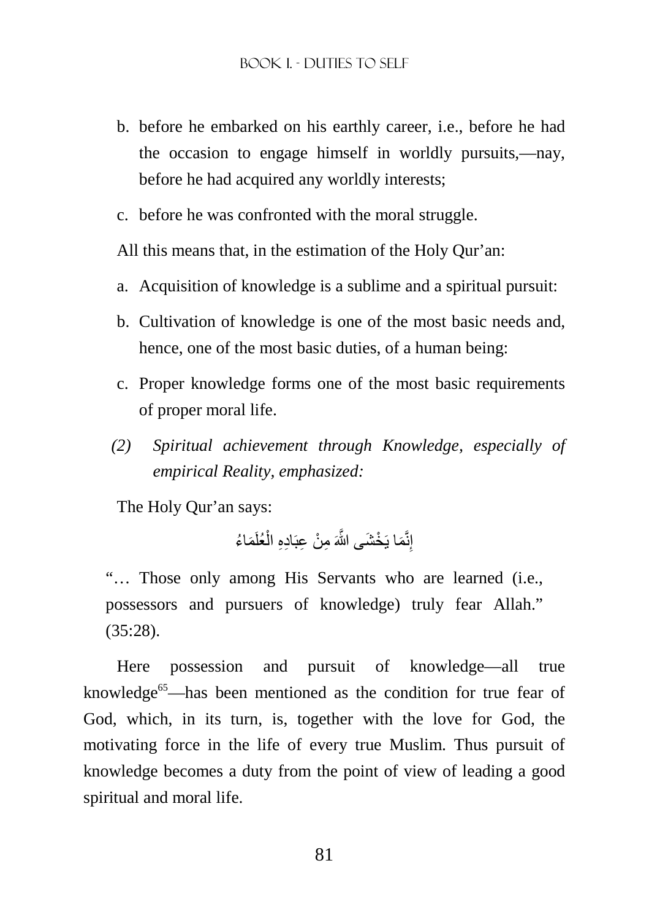b. before he embarked on his earthly career, i.e., before he had the occasion to engage himself in worldly pursuits,—nay, before he had acquired any worldly interests;

c. before he was confronted with the moral struggle.

All this means that, in the estimation of the Holy Qur'an:

a. Acquisition of knowledge is a sublime and a spiritual pursuit:

b. Cultivation of knowledge is one of the most basic needs and, hence, one of the most basic duties, of a human being:

c. Proper knowledge forms one of the most basic requirements of proper moral life.

(2) *Spiritual achievement through Knowledge, especially of empirical Reality, emphasized:*

The Holy Qur'an says:

إِنَّمَا يَخْشَى اللَّهَ مِنْ عِبَادِهِ الْعُلَمَاءُ

"… Those only among His Servants who are learned (i.e., possessors and pursuers of knowledge) truly fear Allah." (35:28).

Here possession and pursuit of knowledge—all true knowledge[65]—has been mentioned as the condition for true fear of God, which, in its turn, is, together with the love for God, the motivating force in the life of every true Muslim. Thus pursuit of knowledge becomes a duty from the point of view of leading a good spiritual and moral life.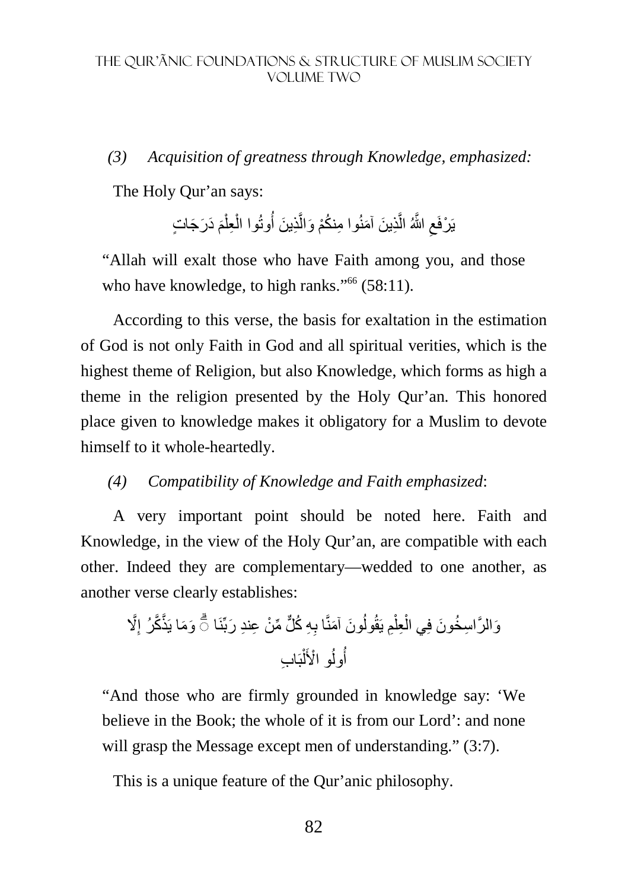*(3) Acquisition of greatness through Knowledge, emphasized:*

The Holy Qur'an says:

يَرْفَعِ اللَّهُ الَّذِينَ آمَنُوا مِنكُمْ وَالَّذِينَ أُوتُوا الْعِلْمَ دَرَجَاتٍ

"Allah will exalt those who have Faith among you, and those who have knowledge, to high ranks."[66] (58:11).

According to this verse, the basis for exaltation in the estimation of God is not only Faith in God and all spiritual verities, which is the highest theme of Religion, but also Knowledge, which forms as high a theme in the religion presented by the Holy Qur'an. This honored place given to knowledge makes it obligatory for a Muslim to devote himself to it whole-heartedly.

*(4) Compatibility of Knowledge and Faith emphasized*:

A very important point should be noted here. Faith and Knowledge, in the view of the Holy Qur'an, are compatible with each other. Indeed they are complementary—wedded to one another, as another verse clearly establishes:

وَالرَّاسِخُونَ فِي الْعِلْمِ يَقُولُونَ آمَنَّا بِهِ كُلٌّ مِّنْ عِندِ رَبِّنَا ۗ وَمَا يَذَّكَّرُ إِلَّا أُولُو الْأَلْبَابِ

"And those who are firmly grounded in knowledge say: 'We believe in the Book; the whole of it is from our Lord': and none will grasp the Message except men of understanding." (3:7).

This is a unique feature of the Qur'anic philosophy.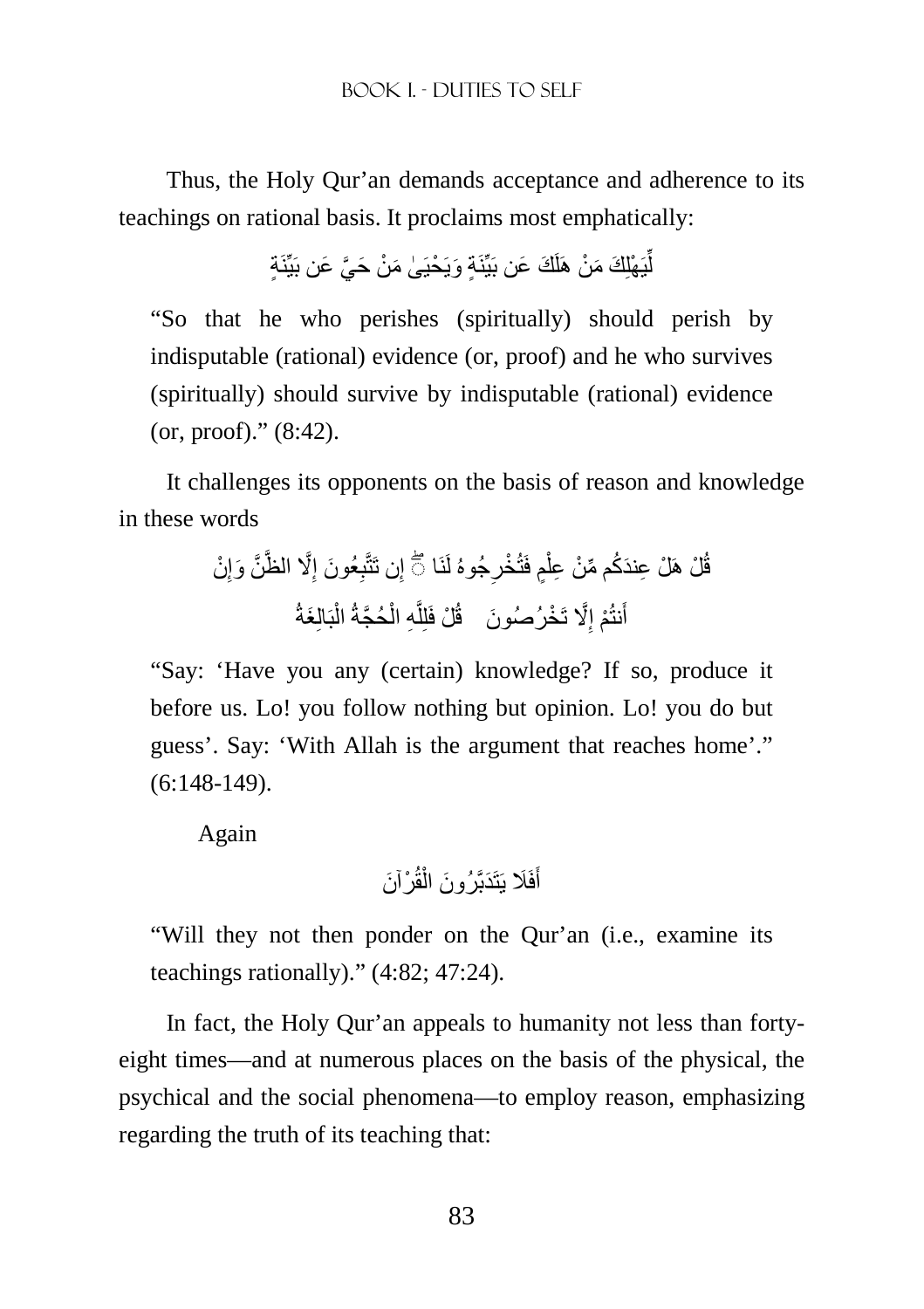Thus, the Holy Qur’an demands acceptance and adherence to its teachings on rational basis. It proclaims most emphatically:

لِّيَهْلِكَ مَنْ هَلَكَ عَن بَيِّنَةٍ وَيَحْيَىٰ مَنْ حَيَّ عَن بَيِّنَةٍ

“So that he who perishes (spiritually) should perish by indisputable (rational) evidence (or, proof) and he who survives (spiritually) should survive by indisputable (rational) evidence (or, proof).” (8:42).

It challenges its opponents on the basis of reason and knowledge in these words

قُلْ هَلْ عِندَكُم مِّنْ عِلْمٍ فَتُخْرِجُوهُ لَنَا ۖ إِن تَتَّبِعُونَ إِلَّا الظَّنَّ وَإِنْ أَنتُمْ إِلَّا تَخْرُصُونَ قُلْ فَلِلَّهِ الْحُجَّةُ الْبَالِغَةُ

“Say: ‘Have you any (certain) knowledge? If so, produce it before us. Lo! you follow nothing but opinion. Lo! you do but guess’. Say: ‘With Allah is the argument that reaches home’.” (6:148-149).

Again

أَفَلَا يَتَدَبَّرُونَ الْقُرْآنَ

“Will they not then ponder on the Qur’an (i.e., examine its teachings rationally).” (4:82; 47:24).

In fact, the Holy Qur’an appeals to humanity not less than forty-eight times—and at numerous places on the basis of the physical, the psychical and the social phenomena—to employ reason, emphasizing regarding the truth of its teaching that: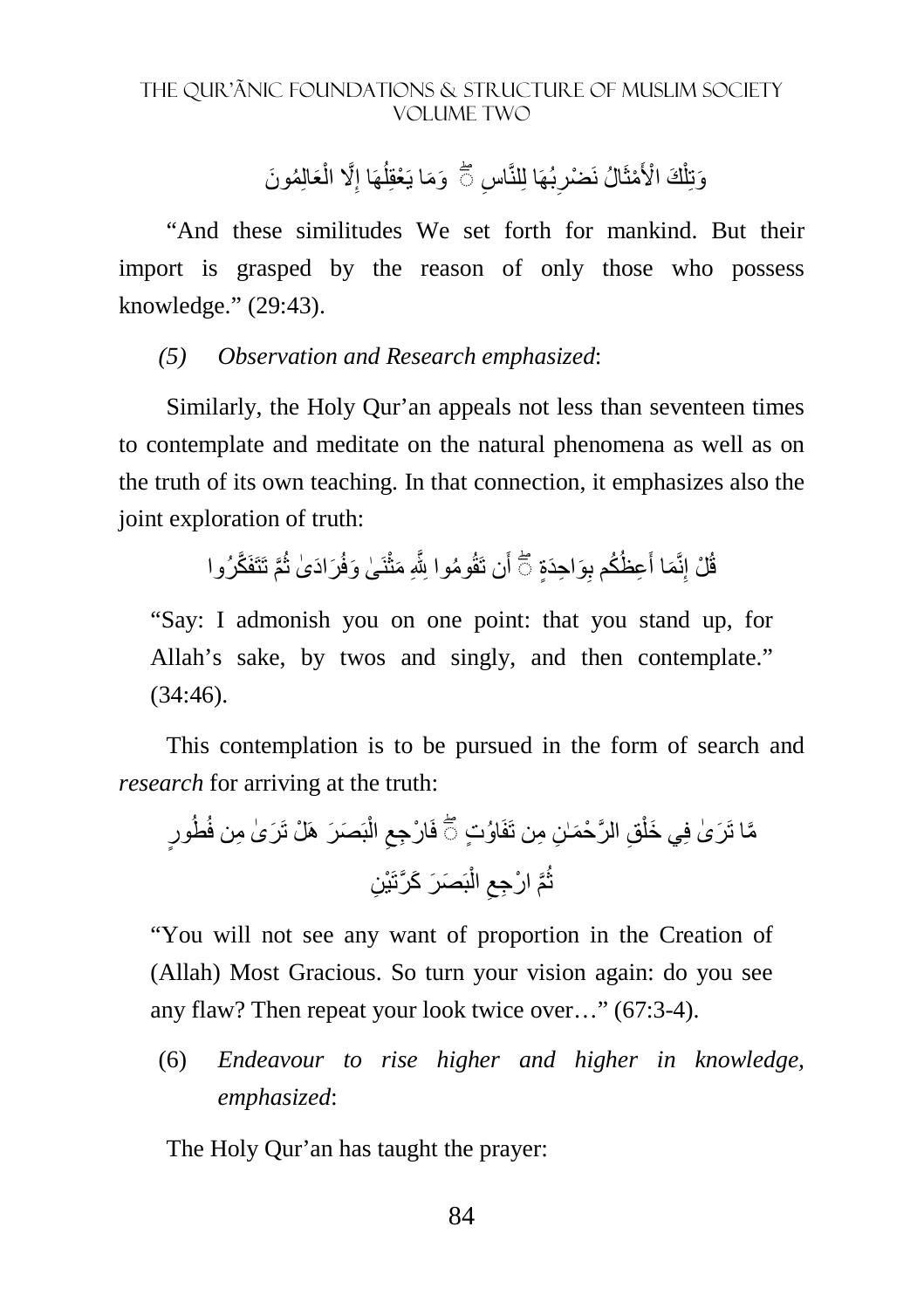وَتِلْكَ الْأَمْثَالُ نَضْرِبُهَا لِلنَّاسِ ۖ وَمَا يَعْقِلُهَا إِلَّا الْعَالِمُونَ

"And these similitudes We set forth for mankind. But their import is grasped by the reason of only those who possess knowledge." (29:43).

*(5) Observation and Research emphasized*:

Similarly, the Holy Qur'an appeals not less than seventeen times to contemplate and meditate on the natural phenomena as well as on the truth of its own teaching. In that connection, it emphasizes also the joint exploration of truth:

قُلْ إِنَّمَا أَعِظُكُم بِوَاحِدَةٍ ۖ أَن تَقُومُوا لِلَّهِ مَثْنَىٰ وَفُرَادَىٰ ثُمَّ تَتَفَكَّرُوا

"Say: I admonish you on one point: that you stand up, for Allah's sake, by twos and singly, and then contemplate." (34:46).

This contemplation is to be pursued in the form of search and *research* for arriving at the truth:

مَّا تَرَىٰ فِي خَلْقِ الرَّحْمَٰنِ مِن تَفَاوُتٍ ۖ فَارْجِعِ الْبَصَرَ هَلْ تَرَىٰ مِن فُطُورٍ ثُمَّ ارْجِعِ الْبَصَرَ كَرَّتَيْنِ

"You will not see any want of proportion in the Creation of (Allah) Most Gracious. So turn your vision again: do you see any flaw? Then repeat your look twice over…" (67:3-4).

(6) *Endeavour to rise higher and higher in knowledge, emphasized*:

The Holy Qur'an has taught the prayer: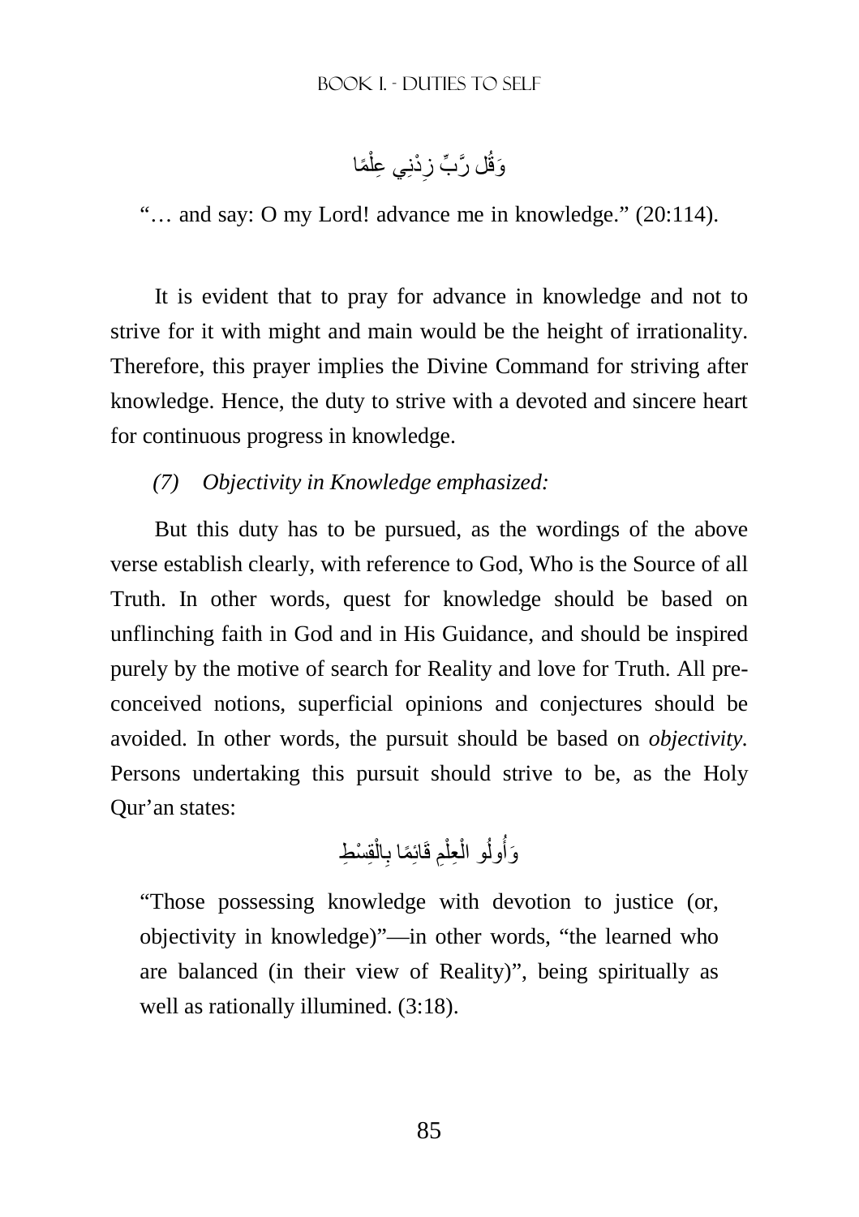وَقُل رَّبِّ زِدْنِي عِلْمًا

"… and say: O my Lord! advance me in knowledge." (20:114).

It is evident that to pray for advance in knowledge and not to strive for it with might and main would be the height of irrationality. Therefore, this prayer implies the Divine Command for striving after knowledge. Hence, the duty to strive with a devoted and sincere heart for continuous progress in knowledge.

*(7) Objectivity in Knowledge emphasized:*

But this duty has to be pursued, as the wordings of the above verse establish clearly, with reference to God, Who is the Source of all Truth. In other words, quest for knowledge should be based on unflinching faith in God and in His Guidance, and should be inspired purely by the motive of search for Reality and love for Truth. All pre-conceived notions, superficial opinions and conjectures should be avoided. In other words, the pursuit should be based on *objectivity.* Persons undertaking this pursuit should strive to be, as the Holy Qur'an states:

وَأُولُو الْعِلْمِ قَائِمًا بِالْقِسْطِ

"Those possessing knowledge with devotion to justice (or, objectivity in knowledge)"—in other words, "the learned who are balanced (in their view of Reality)", being spiritually as well as rationally illumined. (3:18).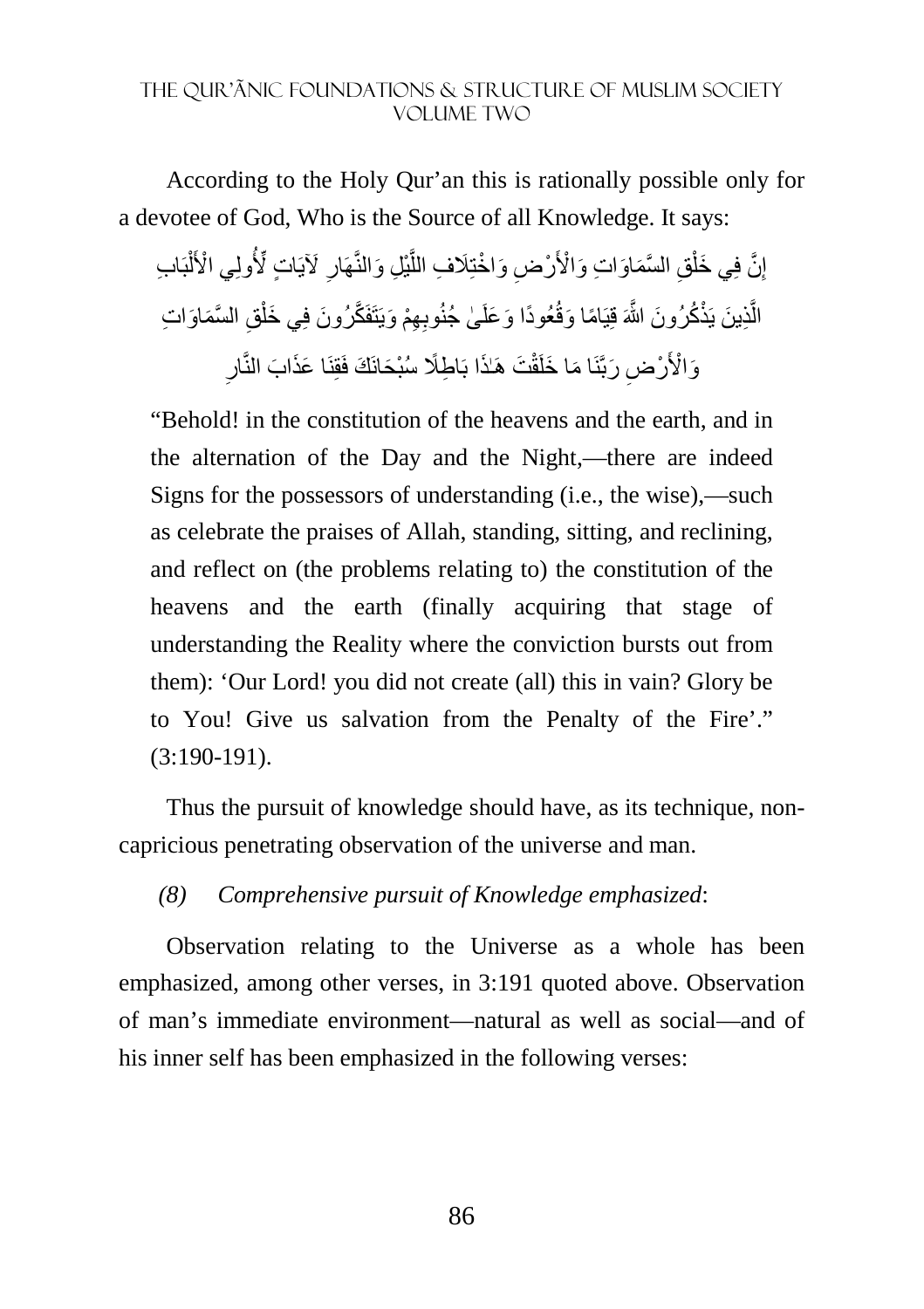According to the Holy Qur'an this is rationally possible only for a devotee of God, Who is the Source of all Knowledge. It says:

إِنَّ فِي خَلْقِ السَّمَاوَاتِ وَالْأَرْضِ وَاخْتِلَافِ اللَّيْلِ وَالنَّهَارِ لَآيَاتٍ لِّأُولِي الْأَلْبَابِ الَّذِينَ يَذْكُرُونَ اللَّهَ قِيَامًا وَقُعُودًا وَعَلَىٰ جُنُوبِهِمْ وَيَتَفَكَّرُونَ فِي خَلْقِ السَّمَاوَاتِ وَالْأَرْضِ رَبَّنَا مَا خَلَقْتَ هَٰذَا بَاطِلًا سُبْحَانَكَ فَقِنَا عَذَابَ النَّارِ

> "Behold! in the constitution of the heavens and the earth, and in the alternation of the Day and the Night,—there are indeed Signs for the possessors of understanding (i.e., the wise),—such as celebrate the praises of Allah, standing, sitting, and reclining, and reflect on (the problems relating to) the constitution of the heavens and the earth (finally acquiring that stage of understanding the Reality where the conviction bursts out from them): 'Our Lord! you did not create (all) this in vain? Glory be to You! Give us salvation from the Penalty of the Fire'." (3:190-191).

Thus the pursuit of knowledge should have, as its technique, non-capricious penetrating observation of the universe and man.

*(8) Comprehensive pursuit of Knowledge emphasized*:

Observation relating to the Universe as a whole has been emphasized, among other verses, in 3:191 quoted above. Observation of man's immediate environment—natural as well as social—and of his inner self has been emphasized in the following verses: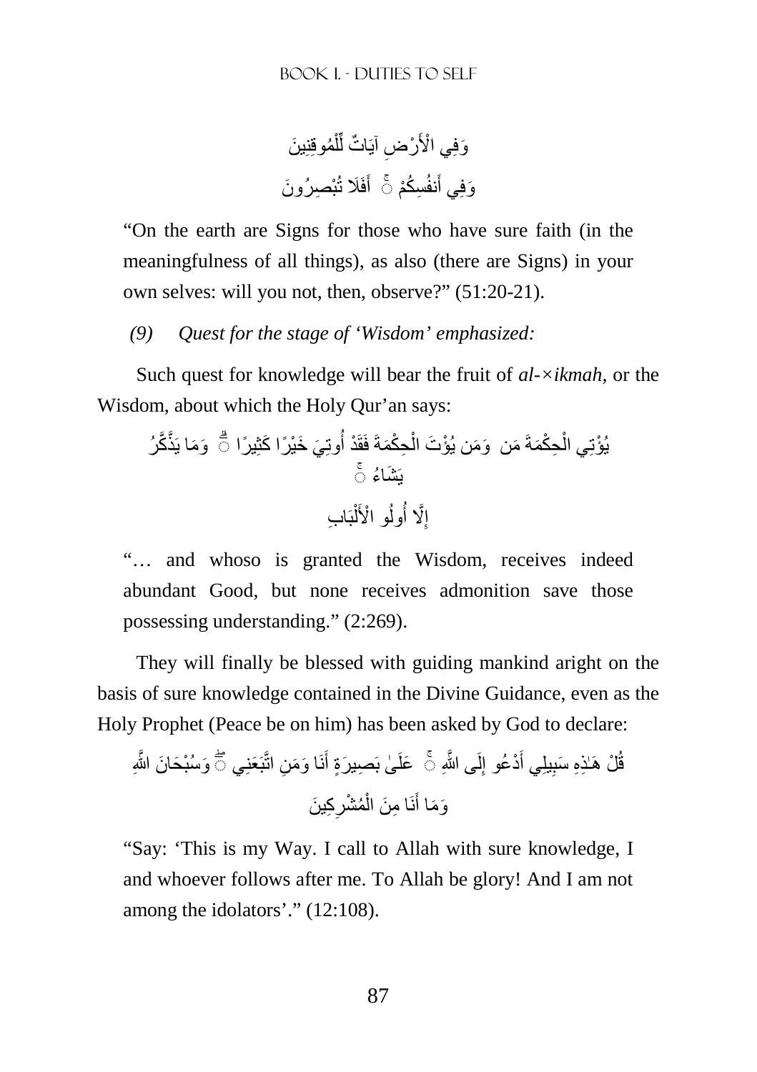وَفِي الْأَرْضِ آيَاتٌ لِّلْمُوقِنِينَ

وَفِي أَنفُسِكُمْ ۚ أَفَلَا تُبْصِرُونَ

"On the earth are Signs for those who have sure faith (in the meaningfulness of all things), as also (there are Signs) in your own selves: will you not, then, observe?" (51:20-21).

*(9) Quest for the stage of 'Wisdom' emphasized:*

Such quest for knowledge will bear the fruit of *al-×ikmah*, or the Wisdom, about which the Holy Qur'an says:

يُؤْتِي الْحِكْمَةَ مَن يَشَاءُ ۚ وَمَن يُؤْتَ الْحِكْمَةَ فَقَدْ أُوتِيَ خَيْرًا كَثِيرًا ۗ وَمَا يَذَّكَّرُ إِلَّا أُولُو الْأَلْبَابِ

"… and whoso is granted the Wisdom, receives indeed abundant Good, but none receives admonition save those possessing understanding." (2:269).

They will finally be blessed with guiding mankind aright on the basis of sure knowledge contained in the Divine Guidance, even as the Holy Prophet (Peace be on him) has been asked by God to declare:

قُلْ هَٰذِهِ سَبِيلِي أَدْعُو إِلَى اللَّهِ ۚ عَلَىٰ بَصِيرَةٍ أَنَا وَمَنِ اتَّبَعَنِي ۖ وَسُبْحَانَ اللَّهِ وَمَا أَنَا مِنَ الْمُشْرِكِينَ

"Say: 'This is my Way. I call to Allah with sure knowledge, I and whoever follows after me. To Allah be glory! And I am not among the idolators'." (12:108).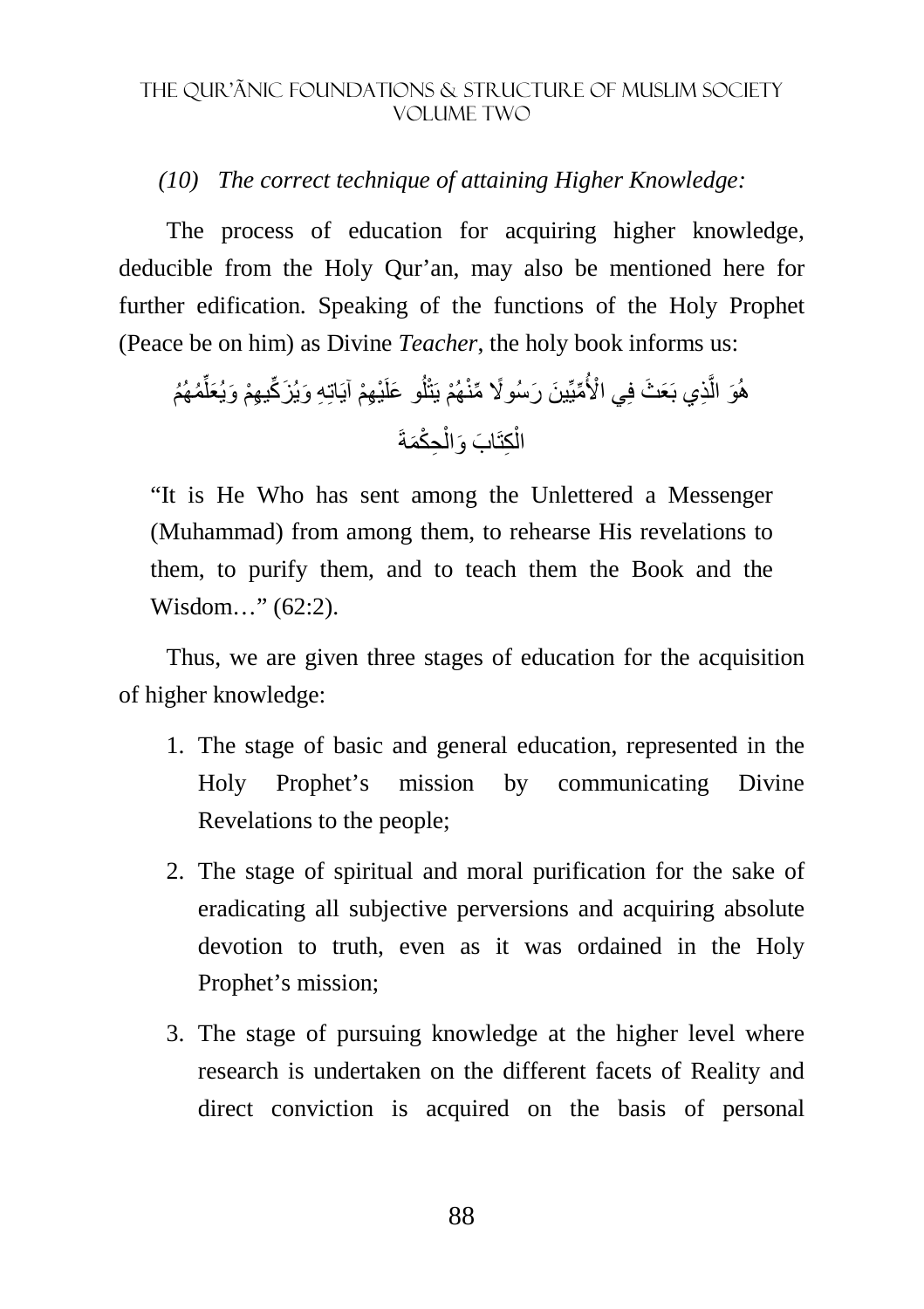*(10) The correct technique of attaining Higher Knowledge:*

The process of education for acquiring higher knowledge, deducible from the Holy Qur'an, may also be mentioned here for further edification. Speaking of the functions of the Holy Prophet (Peace be on him) as Divine *Teacher*, the holy book informs us:

هُوَ الَّذِي بَعَثَ فِي الْأُمِّيِّينَ رَسُولًا مِّنْهُمْ يَتْلُو عَلَيْهِمْ آيَاتِهِ وَيُزَكِّيهِمْ وَيُعَلِّمُهُمُ الْكِتَابَ وَالْحِكْمَةَ

"It is He Who has sent among the Unlettered a Messenger (Muhammad) from among them, to rehearse His revelations to them, to purify them, and to teach them the Book and the Wisdom…" (62:2).

Thus, we are given three stages of education for the acquisition of higher knowledge:

1. The stage of basic and general education, represented in the Holy Prophet's mission by communicating Divine Revelations to the people;
2. The stage of spiritual and moral purification for the sake of eradicating all subjective perversions and acquiring absolute devotion to truth, even as it was ordained in the Holy Prophet's mission;
3. The stage of pursuing knowledge at the higher level where research is undertaken on the different facets of Reality and direct conviction is acquired on the basis of personal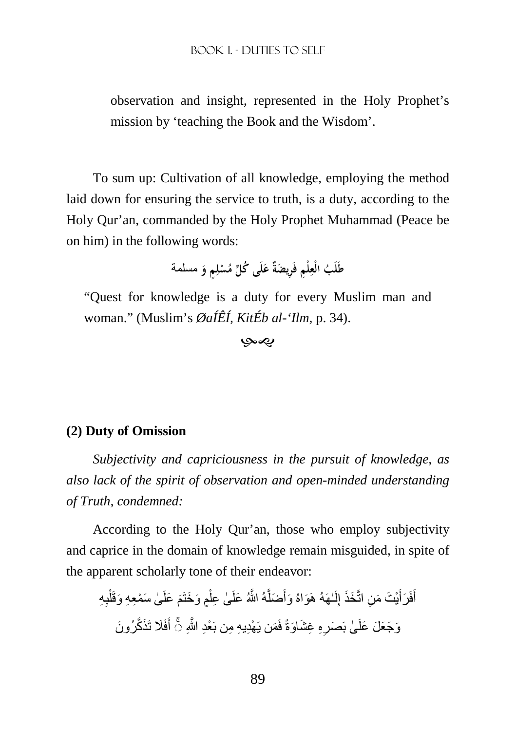observation and insight, represented in the Holy Prophet's mission by 'teaching the Book and the Wisdom'.

To sum up: Cultivation of all knowledge, employing the method laid down for ensuring the service to truth, is a duty, according to the Holy Qur'an, commanded by the Holy Prophet Muhammad (Peace be on him) in the following words:

طَلَبُ الْعِلْمِ فَرِيضَةٌ عَلَى كُلِّ مُسْلِمٍ وَ مسلمة

"Quest for knowledge is a duty for every Muslim man and woman." (Muslim's *ØaÍÊÍ*, *KitÉb al-'Ilm*, p. 34).

### (2) Duty of Omission

*Subjectivity and capriciousness in the pursuit of knowledge, as also lack of the spirit of observation and open-minded understanding of Truth, condemned:*

According to the Holy Qur'an, those who employ subjectivity and caprice in the domain of knowledge remain misguided, in spite of the apparent scholarly tone of their endeavor:

أَفَرَأَيْتَ مَنِ اتَّخَذَ إِلَـٰهَهُ هَوَاهُ وَأَضَلَّهُ اللَّهُ عَلَىٰ عِلْمٍ وَخَتَمَ عَلَىٰ سَمْعِهِ وَقَلْبِهِ وَجَعَلَ عَلَىٰ بَصَرِهِ غِشَاوَةً فَمَن يَهْدِيهِ مِن بَعْدِ اللَّهِ ۚ أَفَلَا تَذَكَّرُونَ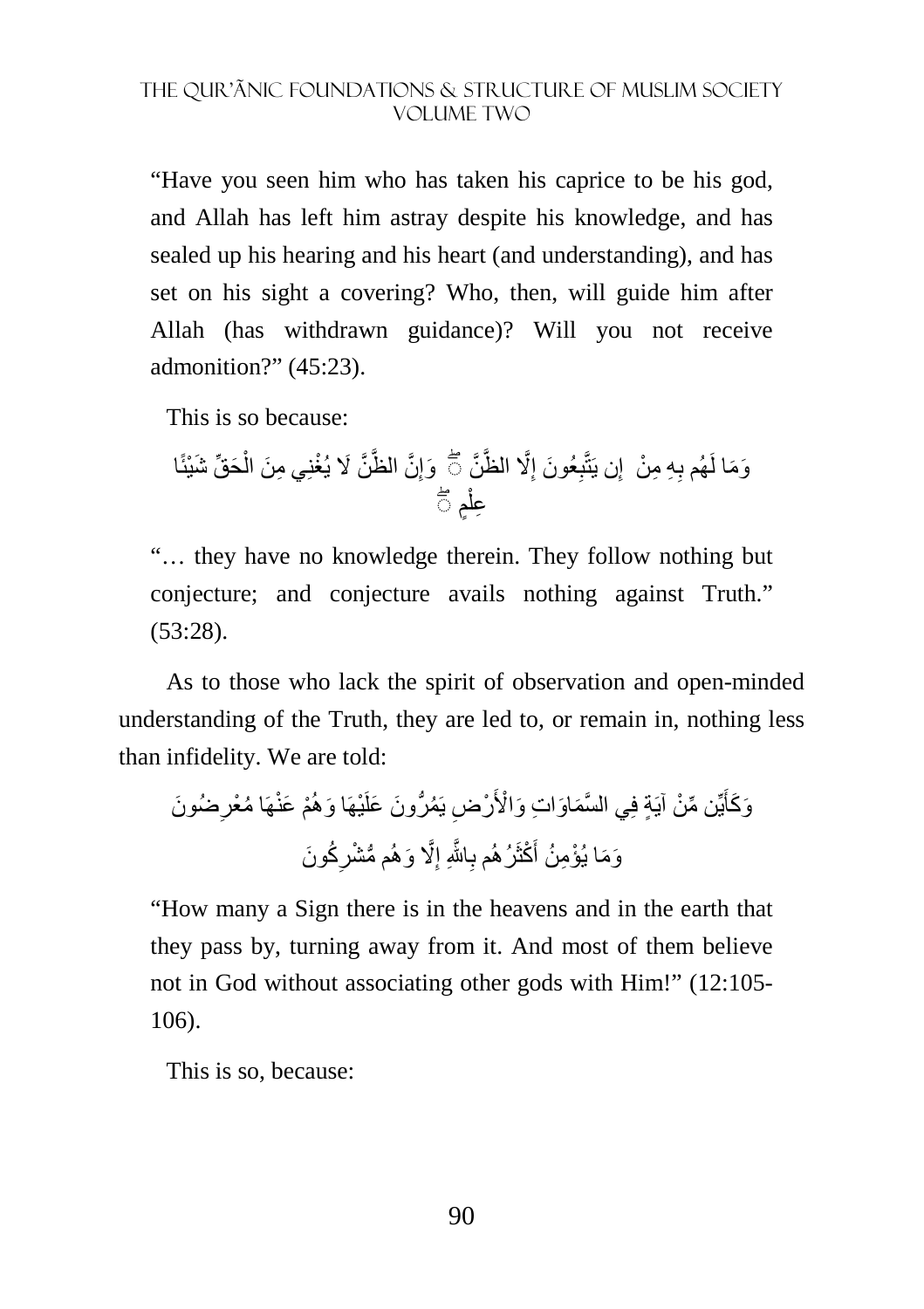"Have you seen him who has taken his caprice to be his god, and Allah has left him astray despite his knowledge, and has sealed up his hearing and his heart (and understanding), and has set on his sight a covering? Who, then, will guide him after Allah (has withdrawn guidance)? Will you not receive admonition?" (45:23).

This is so because:

وَمَا لَهُم بِهِ مِنْ عِلْمٍ ۖ إِن يَتَّبِعُونَ إِلَّا الظَّنَّ ۖ وَإِنَّ الظَّنَّ لَا يُغْنِي مِنَ الْحَقِّ شَيْئًا

"… they have no knowledge therein. They follow nothing but conjecture; and conjecture avails nothing against Truth." (53:28).

As to those who lack the spirit of observation and open-minded understanding of the Truth, they are led to, or remain in, nothing less than infidelity. We are told:

وَكَأَيِّن مِّنْ آيَةٍ فِي السَّمَاوَاتِ وَالْأَرْضِ يَمُرُّونَ عَلَيْهَا وَهُمْ عَنْهَا مُعْرِضُونَ

وَمَا يُؤْمِنُ أَكْثَرُهُم بِاللَّهِ إِلَّا وَهُم مُّشْرِكُونَ

"How many a Sign there is in the heavens and in the earth that they pass by, turning away from it. And most of them believe not in God without associating other gods with Him!" (12:105-106).

This is so, because: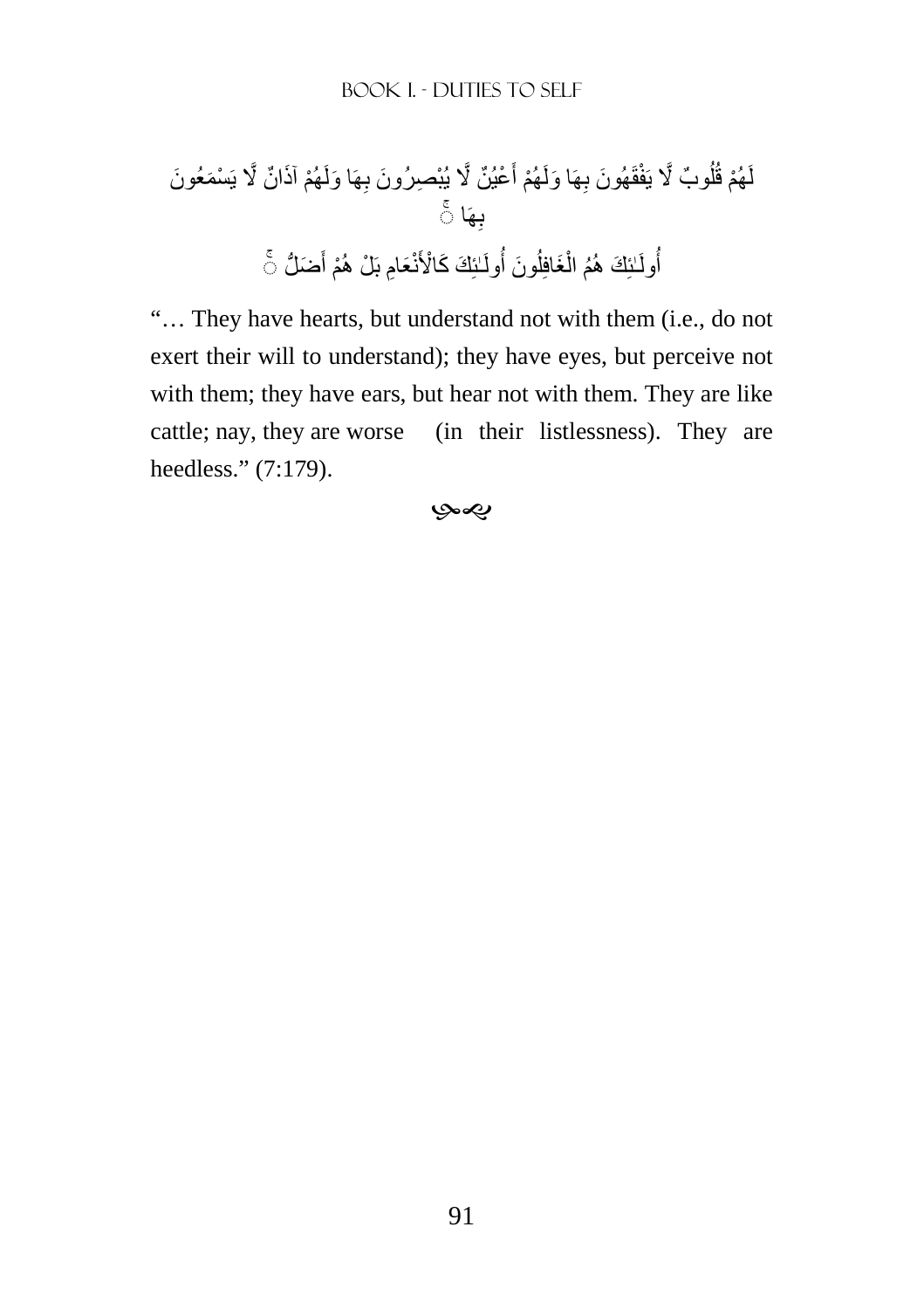لَهُمْ قُلُوبٌ لَّا يَفْقَهُونَ بِهَا وَلَهُمْ أَعْيُنٌ لَّا يُبْصِرُونَ بِهَا وَلَهُمْ آذَانٌ لَّا يَسْمَعُونَ بِهَا ۚ

أُولَـٰئِكَ هُمُ الْغَافِلُونَ أُولَـٰئِكَ كَالْأَنْعَامِ بَلْ هُمْ أَضَلُّ ۚ

"… They have hearts, but understand not with them (i.e., do not exert their will to understand); they have eyes, but perceive not with them; they have ears, but hear not with them. They are like cattle; nay, they are worse (in their listlessness). They are heedless." (7:179).

ஓ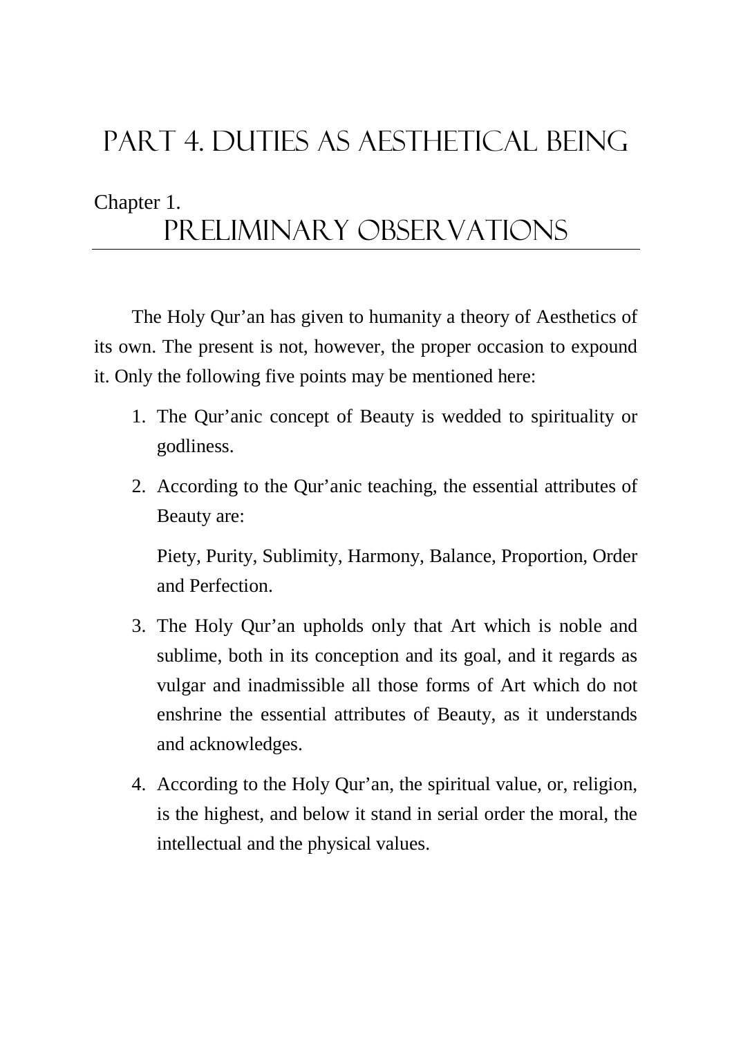# Part 4. Duties as Aesthetical Being

## Chapter 1. Preliminary Observations

The Holy Qur'an has given to humanity a theory of Aesthetics of its own. The present is not, however, the proper occasion to expound it. Only the following five points may be mentioned here:

1. The Qur'anic concept of Beauty is wedded to spirituality or godliness.

2. According to the Qur'anic teaching, the essential attributes of Beauty are:

   Piety, Purity, Sublimity, Harmony, Balance, Proportion, Order and Perfection.

3. The Holy Qur'an upholds only that Art which is noble and sublime, both in its conception and its goal, and it regards as vulgar and inadmissible all those forms of Art which do not enshrine the essential attributes of Beauty, as it understands and acknowledges.

4. According to the Holy Qur'an, the spiritual value, or, religion, is the highest, and below it stand in serial order the moral, the intellectual and the physical values.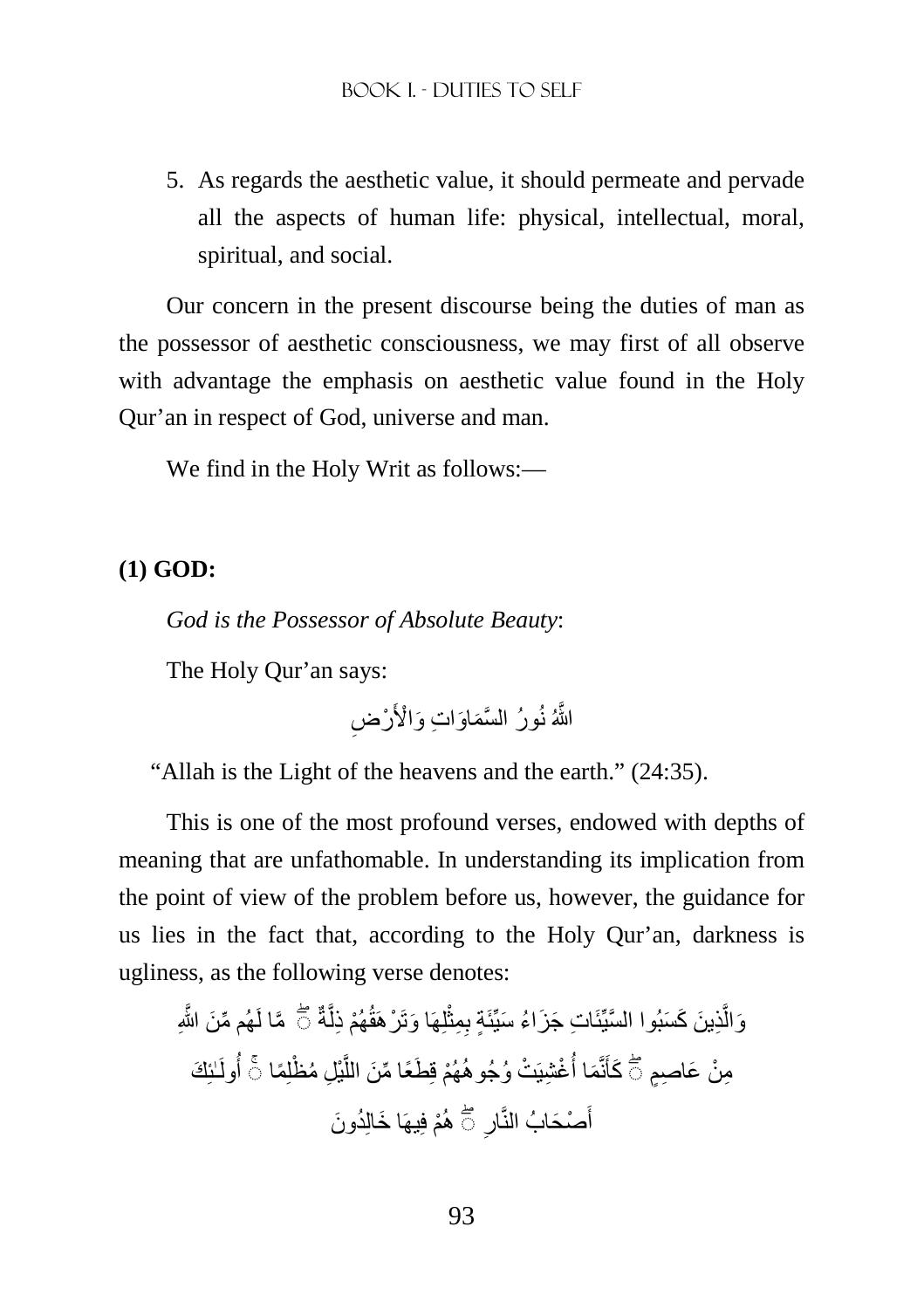5. As regards the aesthetic value, it should permeate and pervade all the aspects of human life: physical, intellectual, moral, spiritual, and social.

Our concern in the present discourse being the duties of man as the possessor of aesthetic consciousness, we may first of all observe with advantage the emphasis on aesthetic value found in the Holy Qur'an in respect of God, universe and man.

We find in the Holy Writ as follows:—

**(1) GOD:**

*God is the Possessor of Absolute Beauty*:

The Holy Qur'an says:

اللَّهُ نُورُ السَّمَاوَاتِ وَالْأَرْضِ

"Allah is the Light of the heavens and the earth." (24:35).

This is one of the most profound verses, endowed with depths of meaning that are unfathomable. In understanding its implication from the point of view of the problem before us, however, the guidance for us lies in the fact that, according to the Holy Qur'an, darkness is ugliness, as the following verse denotes:

وَالَّذِينَ كَسَبُوا السَّيِّئَاتِ جَزَاءُ سَيِّئَةٍ بِمِثْلِهَا وَتَرْهَقُهُمْ ذِلَّةٌ ۖ مَّا لَهُم مِّنَ اللَّهِ مِنْ عَاصِمٍ ۖ كَأَنَّمَا أُغْشِيَتْ وُجُوهُهُمْ قِطَعًا مِّنَ اللَّيْلِ مُظْلِمًا ۚ أُولَٰئِكَ أَصْحَابُ النَّارِ ۖ هُمْ فِيهَا خَالِدُونَ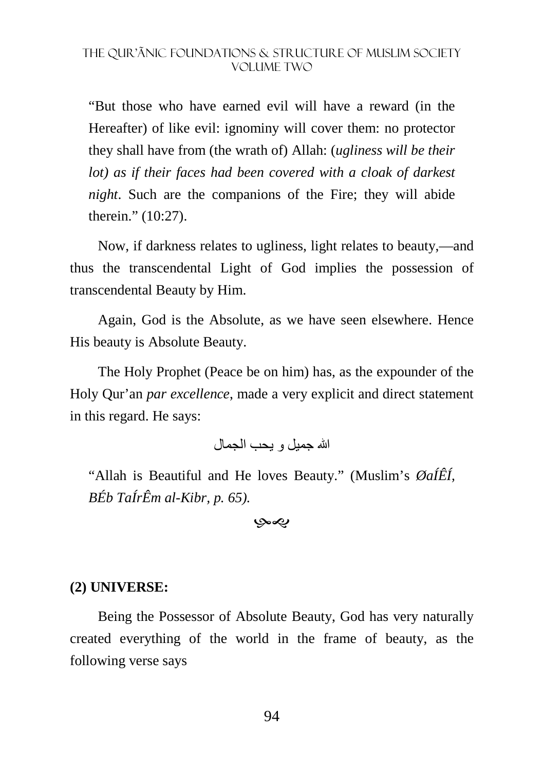"But those who have earned evil will have a reward (in the Hereafter) of like evil: ignominy will cover them: no protector they shall have from (the wrath of) Allah: (*ugliness will be their lot) as if their faces had been covered with a cloak of darkest night*. Such are the companions of the Fire; they will abide therein." (10:27).

Now, if darkness relates to ugliness, light relates to beauty,—and thus the transcendental Light of God implies the possession of transcendental Beauty by Him.

Again, God is the Absolute, as we have seen elsewhere. Hence His beauty is Absolute Beauty.

The Holy Prophet (Peace be on him) has, as the expounder of the Holy Qur'an *par excellence*, made a very explicit and direct statement in this regard. He says:

الله جميل و يحب الجمال

"Allah is Beautiful and He loves Beauty." (Muslim's *ØaÍÊÍ, BÉb TaÍrÊm al-Kibr, p. 65).*

## (2) UNIVERSE:

Being the Possessor of Absolute Beauty, God has very naturally created everything of the world in the frame of beauty, as the following verse says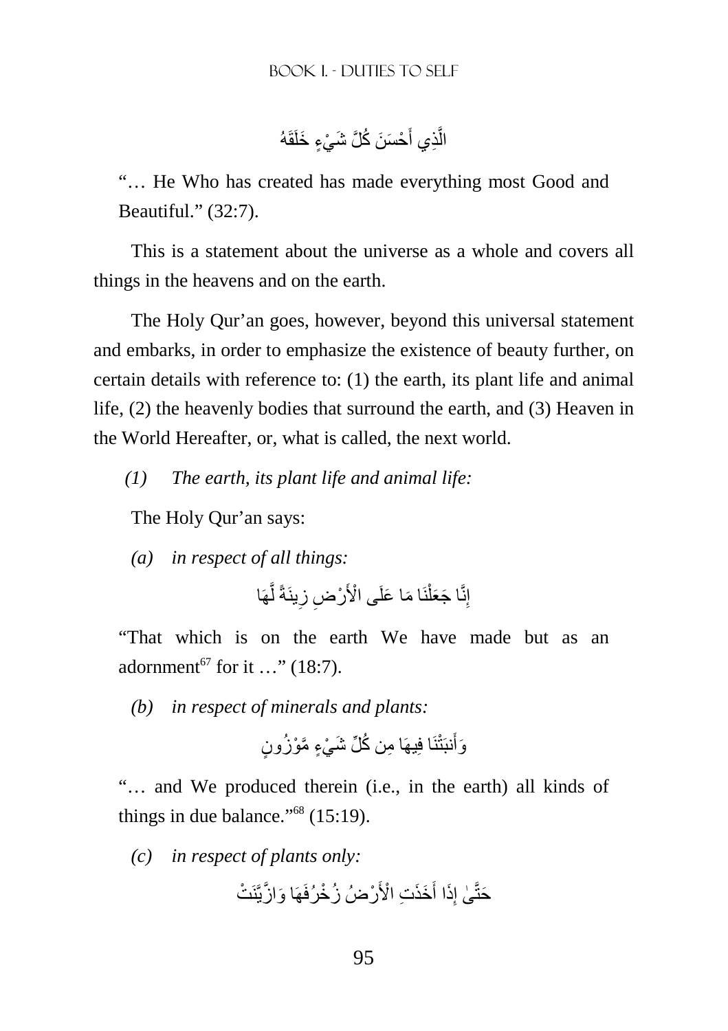الَّذِي أَحْسَنَ كُلَّ شَيْءٍ خَلَقَهُ

"… He Who has created has made everything most Good and Beautiful." (32:7).

This is a statement about the universe as a whole and covers all things in the heavens and on the earth.

The Holy Qur'an goes, however, beyond this universal statement and embarks, in order to emphasize the existence of beauty further, on certain details with reference to: (1) the earth, its plant life and animal life, (2) the heavenly bodies that surround the earth, and (3) Heaven in the World Hereafter, or, what is called, the next world.

*(1) The earth, its plant life and animal life:*

The Holy Qur'an says:

*(a) in respect of all things:*

إِنَّا جَعَلْنَا مَا عَلَى الْأَرْضِ زِينَةً لَّهَا

"That which is on the earth We have made but as an adornment[67] for it …" (18:7).

*(b) in respect of minerals and plants:*

وَأَنبَتْنَا فِيهَا مِن كُلِّ شَيْءٍ مَّوْزُونٍ

"… and We produced therein (i.e., in the earth) all kinds of things in due balance."[68] (15:19).

*(c) in respect of plants only:*

حَتَّىٰ إِذَا أَخَذَتِ الْأَرْضُ زُخْرُفَهَا وَازَّيَّنَتْ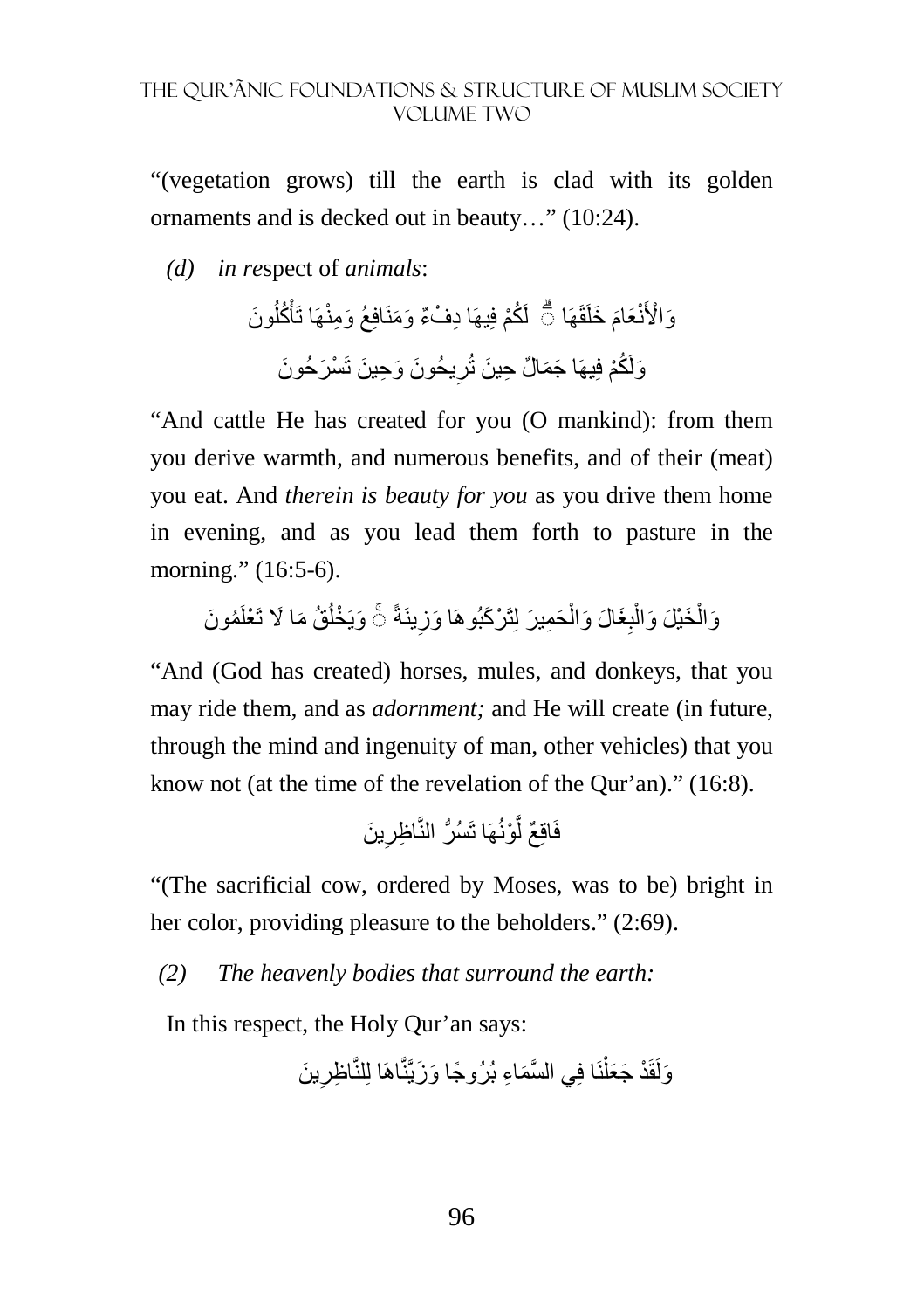"(vegetation grows) till the earth is clad with its golden ornaments and is decked out in beauty…" (10:24).

*(d) in re*spect of *animals*:

وَالْأَنْعَامَ خَلَقَهَا ۗ لَكُمْ فِيهَا دِفْءٌ وَمَنَافِعُ وَمِنْهَا تَأْكُلُونَ

وَلَكُمْ فِيهَا جَمَالٌ حِينَ تُرِيحُونَ وَحِينَ تَسْرَحُونَ

"And cattle He has created for you (O mankind): from them you derive warmth, and numerous benefits, and of their (meat) you eat. And *therein is beauty for you* as you drive them home in evening, and as you lead them forth to pasture in the morning." (16:5-6).

وَالْخَيْلَ وَالْبِغَالَ وَالْحَمِيرَ لِتَرْكَبُوهَا وَزِينَةً ۚ وَيَخْلُقُ مَا لَا تَعْلَمُونَ

"And (God has created) horses, mules, and donkeys, that you may ride them, and as *adornment;* and He will create (in future, through the mind and ingenuity of man, other vehicles) that you know not (at the time of the revelation of the Qur'an)." (16:8).

فَاقِعٌ لَّوْنُهَا تَسُرُّ النَّاظِرِينَ

"(The sacrificial cow, ordered by Moses, was to be) bright in her color, providing pleasure to the beholders." (2:69).

*(2) The heavenly bodies that surround the earth:*

In this respect, the Holy Qur'an says:

وَلَقَدْ جَعَلْنَا فِي السَّمَاءِ بُرُوجًا وَزَيَّنَّاهَا لِلنَّاظِرِينَ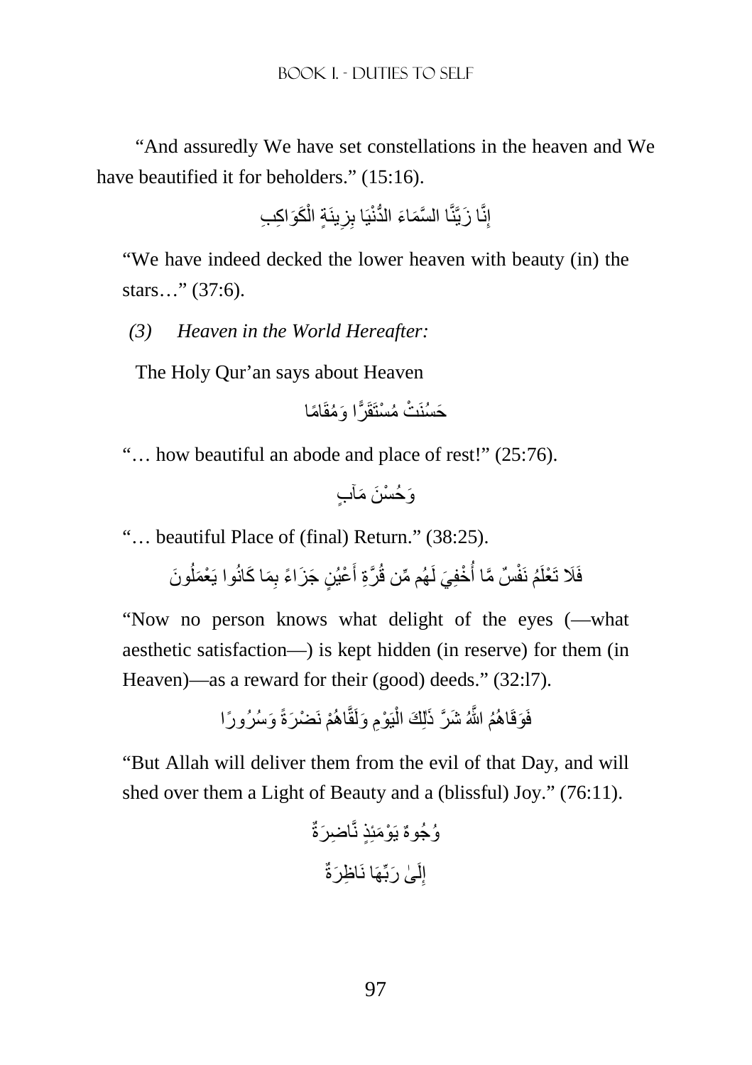"And assuredly We have set constellations in the heaven and We have beautified it for beholders." (15:16).

إِنَّا زَيَّنَّا السَّمَاءَ الدُّنْيَا بِزِينَةٍ الْكَوَاكِبِ

"We have indeed decked the lower heaven with beauty (in) the stars…" (37:6).

*(3) Heaven in the World Hereafter:*

The Holy Qur'an says about Heaven

حَسُنَتْ مُسْتَقَرًّا وَمُقَامًا

"… how beautiful an abode and place of rest!" (25:76).

وَحُسْنَ مَآبٍ

"… beautiful Place of (final) Return." (38:25).

فَلَا تَعْلَمُ نَفْسٌ مَّا أُخْفِيَ لَهُم مِّن قُرَّةِ أَعْيُنٍ جَزَاءً بِمَا كَانُوا يَعْمَلُونَ

"Now no person knows what delight of the eyes (—what aesthetic satisfaction—) is kept hidden (in reserve) for them (in Heaven)—as a reward for their (good) deeds." (32:l7).

فَوَقَاهُمُ اللَّهُ شَرَّ ذَٰلِكَ الْيَوْمِ وَلَقَّاهُمْ نَضْرَةً وَسُرُورًا

"But Allah will deliver them from the evil of that Day, and will shed over them a Light of Beauty and a (blissful) Joy." (76:11).

وُجُوهٌ يَوْمَئِذٍ نَّاضِرَةٌ

إِلَىٰ رَبِّهَا نَاظِرَةٌ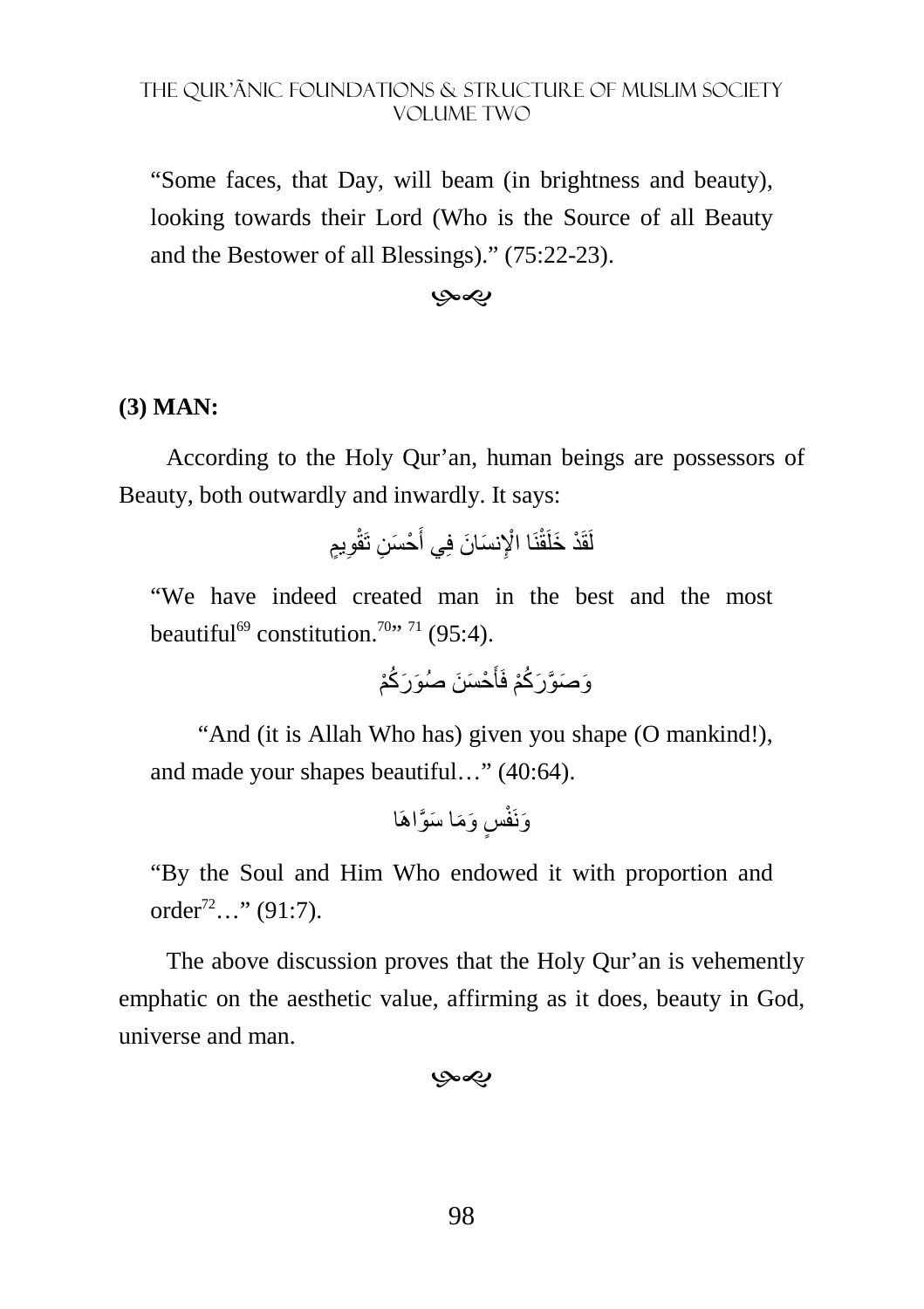"Some faces, that Day, will beam (in brightness and beauty), looking towards their Lord (Who is the Source of all Beauty and the Bestower of all Blessings)." (75:22-23).

### (3) MAN:

According to the Holy Qur'an, human beings are possessors of Beauty, both outwardly and inwardly. It says:

لَقَدْ خَلَقْنَا الْإِنسَانَ فِي أَحْسَنِ تَقْوِيمٍ

"We have indeed created man in the best and the most beautiful[69] constitution.[70]" [71] (95:4).

وَصَوَّرَكُمْ فَأَحْسَنَ صُوَرَكُمْ

"And (it is Allah Who has) given you shape (O mankind!), and made your shapes beautiful…" (40:64).

وَنَفْسٍ وَمَا سَوَّاهَا

"By the Soul and Him Who endowed it with proportion and order[72]…" (91:7).

The above discussion proves that the Holy Qur'an is vehemently emphatic on the aesthetic value, affirming as it does, beauty in God, universe and man.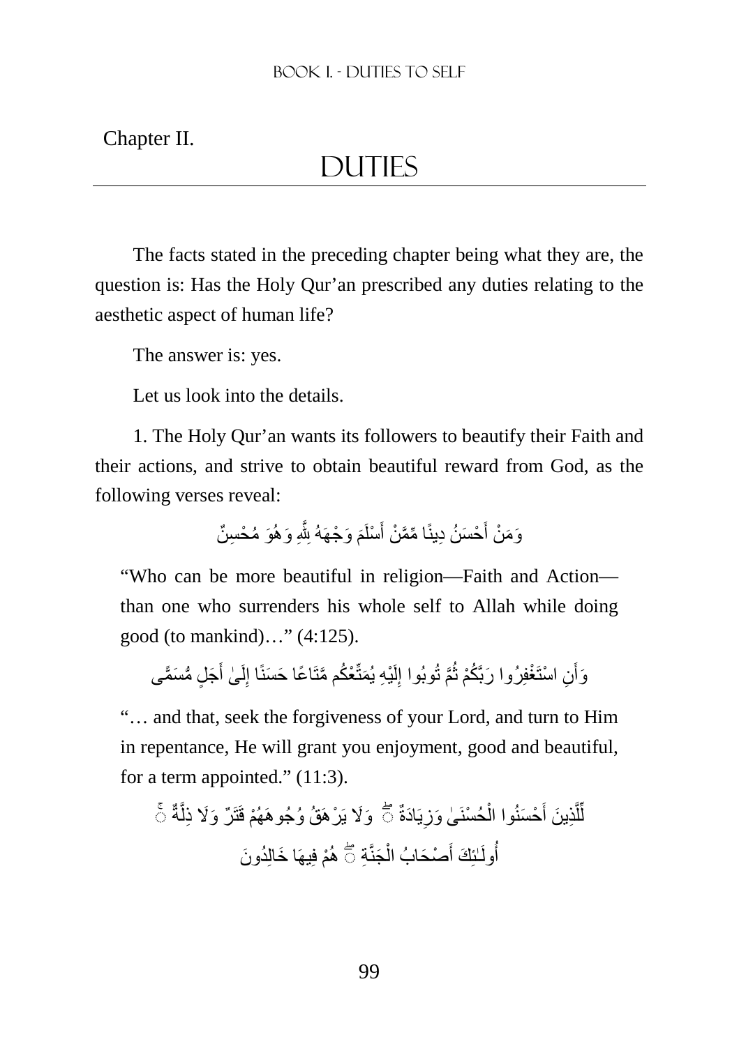Chapter II.

# DUTIES

The facts stated in the preceding chapter being what they are, the question is: Has the Holy Qur'an prescribed any duties relating to the aesthetic aspect of human life?

The answer is: yes.

Let us look into the details.

1. The Holy Qur'an wants its followers to beautify their Faith and their actions, and strive to obtain beautiful reward from God, as the following verses reveal:

وَمَنْ أَحْسَنُ دِينًا مِّمَّنْ أَسْلَمَ وَجْهَهُ لِلَّهِ وَهُوَ مُحْسِنٌ

> "Who can be more beautiful in religion—Faith and Action—than one who surrenders his whole self to Allah while doing good (to mankind)…" (4:125).

وَأَنِ اسْتَغْفِرُوا رَبَّكُمْ ثُمَّ تُوبُوا إِلَيْهِ يُمَتِّعْكُم مَّتَاعًا حَسَنًا إِلَىٰ أَجَلٍ مُّسَمًّى

> "… and that, seek the forgiveness of your Lord, and turn to Him in repentance, He will grant you enjoyment, good and beautiful, for a term appointed." (11:3).

لِّلَّذِينَ أَحْسَنُوا الْحُسْنَىٰ وَزِيَادَةٌ ۖ وَلَا يَرْهَقُ وُجُوهَهُمْ قَتَرٌ وَلَا ذِلَّةٌ ۚ أُولَٰئِكَ أَصْحَابُ الْجَنَّةِ ۖ هُمْ فِيهَا خَالِدُونَ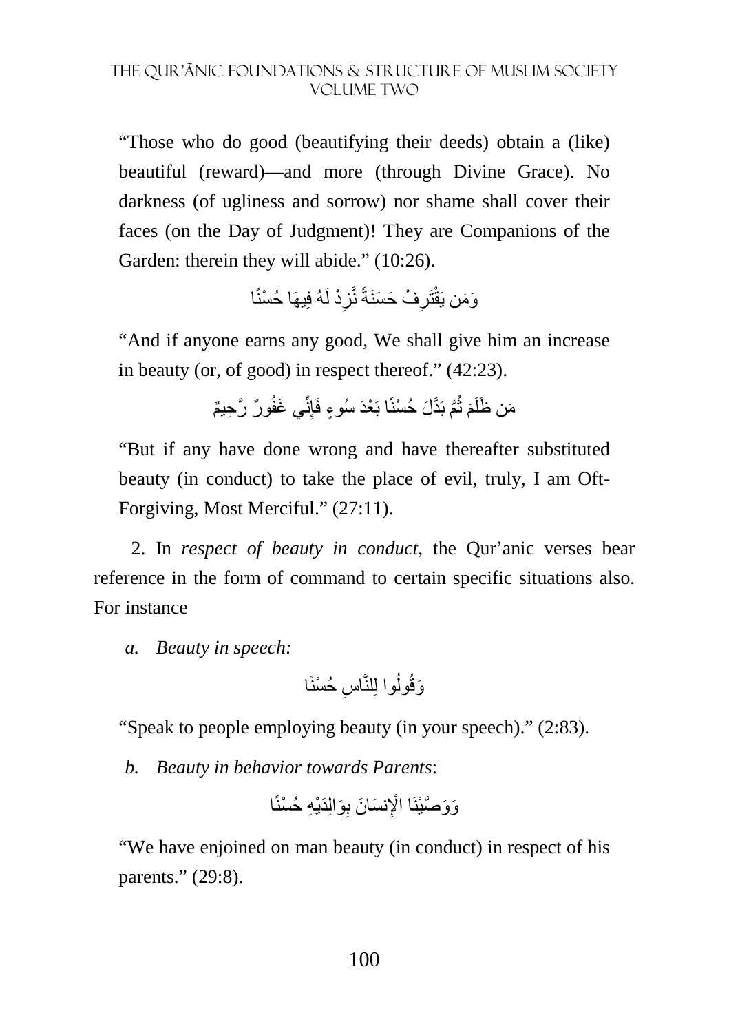"Those who do good (beautifying their deeds) obtain a (like) beautiful (reward)—and more (through Divine Grace). No darkness (of ugliness and sorrow) nor shame shall cover their faces (on the Day of Judgment)! They are Companions of the Garden: therein they will abide." (10:26).

وَمَن يَقْتَرِفْ حَسَنَةً نَّزِدْ لَهُ فِيهَا حُسْنًا

"And if anyone earns any good, We shall give him an increase in beauty (or, of good) in respect thereof." (42:23).

مَن ظَلَمَ ثُمَّ بَدَّلَ حُسْنًا بَعْدَ سُوءٍ فَإِنِّي غَفُورٌ رَّحِيمٌ

"But if any have done wrong and have thereafter substituted beauty (in conduct) to take the place of evil, truly, I am Oft-Forgiving, Most Merciful." (27:11).

2. In *respect of beauty in conduct*, the Qur'anic verses bear reference in the form of command to certain specific situations also. For instance

*a. Beauty in speech:*

وَقُولُوا لِلنَّاسِ حُسْنًا

"Speak to people employing beauty (in your speech)." (2:83).

*b. Beauty in behavior towards Parents*:

وَوَصَّيْنَا الْإِنسَانَ بِوَالِدَيْهِ حُسْنًا

"We have enjoined on man beauty (in conduct) in respect of his parents." (29:8).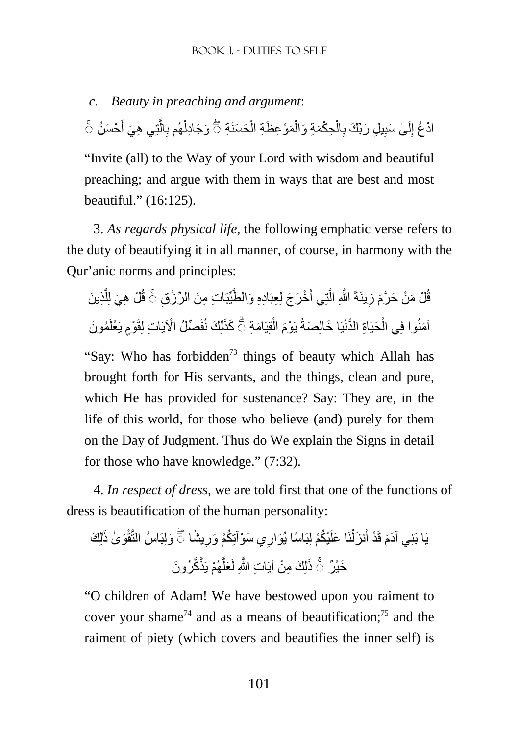*c. Beauty in preaching and argument*:

ادْعُ إِلَىٰ سَبِيلِ رَبِّكَ بِالْحِكْمَةِ وَالْمَوْعِظَةِ الْحَسَنَةِ ۖ وَجَادِلْهُم بِالَّتِي هِيَ أَحْسَنُ ۚ

"Invite (all) to the Way of your Lord with wisdom and beautiful preaching; and argue with them in ways that are best and most beautiful." (16:125).

3. *As regards physical life*, the following emphatic verse refers to the duty of beautifying it in all manner, of course, in harmony with the Qur'anic norms and principles:

قُلْ مَنْ حَرَّمَ زِينَةَ اللَّهِ الَّتِي أَخْرَجَ لِعِبَادِهِ وَالطَّيِّبَاتِ مِنَ الرِّزْقِ ۚ قُلْ هِيَ لِلَّذِينَ آمَنُوا فِي الْحَيَاةِ الدُّنْيَا خَالِصَةً يَوْمَ الْقِيَامَةِ ۗ كَذَٰلِكَ نُفَصِّلُ الْآيَاتِ لِقَوْمٍ يَعْلَمُونَ

"Say: Who has forbidden[73] things of beauty which Allah has brought forth for His servants, and the things, clean and pure, which He has provided for sustenance? Say: They are, in the life of this world, for those who believe (and) purely for them on the Day of Judgment. Thus do We explain the Signs in detail for those who have knowledge." (7:32).

4. *In respect of dress*, we are told first that one of the functions of dress is beautification of the human personality:

يَا بَنِي آدَمَ قَدْ أَنزَلْنَا عَلَيْكُمْ لِبَاسًا يُوَارِي سَوْآتِكُمْ وَرِيشًا ۖ وَلِبَاسُ التَّقْوَىٰ ذَٰلِكَ خَيْرٌ ۚ ذَٰلِكَ مِنْ آيَاتِ اللَّهِ لَعَلَّهُمْ يَذَّكَّرُونَ

"O children of Adam! We have bestowed upon you raiment to cover your shame[74] and as a means of beautification;[75] and the raiment of piety (which covers and beautifies the inner self) is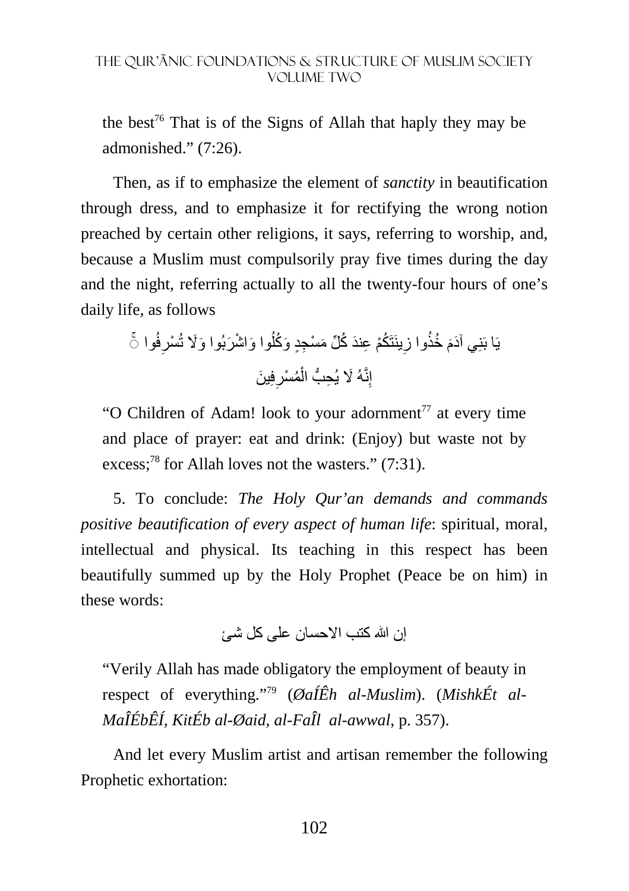the best[76] That is of the Signs of Allah that haply they may be admonished." (7:26).

Then, as if to emphasize the element of *sanctity* in beautification through dress, and to emphasize it for rectifying the wrong notion preached by certain other religions, it says, referring to worship, and, because a Muslim must compulsorily pray five times during the day and the night, referring actually to all the twenty-four hours of one's daily life, as follows

يَا بَنِي آدَمَ خُذُوا زِينَتَكُمْ عِندَ كُلِّ مَسْجِدٍ وَكُلُوا وَاشْرَبُوا وَلَا تُسْرِفُوا ۚ إِنَّهُ لَا يُحِبُّ الْمُسْرِفِينَ

"O Children of Adam! look to your adornment[77] at every time and place of prayer: eat and drink: (Enjoy) but waste not by excess;[78] for Allah loves not the wasters." (7:31).

5. To conclude: *The Holy Qur'an demands and commands positive beautification of every aspect of human life*: spiritual, moral, intellectual and physical. Its teaching in this respect has been beautifully summed up by the Holy Prophet (Peace be on him) in these words:

إن الله كتب الاحسان على كل شئ

"Verily Allah has made obligatory the employment of beauty in respect of everything."[79] (*ØaÍÊh al-Muslim*). (*MishkÉt al-MaÎÉbÊÍ, KitÉb al-Øaid, al-FaÎl al-awwal*, p. 357).

And let every Muslim artist and artisan remember the following Prophetic exhortation: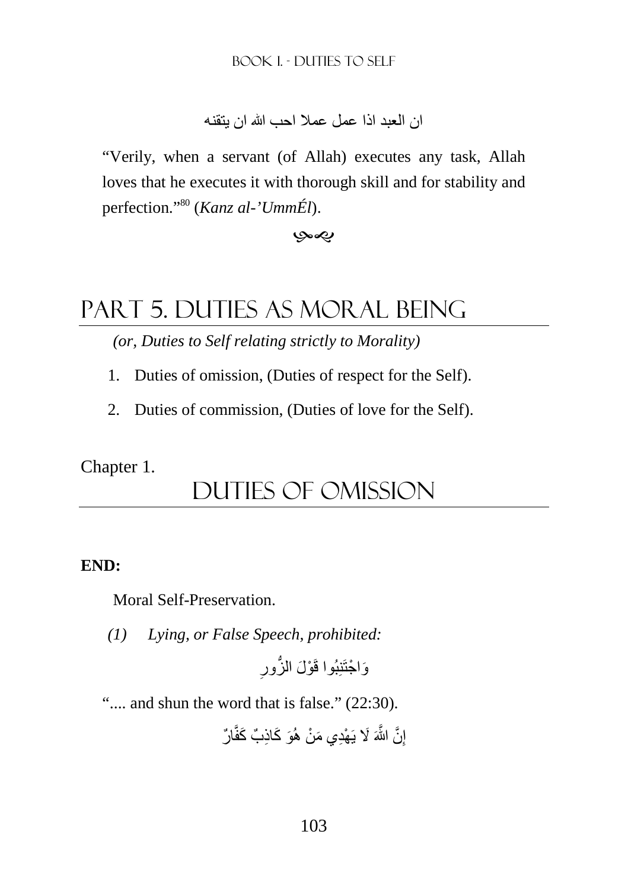ان العبد اذا عمل عملا احب الله ان يتقنه

"Verily, when a servant (of Allah) executes any task, Allah loves that he executes it with thorough skill and for stability and perfection."[80] (*Kanz al-'UmmÉl*).

# PART 5. DUTIES AS MORAL BEING

*(or, Duties to Self relating strictly to Morality)*

1. Duties of omission, (Duties of respect for the Self).
2. Duties of commission, (Duties of love for the Self).

Chapter 1.

## DUTIES OF OMISSION

**END:**

Moral Self-Preservation.

*(1) Lying, or False Speech, prohibited:*

وَاجْتَنِبُوا قَوْلَ الزُّورِ

".... and shun the word that is false." (22:30).

إِنَّ اللَّهَ لَا يَهْدِي مَنْ هُوَ كَاذِبٌ كَفَّارٌ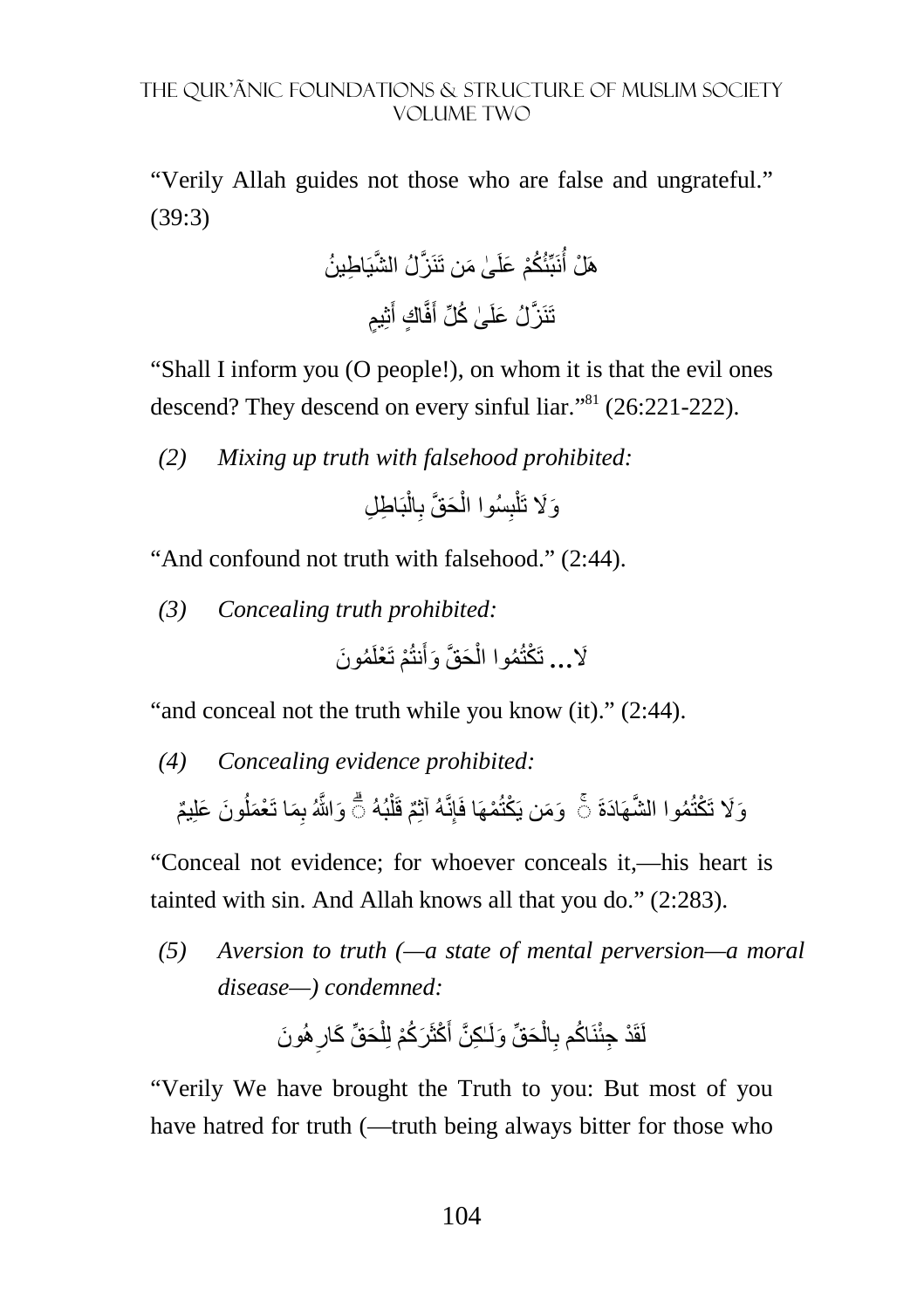"Verily Allah guides not those who are false and ungrateful." (39:3)

هَلْ أُنَبِّئُكُمْ عَلَىٰ مَن تَنَزَّلُ الشَّيَاطِينُ

تَنَزَّلُ عَلَىٰ كُلِّ أَفَّاكٍ أَثِيمٍ

"Shall I inform you (O people!), on whom it is that the evil ones descend? They descend on every sinful liar."[81] (26:221-222).

*(2) Mixing up truth with falsehood prohibited:*

وَلَا تَلْبِسُوا الْحَقَّ بِالْبَاطِلِ

"And confound not truth with falsehood." (2:44).

*(3) Concealing truth prohibited:*

لَا... تَكْتُمُوا الْحَقَّ وَأَنتُمْ تَعْلَمُونَ

"and conceal not the truth while you know (it)." (2:44).

*(4) Concealing evidence prohibited:*

وَلَا تَكْتُمُوا الشَّهَادَةَ ۚ وَمَن يَكْتُمْهَا فَإِنَّهُ آثِمٌ قَلْبُهُ ۗ وَاللَّهُ بِمَا تَعْمَلُونَ عَلِيمٌ

"Conceal not evidence; for whoever conceals it,—his heart is tainted with sin. And Allah knows all that you do." (2:283).

*(5) Aversion to truth (—a state of mental perversion—a moral disease—) condemned:*

لَقَدْ جِئْنَاكُم بِالْحَقِّ وَلَـٰكِنَّ أَكْثَرَكُمْ لِلْحَقِّ كَارِهُونَ

"Verily We have brought the Truth to you: But most of you have hatred for truth (—truth being always bitter for those who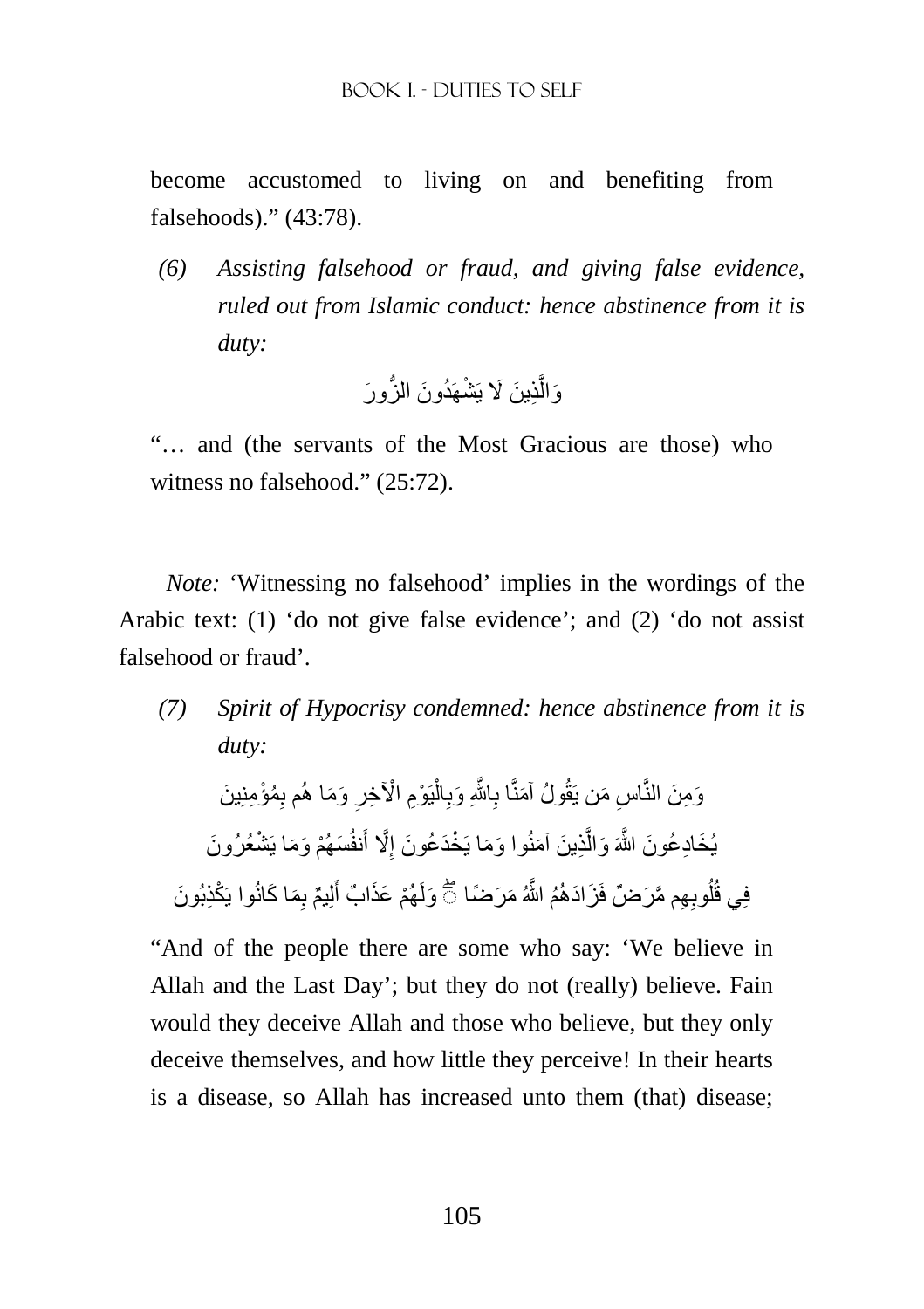become accustomed to living on and benefiting from falsehoods).” (43:78).

*(6) Assisting falsehood or fraud, and giving false evidence, ruled out from Islamic conduct: hence abstinence from it is duty:*

وَالَّذِينَ لَا يَشْهَدُونَ الزُّورَ

“… and (the servants of the Most Gracious are those) who witness no falsehood.” (25:72).

*Note:* ‘Witnessing no falsehood’ implies in the wordings of the Arabic text: (1) ‘do not give false evidence’; and (2) ‘do not assist falsehood or fraud’.

*(7) Spirit of Hypocrisy condemned: hence abstinence from it is duty:*

وَمِنَ النَّاسِ مَن يَقُولُ آمَنَّا بِاللَّهِ وَبِالْيَوْمِ الْآخِرِ وَمَا هُم بِمُؤْمِنِينَ

يُخَادِعُونَ اللَّهَ وَالَّذِينَ آمَنُوا وَمَا يَخْدَعُونَ إِلَّا أَنفُسَهُمْ وَمَا يَشْعُرُونَ

فِي قُلُوبِهِم مَّرَضٌ فَزَادَهُمُ اللَّهُ مَرَضًا ۖ وَلَهُمْ عَذَابٌ أَلِيمٌ بِمَا كَانُوا يَكْذِبُونَ

“And of the people there are some who say: ‘We believe in Allah and the Last Day’; but they do not (really) believe. Fain would they deceive Allah and those who believe, but they only deceive themselves, and how little they perceive! In their hearts is a disease, so Allah has increased unto them (that) disease;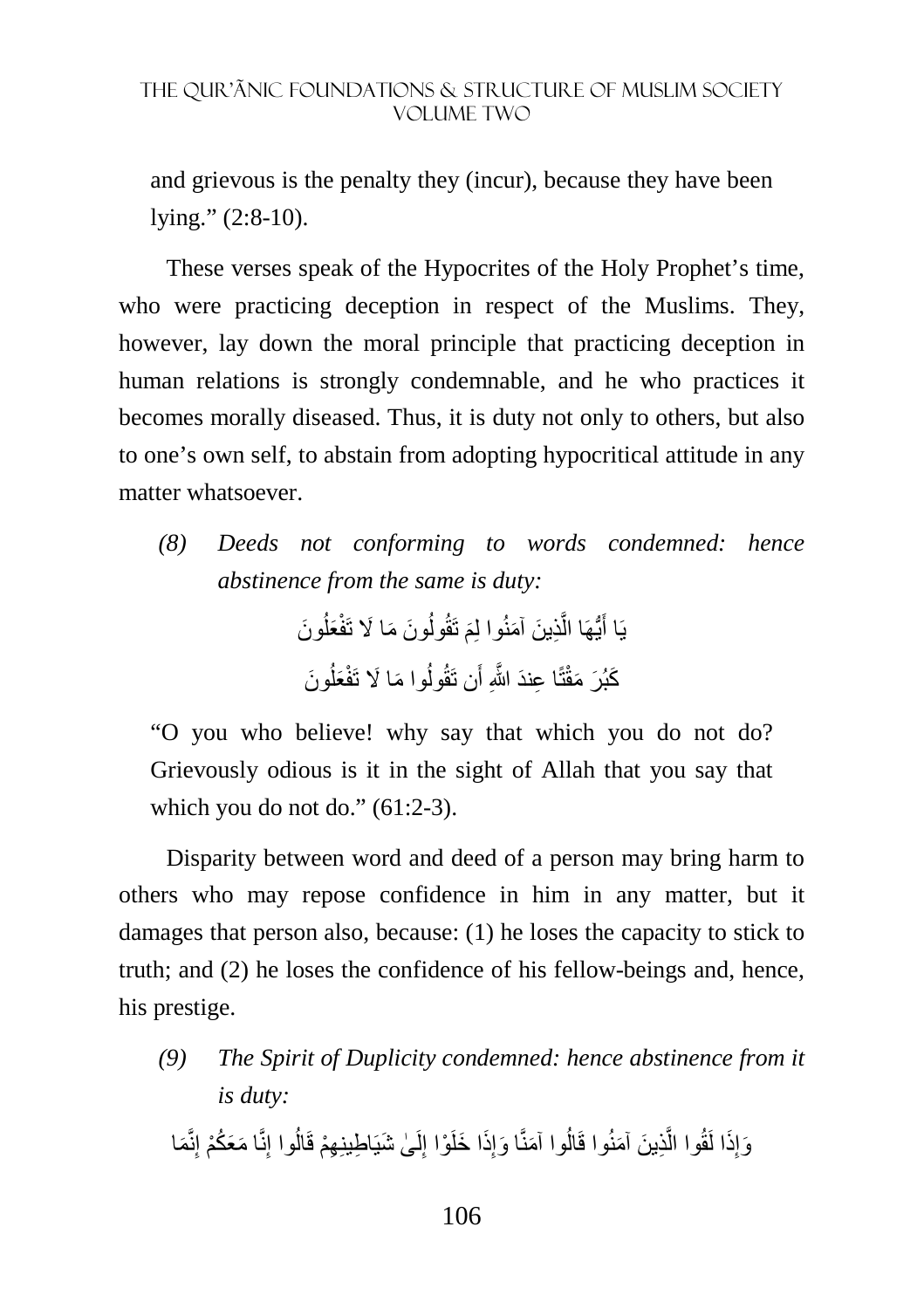and grievous is the penalty they (incur), because they have been lying." (2:8-10).

These verses speak of the Hypocrites of the Holy Prophet's time, who were practicing deception in respect of the Muslims. They, however, lay down the moral principle that practicing deception in human relations is strongly condemnable, and he who practices it becomes morally diseased. Thus, it is duty not only to others, but also to one's own self, to abstain from adopting hypocritical attitude in any matter whatsoever.

*(8) Deeds not conforming to words condemned: hence abstinence from the same is duty:*

يَا أَيُّهَا الَّذِينَ آمَنُوا لِمَ تَقُولُونَ مَا لَا تَفْعَلُونَ

كَبُرَ مَقْتًا عِندَ اللَّهِ أَن تَقُولُوا مَا لَا تَفْعَلُونَ

"O you who believe! why say that which you do not do? Grievously odious is it in the sight of Allah that you say that which you do not do." (61:2-3).

Disparity between word and deed of a person may bring harm to others who may repose confidence in him in any matter, but it damages that person also, because: (1) he loses the capacity to stick to truth; and (2) he loses the confidence of his fellow-beings and, hence, his prestige.

*(9) The Spirit of Duplicity condemned: hence abstinence from it is duty:*

وَإِذَا لَقُوا الَّذِينَ آمَنُوا قَالُوا آمَنَّا وَإِذَا خَلَوْا إِلَىٰ شَيَاطِينِهِمْ قَالُوا إِنَّا مَعَكُمْ إِنَّمَا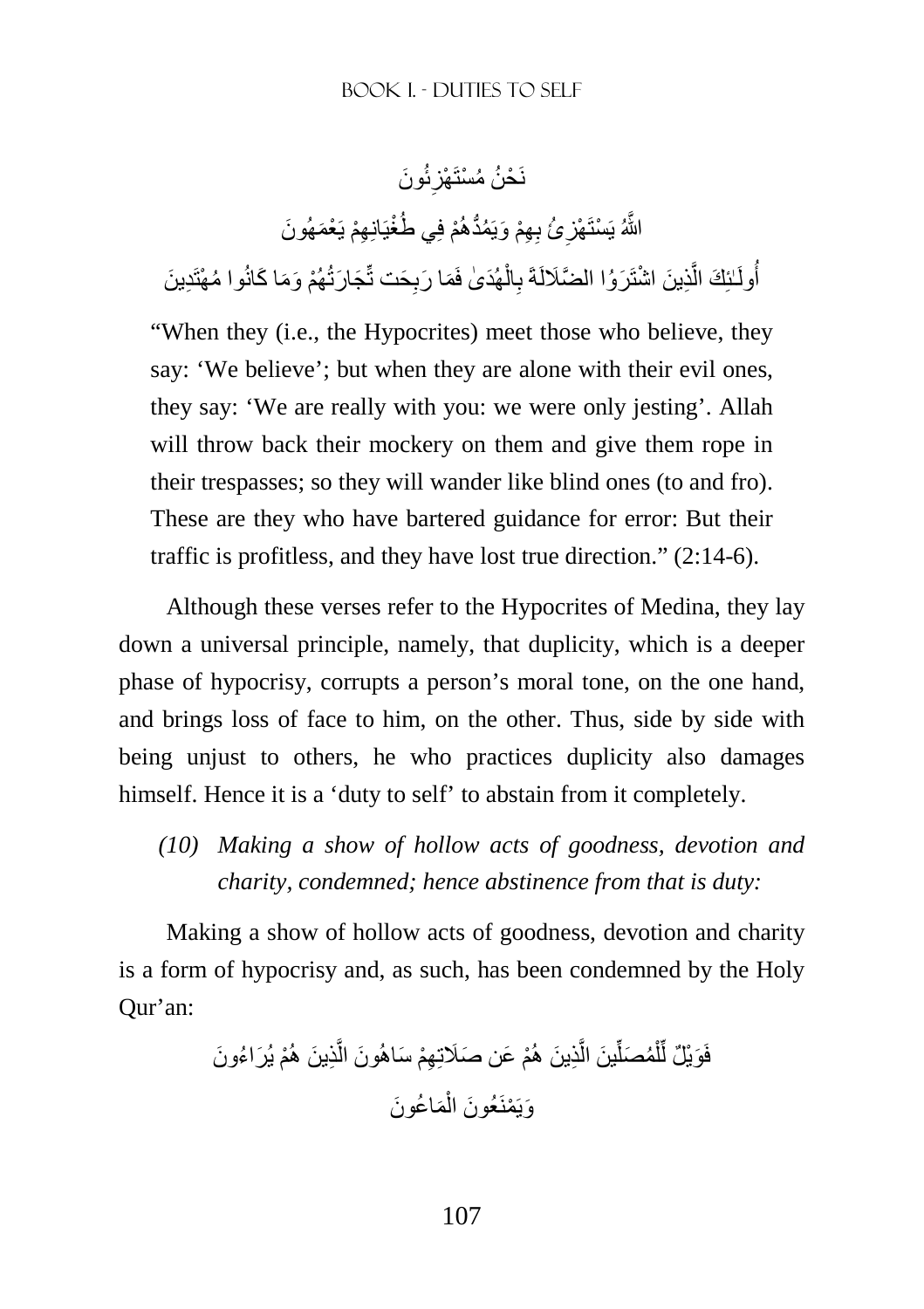نَحْنُ مُسْتَهْزِئُونَ

اللَّهُ يَسْتَهْزِئُ بِهِمْ وَيَمُدُّهُمْ فِي طُغْيَانِهِمْ يَعْمَهُونَ

أُولَـٰئِكَ الَّذِينَ اشْتَرَوُا الضَّلَالَةَ بِالْهُدَىٰ فَمَا رَبِحَت تِّجَارَتُهُمْ وَمَا كَانُوا مُهْتَدِينَ

"When they (i.e., the Hypocrites) meet those who believe, they say: 'We believe'; but when they are alone with their evil ones, they say: 'We are really with you: we were only jesting'. Allah will throw back their mockery on them and give them rope in their trespasses; so they will wander like blind ones (to and fro). These are they who have bartered guidance for error: But their traffic is profitless, and they have lost true direction." (2:14-6).

Although these verses refer to the Hypocrites of Medina, they lay down a universal principle, namely, that duplicity, which is a deeper phase of hypocrisy, corrupts a person's moral tone, on the one hand, and brings loss of face to him, on the other. Thus, side by side with being unjust to others, he who practices duplicity also damages himself. Hence it is a 'duty to self' to abstain from it completely.

*(10) Making a show of hollow acts of goodness, devotion and charity, condemned; hence abstinence from that is duty:*

Making a show of hollow acts of goodness, devotion and charity is a form of hypocrisy and, as such, has been condemned by the Holy Qur'an:

فَوَيْلٌ لِّلْمُصَلِّينَ الَّذِينَ هُمْ عَن صَلَاتِهِمْ سَاهُونَ الَّذِينَ هُمْ يُرَاءُونَ

وَيَمْنَعُونَ الْمَاعُونَ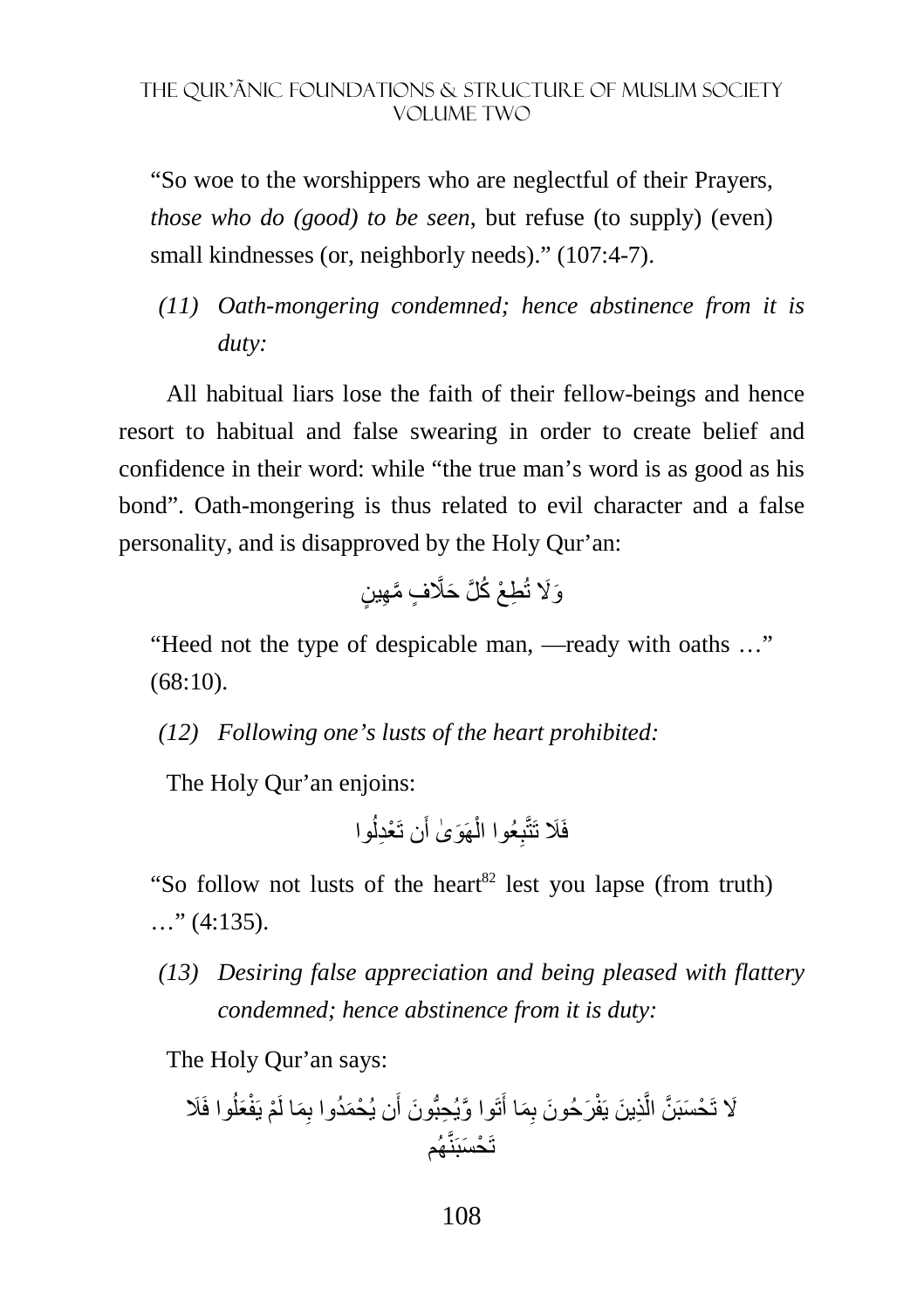"So woe to the worshippers who are neglectful of their Prayers, *those who do (good) to be seen*, but refuse (to supply) (even) small kindnesses (or, neighborly needs)." (107:4-7).

*(11) Oath-mongering condemned; hence abstinence from it is duty:*

All habitual liars lose the faith of their fellow-beings and hence resort to habitual and false swearing in order to create belief and confidence in their word: while "the true man's word is as good as his bond". Oath-mongering is thus related to evil character and a false personality, and is disapproved by the Holy Qur'an:

وَلَا تُطِعْ كُلَّ حَلَّافٍ مَّهِينٍ

"Heed not the type of despicable man, —ready with oaths …" (68:10).

*(12) Following one's lusts of the heart prohibited:*

The Holy Qur'an enjoins:

فَلَا تَتَّبِعُوا الْهَوَىٰ أَن تَعْدِلُوا

"So follow not lusts of the heart[82] lest you lapse (from truth) …" (4:135).

*(13) Desiring false appreciation and being pleased with flattery condemned; hence abstinence from it is duty:*

The Holy Qur'an says:

لَا تَحْسَبَنَّ الَّذِينَ يَفْرَحُونَ بِمَا أَتَوا وَّيُحِبُّونَ أَن يُحْمَدُوا بِمَا لَمْ يَفْعَلُوا فَلَا تَحْسَبَنَّهُم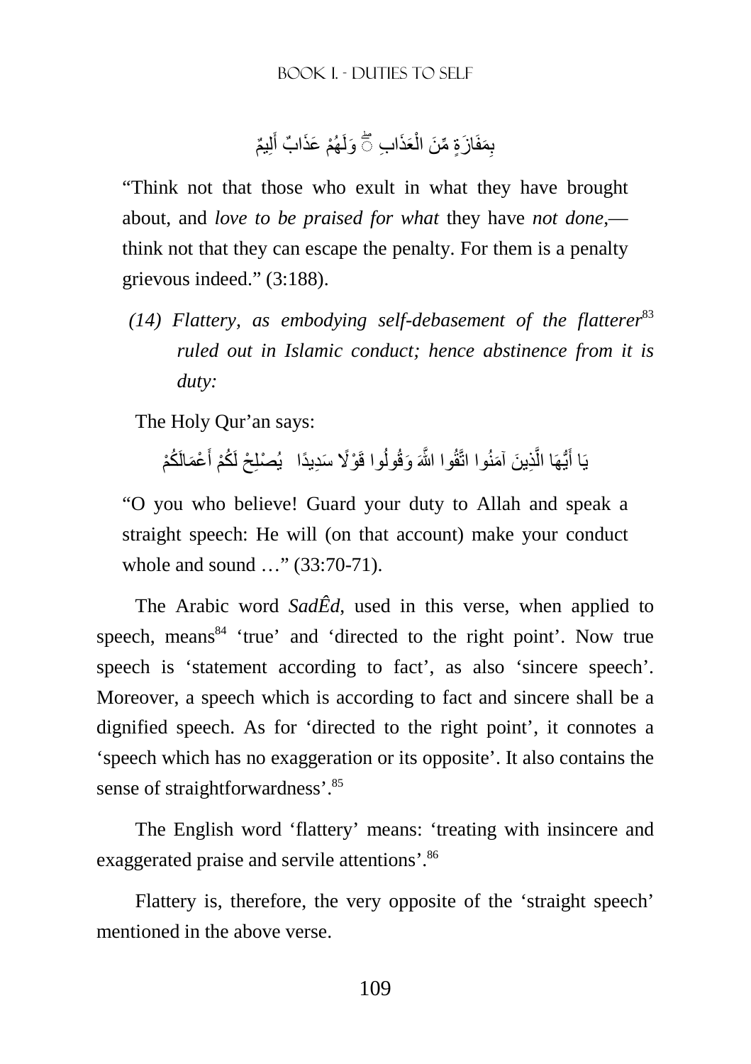بِمَفَازَةٍ مِّنَ الْعَذَابِ ۖ وَلَهُمْ عَذَابٌ أَلِيمٌ

"Think not that those who exult in what they have brought about, and *love to be praised for what* they have *not done*,—think not that they can escape the penalty. For them is a penalty grievous indeed." (3:188).

*(14) Flattery, as embodying self-debasement of the flatterer*[83] *ruled out in Islamic conduct; hence abstinence from it is duty:*

The Holy Qur'an says:

يَا أَيُّهَا الَّذِينَ آمَنُوا اتَّقُوا اللَّهَ وَقُولُوا قَوْلًا سَدِيدًا يُصْلِحْ لَكُمْ أَعْمَالَكُمْ

"O you who believe! Guard your duty to Allah and speak a straight speech: He will (on that account) make your conduct whole and sound …" (33:70-71).

The Arabic word *SadÊd*, used in this verse, when applied to speech, means[84] 'true' and 'directed to the right point'. Now true speech is 'statement according to fact', as also 'sincere speech'. Moreover, a speech which is according to fact and sincere shall be a dignified speech. As for 'directed to the right point', it connotes a 'speech which has no exaggeration or its opposite'. It also contains the sense of straightforwardness'.[85]

The English word 'flattery' means: 'treating with insincere and exaggerated praise and servile attentions'.[86]

Flattery is, therefore, the very opposite of the 'straight speech' mentioned in the above verse.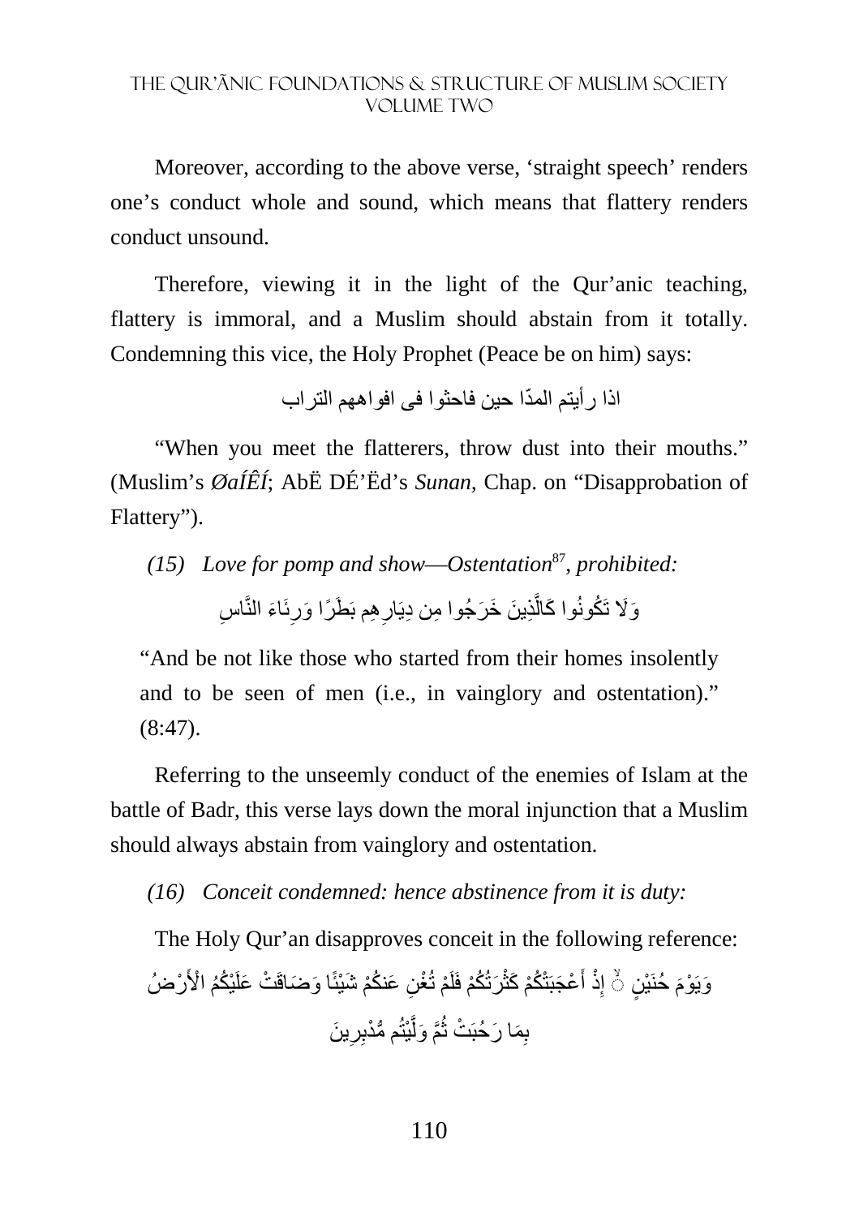Moreover, according to the above verse, 'straight speech' renders one's conduct whole and sound, which means that flattery renders conduct unsound.

Therefore, viewing it in the light of the Qur'anic teaching, flattery is immoral, and a Muslim should abstain from it totally. Condemning this vice, the Holy Prophet (Peace be on him) says:

اذا رأيتم المدّا حين فاحثوا فى افواههم التراب

"When you meet the flatterers, throw dust into their mouths." (Muslim's *ØaÍÊÍ*; AbË DÉ'Ëd's *Sunan,* Chap. on "Disapprobation of Flattery").

*(15) Love for pomp and show—Ostentation*[87]*, prohibited:*

وَلَا تَكُونُوا كَالَّذِينَ خَرَجُوا مِن دِيَارِهِم بَطَرًا وَرِئَاءَ النَّاسِ

> "And be not like those who started from their homes insolently and to be seen of men (i.e., in vainglory and ostentation)." (8:47).

Referring to the unseemly conduct of the enemies of Islam at the battle of Badr, this verse lays down the moral injunction that a Muslim should always abstain from vainglory and ostentation.

*(16) Conceit condemned: hence abstinence from it is duty:*

The Holy Qur'an disapproves conceit in the following reference:

وَيَوْمَ حُنَيْنٍ ۙ إِذْ أَعْجَبَتْكُمْ كَثْرَتُكُمْ فَلَمْ تُغْنِ عَنكُمْ شَيْئًا وَضَاقَتْ عَلَيْكُمُ الْأَرْضُ بِمَا رَحُبَتْ ثُمَّ وَلَّيْتُم مُّدْبِرِينَ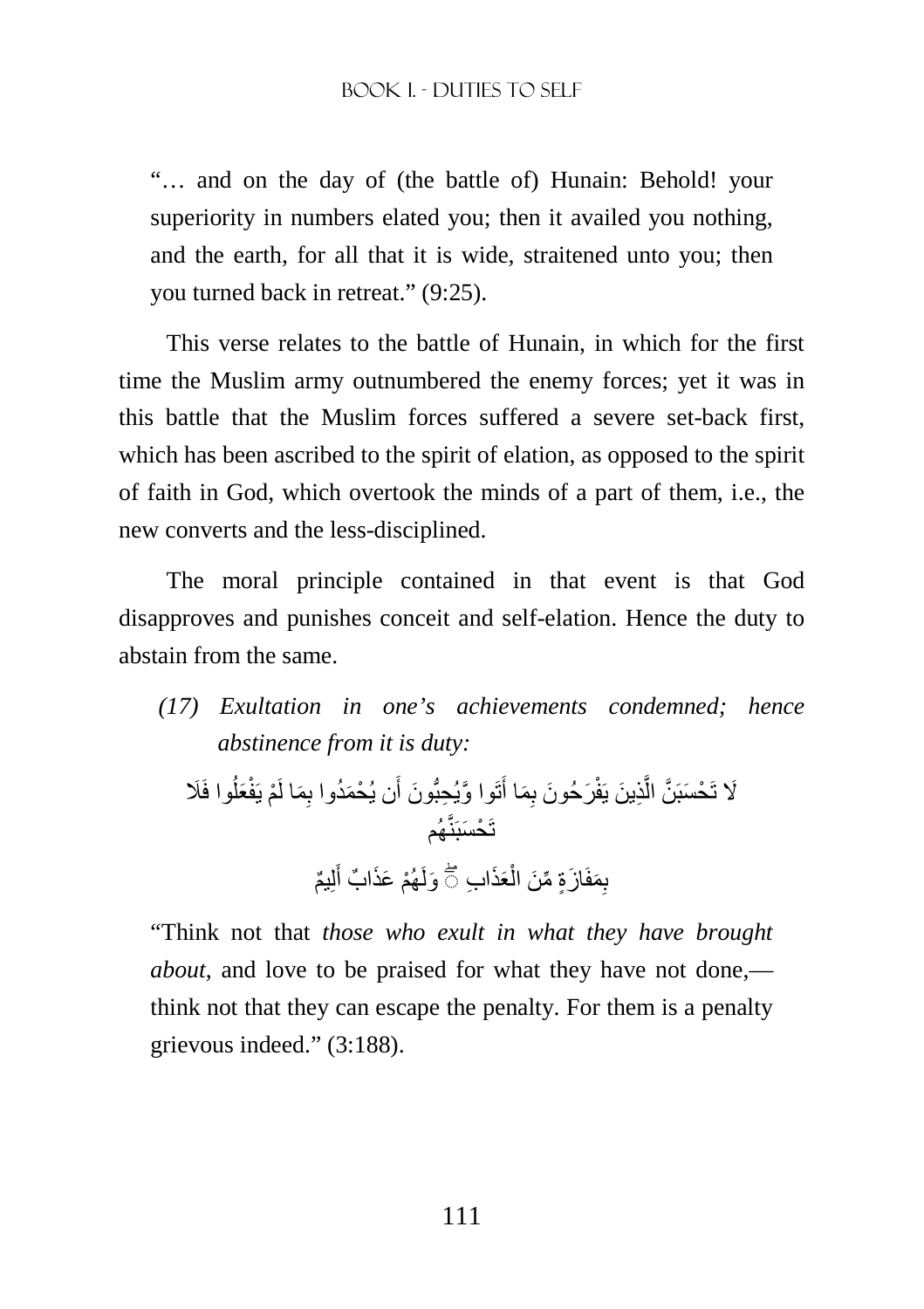"… and on the day of (the battle of) Hunain: Behold! your superiority in numbers elated you; then it availed you nothing, and the earth, for all that it is wide, straitened unto you; then you turned back in retreat." (9:25).

This verse relates to the battle of Hunain, in which for the first time the Muslim army outnumbered the enemy forces; yet it was in this battle that the Muslim forces suffered a severe set-back first, which has been ascribed to the spirit of elation, as opposed to the spirit of faith in God, which overtook the minds of a part of them, i.e., the new converts and the less-disciplined.

The moral principle contained in that event is that God disapproves and punishes conceit and self-elation. Hence the duty to abstain from the same.

*(17) Exultation in one's achievements condemned; hence abstinence from it is duty:*

لَا تَحْسَبَنَّ الَّذِينَ يَفْرَحُونَ بِمَا أَتَوا وَّيُحِبُّونَ أَن يُحْمَدُوا بِمَا لَمْ يَفْعَلُوا فَلَا تَحْسَبَنَّهُم بِمَفَازَةٍ مِّنَ الْعَذَابِ ۖ وَلَهُمْ عَذَابٌ أَلِيمٌ

"Think not that *those who exult in what they have brought about*, and love to be praised for what they have not done,— think not that they can escape the penalty. For them is a penalty grievous indeed." (3:188).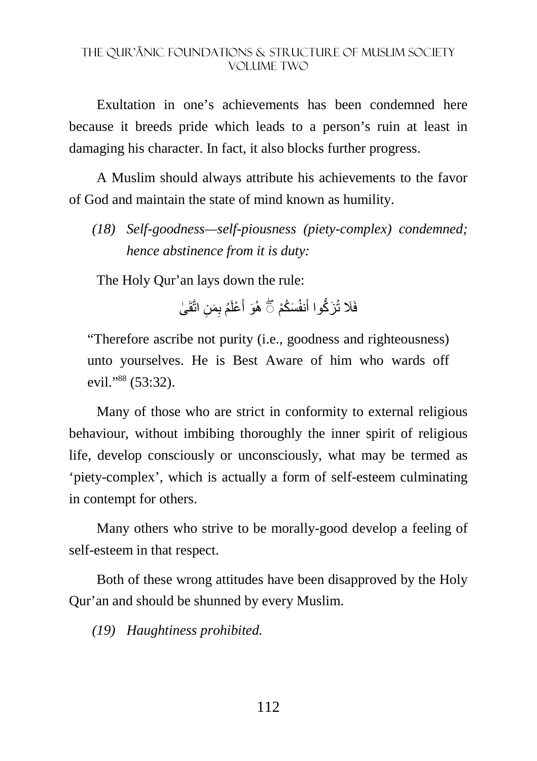Exultation in one's achievements has been condemned here because it breeds pride which leads to a person's ruin at least in damaging his character. In fact, it also blocks further progress.

A Muslim should always attribute his achievements to the favor of God and maintain the state of mind known as humility.

*(18) Self-goodness—self-piousness (piety-complex) condemned; hence abstinence from it is duty:*

The Holy Qur'an lays down the rule:

فَلَا تُزَكُّوا أَنفُسَكُمْ ۖ هُوَ أَعْلَمُ بِمَنِ اتَّقَىٰ

"Therefore ascribe not purity (i.e., goodness and righteousness) unto yourselves. He is Best Aware of him who wards off evil."[88] (53:32).

Many of those who are strict in conformity to external religious behaviour, without imbibing thoroughly the inner spirit of religious life, develop consciously or unconsciously, what may be termed as 'piety-complex', which is actually a form of self-esteem culminating in contempt for others.

Many others who strive to be morally-good develop a feeling of self-esteem in that respect.

Both of these wrong attitudes have been disapproved by the Holy Qur'an and should be shunned by every Muslim.

*(19) Haughtiness prohibited.*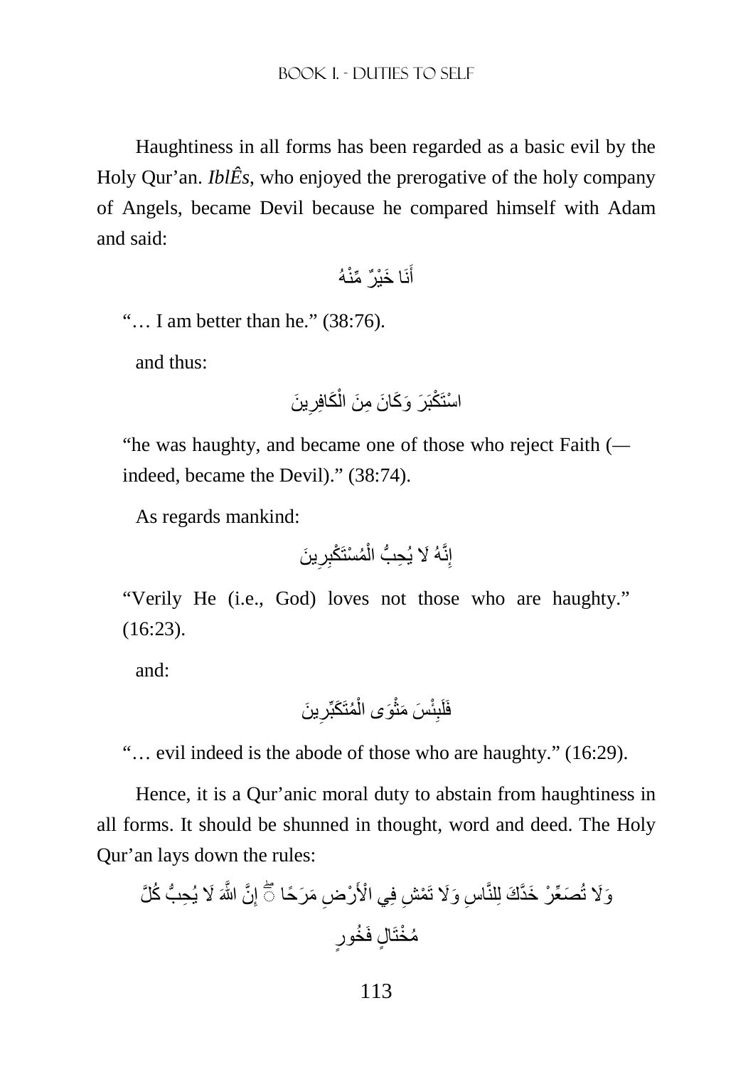Haughtiness in all forms has been regarded as a basic evil by the Holy Qur'an. *IblÊs*, who enjoyed the prerogative of the holy company of Angels, became Devil because he compared himself with Adam and said:

أَنَا خَيْرٌ مِّنْهُ

"… I am better than he." (38:76).

and thus:

اسْتَكْبَرَ وَكَانَ مِنَ الْكَافِرِينَ

"he was haughty, and became one of those who reject Faith (— indeed, became the Devil)." (38:74).

As regards mankind:

إِنَّهُ لَا يُحِبُّ الْمُسْتَكْبِرِينَ

"Verily He (i.e., God) loves not those who are haughty." (16:23).

and:

فَلَبِئْسَ مَثْوَى الْمُتَكَبِّرِينَ

"… evil indeed is the abode of those who are haughty." (16:29).

Hence, it is a Qur'anic moral duty to abstain from haughtiness in all forms. It should be shunned in thought, word and deed. The Holy Qur'an lays down the rules:

وَلَا تُصَعِّرْ خَدَّكَ لِلنَّاسِ وَلَا تَمْشِ فِي الْأَرْضِ مَرَحًا ۖ إِنَّ اللَّهَ لَا يُحِبُّ كُلَّ مُخْتَالٍ فَخُورٍ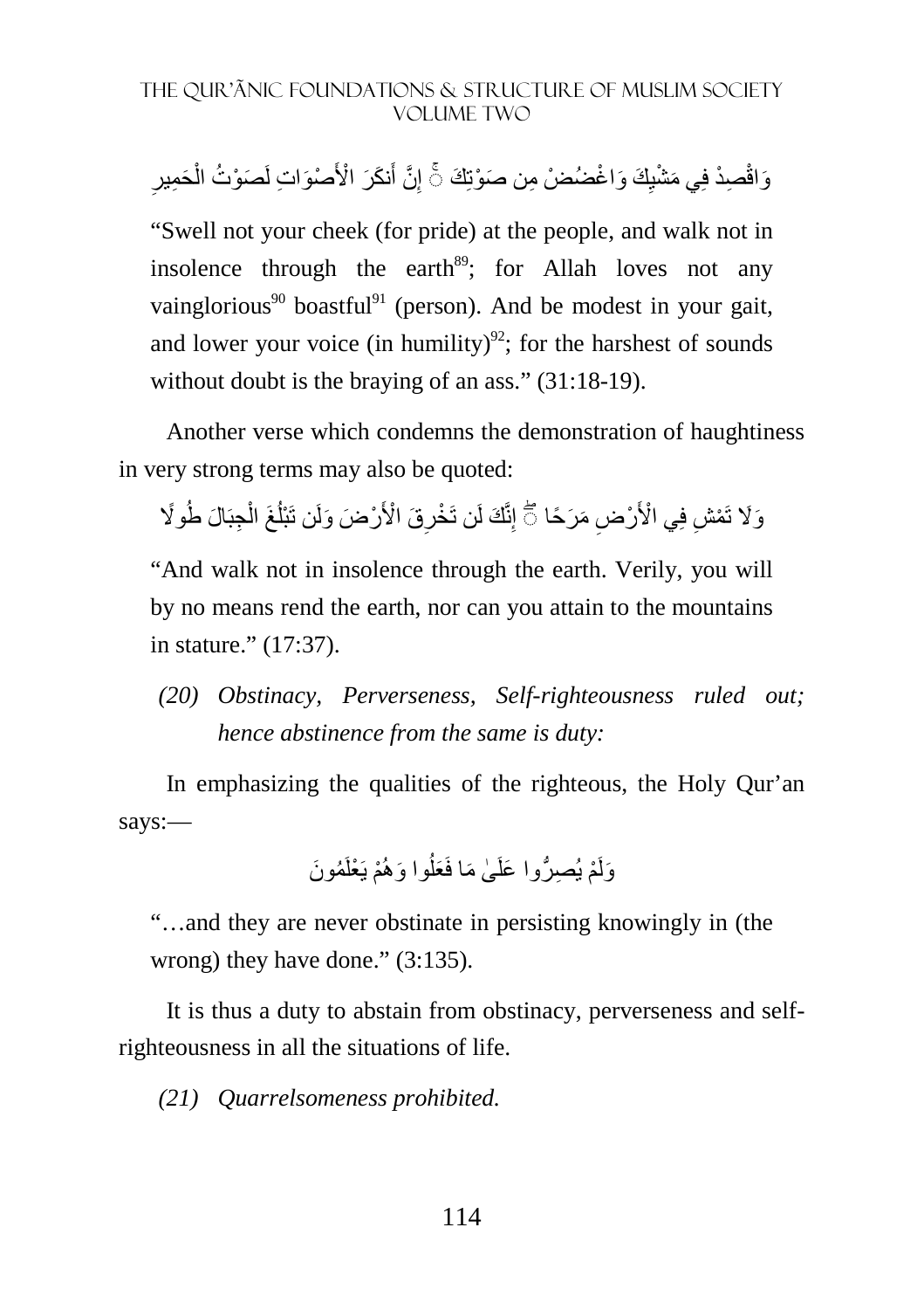وَاقْصِدْ فِي مَشْيِكَ وَاغْضُضْ مِن صَوْتِكَ ۚ إِنَّ أَنكَرَ الْأَصْوَاتِ لَصَوْتُ الْحَمِيرِ

> "Swell not your cheek (for pride) at the people, and walk not in insolence through the earth[89]; for Allah loves not any vainglorious[90] boastful[91] (person). And be modest in your gait, and lower your voice (in humility)[92]; for the harshest of sounds without doubt is the braying of an ass." (31:18-19).

Another verse which condemns the demonstration of haughtiness in very strong terms may also be quoted:

وَلَا تَمْشِ فِي الْأَرْضِ مَرَحًا ۖ إِنَّكَ لَن تَخْرِقَ الْأَرْضَ وَلَن تَبْلُغَ الْجِبَالَ طُولًا

> "And walk not in insolence through the earth. Verily, you will by no means rend the earth, nor can you attain to the mountains in stature." (17:37).

*(20) Obstinacy, Perverseness, Self-righteousness ruled out; hence abstinence from the same is duty:*

In emphasizing the qualities of the righteous, the Holy Qur'an says:—

وَلَمْ يُصِرُّوا عَلَىٰ مَا فَعَلُوا وَهُمْ يَعْلَمُونَ

> "…and they are never obstinate in persisting knowingly in (the wrong) they have done." (3:135).

It is thus a duty to abstain from obstinacy, perverseness and self-righteousness in all the situations of life.

*(21) Quarrelsomeness prohibited.*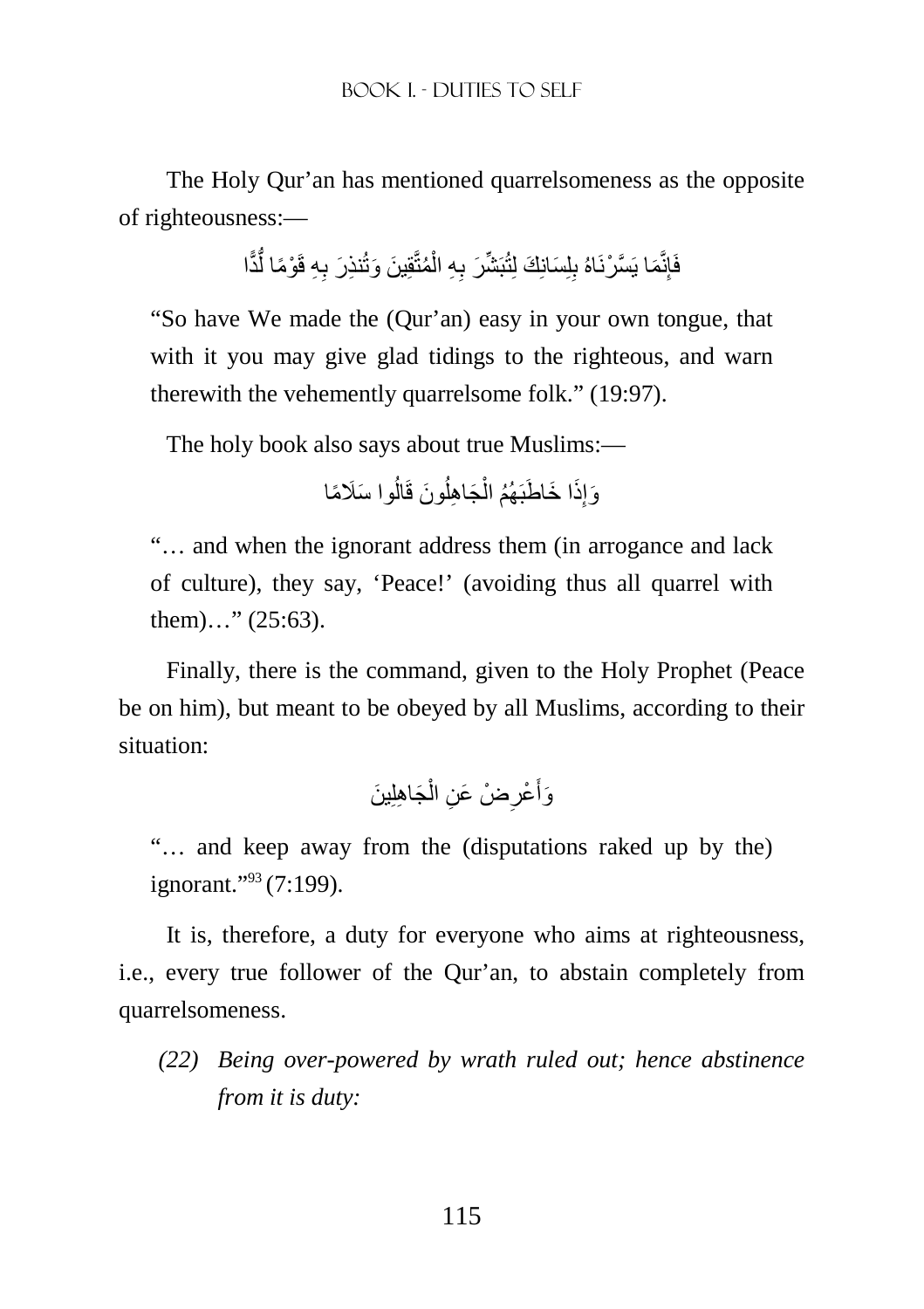The Holy Qur'an has mentioned quarrelsomeness as the opposite of righteousness:—

فَإِنَّمَا يَسَّرْنَاهُ بِلِسَانِكَ لِتُبَشِّرَ بِهِ الْمُتَّقِينَ وَتُنذِرَ بِهِ قَوْمًا لُّدًّا

"So have We made the (Qur'an) easy in your own tongue, that with it you may give glad tidings to the righteous, and warn therewith the vehemently quarrelsome folk." (19:97).

The holy book also says about true Muslims:—

وَإِذَا خَاطَبَهُمُ الْجَاهِلُونَ قَالُوا سَلَامًا

"… and when the ignorant address them (in arrogance and lack of culture), they say, 'Peace!' (avoiding thus all quarrel with them)…" (25:63).

Finally, there is the command, given to the Holy Prophet (Peace be on him), but meant to be obeyed by all Muslims, according to their situation:

وَأَعْرِضْ عَنِ الْجَاهِلِينَ

"… and keep away from the (disputations raked up by the) ignorant."[93] (7:199).

It is, therefore, a duty for everyone who aims at righteousness, i.e., every true follower of the Qur'an, to abstain completely from quarrelsomeness.

*(22) Being over-powered by wrath ruled out; hence abstinence from it is duty:*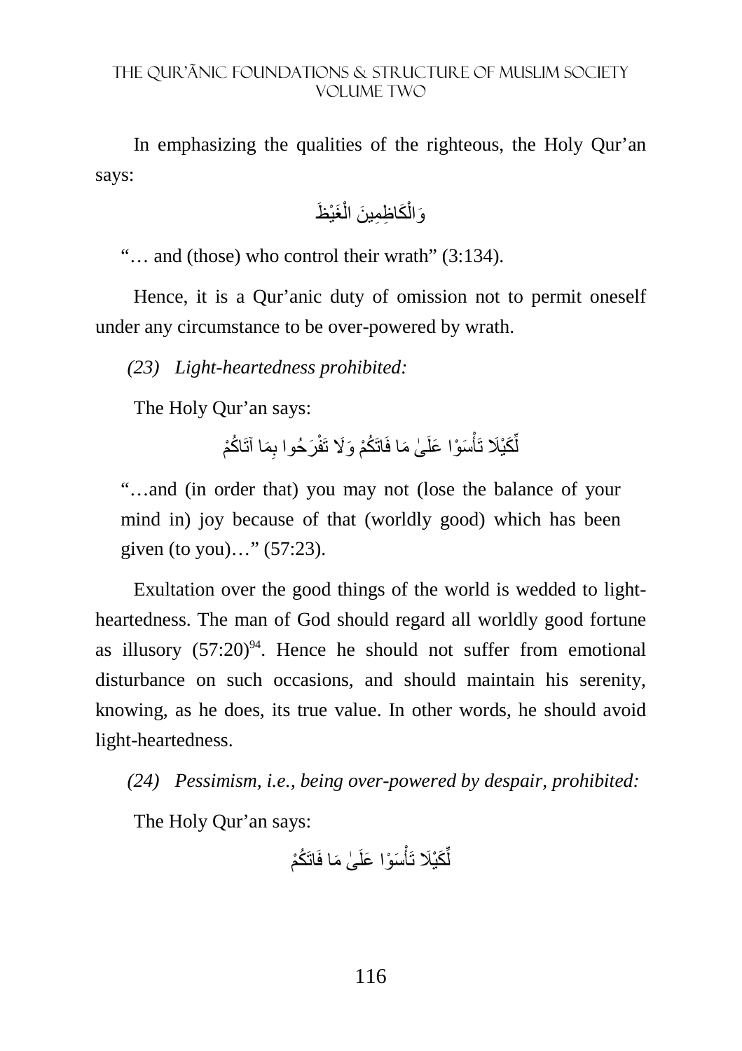In emphasizing the qualities of the righteous, the Holy Qur'an says:

وَالْكَاظِمِينَ الْغَيْظَ

"… and (those) who control their wrath" (3:134).

Hence, it is a Qur'anic duty of omission not to permit oneself under any circumstance to be over-powered by wrath.

*(23) Light-heartedness prohibited:*

The Holy Qur'an says:

لِّكَيْلَا تَأْسَوْا عَلَىٰ مَا فَاتَكُمْ وَلَا تَفْرَحُوا بِمَا آتَاكُمْ

"…and (in order that) you may not (lose the balance of your mind in) joy because of that (worldly good) which has been given (to you)…" (57:23).

Exultation over the good things of the world is wedded to light-heartedness. The man of God should regard all worldly good fortune as illusory (57:20)[94]. Hence he should not suffer from emotional disturbance on such occasions, and should maintain his serenity, knowing, as he does, its true value. In other words, he should avoid light-heartedness.

*(24) Pessimism, i.e., being over-powered by despair, prohibited:*

The Holy Qur'an says:

لِّكَيْلَا تَأْسَوْا عَلَىٰ مَا فَاتَكُمْ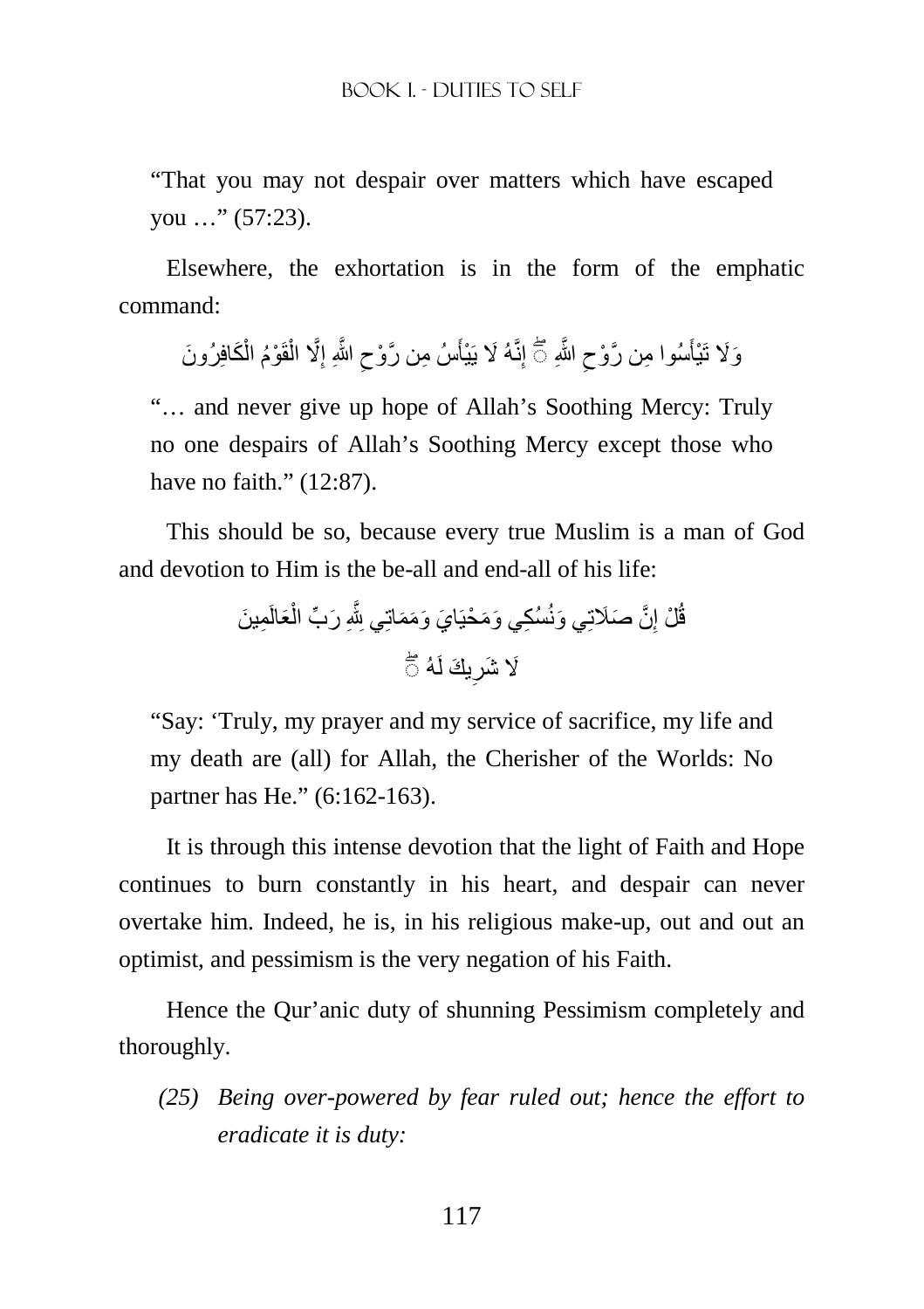"That you may not despair over matters which have escaped you …" (57:23).

Elsewhere, the exhortation is in the form of the emphatic command:

وَلَا تَيْأَسُوا مِن رَّوْحِ اللَّهِ ۖ إِنَّهُ لَا يَيْأَسُ مِن رَّوْحِ اللَّهِ إِلَّا الْقَوْمُ الْكَافِرُونَ

"… and never give up hope of Allah's Soothing Mercy: Truly no one despairs of Allah's Soothing Mercy except those who have no faith." (12:87).

This should be so, because every true Muslim is a man of God and devotion to Him is the be-all and end-all of his life:

قُلْ إِنَّ صَلَاتِي وَنُسُكِي وَمَحْيَايَ وَمَمَاتِي لِلَّهِ رَبِّ الْعَالَمِينَ
لَا شَرِيكَ لَهُ ۖ

"Say: 'Truly, my prayer and my service of sacrifice, my life and my death are (all) for Allah, the Cherisher of the Worlds: No partner has He." (6:162-163).

It is through this intense devotion that the light of Faith and Hope continues to burn constantly in his heart, and despair can never overtake him. Indeed, he is, in his religious make-up, out and out an optimist, and pessimism is the very negation of his Faith.

Hence the Qur'anic duty of shunning Pessimism completely and thoroughly.

*(25) Being over-powered by fear ruled out; hence the effort to eradicate it is duty:*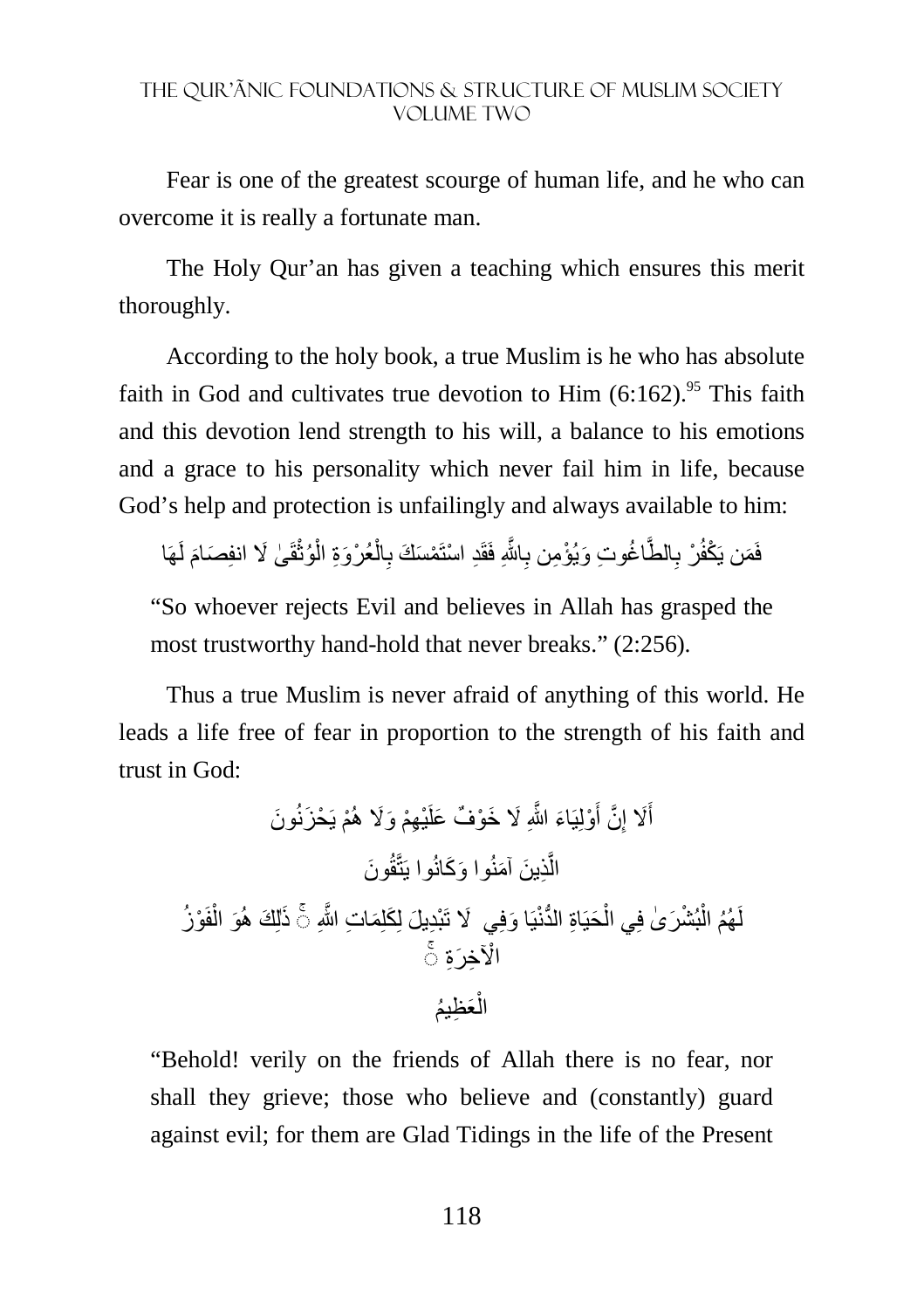Fear is one of the greatest scourge of human life, and he who can overcome it is really a fortunate man.

The Holy Qur'an has given a teaching which ensures this merit thoroughly.

According to the holy book, a true Muslim is he who has absolute faith in God and cultivates true devotion to Him (6:162).[95] This faith and this devotion lend strength to his will, a balance to his emotions and a grace to his personality which never fail him in life, because God's help and protection is unfailingly and always available to him:

فَمَن يَكْفُرْ بِالطَّاغُوتِ وَيُؤْمِن بِاللَّهِ فَقَدِ اسْتَمْسَكَ بِالْعُرْوَةِ الْوُثْقَىٰ لَا انفِصَامَ لَهَا

> "So whoever rejects Evil and believes in Allah has grasped the most trustworthy hand-hold that never breaks." (2:256).

Thus a true Muslim is never afraid of anything of this world. He leads a life free of fear in proportion to the strength of his faith and trust in God:

أَلَا إِنَّ أَوْلِيَاءَ اللَّهِ لَا خَوْفٌ عَلَيْهِمْ وَلَا هُمْ يَحْزَنُونَ

الَّذِينَ آمَنُوا وَكَانُوا يَتَّقُونَ

لَهُمُ الْبُشْرَىٰ فِي الْحَيَاةِ الدُّنْيَا وَفِي الْآخِرَةِ ۚ لَا تَبْدِيلَ لِكَلِمَاتِ اللَّهِ ۚ ذَٰلِكَ هُوَ الْفَوْزُ الْعَظِيمُ

> "Behold! verily on the friends of Allah there is no fear, nor shall they grieve; those who believe and (constantly) guard against evil; for them are Glad Tidings in the life of the Present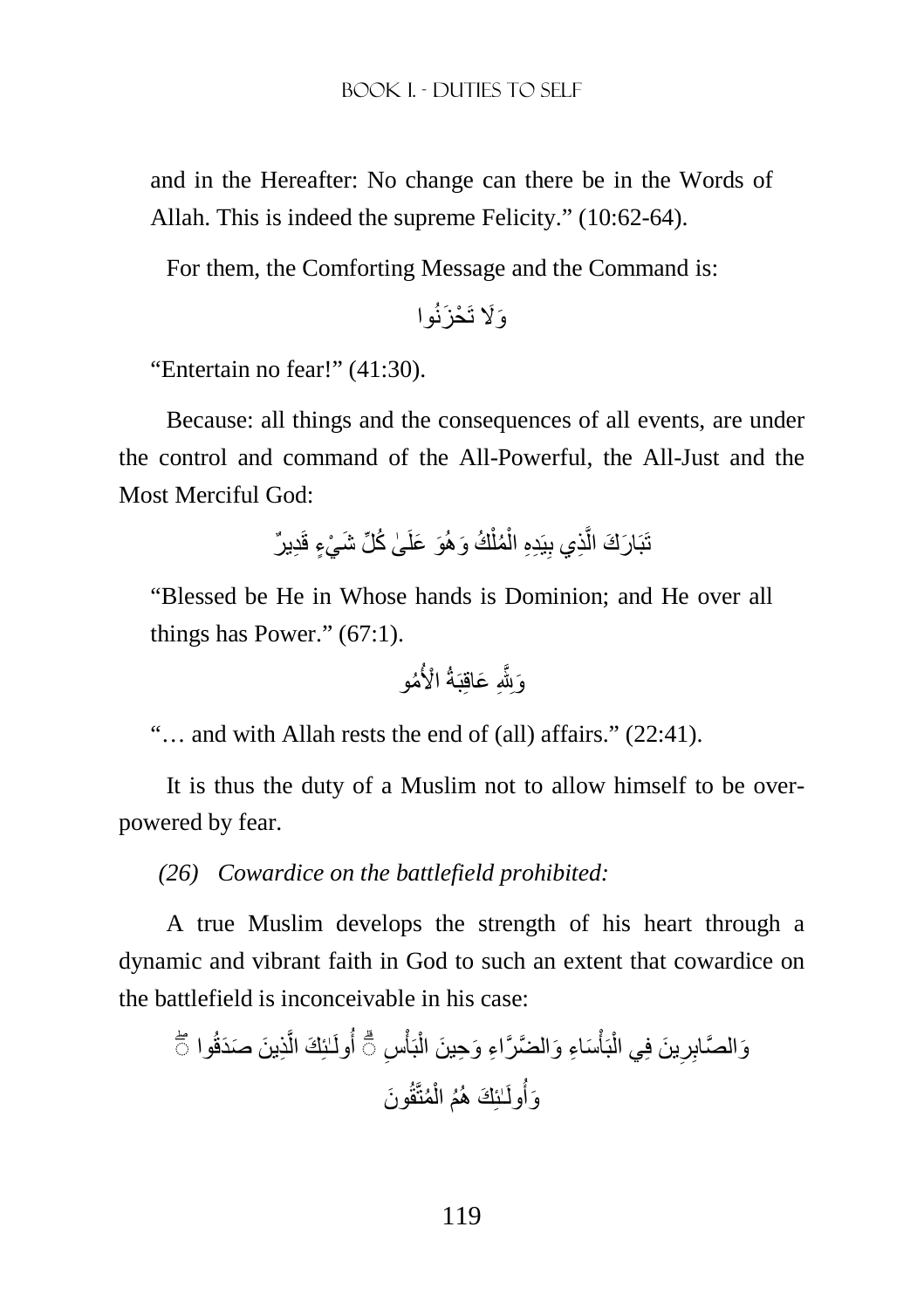and in the Hereafter: No change can there be in the Words of Allah. This is indeed the supreme Felicity." (10:62-64).

For them, the Comforting Message and the Command is:

وَلَا تَحْزَنُوا

"Entertain no fear!" (41:30).

Because: all things and the consequences of all events, are under the control and command of the All-Powerful, the All-Just and the Most Merciful God:

تَبَارَكَ الَّذِي بِيَدِهِ الْمُلْكُ وَهُوَ عَلَىٰ كُلِّ شَيْءٍ قَدِيرٌ

"Blessed be He in Whose hands is Dominion; and He over all things has Power." (67:1).

وَلِلَّهِ عَاقِبَةُ الْأُمُو

"… and with Allah rests the end of (all) affairs." (22:41).

It is thus the duty of a Muslim not to allow himself to be over-powered by fear.

*(26) Cowardice on the battlefield prohibited:*

A true Muslim develops the strength of his heart through a dynamic and vibrant faith in God to such an extent that cowardice on the battlefield is inconceivable in his case:

وَالصَّابِرِينَ فِي الْبَأْسَاءِ وَالضَّرَّاءِ وَحِينَ الْبَأْسِ ۗ أُولَـٰئِكَ الَّذِينَ صَدَقُوا ۖ وَأُولَـٰئِكَ هُمُ الْمُتَّقُونَ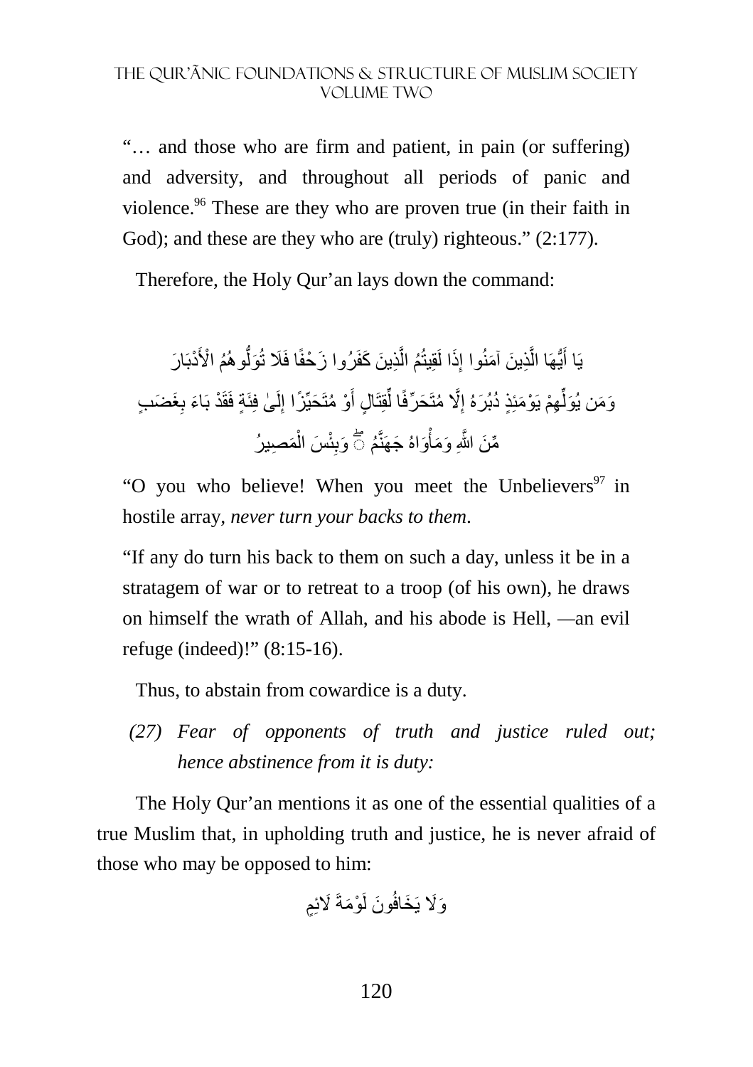"… and those who are firm and patient, in pain (or suffering) and adversity, and throughout all periods of panic and violence.[96] These are they who are proven true (in their faith in God); and these are they who are (truly) righteous." (2:177).

Therefore, the Holy Qur'an lays down the command:

يَا أَيُّهَا الَّذِينَ آمَنُوا إِذَا لَقِيتُمُ الَّذِينَ كَفَرُوا زَحْفًا فَلَا تُوَلُّوهُمُ الْأَدْبَارَ وَمَن يُوَلِّهِمْ يَوْمَئِذٍ دُبُرَهُ إِلَّا مُتَحَرِّفًا لِّقِتَالٍ أَوْ مُتَحَيِّزًا إِلَىٰ فِئَةٍ فَقَدْ بَاءَ بِغَضَبٍ مِّنَ اللَّهِ وَمَأْوَاهُ جَهَنَّمُ ۖ وَبِئْسَ الْمَصِيرُ

"O you who believe! When you meet the Unbelievers[97] in hostile array, *never turn your backs to them*.

"If any do turn his back to them on such a day, unless it be in a stratagem of war or to retreat to a troop (of his own), he draws on himself the wrath of Allah, and his abode is Hell, —an evil refuge (indeed)!" (8:15-16).

Thus, to abstain from cowardice is a duty.

*(27) Fear of opponents of truth and justice ruled out; hence abstinence from it is duty:*

The Holy Qur'an mentions it as one of the essential qualities of a true Muslim that, in upholding truth and justice, he is never afraid of those who may be opposed to him:

وَلَا يَخَافُونَ لَوْمَةَ لَائِمٍ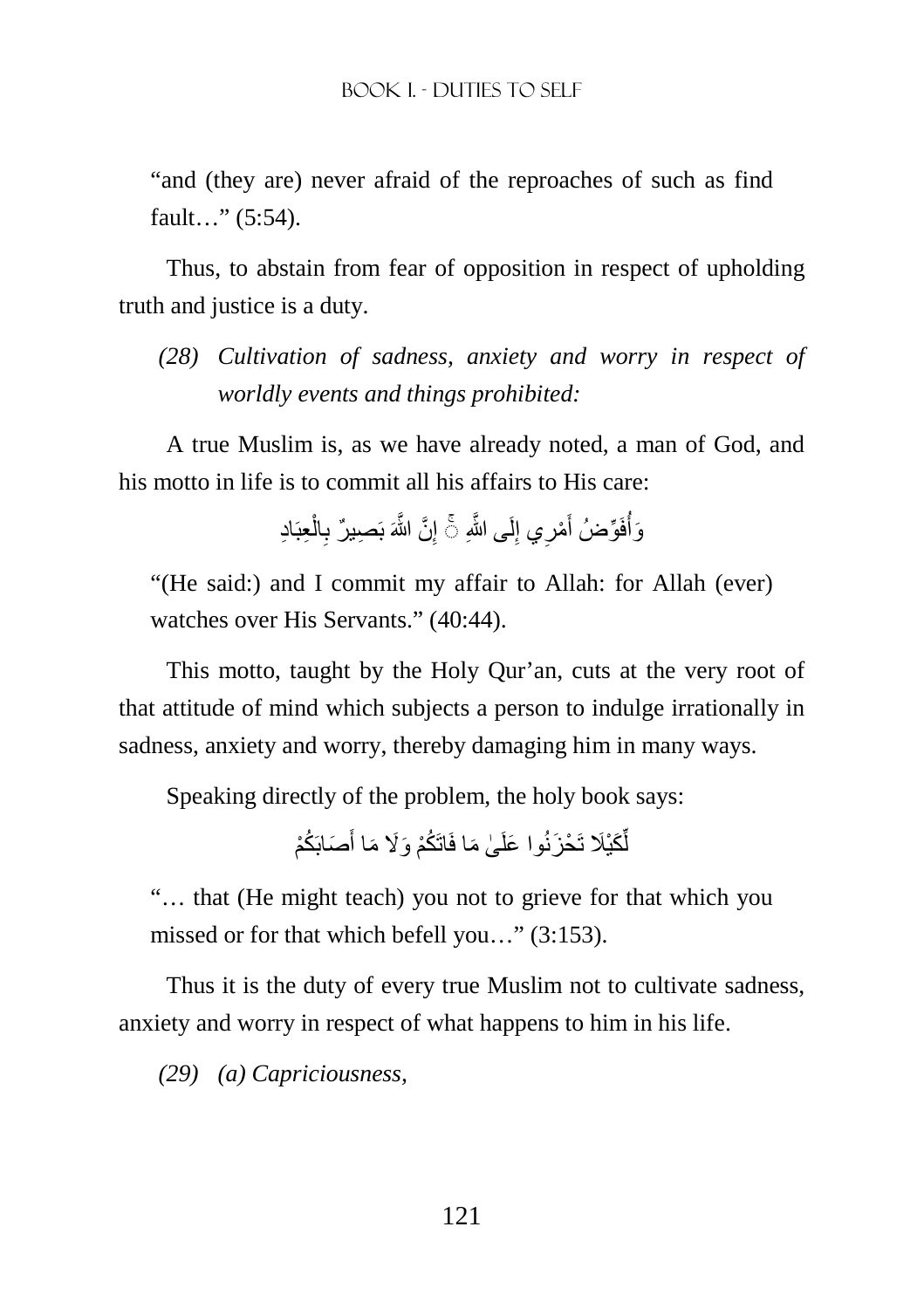"and (they are) never afraid of the reproaches of such as find fault…" (5:54).

Thus, to abstain from fear of opposition in respect of upholding truth and justice is a duty.

*(28) Cultivation of sadness, anxiety and worry in respect of worldly events and things prohibited:*

A true Muslim is, as we have already noted, a man of God, and his motto in life is to commit all his affairs to His care:

وَأُفَوِّضُ أَمْرِي إِلَى اللَّهِ ۚ إِنَّ اللَّهَ بَصِيرٌ بِالْعِبَادِ

"(He said:) and I commit my affair to Allah: for Allah (ever) watches over His Servants." (40:44).

This motto, taught by the Holy Qur'an, cuts at the very root of that attitude of mind which subjects a person to indulge irrationally in sadness, anxiety and worry, thereby damaging him in many ways.

Speaking directly of the problem, the holy book says:

لِّكَيْلَا تَحْزَنُوا عَلَىٰ مَا فَاتَكُمْ وَلَا مَا أَصَابَكُمْ

"… that (He might teach) you not to grieve for that which you missed or for that which befell you…" (3:153).

Thus it is the duty of every true Muslim not to cultivate sadness, anxiety and worry in respect of what happens to him in his life.

*(29) (a) Capriciousness,*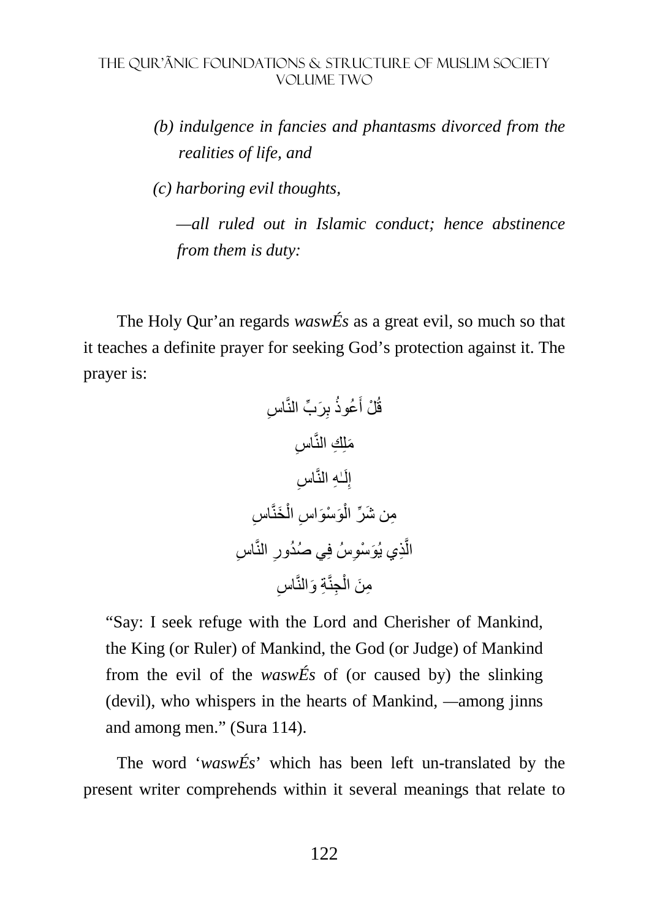*(b) indulgence in fancies and phantasms divorced from the realities of life, and*

*(c) harboring evil thoughts,*

*—all ruled out in Islamic conduct; hence abstinence from them is duty:*

The Holy Qur'an regards *waswÉs* as a great evil, so much so that it teaches a definite prayer for seeking God's protection against it. The prayer is:

قُلْ أَعُوذُ بِرَبِّ النَّاسِ

مَلِكِ النَّاسِ

إِلَـٰهِ النَّاسِ

مِن شَرِّ الْوَسْوَاسِ الْخَنَّاسِ

الَّذِي يُوَسْوِسُ فِي صُدُورِ النَّاسِ

مِنَ الْجِنَّةِ وَالنَّاسِ

"Say: I seek refuge with the Lord and Cherisher of Mankind, the King (or Ruler) of Mankind, the God (or Judge) of Mankind from the evil of the *waswÉs* of (or caused by) the slinking (devil), who whispers in the hearts of Mankind, —among jinns and among men." (Sura 114).

The word '*waswÉs*' which has been left un-translated by the present writer comprehends within it several meanings that relate to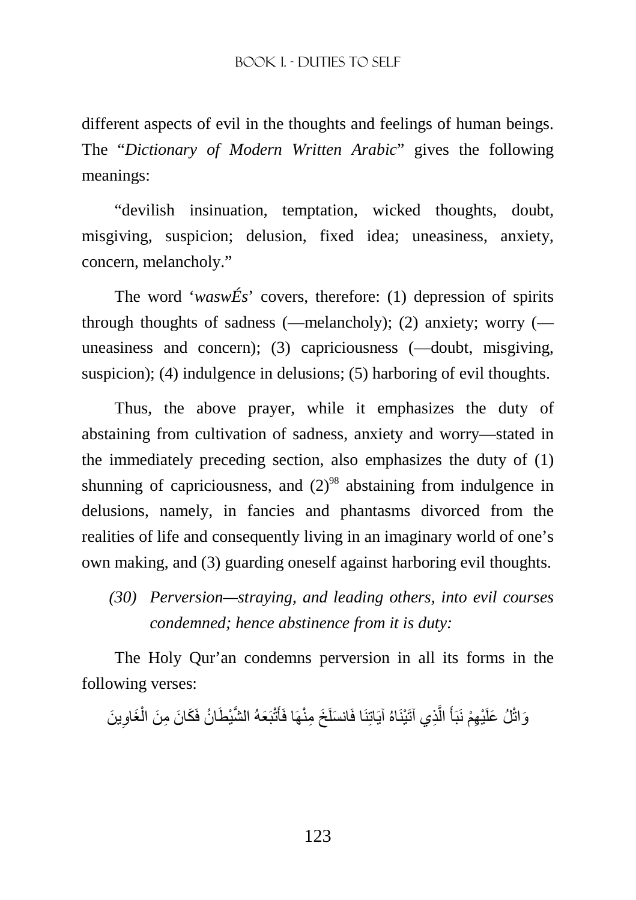different aspects of evil in the thoughts and feelings of human beings. The "*Dictionary of Modern Written Arabic*" gives the following meanings:

"devilish insinuation, temptation, wicked thoughts, doubt, misgiving, suspicion; delusion, fixed idea; uneasiness, anxiety, concern, melancholy."

The word '*waswÉs*' covers, therefore: (1) depression of spirits through thoughts of sadness (—melancholy); (2) anxiety; worry (—uneasiness and concern); (3) capriciousness (—doubt, misgiving, suspicion); (4) indulgence in delusions; (5) harboring of evil thoughts.

Thus, the above prayer, while it emphasizes the duty of abstaining from cultivation of sadness, anxiety and worry—stated in the immediately preceding section, also emphasizes the duty of (1) shunning of capriciousness, and (2)[98] abstaining from indulgence in delusions, namely, in fancies and phantasms divorced from the realities of life and consequently living in an imaginary world of one's own making, and (3) guarding oneself against harboring evil thoughts.

*(30) Perversion—straying, and leading others, into evil courses condemned; hence abstinence from it is duty:*

The Holy Qur'an condemns perversion in all its forms in the following verses:

وَاتْلُ عَلَيْهِمْ نَبَأَ الَّذِي آتَيْنَاهُ آيَاتِنَا فَانسَلَخَ مِنْهَا فَأَتْبَعَهُ الشَّيْطَانُ فَكَانَ مِنَ الْغَاوِينَ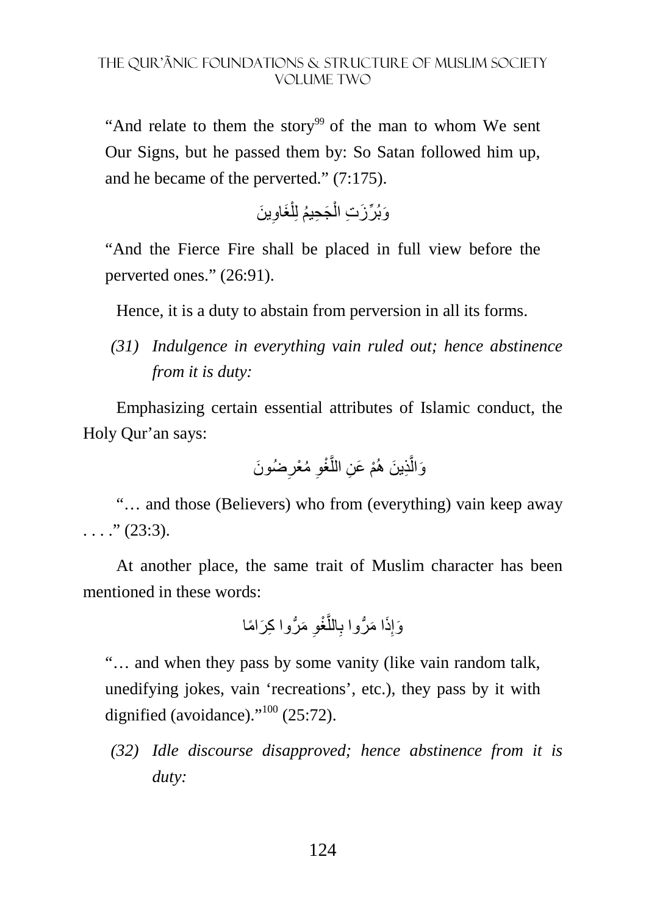"And relate to them the story[99] of the man to whom We sent Our Signs, but he passed them by: So Satan followed him up, and he became of the perverted." (7:175).

وَبُرِّزَتِ الْجَحِيمُ لِلْغَاوِينَ

"And the Fierce Fire shall be placed in full view before the perverted ones." (26:91).

Hence, it is a duty to abstain from perversion in all its forms.

*(31) Indulgence in everything vain ruled out; hence abstinence from it is duty:*

Emphasizing certain essential attributes of Islamic conduct, the Holy Qur'an says:

وَالَّذِينَ هُمْ عَنِ اللَّغْوِ مُعْرِضُونَ

"… and those (Believers) who from (everything) vain keep away . . . ." (23:3).

At another place, the same trait of Muslim character has been mentioned in these words:

وَإِذَا مَرُّوا بِاللَّغْوِ مَرُّوا كِرَامًا

"… and when they pass by some vanity (like vain random talk, unedifying jokes, vain 'recreations', etc.), they pass by it with dignified (avoidance)."[100] (25:72).

*(32) Idle discourse disapproved; hence abstinence from it is duty:*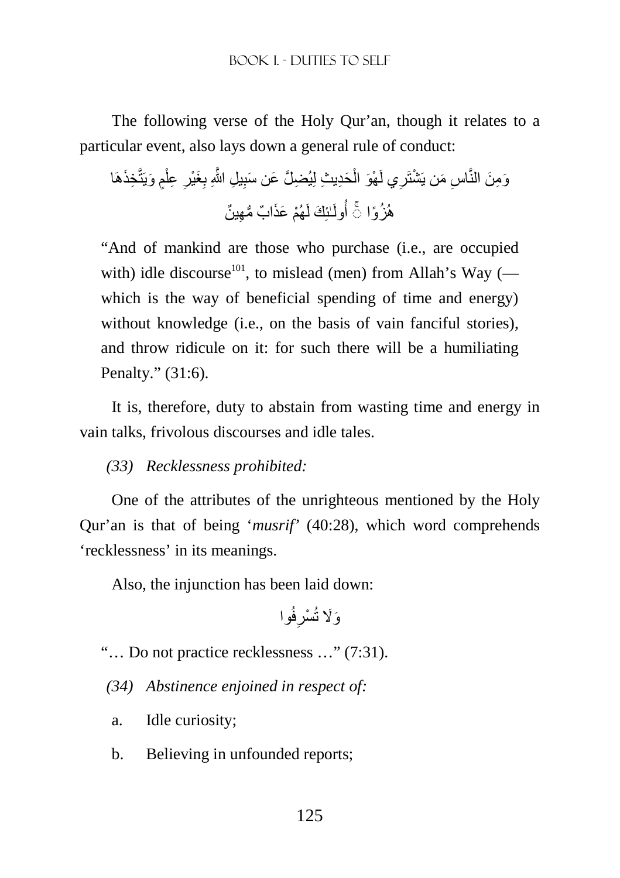The following verse of the Holy Qur'an, though it relates to a particular event, also lays down a general rule of conduct:

وَمِنَ النَّاسِ مَن يَشْتَرِي لَهْوَ الْحَدِيثِ لِيُضِلَّ عَن سَبِيلِ اللَّهِ بِغَيْرِ عِلْمٍ وَيَتَّخِذَهَا هُزُوًا ۚ أُولَـٰئِكَ لَهُمْ عَذَابٌ مُّهِينٌ

> "And of mankind are those who purchase (i.e., are occupied with) idle discourse[101], to mislead (men) from Allah's Way (— which is the way of beneficial spending of time and energy) without knowledge (i.e., on the basis of vain fanciful stories), and throw ridicule on it: for such there will be a humiliating Penalty." (31:6).

It is, therefore, duty to abstain from wasting time and energy in vain talks, frivolous discourses and idle tales.

*(33) Recklessness prohibited:*

One of the attributes of the unrighteous mentioned by the Holy Qur'an is that of being '*musrif*' (40:28), which word comprehends 'recklessness' in its meanings.

Also, the injunction has been laid down:

وَلَا تُسْرِفُوا

"… Do not practice recklessness …" (7:31).

*(34) Abstinence enjoined in respect of:*

a. Idle curiosity;

b. Believing in unfounded reports;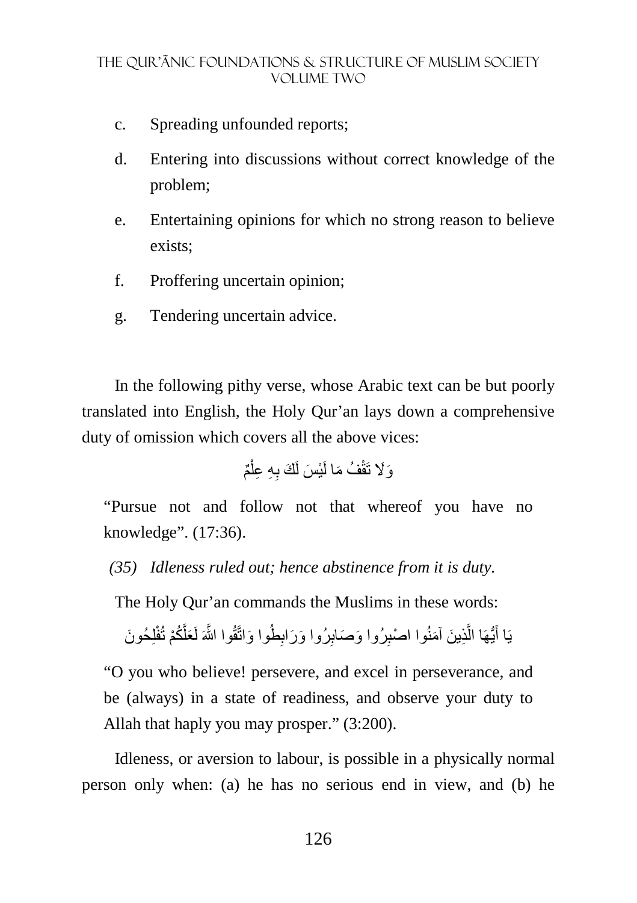c. Spreading unfounded reports;

d. Entering into discussions without correct knowledge of the problem;

e. Entertaining opinions for which no strong reason to believe exists;

f. Proffering uncertain opinion;

g. Tendering uncertain advice.

In the following pithy verse, whose Arabic text can be but poorly translated into English, the Holy Qur'an lays down a comprehensive duty of omission which covers all the above vices:

وَلَا تَقْفُ مَا لَيْسَ لَكَ بِهِ عِلْمٌ

> "Pursue not and follow not that whereof you have no knowledge". (17:36).

*(35) Idleness ruled out; hence abstinence from it is duty.*

The Holy Qur'an commands the Muslims in these words:

يَا أَيُّهَا الَّذِينَ آمَنُوا اصْبِرُوا وَصَابِرُوا وَرَابِطُوا وَاتَّقُوا اللَّهَ لَعَلَّكُمْ تُفْلِحُونَ

> "O you who believe! persevere, and excel in perseverance, and be (always) in a state of readiness, and observe your duty to Allah that haply you may prosper." (3:200).

Idleness, or aversion to labour, is possible in a physically normal person only when: (a) he has no serious end in view, and (b) he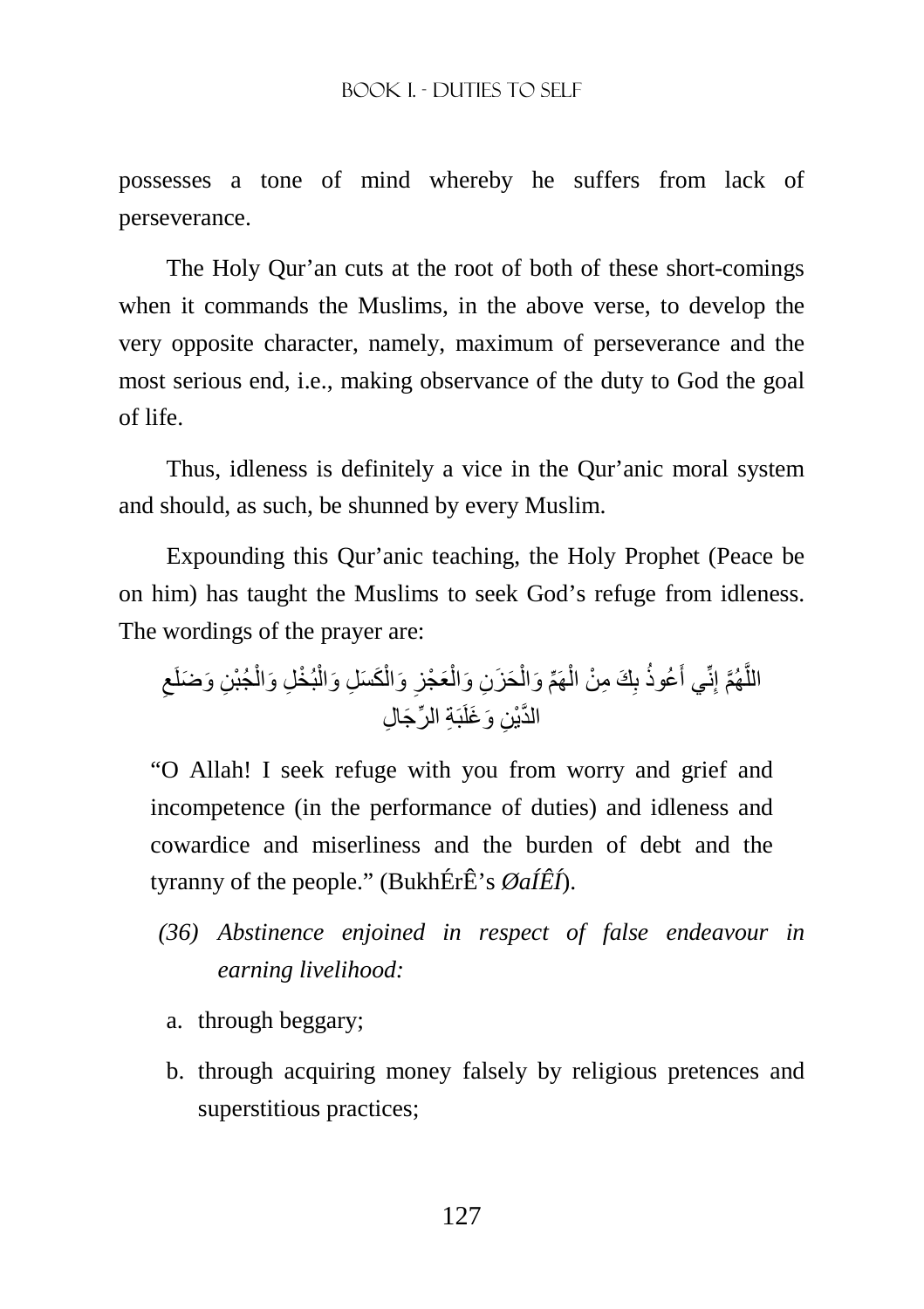possesses a tone of mind whereby he suffers from lack of perseverance.

The Holy Qur'an cuts at the root of both of these short-comings when it commands the Muslims, in the above verse, to develop the very opposite character, namely, maximum of perseverance and the most serious end, i.e., making observance of the duty to God the goal of life.

Thus, idleness is definitely a vice in the Qur'anic moral system and should, as such, be shunned by every Muslim.

Expounding this Qur'anic teaching, the Holy Prophet (Peace be on him) has taught the Muslims to seek God's refuge from idleness. The wordings of the prayer are:

اللَّهُمَّ إِنِّي أَعُوذُ بِكَ مِنْ الْهَمِّ وَالْحَزَنِ وَالْعَجْزِ وَالْكَسَلِ وَالْبُخْلِ وَالْجُبْنِ وَضَلَعِ الدَّيْنِ وَغَلَبَةِ الرِّجَالِ

"O Allah! I seek refuge with you from worry and grief and incompetence (in the performance of duties) and idleness and cowardice and miserliness and the burden of debt and the tyranny of the people." (BukhÉrÊ's *ØaÍÊÍ*).

*(36) Abstinence enjoined in respect of false endeavour in earning livelihood:*

a. through beggary;

b. through acquiring money falsely by religious pretences and superstitious practices;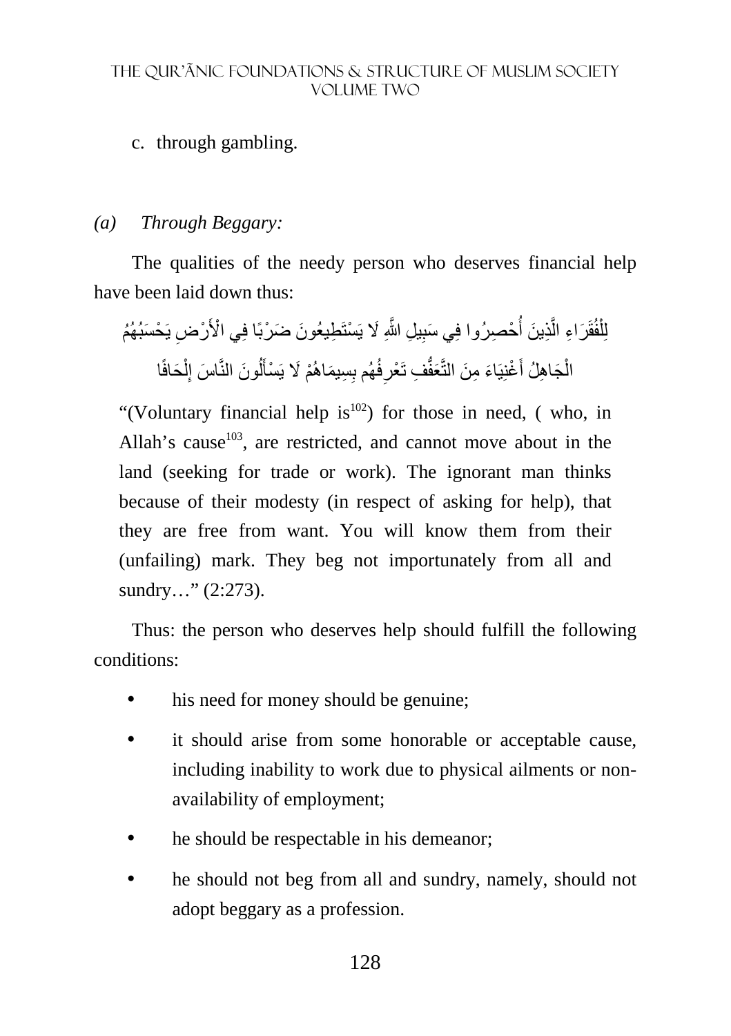c. through gambling.

*(a) Through Beggary:*

The qualities of the needy person who deserves financial help have been laid down thus:

لِلْفُقَرَاءِ الَّذِينَ أُحْصِرُوا فِي سَبِيلِ اللَّهِ لَا يَسْتَطِيعُونَ ضَرْبًا فِي الْأَرْضِ يَحْسَبُهُمُ الْجَاهِلُ أَغْنِيَاءَ مِنَ التَّعَفُّفِ تَعْرِفُهُم بِسِيمَاهُمْ لَا يَسْأَلُونَ النَّاسَ إِلْحَافًا

> "(Voluntary financial help is[102]) for those in need, ( who, in Allah's cause[103], are restricted, and cannot move about in the land (seeking for trade or work). The ignorant man thinks because of their modesty (in respect of asking for help), that they are free from want. You will know them from their (unfailing) mark. They beg not importunately from all and sundry…" (2:273).

Thus: the person who deserves help should fulfill the following conditions:

- his need for money should be genuine;
- it should arise from some honorable or acceptable cause, including inability to work due to physical ailments or non-availability of employment;
- he should be respectable in his demeanor;
- he should not beg from all and sundry, namely, should not adopt beggary as a profession.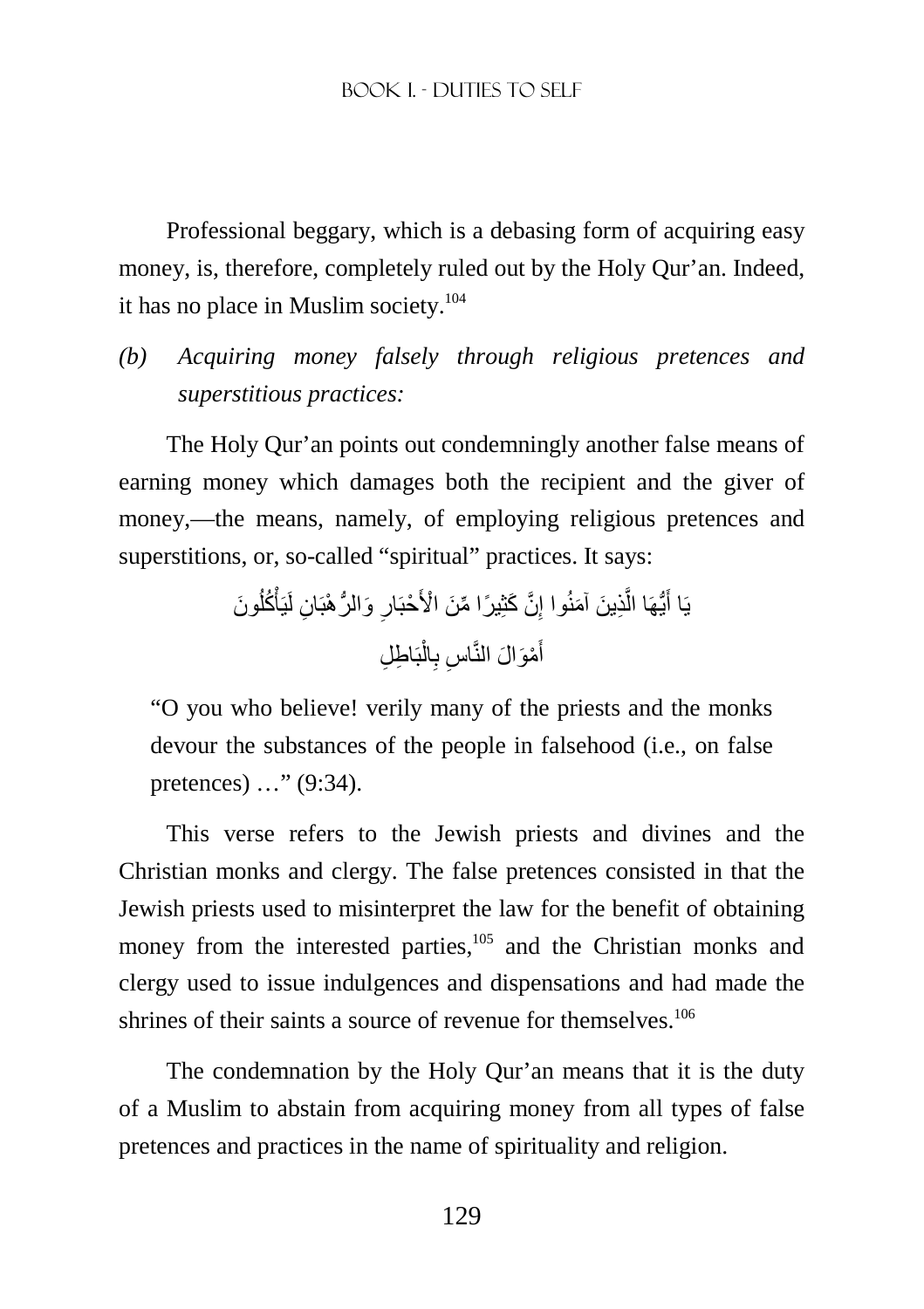Professional beggary, which is a debasing form of acquiring easy money, is, therefore, completely ruled out by the Holy Qur'an. Indeed, it has no place in Muslim society.[104]

*(b) Acquiring money falsely through religious pretences and superstitious practices:*

The Holy Qur'an points out condemningly another false means of earning money which damages both the recipient and the giver of money,—the means, namely, of employing religious pretences and superstitions, or, so-called "spiritual" practices. It says:

يَا أَيُّهَا الَّذِينَ آمَنُوا إِنَّ كَثِيرًا مِّنَ الْأَحْبَارِ وَالرُّهْبَانِ لَيَأْكُلُونَ أَمْوَالَ النَّاسِ بِالْبَاطِلِ

"O you who believe! verily many of the priests and the monks devour the substances of the people in falsehood (i.e., on false pretences) …" (9:34).

This verse refers to the Jewish priests and divines and the Christian monks and clergy. The false pretences consisted in that the Jewish priests used to misinterpret the law for the benefit of obtaining money from the interested parties,[105] and the Christian monks and clergy used to issue indulgences and dispensations and had made the shrines of their saints a source of revenue for themselves.[106]

The condemnation by the Holy Qur'an means that it is the duty of a Muslim to abstain from acquiring money from all types of false pretences and practices in the name of spirituality and religion.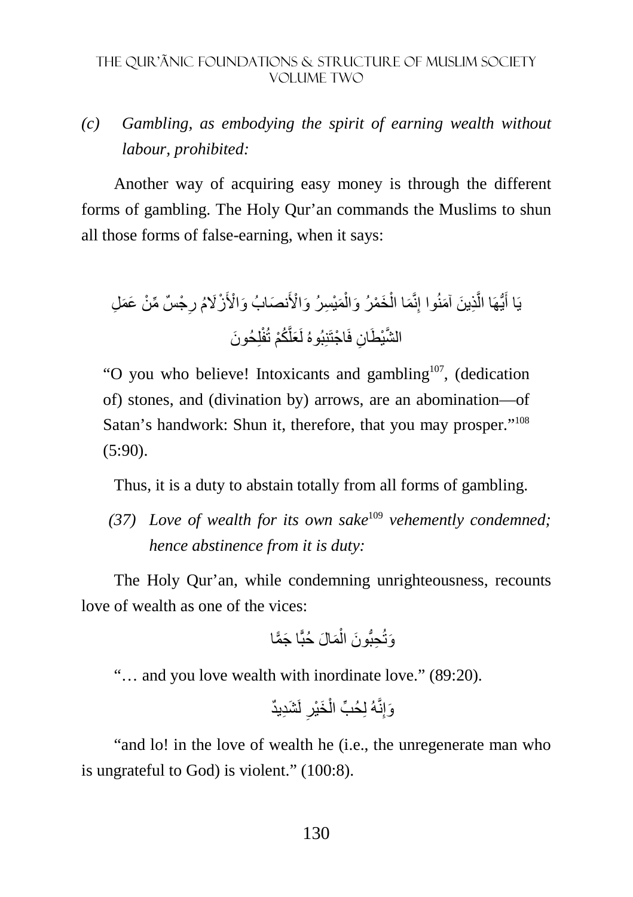*(c) Gambling, as embodying the spirit of earning wealth without labour, prohibited:*

Another way of acquiring easy money is through the different forms of gambling. The Holy Qur'an commands the Muslims to shun all those forms of false-earning, when it says:

يَا أَيُّهَا الَّذِينَ آمَنُوا إِنَّمَا الْخَمْرُ وَالْمَيْسِرُ وَالْأَنصَابُ وَالْأَزْلَامُ رِجْسٌ مِّنْ عَمَلِ الشَّيْطَانِ فَاجْتَنِبُوهُ لَعَلَّكُمْ تُفْلِحُونَ

"O you who believe! Intoxicants and gambling[107], (dedication of) stones, and (divination by) arrows, are an abomination—of Satan's handwork: Shun it, therefore, that you may prosper."[108] (5:90).

Thus, it is a duty to abstain totally from all forms of gambling.

*(37) Love of wealth for its own sake[109] vehemently condemned; hence abstinence from it is duty:*

The Holy Qur'an, while condemning unrighteousness, recounts love of wealth as one of the vices:

وَتُحِبُّونَ الْمَالَ حُبًّا جَمًّا

"… and you love wealth with inordinate love." (89:20).

وَإِنَّهُ لِحُبِّ الْخَيْرِ لَشَدِيدٌ

"and lo! in the love of wealth he (i.e., the unregenerate man who is ungrateful to God) is violent." (100:8).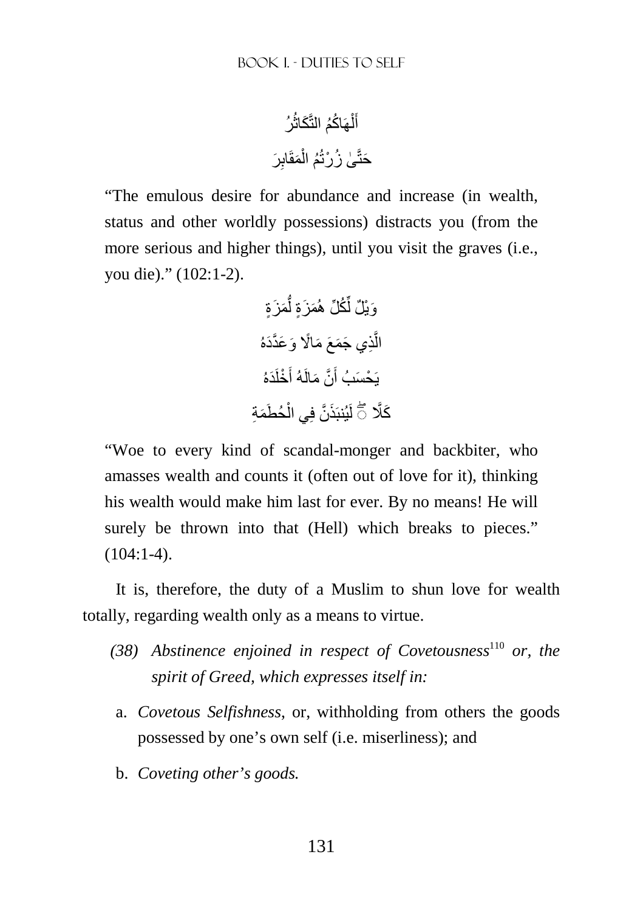أَلْهَاكُمُ التَّكَاثُرُ

حَتَّىٰ زُرْتُمُ الْمَقَابِرَ

"The emulous desire for abundance and increase (in wealth, status and other worldly possessions) distracts you (from the more serious and higher things), until you visit the graves (i.e., you die)." (102:1-2).

وَيْلٌ لِّكُلِّ هُمَزَةٍ لُّمَزَةٍ

الَّذِي جَمَعَ مَالًا وَعَدَّدَهُ

يَحْسَبُ أَنَّ مَالَهُ أَخْلَدَهُ

كَلَّا ۖ لَيُنبَذَنَّ فِي الْحُطَمَةِ

"Woe to every kind of scandal-monger and backbiter, who amasses wealth and counts it (often out of love for it), thinking his wealth would make him last for ever. By no means! He will surely be thrown into that (Hell) which breaks to pieces." (104:1-4).

It is, therefore, the duty of a Muslim to shun love for wealth totally, regarding wealth only as a means to virtue.

*(38) Abstinence enjoined in respect of Covetousness*[110] *or, the spirit of Greed, which expresses itself in:*

a. *Covetous Selfishness*, or, withholding from others the goods possessed by one's own self (i.e. miserliness); and

b. *Coveting other's goods.*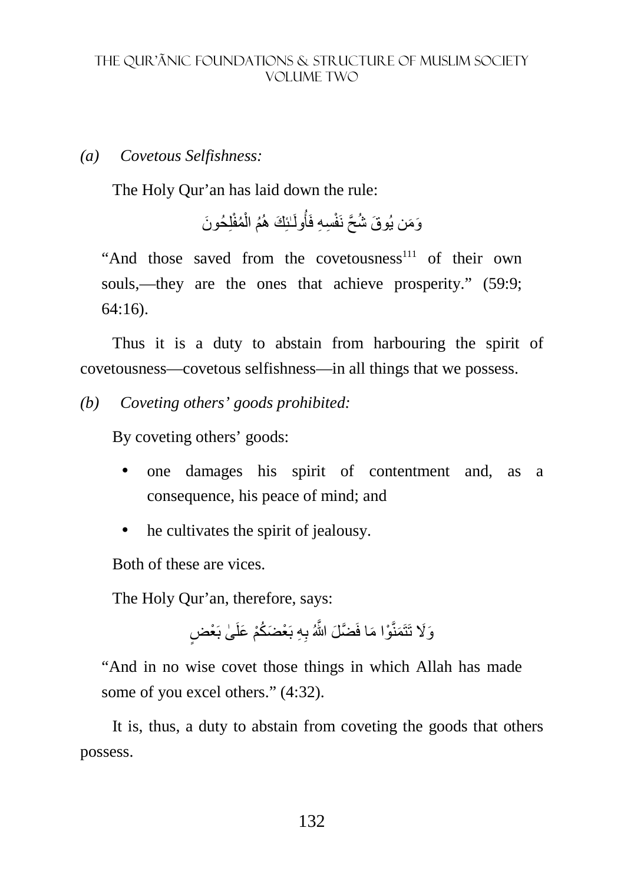*(a) Covetous Selfishness:*

The Holy Qur'an has laid down the rule:

وَمَن يُوقَ شُحَّ نَفْسِهِ فَأُولَـٰئِكَ هُمُ الْمُفْلِحُونَ

"And those saved from the covetousness[111] of their own souls,—they are the ones that achieve prosperity." (59:9; 64:16).

Thus it is a duty to abstain from harbouring the spirit of covetousness—covetous selfishness—in all things that we possess.

*(b) Coveting others' goods prohibited:*

By coveting others' goods:

- one damages his spirit of contentment and, as a consequence, his peace of mind; and
- he cultivates the spirit of jealousy.

Both of these are vices.

The Holy Qur'an, therefore, says:

وَلَا تَتَمَنَّوْا مَا فَضَّلَ اللَّهُ بِهِ بَعْضَكُمْ عَلَىٰ بَعْضٍ

"And in no wise covet those things in which Allah has made some of you excel others." (4:32).

It is, thus, a duty to abstain from coveting the goods that others possess.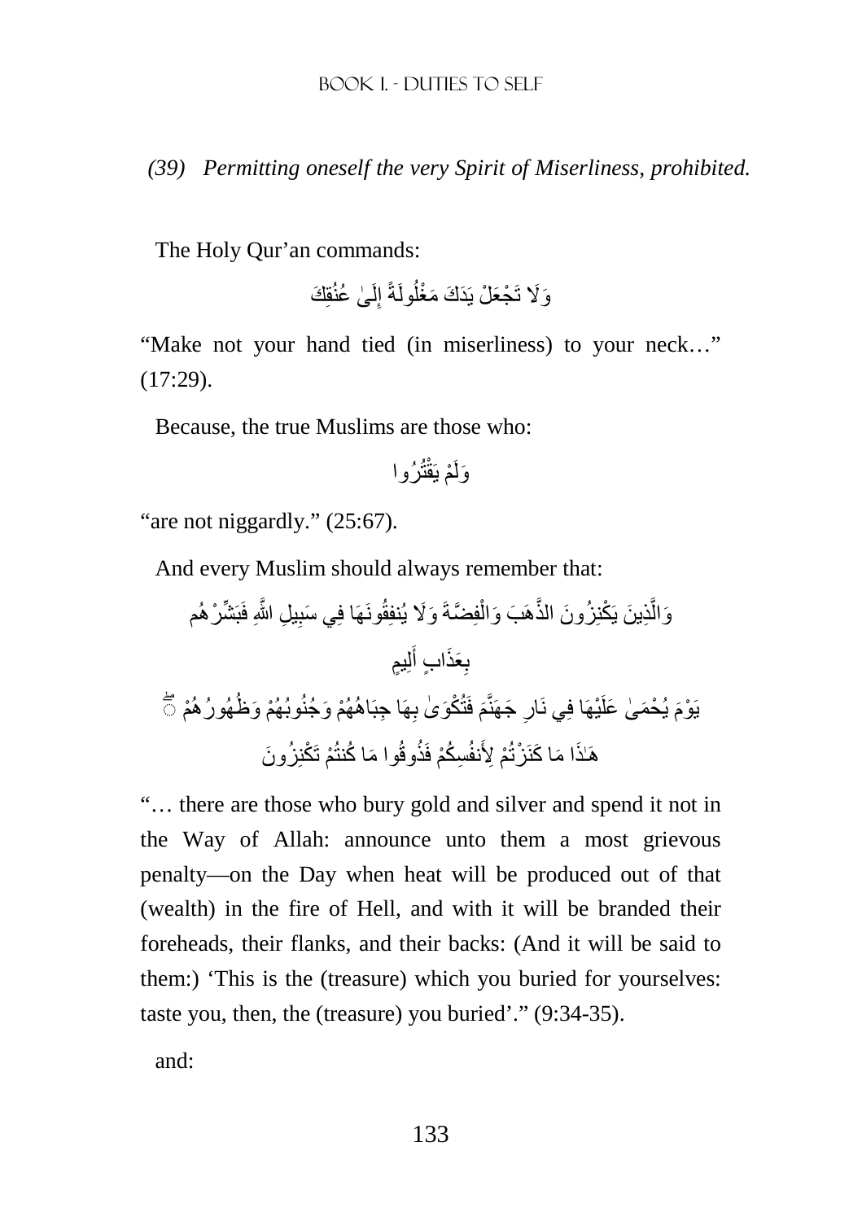*(39) Permitting oneself the very Spirit of Miserliness, prohibited.*

The Holy Qur'an commands:

وَلَا تَجْعَلْ يَدَكَ مَغْلُولَةً إِلَىٰ عُنُقِكَ

"Make not your hand tied (in miserliness) to your neck…" (17:29).

Because, the true Muslims are those who:

وَلَمْ يَقْتُرُوا

"are not niggardly." (25:67).

And every Muslim should always remember that:

وَالَّذِينَ يَكْنِزُونَ الذَّهَبَ وَالْفِضَّةَ وَلَا يُنفِقُونَهَا فِي سَبِيلِ اللَّهِ فَبَشِّرْهُم بِعَذَابٍ أَلِيمٍ

يَوْمَ يُحْمَىٰ عَلَيْهَا فِي نَارِ جَهَنَّمَ فَتُكْوَىٰ بِهَا جِبَاهُهُمْ وَجُنُوبُهُمْ وَظُهُورُهُمْ ۖ هَٰذَا مَا كَنَزْتُمْ لِأَنفُسِكُمْ فَذُوقُوا مَا كُنتُمْ تَكْنِزُونَ

"… there are those who bury gold and silver and spend it not in the Way of Allah: announce unto them a most grievous penalty—on the Day when heat will be produced out of that (wealth) in the fire of Hell, and with it will be branded their foreheads, their flanks, and their backs: (And it will be said to them:) 'This is the (treasure) which you buried for yourselves: taste you, then, the (treasure) you buried'." (9:34-35).

and: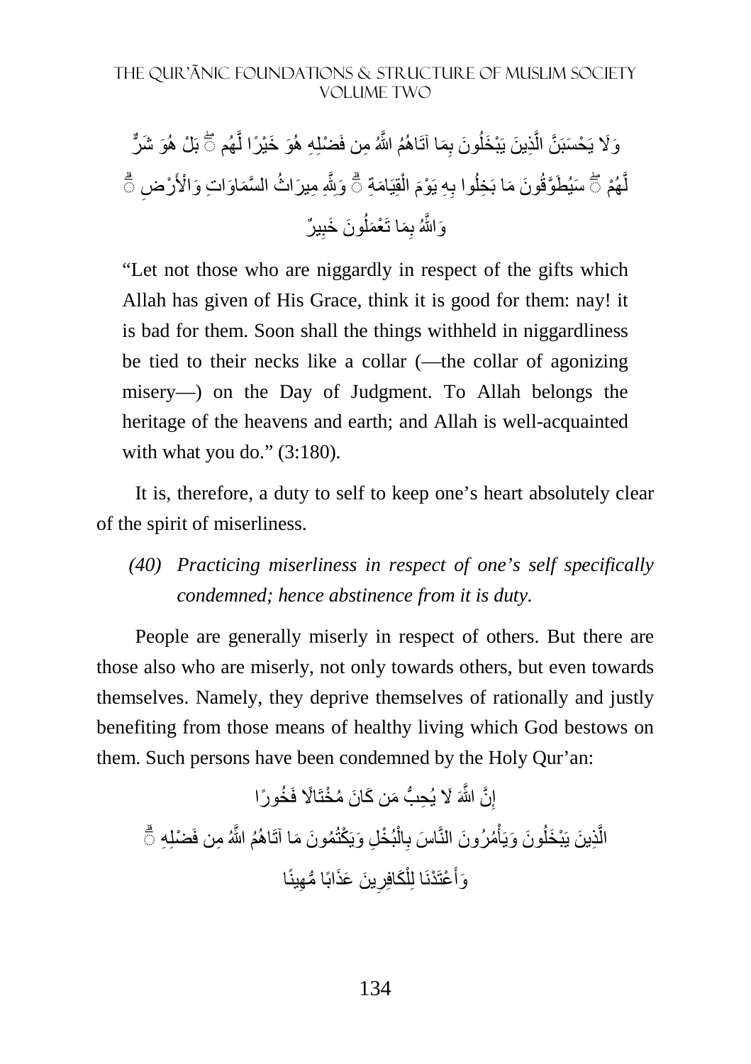وَلَا يَحْسَبَنَّ الَّذِينَ يَبْخَلُونَ بِمَا آتَاهُمُ اللَّهُ مِن فَضْلِهِ هُوَ خَيْرًا لَّهُم ۖ بَلْ هُوَ شَرٌّ لَّهُمْ ۖ سَيُطَوَّقُونَ مَا بَخِلُوا بِهِ يَوْمَ الْقِيَامَةِ ۗ وَلِلَّهِ مِيرَاثُ السَّمَاوَاتِ وَالْأَرْضِ ۗ وَاللَّهُ بِمَا تَعْمَلُونَ خَبِيرٌ

"Let not those who are niggardly in respect of the gifts which Allah has given of His Grace, think it is good for them: nay! it is bad for them. Soon shall the things withheld in niggardliness be tied to their necks like a collar (—the collar of agonizing misery—) on the Day of Judgment. To Allah belongs the heritage of the heavens and earth; and Allah is well-acquainted with what you do." (3:180).

It is, therefore, a duty to self to keep one's heart absolutely clear of the spirit of miserliness.

*(40) Practicing miserliness in respect of one's self specifically condemned; hence abstinence from it is duty.*

People are generally miserly in respect of others. But there are those also who are miserly, not only towards others, but even towards themselves. Namely, they deprive themselves of rationally and justly benefiting from those means of healthy living which God bestows on them. Such persons have been condemned by the Holy Qur'an:

إِنَّ اللَّهَ لَا يُحِبُّ مَن كَانَ مُخْتَالًا فَخُورًا

الَّذِينَ يَبْخَلُونَ وَيَأْمُرُونَ النَّاسَ بِالْبُخْلِ وَيَكْتُمُونَ مَا آتَاهُمُ اللَّهُ مِن فَضْلِهِ ۗ وَأَعْتَدْنَا لِلْكَافِرِينَ عَذَابًا مُّهِينًا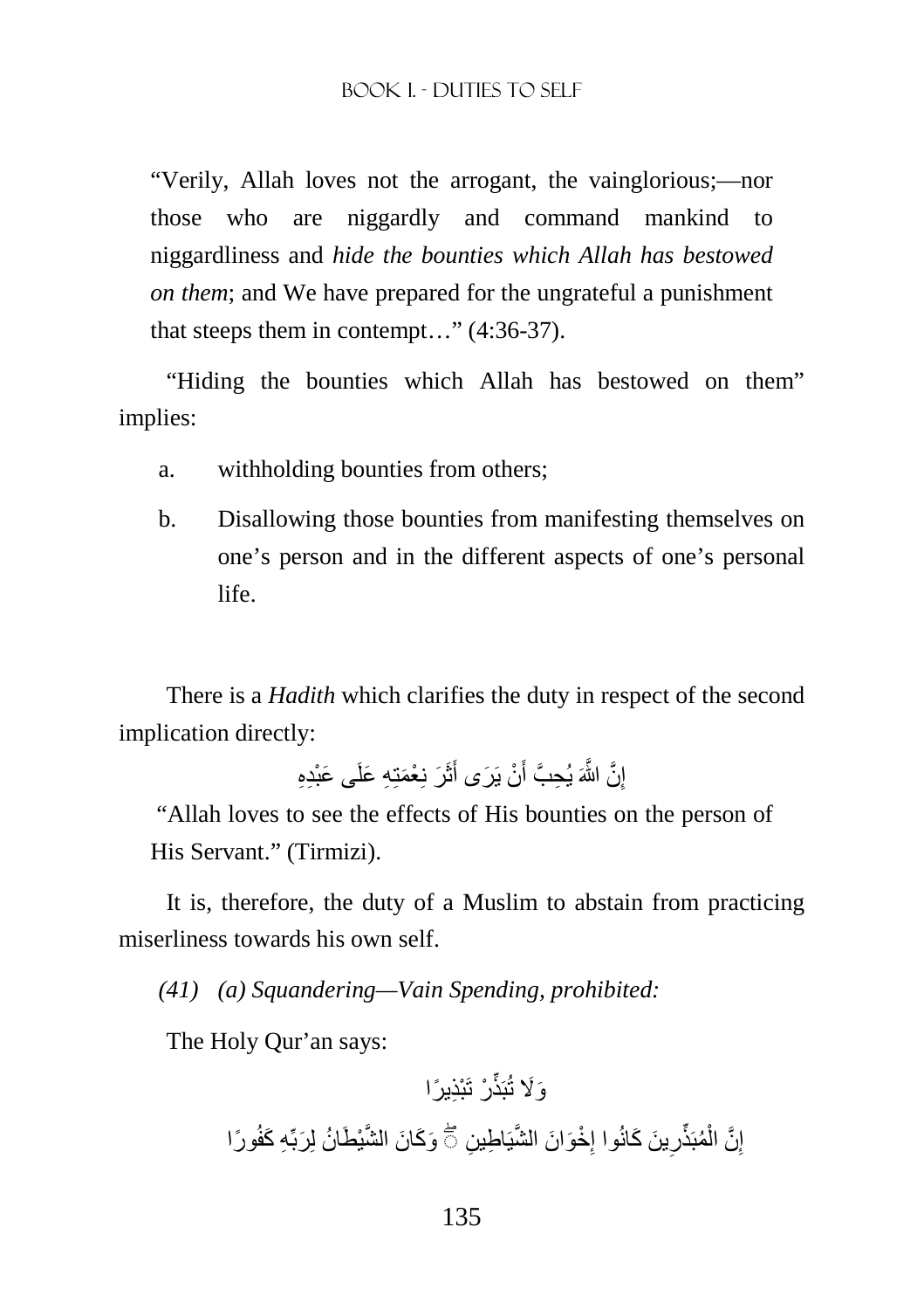"Verily, Allah loves not the arrogant, the vainglorious;—nor those who are niggardly and command mankind to niggardliness and *hide the bounties which Allah has bestowed on them*; and We have prepared for the ungrateful a punishment that steeps them in contempt…" (4:36-37).

"Hiding the bounties which Allah has bestowed on them" implies:

a. withholding bounties from others;

b. Disallowing those bounties from manifesting themselves on one's person and in the different aspects of one's personal life.

There is a *Hadith* which clarifies the duty in respect of the second implication directly:

إِنَّ اللَّهَ يُحِبُّ أَنْ يَرَى أَثَرَ نِعْمَتِهِ عَلَى عَبْدِهِ

"Allah loves to see the effects of His bounties on the person of His Servant." (Tirmizi).

It is, therefore, the duty of a Muslim to abstain from practicing miserliness towards his own self.

*(41) (a) Squandering—Vain Spending, prohibited:*

The Holy Qur'an says:

وَلَا تُبَذِّرْ تَبْذِيرًا

إِنَّ الْمُبَذِّرِينَ كَانُوا إِخْوَانَ الشَّيَاطِينِ ۖ وَكَانَ الشَّيْطَانُ لِرَبِّهِ كَفُورًا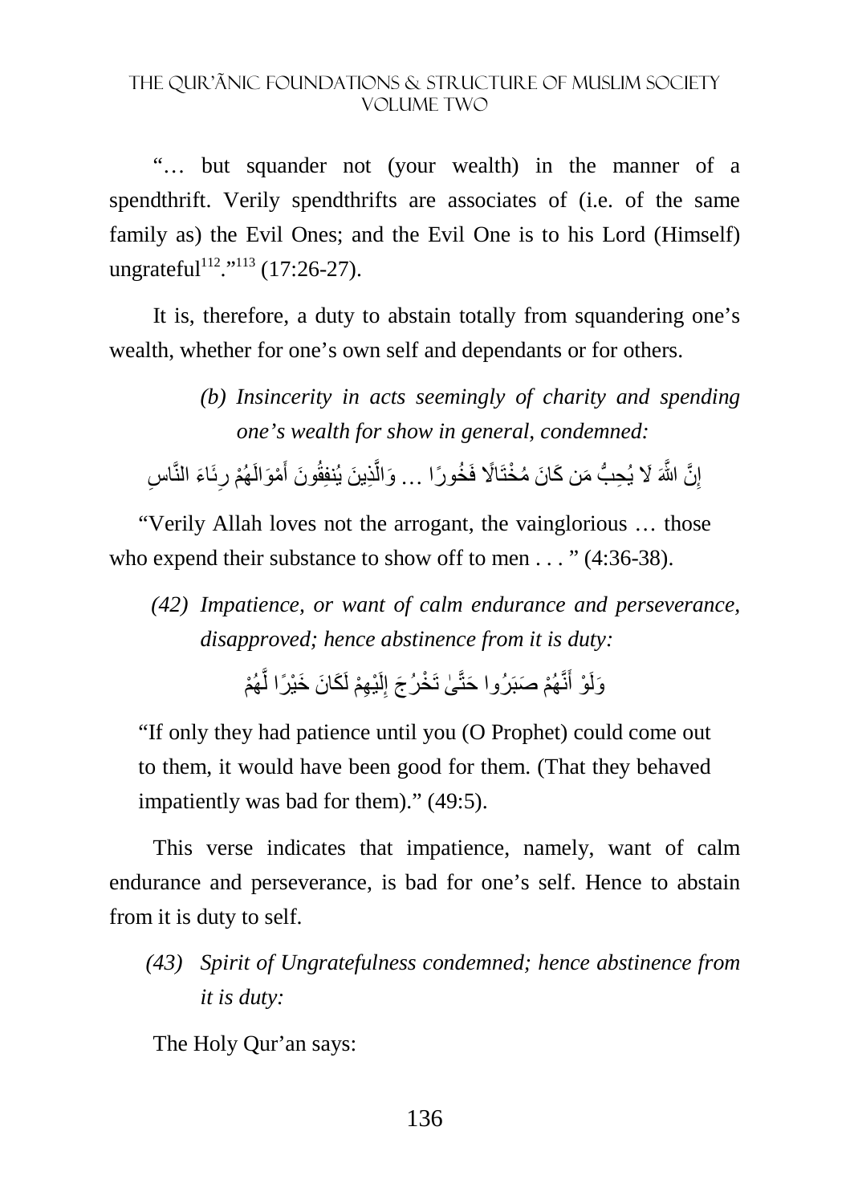"… but squander not (your wealth) in the manner of a spendthrift. Verily spendthrifts are associates of (i.e. of the same family as) the Evil Ones; and the Evil One is to his Lord (Himself) ungrateful[112]."[113] (17:26-27).

It is, therefore, a duty to abstain totally from squandering one's wealth, whether for one's own self and dependants or for others.

*(b) Insincerity in acts seemingly of charity and spending one's wealth for show in general, condemned:*

إِنَّ اللَّهَ لَا يُحِبُّ مَن كَانَ مُخْتَالًا فَخُورًا … وَالَّذِينَ يُنفِقُونَ أَمْوَالَهُمْ رِئَاءَ النَّاسِ

"Verily Allah loves not the arrogant, the vainglorious … those who expend their substance to show off to men . . . " (4:36-38).

*(42) Impatience, or want of calm endurance and perseverance, disapproved; hence abstinence from it is duty:*

وَلَوْ أَنَّهُمْ صَبَرُوا حَتَّىٰ تَخْرُجَ إِلَيْهِمْ لَكَانَ خَيْرًا لَّهُمْ

"If only they had patience until you (O Prophet) could come out to them, it would have been good for them. (That they behaved impatiently was bad for them)." (49:5).

This verse indicates that impatience, namely, want of calm endurance and perseverance, is bad for one's self. Hence to abstain from it is duty to self.

*(43) Spirit of Ungratefulness condemned; hence abstinence from it is duty:*

The Holy Qur'an says: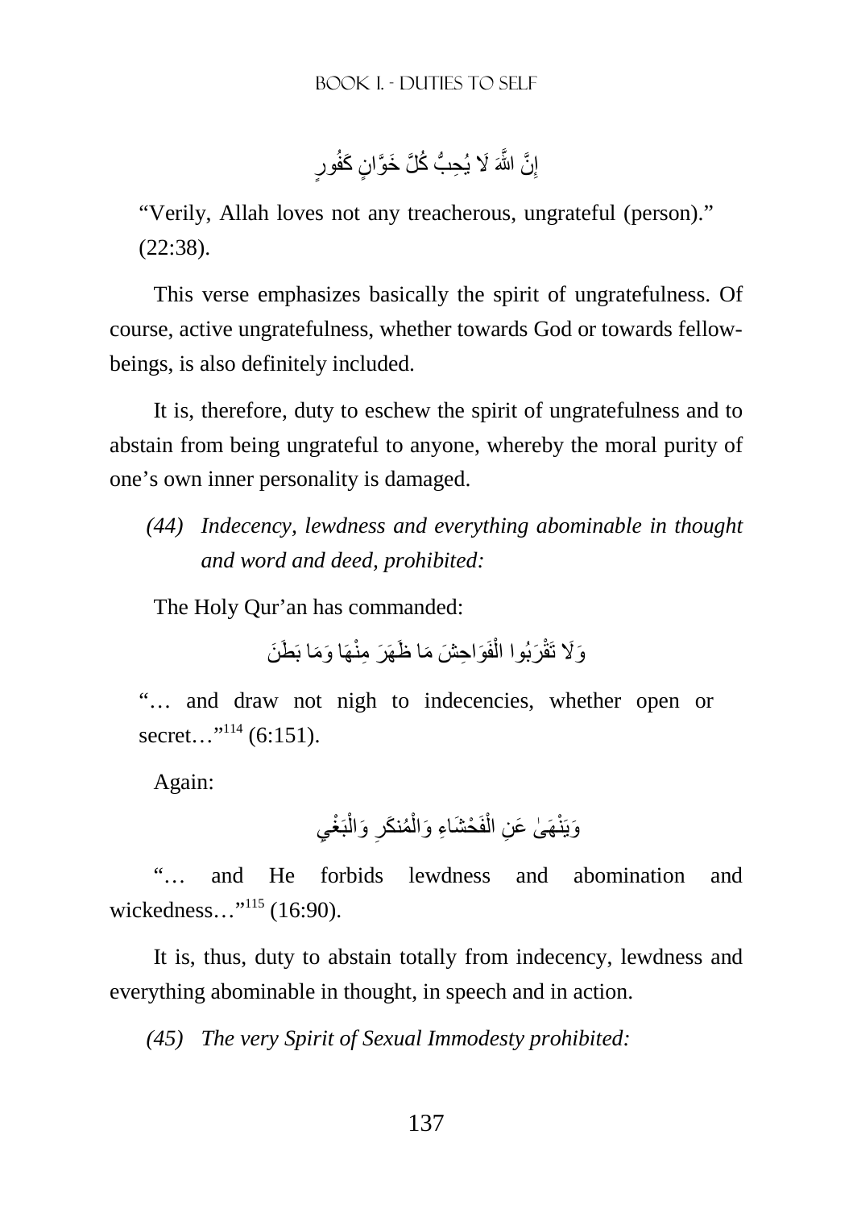إِنَّ اللَّهَ لَا يُحِبُّ كُلَّ خَوَّانٍ كَفُورٍ

"Verily, Allah loves not any treacherous, ungrateful (person)." (22:38).

This verse emphasizes basically the spirit of ungratefulness. Of course, active ungratefulness, whether towards God or towards fellow-beings, is also definitely included.

It is, therefore, duty to eschew the spirit of ungratefulness and to abstain from being ungrateful to anyone, whereby the moral purity of one's own inner personality is damaged.

*(44) Indecency, lewdness and everything abominable in thought and word and deed, prohibited:*

The Holy Qur'an has commanded:

وَلَا تَقْرَبُوا الْفَوَاحِشَ مَا ظَهَرَ مِنْهَا وَمَا بَطَنَ

"… and draw not nigh to indecencies, whether open or secret…"[114] (6:151).

Again:

وَيَنْهَىٰ عَنِ الْفَحْشَاءِ وَالْمُنكَرِ وَالْبَغْيِ

"… and He forbids lewdness and abomination and wickedness…"[115] (16:90).

It is, thus, duty to abstain totally from indecency, lewdness and everything abominable in thought, in speech and in action.

*(45) The very Spirit of Sexual Immodesty prohibited:*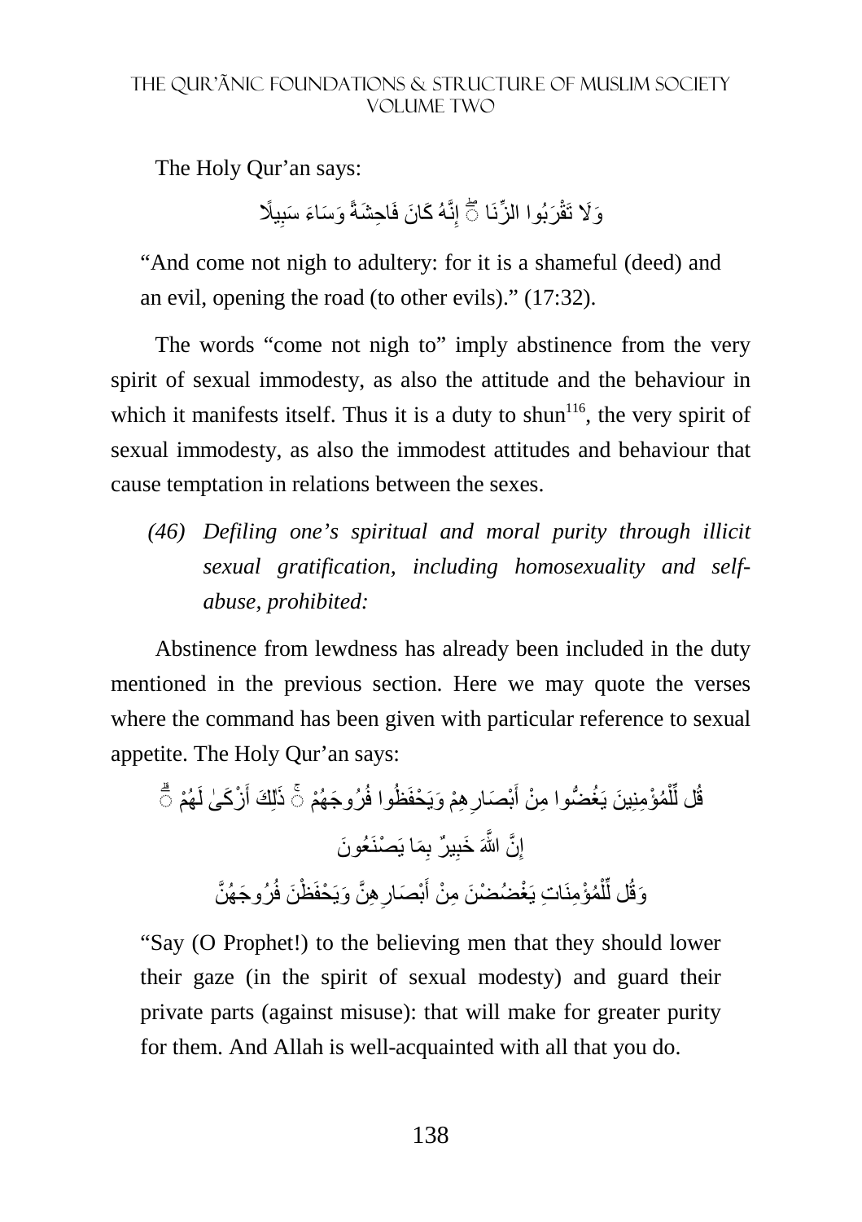The Holy Qur'an says:

وَلَا تَقْرَبُوا الزِّنَا ۖ إِنَّهُ كَانَ فَاحِشَةً وَسَاءَ سَبِيلًا

"And come not nigh to adultery: for it is a shameful (deed) and an evil, opening the road (to other evils)." (17:32).

The words "come not nigh to" imply abstinence from the very spirit of sexual immodesty, as also the attitude and the behaviour in which it manifests itself. Thus it is a duty to shun[116], the very spirit of sexual immodesty, as also the immodest attitudes and behaviour that cause temptation in relations between the sexes.

*(46) Defiling one's spiritual and moral purity through illicit sexual gratification, including homosexuality and self-abuse, prohibited:*

Abstinence from lewdness has already been included in the duty mentioned in the previous section. Here we may quote the verses where the command has been given with particular reference to sexual appetite. The Holy Qur'an says:

قُل لِّلْمُؤْمِنِينَ يَغُضُّوا مِنْ أَبْصَارِهِمْ وَيَحْفَظُوا فُرُوجَهُمْ ۚ ذَٰلِكَ أَزْكَىٰ لَهُمْ ۗ إِنَّ اللَّهَ خَبِيرٌ بِمَا يَصْنَعُونَ

وَقُل لِّلْمُؤْمِنَاتِ يَغْضُضْنَ مِنْ أَبْصَارِهِنَّ وَيَحْفَظْنَ فُرُوجَهُنَّ

"Say (O Prophet!) to the believing men that they should lower their gaze (in the spirit of sexual modesty) and guard their private parts (against misuse): that will make for greater purity for them. And Allah is well-acquainted with all that you do.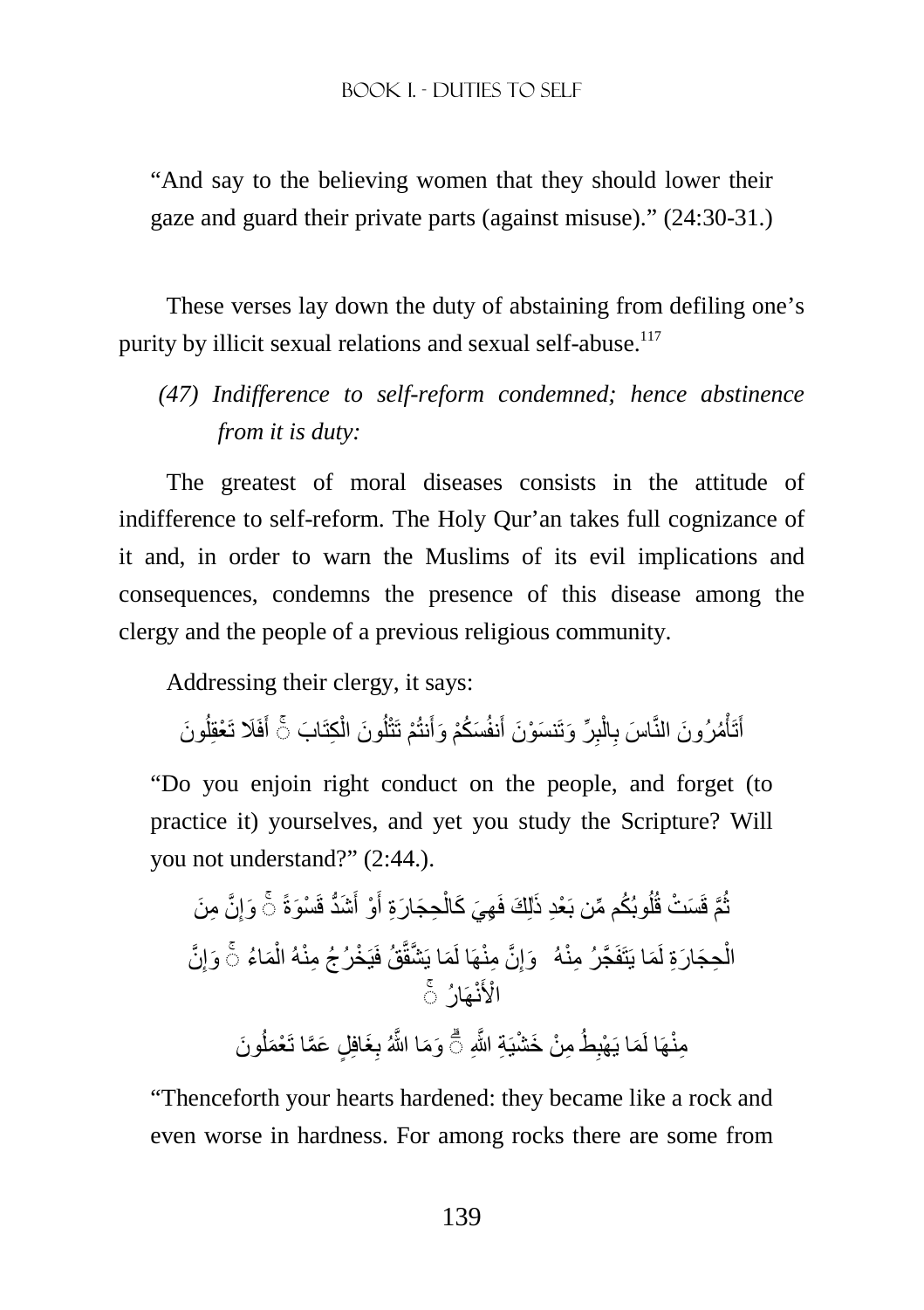"And say to the believing women that they should lower their gaze and guard their private parts (against misuse)." (24:30-31.)

These verses lay down the duty of abstaining from defiling one's purity by illicit sexual relations and sexual self-abuse.[117]

*(47) Indifference to self-reform condemned; hence abstinence from it is duty:*

The greatest of moral diseases consists in the attitude of indifference to self-reform. The Holy Qur'an takes full cognizance of it and, in order to warn the Muslims of its evil implications and consequences, condemns the presence of this disease among the clergy and the people of a previous religious community.

Addressing their clergy, it says:

أَتَأْمُرُونَ النَّاسَ بِالْبِرِّ وَتَنسَوْنَ أَنفُسَكُمْ وَأَنتُمْ تَتْلُونَ الْكِتَابَ ۚ أَفَلَا تَعْقِلُونَ

"Do you enjoin right conduct on the people, and forget (to practice it) yourselves, and yet you study the Scripture? Will you not understand?" (2:44.).

ثُمَّ قَسَتْ قُلُوبُكُم مِّن بَعْدِ ذَٰلِكَ فَهِيَ كَالْحِجَارَةِ أَوْ أَشَدُّ قَسْوَةً ۚ وَإِنَّ مِنَ الْحِجَارَةِ لَمَا يَتَفَجَّرُ مِنْهُ الْأَنْهَارُ ۚ وَإِنَّ مِنْهَا لَمَا يَشَّقَّقُ فَيَخْرُجُ مِنْهُ الْمَاءُ ۚ وَإِنَّ مِنْهَا لَمَا يَهْبِطُ مِنْ خَشْيَةِ اللَّهِ ۗ وَمَا اللَّهُ بِغَافِلٍ عَمَّا تَعْمَلُونَ

"Thenceforth your hearts hardened: they became like a rock and even worse in hardness. For among rocks there are some from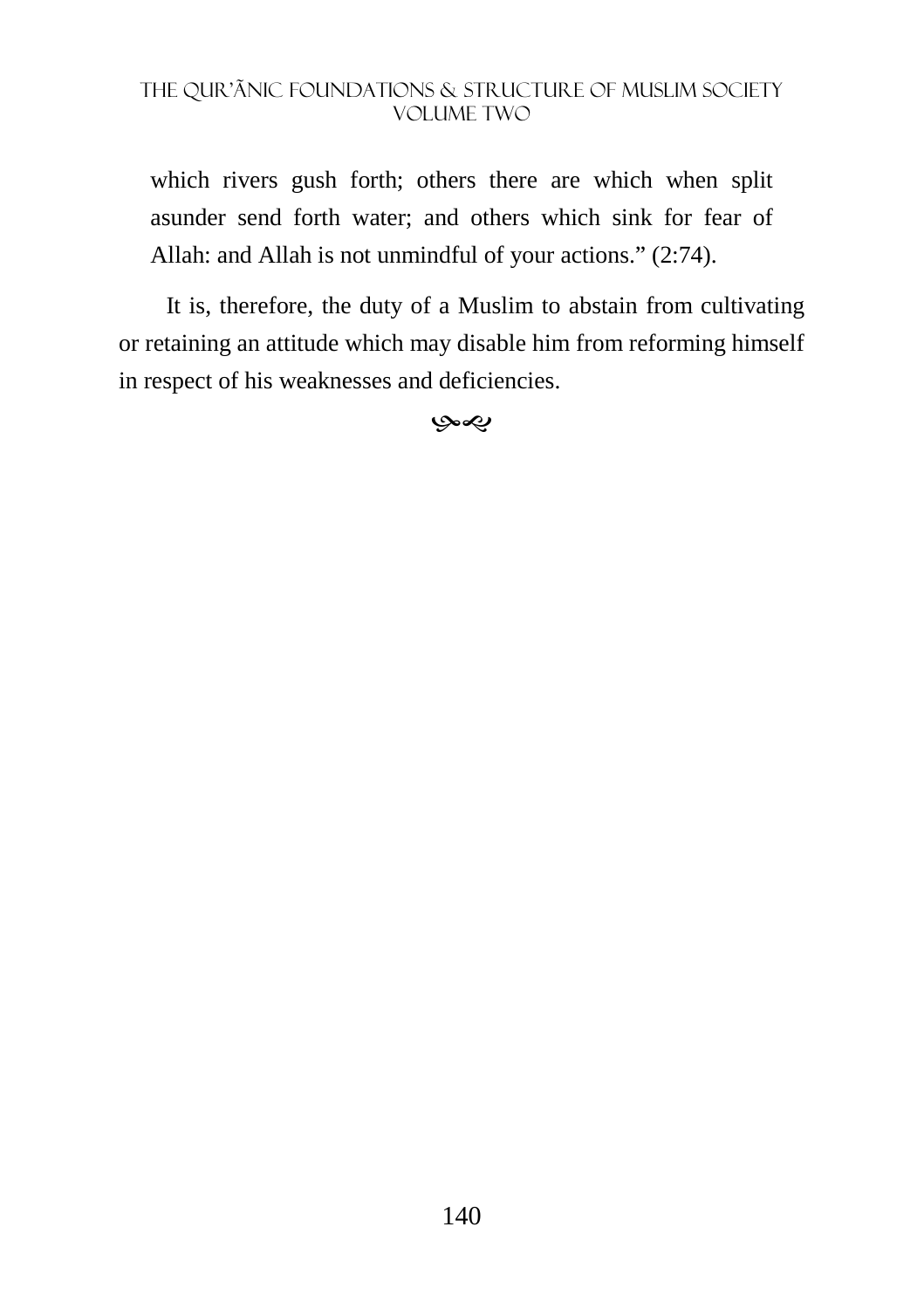> which rivers gush forth; others there are which when split asunder send forth water; and others which sink for fear of Allah: and Allah is not unmindful of your actions." (2:74).

It is, therefore, the duty of a Muslim to abstain from cultivating or retaining an attitude which may disable him from reforming himself in respect of his weaknesses and deficiencies.

৩৪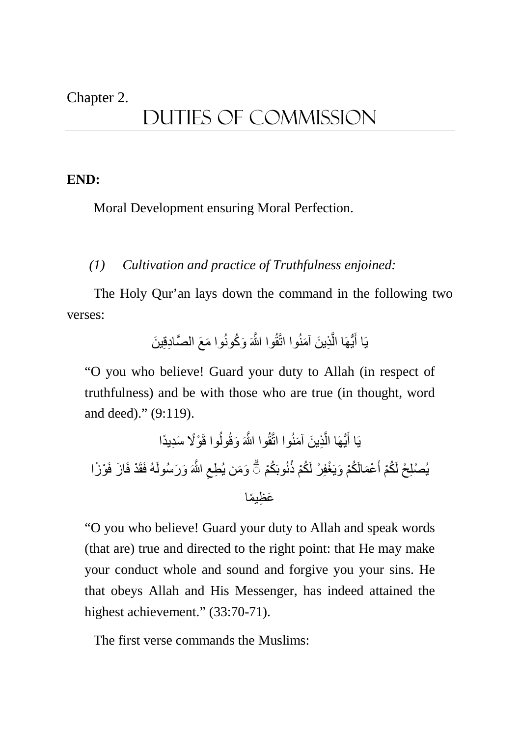Chapter 2.

# DUTIES OF COMMISSION

**END:**

Moral Development ensuring Moral Perfection.

*(1) Cultivation and practice of Truthfulness enjoined:*

The Holy Qur'an lays down the command in the following two verses:

يَا أَيُّهَا الَّذِينَ آمَنُوا اتَّقُوا اللَّهَ وَكُونُوا مَعَ الصَّادِقِينَ

"O you who believe! Guard your duty to Allah (in respect of truthfulness) and be with those who are true (in thought, word and deed)." (9:119).

يَا أَيُّهَا الَّذِينَ آمَنُوا اتَّقُوا اللَّهَ وَقُولُوا قَوْلًا سَدِيدًا

يُصْلِحْ لَكُمْ أَعْمَالَكُمْ وَيَغْفِرْ لَكُمْ ذُنُوبَكُمْ ۗ وَمَن يُطِعِ اللَّهَ وَرَسُولَهُ فَقَدْ فَازَ فَوْزًا عَظِيمًا

"O you who believe! Guard your duty to Allah and speak words (that are) true and directed to the right point: that He may make your conduct whole and sound and forgive you your sins. He that obeys Allah and His Messenger, has indeed attained the highest achievement." (33:70-71).

The first verse commands the Muslims: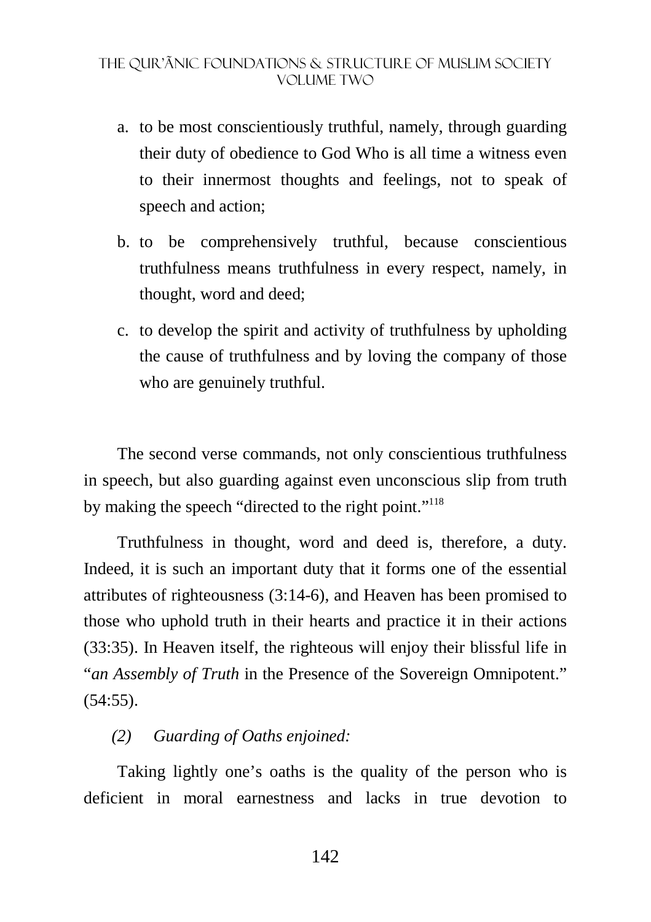a. to be most conscientiously truthful, namely, through guarding their duty of obedience to God Who is all time a witness even to their innermost thoughts and feelings, not to speak of speech and action;

b. to be comprehensively truthful, because conscientious truthfulness means truthfulness in every respect, namely, in thought, word and deed;

c. to develop the spirit and activity of truthfulness by upholding the cause of truthfulness and by loving the company of those who are genuinely truthful.

The second verse commands, not only conscientious truthfulness in speech, but also guarding against even unconscious slip from truth by making the speech "directed to the right point."[118]

Truthfulness in thought, word and deed is, therefore, a duty. Indeed, it is such an important duty that it forms one of the essential attributes of righteousness (3:14-6), and Heaven has been promised to those who uphold truth in their hearts and practice it in their actions (33:35). In Heaven itself, the righteous will enjoy their blissful life in "*an Assembly of Truth* in the Presence of the Sovereign Omnipotent." (54:55).

*(2) Guarding of Oaths enjoined:*

Taking lightly one's oaths is the quality of the person who is deficient in moral earnestness and lacks in true devotion to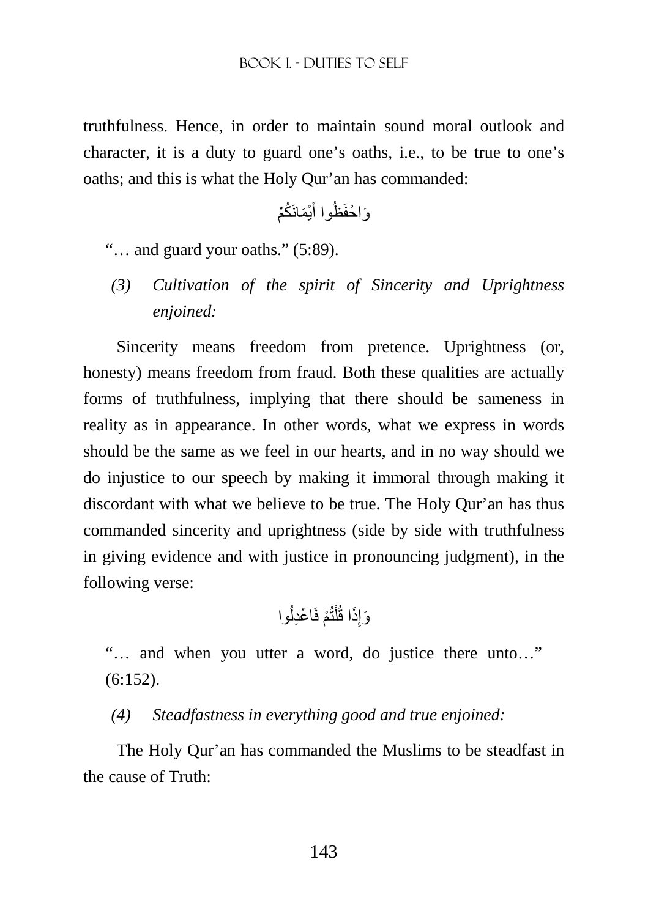truthfulness. Hence, in order to maintain sound moral outlook and character, it is a duty to guard one's oaths, i.e., to be true to one's oaths; and this is what the Holy Qur'an has commanded:

وَاحْفَظُوا أَيْمَانَكُمْ

"… and guard your oaths." (5:89).

*(3) Cultivation of the spirit of Sincerity and Uprightness enjoined:*

Sincerity means freedom from pretence. Uprightness (or, honesty) means freedom from fraud. Both these qualities are actually forms of truthfulness, implying that there should be sameness in reality as in appearance. In other words, what we express in words should be the same as we feel in our hearts, and in no way should we do injustice to our speech by making it immoral through making it discordant with what we believe to be true. The Holy Qur'an has thus commanded sincerity and uprightness (side by side with truthfulness in giving evidence and with justice in pronouncing judgment), in the following verse:

وَإِذَا قُلْتُمْ فَاعْدِلُوا

"… and when you utter a word, do justice there unto…" (6:152).

*(4) Steadfastness in everything good and true enjoined:*

The Holy Qur'an has commanded the Muslims to be steadfast in the cause of Truth: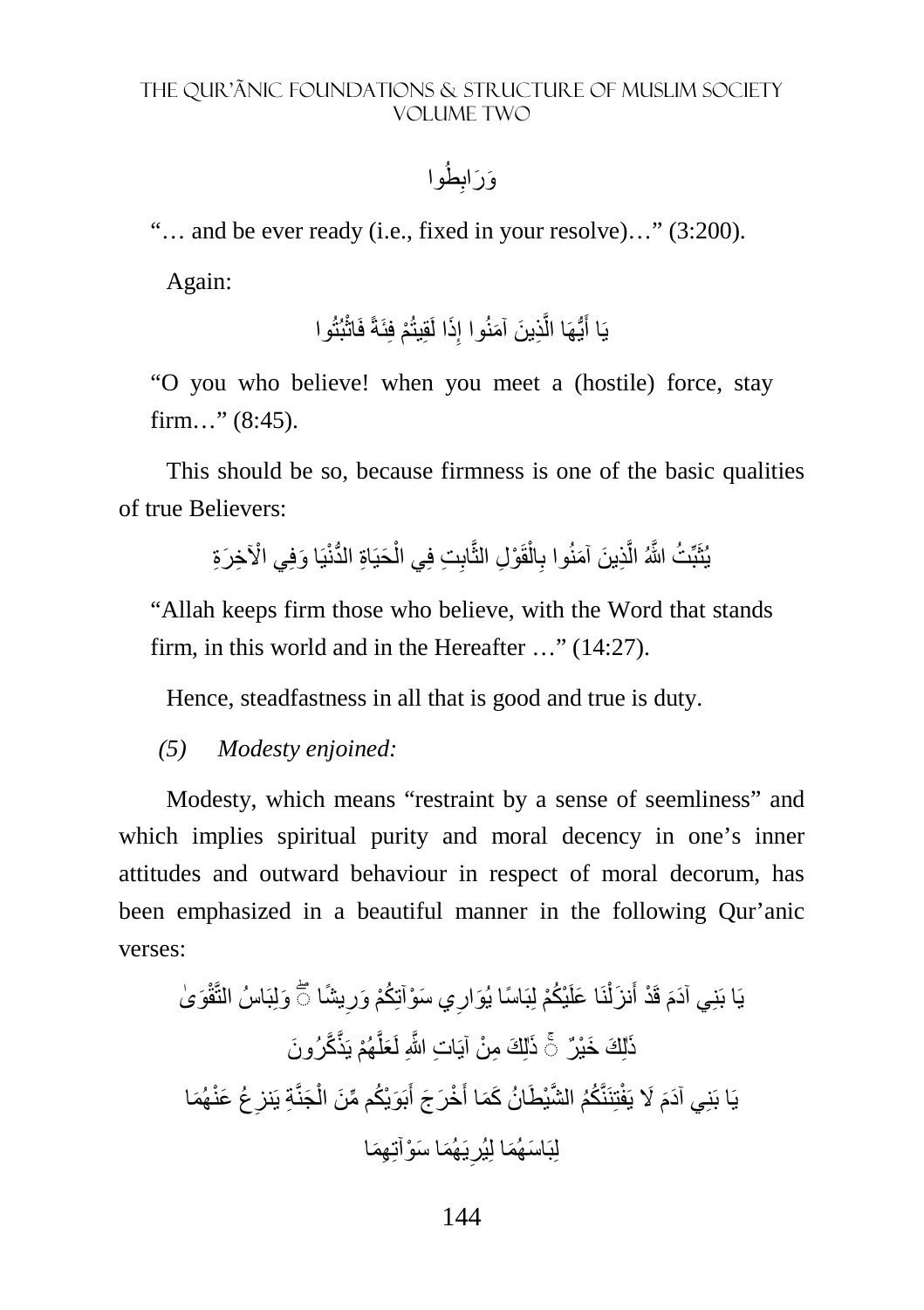وَرَابِطُوا

"… and be ever ready (i.e., fixed in your resolve)…" (3:200).

Again:

يَا أَيُّهَا الَّذِينَ آمَنُوا إِذَا لَقِيتُمْ فِئَةً فَاثْبُتُوا

"O you who believe! when you meet a (hostile) force, stay firm…" (8:45).

This should be so, because firmness is one of the basic qualities of true Believers:

يُثَبِّتُ اللَّهُ الَّذِينَ آمَنُوا بِالْقَوْلِ الثَّابِتِ فِي الْحَيَاةِ الدُّنْيَا وَفِي الْآخِرَةِ

"Allah keeps firm those who believe, with the Word that stands firm, in this world and in the Hereafter …" (14:27).

Hence, steadfastness in all that is good and true is duty.

*(5) Modesty enjoined:*

Modesty, which means "restraint by a sense of seemliness" and which implies spiritual purity and moral decency in one's inner attitudes and outward behaviour in respect of moral decorum, has been emphasized in a beautiful manner in the following Qur'anic verses:

يَا بَنِي آدَمَ قَدْ أَنزَلْنَا عَلَيْكُمْ لِبَاسًا يُوَارِي سَوْآتِكُمْ وَرِيشًا ۖ وَلِبَاسُ التَّقْوَىٰ ذَٰلِكَ خَيْرٌ ۚ ذَٰلِكَ مِنْ آيَاتِ اللَّهِ لَعَلَّهُمْ يَذَّكَّرُونَ

يَا بَنِي آدَمَ لَا يَفْتِنَنَّكُمُ الشَّيْطَانُ كَمَا أَخْرَجَ أَبَوَيْكُم مِّنَ الْجَنَّةِ يَنزِعُ عَنْهُمَا لِبَاسَهُمَا لِيُرِيَهُمَا سَوْآتِهِمَا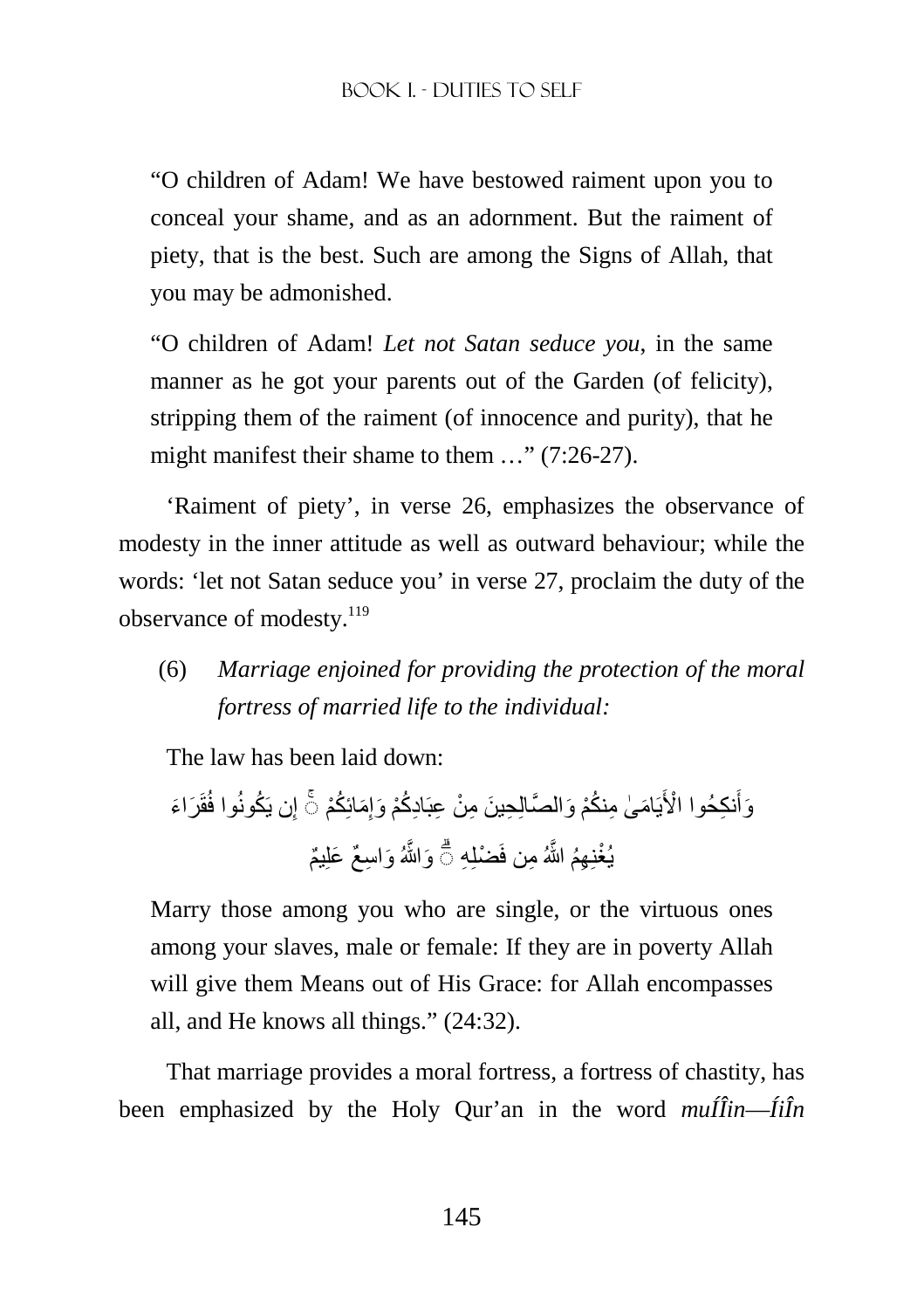"O children of Adam! We have bestowed raiment upon you to conceal your shame, and as an adornment. But the raiment of piety, that is the best. Such are among the Signs of Allah, that you may be admonished.

"O children of Adam! *Let not Satan seduce you*, in the same manner as he got your parents out of the Garden (of felicity), stripping them of the raiment (of innocence and purity), that he might manifest their shame to them …" (7:26-27).

'Raiment of piety', in verse 26, emphasizes the observance of modesty in the inner attitude as well as outward behaviour; while the words: 'let not Satan seduce you' in verse 27, proclaim the duty of the observance of modesty.[119]

(6) *Marriage enjoined for providing the protection of the moral fortress of married life to the individual:*

The law has been laid down:

وَأَنكِحُوا الْأَيَامَىٰ مِنكُمْ وَالصَّالِحِينَ مِنْ عِبَادِكُمْ وَإِمَائِكُمْ ۚ إِن يَكُونُوا فُقَرَاءَ يُغْنِهِمُ اللَّهُ مِن فَضْلِهِ ۗ وَاللَّهُ وَاسِعٌ عَلِيمٌ

Marry those among you who are single, or the virtuous ones among your slaves, male or female: If they are in poverty Allah will give them Means out of His Grace: for Allah encompasses all, and He knows all things." (24:32).

That marriage provides a moral fortress, a fortress of chastity, has been emphasized by the Holy Qur'an in the word *muÍÎin—ÍiÎn*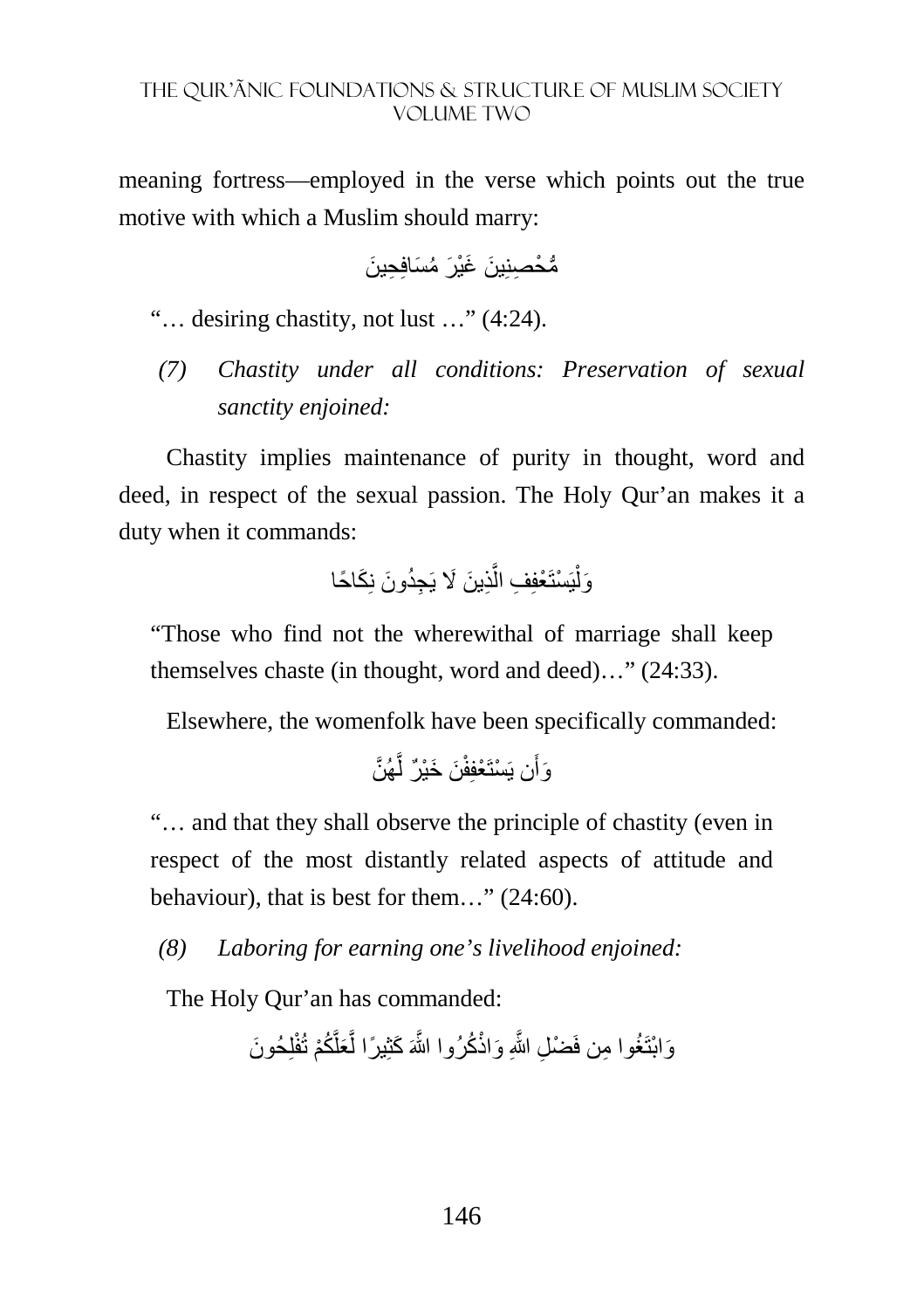meaning fortress—employed in the verse which points out the true motive with which a Muslim should marry:

مُّحْصِنِينَ غَيْرَ مُسَافِحِينَ

"… desiring chastity, not lust …" (4:24).

*(7) Chastity under all conditions: Preservation of sexual sanctity enjoined:*

Chastity implies maintenance of purity in thought, word and deed, in respect of the sexual passion. The Holy Qur'an makes it a duty when it commands:

وَلْيَسْتَعْفِفِ الَّذِينَ لَا يَجِدُونَ نِكَاحًا

"Those who find not the wherewithal of marriage shall keep themselves chaste (in thought, word and deed)…" (24:33).

Elsewhere, the womenfolk have been specifically commanded:

وَأَن يَسْتَعْفِفْنَ خَيْرٌ لَّهُنَّ

"… and that they shall observe the principle of chastity (even in respect of the most distantly related aspects of attitude and behaviour), that is best for them…" (24:60).

*(8) Laboring for earning one's livelihood enjoined:*

The Holy Qur'an has commanded:

وَابْتَغُوا مِن فَضْلِ اللَّهِ وَاذْكُرُوا اللَّهَ كَثِيرًا لَّعَلَّكُمْ تُفْلِحُونَ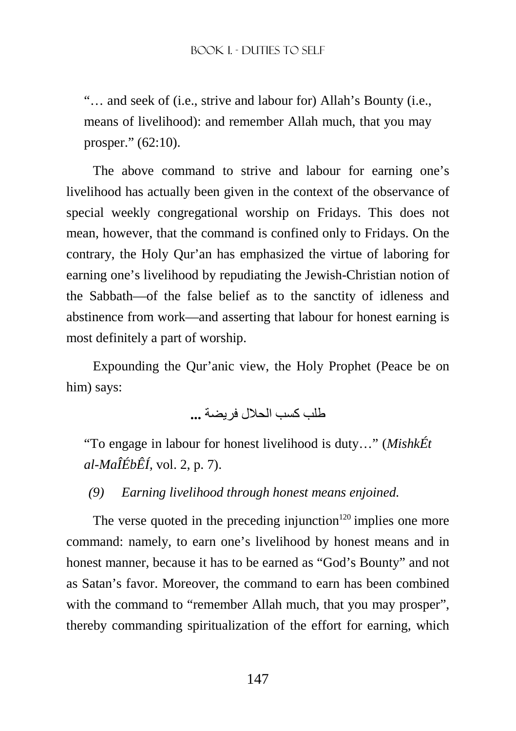"… and seek of (i.e., strive and labour for) Allah's Bounty (i.e., means of livelihood): and remember Allah much, that you may prosper." (62:10).

The above command to strive and labour for earning one's livelihood has actually been given in the context of the observance of special weekly congregational worship on Fridays. This does not mean, however, that the command is confined only to Fridays. On the contrary, the Holy Qur'an has emphasized the virtue of laboring for earning one's livelihood by repudiating the Jewish-Christian notion of the Sabbath—of the false belief as to the sanctity of idleness and abstinence from work—and asserting that labour for honest earning is most definitely a part of worship.

Expounding the Qur'anic view, the Holy Prophet (Peace be on him) says:

طلب كسب الحلال فريضة ...

"To engage in labour for honest livelihood is duty…" (*MishkÉt al-MaÎÉbÊÍ*, vol. 2, p. 7).

*(9) Earning livelihood through honest means enjoined.*

The verse quoted in the preceding injunction[120] implies one more command: namely, to earn one's livelihood by honest means and in honest manner, because it has to be earned as "God's Bounty" and not as Satan's favor. Moreover, the command to earn has been combined with the command to "remember Allah much, that you may prosper", thereby commanding spiritualization of the effort for earning, which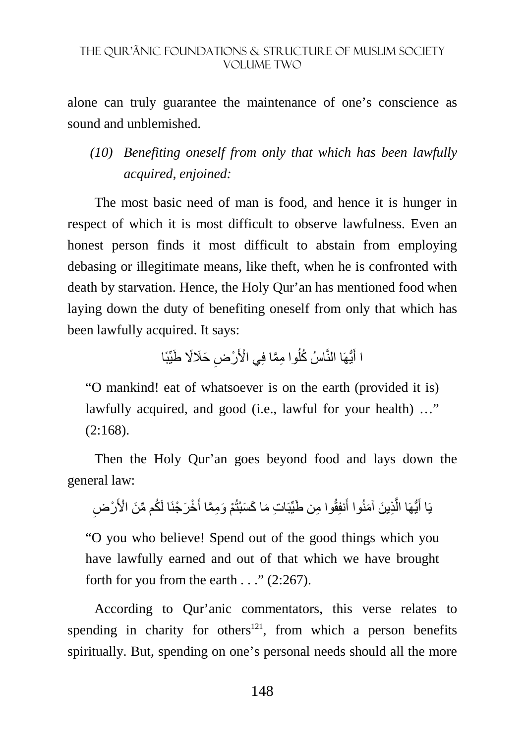alone can truly guarantee the maintenance of one's conscience as sound and unblemished.

*(10) Benefiting oneself from only that which has been lawfully acquired, enjoined:*

The most basic need of man is food, and hence it is hunger in respect of which it is most difficult to observe lawfulness. Even an honest person finds it most difficult to abstain from employing debasing or illegitimate means, like theft, when he is confronted with death by starvation. Hence, the Holy Qur'an has mentioned food when laying down the duty of benefiting oneself from only that which has been lawfully acquired. It says:

ا أَيُّهَا النَّاسُ كُلُوا مِمَّا فِي الْأَرْضِ حَلَالًا طَيِّبًا

"O mankind! eat of whatsoever is on the earth (provided it is) lawfully acquired, and good (i.e., lawful for your health) …" (2:168).

Then the Holy Qur'an goes beyond food and lays down the general law:

يَا أَيُّهَا الَّذِينَ آمَنُوا أَنفِقُوا مِن طَيِّبَاتِ مَا كَسَبْتُمْ وَمِمَّا أَخْرَجْنَا لَكُم مِّنَ الْأَرْضِ

"O you who believe! Spend out of the good things which you have lawfully earned and out of that which we have brought forth for you from the earth . . ." (2:267).

According to Qur'anic commentators, this verse relates to spending in charity for others[121], from which a person benefits spiritually. But, spending on one's personal needs should all the more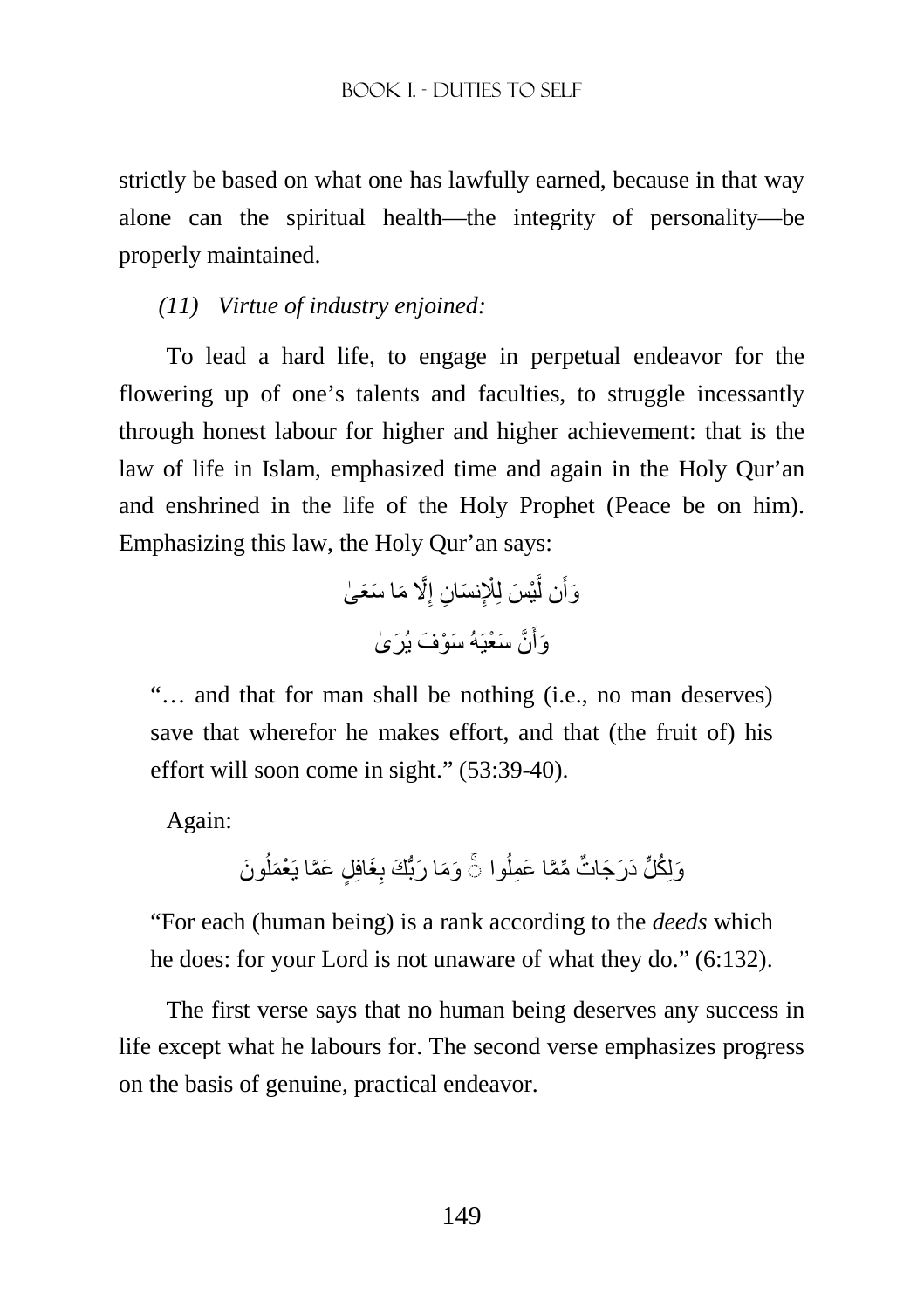strictly be based on what one has lawfully earned, because in that way alone can the spiritual health—the integrity of personality—be properly maintained.

*(11) Virtue of industry enjoined:*

To lead a hard life, to engage in perpetual endeavor for the flowering up of one's talents and faculties, to struggle incessantly through honest labour for higher and higher achievement: that is the law of life in Islam, emphasized time and again in the Holy Qur'an and enshrined in the life of the Holy Prophet (Peace be on him). Emphasizing this law, the Holy Qur'an says:

وَأَن لَّيْسَ لِلْإِنسَانِ إِلَّا مَا سَعَىٰ

وَأَنَّ سَعْيَهُ سَوْفَ يُرَىٰ

"… and that for man shall be nothing (i.e., no man deserves) save that wherefor he makes effort, and that (the fruit of) his effort will soon come in sight." (53:39-40).

Again:

وَلِكُلٍّ دَرَجَاتٌ مِّمَّا عَمِلُوا ۚ وَمَا رَبُّكَ بِغَافِلٍ عَمَّا يَعْمَلُونَ

"For each (human being) is a rank according to the *deeds* which he does: for your Lord is not unaware of what they do." (6:132).

The first verse says that no human being deserves any success in life except what he labours for. The second verse emphasizes progress on the basis of genuine, practical endeavor.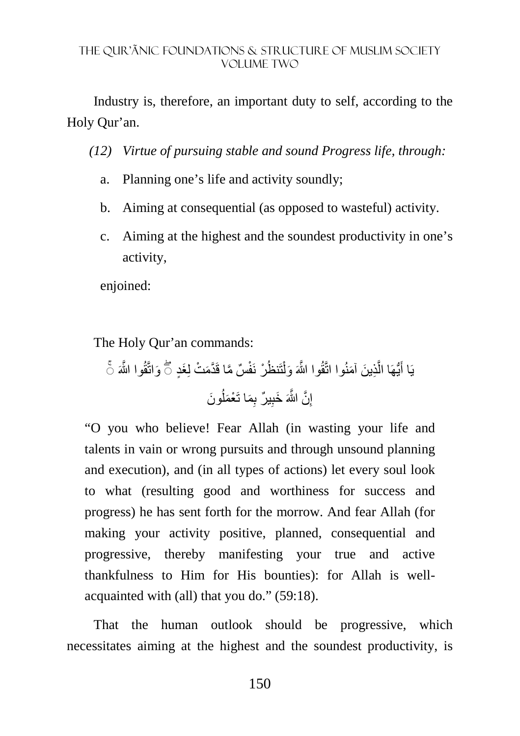Industry is, therefore, an important duty to self, according to the Holy Qur'an.

*(12) Virtue of pursuing stable and sound Progress life, through:*

a. Planning one's life and activity soundly;

b. Aiming at consequential (as opposed to wasteful) activity.

c. Aiming at the highest and the soundest productivity in one's activity,

enjoined:

The Holy Qur'an commands:

يَا أَيُّهَا الَّذِينَ آمَنُوا اتَّقُوا اللَّهَ وَلْتَنظُرْ نَفْسٌ مَّا قَدَّمَتْ لِغَدٍ ۖ وَاتَّقُوا اللَّهَ ۚ إِنَّ اللَّهَ خَبِيرٌ بِمَا تَعْمَلُونَ

> "O you who believe! Fear Allah (in wasting your life and talents in vain or wrong pursuits and through unsound planning and execution), and (in all types of actions) let every soul look to what (resulting good and worthiness for success and progress) he has sent forth for the morrow. And fear Allah (for making your activity positive, planned, consequential and progressive, thereby manifesting your true and active thankfulness to Him for His bounties): for Allah is well-acquainted with (all) that you do." (59:18).

That the human outlook should be progressive, which necessitates aiming at the highest and the soundest productivity, is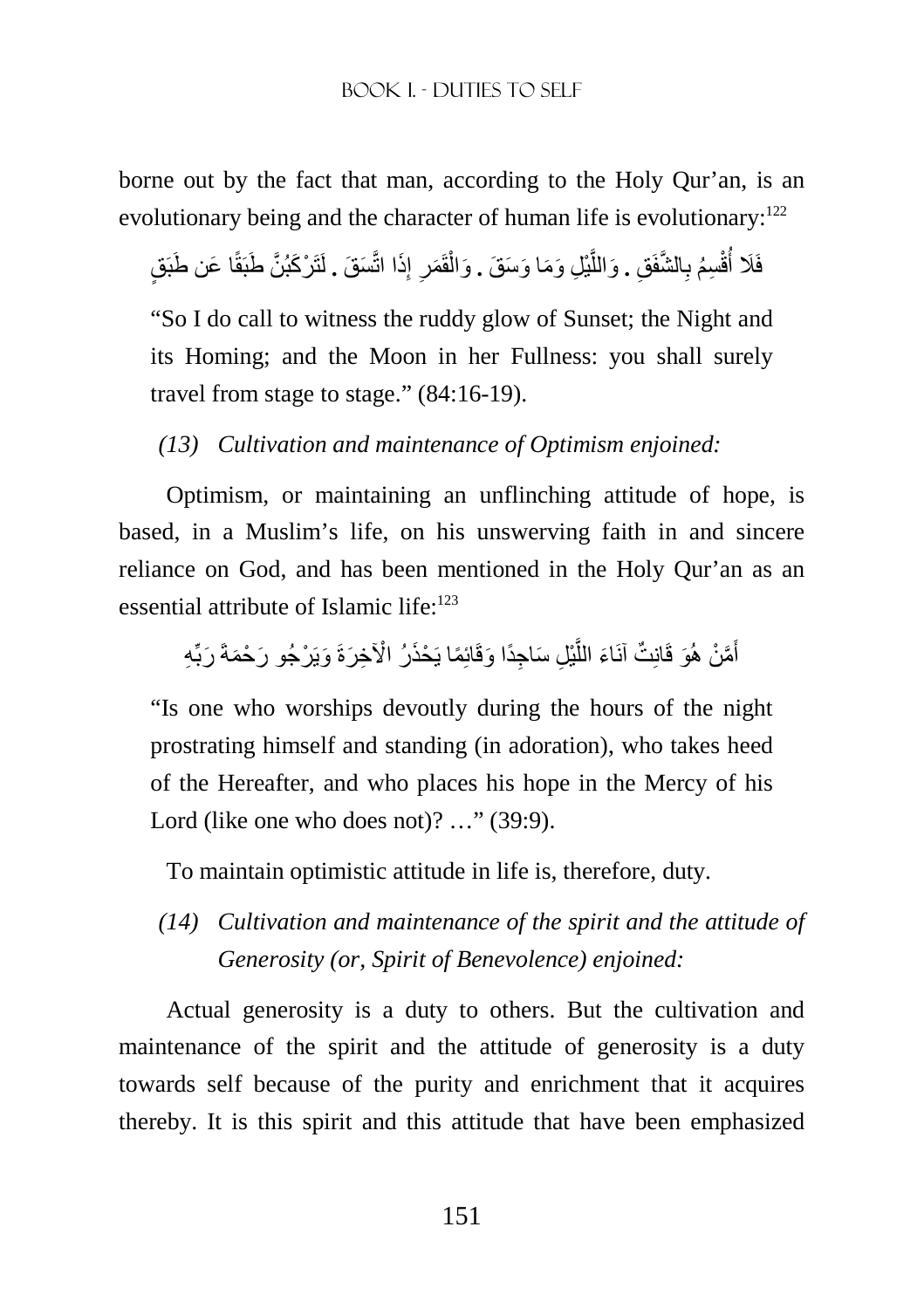borne out by the fact that man, according to the Holy Qur'an, is an evolutionary being and the character of human life is evolutionary:[122]

فَلَا أُقْسِمُ بِالشَّفَقِ . وَاللَّيْلِ وَمَا وَسَقَ . وَالْقَمَرِ إِذَا اتَّسَقَ . لَتَرْكَبُنَّ طَبَقًا عَن طَبَقٍ

"So I do call to witness the ruddy glow of Sunset; the Night and its Homing; and the Moon in her Fullness: you shall surely travel from stage to stage." (84:16-19).

*(13) Cultivation and maintenance of Optimism enjoined:*

Optimism, or maintaining an unflinching attitude of hope, is based, in a Muslim's life, on his unswerving faith in and sincere reliance on God, and has been mentioned in the Holy Qur'an as an essential attribute of Islamic life:[123]

أَمَّنْ هُوَ قَانِتٌ آنَاءَ اللَّيْلِ سَاجِدًا وَقَائِمًا يَحْذَرُ الْآخِرَةَ وَيَرْجُو رَحْمَةَ رَبِّهِ

"Is one who worships devoutly during the hours of the night prostrating himself and standing (in adoration), who takes heed of the Hereafter, and who places his hope in the Mercy of his Lord (like one who does not)? …" (39:9).

To maintain optimistic attitude in life is, therefore, duty.

*(14) Cultivation and maintenance of the spirit and the attitude of Generosity (or, Spirit of Benevolence) enjoined:*

Actual generosity is a duty to others. But the cultivation and maintenance of the spirit and the attitude of generosity is a duty towards self because of the purity and enrichment that it acquires thereby. It is this spirit and this attitude that have been emphasized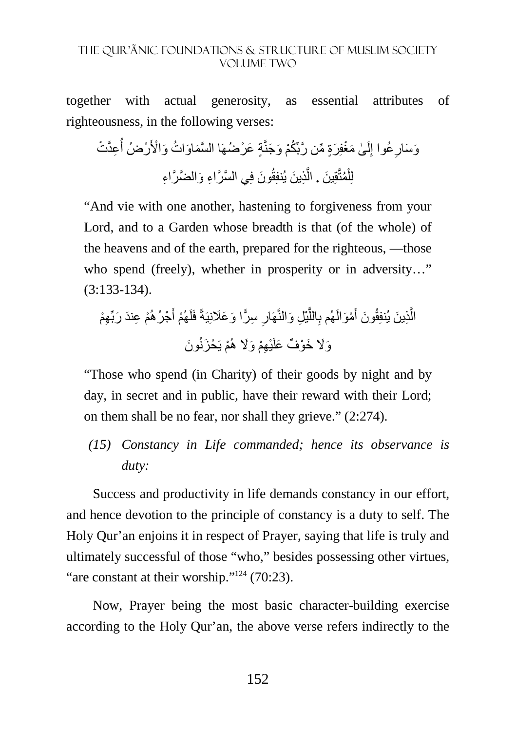together with actual generosity, as essential attributes of righteousness, in the following verses:

وَسَارِعُوا إِلَىٰ مَغْفِرَةٍ مِّن رَّبِّكُمْ وَجَنَّةٍ عَرْضُهَا السَّمَاوَاتُ وَالْأَرْضُ أُعِدَّتْ لِلْمُتَّقِينَ . الَّذِينَ يُنفِقُونَ فِي السَّرَّاءِ وَالضَّرَّاءِ

> "And vie with one another, hastening to forgiveness from your Lord, and to a Garden whose breadth is that (of the whole) of the heavens and of the earth, prepared for the righteous, —those who spend (freely), whether in prosperity or in adversity…" (3:133-134).

الَّذِينَ يُنفِقُونَ أَمْوَالَهُم بِاللَّيْلِ وَالنَّهَارِ سِرًّا وَعَلَانِيَةً فَلَهُمْ أَجْرُهُمْ عِندَ رَبِّهِمْ وَلَا خَوْفٌ عَلَيْهِمْ وَلَا هُمْ يَحْزَنُونَ

> "Those who spend (in Charity) of their goods by night and by day, in secret and in public, have their reward with their Lord; on them shall be no fear, nor shall they grieve." (2:274).

*(15) Constancy in Life commanded; hence its observance is duty:*

Success and productivity in life demands constancy in our effort, and hence devotion to the principle of constancy is a duty to self. The Holy Qur'an enjoins it in respect of Prayer, saying that life is truly and ultimately successful of those "who," besides possessing other virtues, "are constant at their worship."[124] (70:23).

Now, Prayer being the most basic character-building exercise according to the Holy Qur'an, the above verse refers indirectly to the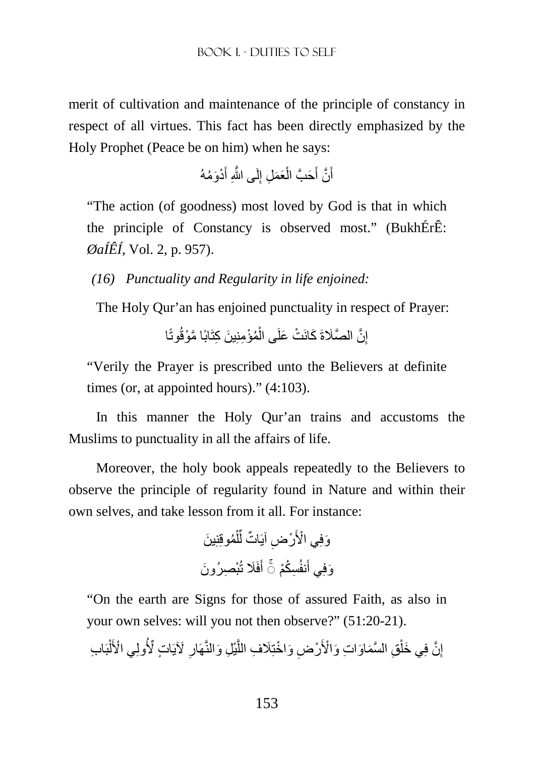merit of cultivation and maintenance of the principle of constancy in respect of all virtues. This fact has been directly emphasized by the Holy Prophet (Peace be on him) when he says:

أَنَّ أَحَبَّ الْعَمَلِ إِلَى اللَّهِ أَدْوَمُهُ

"The action (of goodness) most loved by God is that in which the principle of Constancy is observed most." (BukhÉrÊ: *ØaÍÊÍ*, Vol. 2, p. 957).

*(16) Punctuality and Regularity in life enjoined:*

The Holy Qur'an has enjoined punctuality in respect of Prayer:

إِنَّ الصَّلَاةَ كَانَتْ عَلَى الْمُؤْمِنِينَ كِتَابًا مَّوْقُوتًا

"Verily the Prayer is prescribed unto the Believers at definite times (or, at appointed hours)." (4:103).

In this manner the Holy Qur'an trains and accustoms the Muslims to punctuality in all the affairs of life.

Moreover, the holy book appeals repeatedly to the Believers to observe the principle of regularity found in Nature and within their own selves, and take lesson from it all. For instance:

وَفِي الْأَرْضِ آيَاتٌ لِّلْمُوقِنِينَ

وَفِي أَنفُسِكُمْ ۚ أَفَلَا تُبْصِرُونَ

"On the earth are Signs for those of assured Faith, as also in your own selves: will you not then observe?" (51:20-21).

إِنَّ فِي خَلْقِ السَّمَاوَاتِ وَالْأَرْضِ وَاخْتِلَافِ اللَّيْلِ وَالنَّهَارِ لَآيَاتٍ لِّأُولِي الْأَلْبَابِ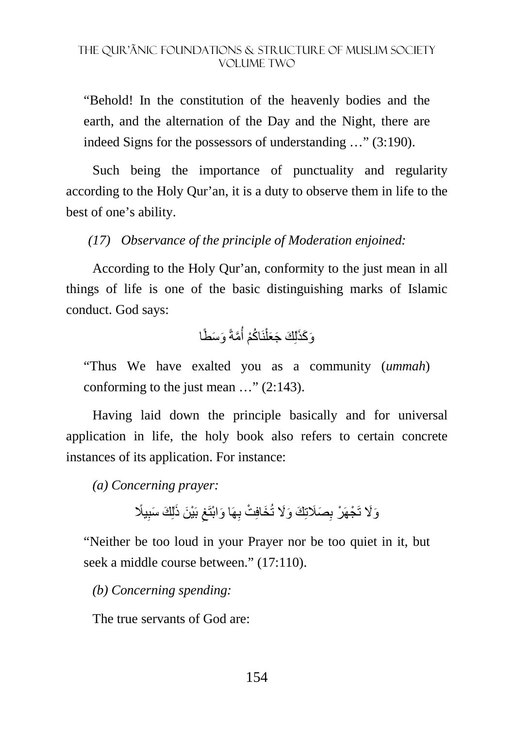"Behold! In the constitution of the heavenly bodies and the earth, and the alternation of the Day and the Night, there are indeed Signs for the possessors of understanding …" (3:190).

Such being the importance of punctuality and regularity according to the Holy Qur'an, it is a duty to observe them in life to the best of one's ability.

*(17) Observance of the principle of Moderation enjoined:*

According to the Holy Qur'an, conformity to the just mean in all things of life is one of the basic distinguishing marks of Islamic conduct. God says:

وَكَذَٰلِكَ جَعَلْنَاكُمْ أُمَّةً وَسَطًا

"Thus We have exalted you as a community (*ummah*) conforming to the just mean …" (2:143).

Having laid down the principle basically and for universal application in life, the holy book also refers to certain concrete instances of its application. For instance:

*(a) Concerning prayer:*

وَلَا تَجْهَرْ بِصَلَاتِكَ وَلَا تُخَافِتْ بِهَا وَابْتَغِ بَيْنَ ذَٰلِكَ سَبِيلًا

"Neither be too loud in your Prayer nor be too quiet in it, but seek a middle course between." (17:110).

*(b) Concerning spending:*

The true servants of God are: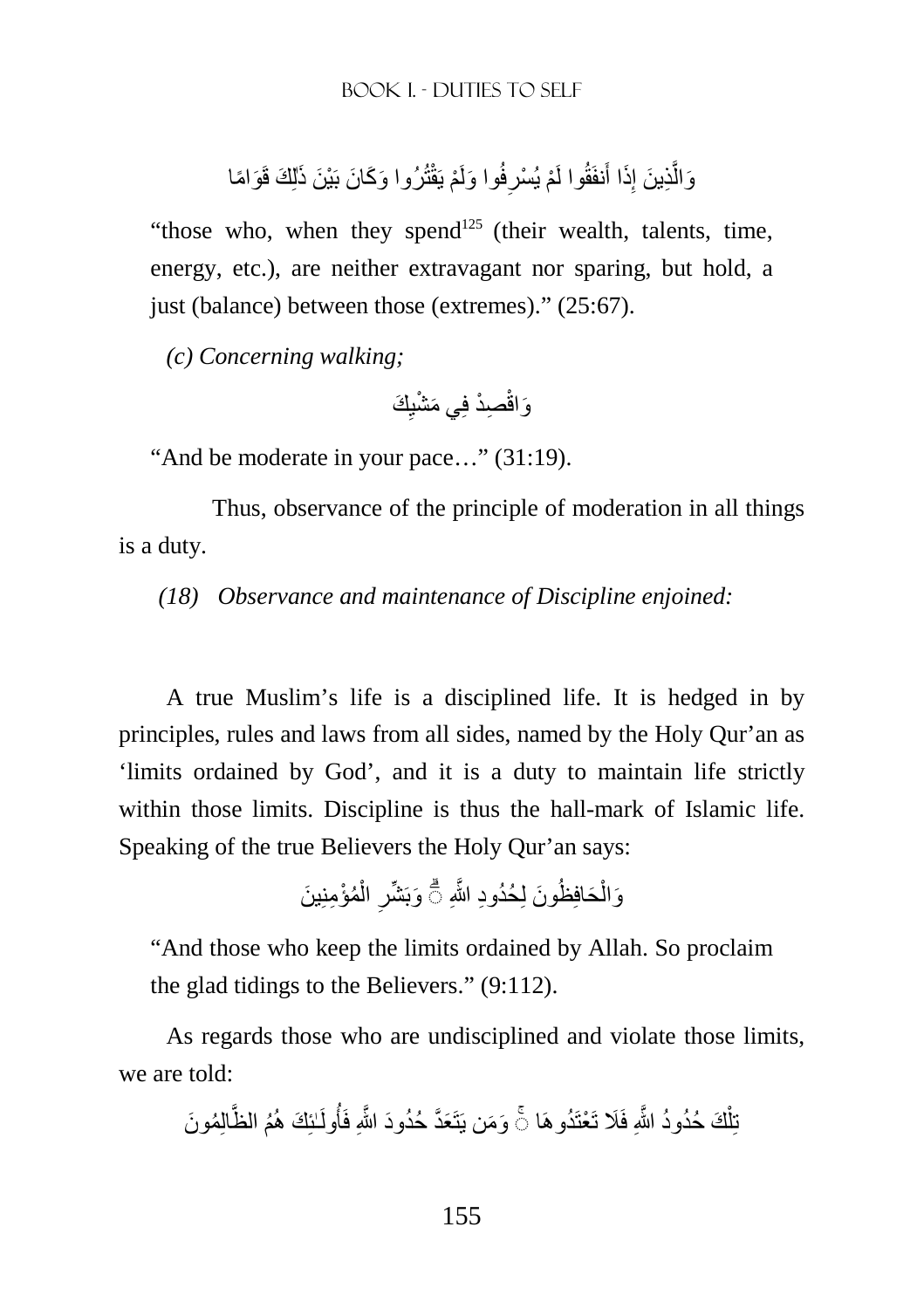وَالَّذِينَ إِذَا أَنفَقُوا لَمْ يُسْرِفُوا وَلَمْ يَقْتُرُوا وَكَانَ بَيْنَ ذَٰلِكَ قَوَامًا

"those who, when they spend[125] (their wealth, talents, time, energy, etc.), are neither extravagant nor sparing, but hold, a just (balance) between those (extremes)." (25:67).

*(c) Concerning walking;*

وَاقْصِدْ فِي مَشْيِكَ

"And be moderate in your pace…" (31:19).

Thus, observance of the principle of moderation in all things is a duty.

*(18) Observance and maintenance of Discipline enjoined:*

A true Muslim's life is a disciplined life. It is hedged in by principles, rules and laws from all sides, named by the Holy Qur'an as 'limits ordained by God', and it is a duty to maintain life strictly within those limits. Discipline is thus the hall-mark of Islamic life. Speaking of the true Believers the Holy Qur'an says:

وَالْحَافِظُونَ لِحُدُودِ اللَّهِ ۗ وَبَشِّرِ الْمُؤْمِنِينَ

"And those who keep the limits ordained by Allah. So proclaim the glad tidings to the Believers." (9:112).

As regards those who are undisciplined and violate those limits, we are told:

تِلْكَ حُدُودُ اللَّهِ فَلَا تَعْتَدُوهَا ۚ وَمَن يَتَعَدَّ حُدُودَ اللَّهِ فَأُولَـٰئِكَ هُمُ الظَّالِمُونَ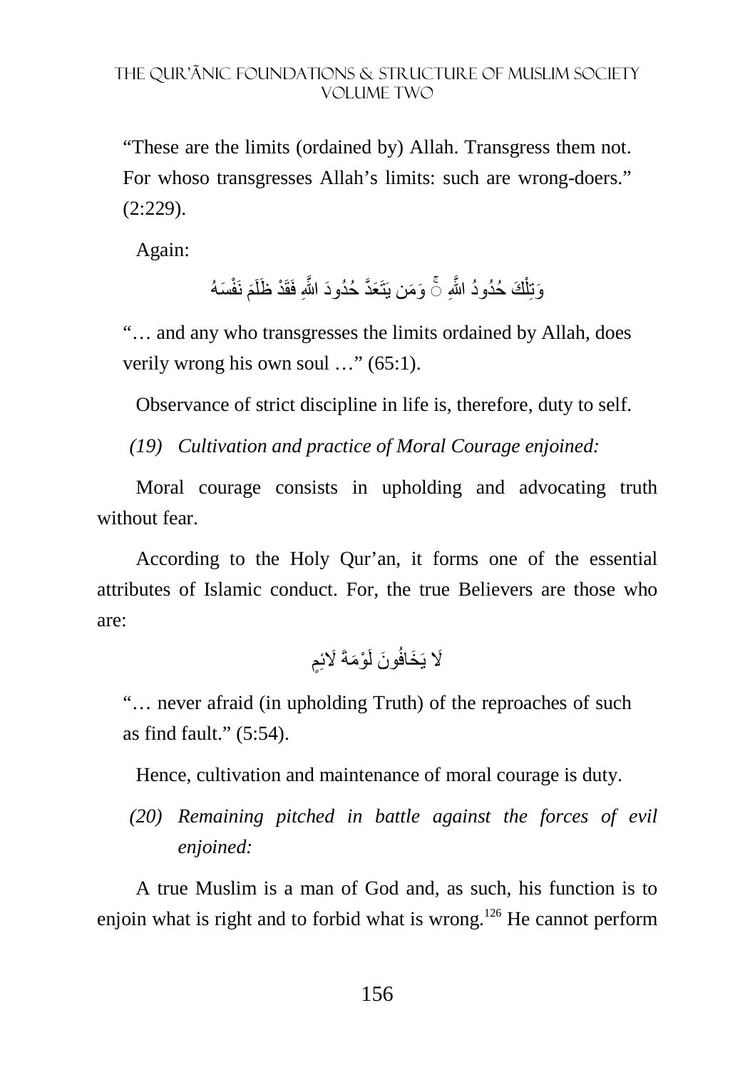"These are the limits (ordained by) Allah. Transgress them not. For whoso transgresses Allah's limits: such are wrong-doers." (2:229).

Again:

وَتِلْكَ حُدُودُ اللَّهِ ۚ وَمَن يَتَعَدَّ حُدُودَ اللَّهِ فَقَدْ ظَلَمَ نَفْسَهُ

"… and any who transgresses the limits ordained by Allah, does verily wrong his own soul …" (65:1).

Observance of strict discipline in life is, therefore, duty to self.

*(19) Cultivation and practice of Moral Courage enjoined:*

Moral courage consists in upholding and advocating truth without fear.

According to the Holy Qur'an, it forms one of the essential attributes of Islamic conduct. For, the true Believers are those who are:

لَا يَخَافُونَ لَوْمَةَ لَائِمٍ

"… never afraid (in upholding Truth) of the reproaches of such as find fault." (5:54).

Hence, cultivation and maintenance of moral courage is duty.

*(20) Remaining pitched in battle against the forces of evil enjoined:*

A true Muslim is a man of God and, as such, his function is to enjoin what is right and to forbid what is wrong.[126] He cannot perform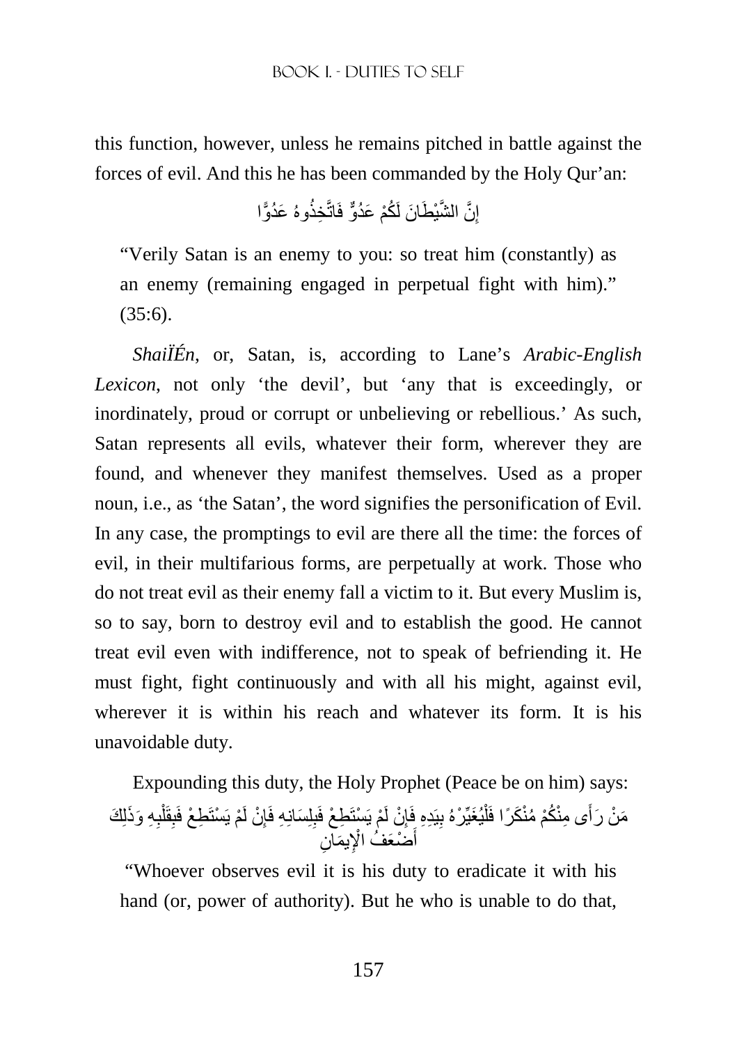this function, however, unless he remains pitched in battle against the forces of evil. And this he has been commanded by the Holy Qur'an:

إِنَّ الشَّيْطَانَ لَكُمْ عَدُوٌّ فَاتَّخِذُوهُ عَدُوًّا

> "Verily Satan is an enemy to you: so treat him (constantly) as an enemy (remaining engaged in perpetual fight with him)." (35:6).

*ShaiÏÉn*, or, Satan, is, according to Lane's *Arabic-English Lexicon*, not only 'the devil', but 'any that is exceedingly, or inordinately, proud or corrupt or unbelieving or rebellious.' As such, Satan represents all evils, whatever their form, wherever they are found, and whenever they manifest themselves. Used as a proper noun, i.e., as 'the Satan', the word signifies the personification of Evil. In any case, the promptings to evil are there all the time: the forces of evil, in their multifarious forms, are perpetually at work. Those who do not treat evil as their enemy fall a victim to it. But every Muslim is, so to say, born to destroy evil and to establish the good. He cannot treat evil even with indifference, not to speak of befriending it. He must fight, fight continuously and with all his might, against evil, wherever it is within his reach and whatever its form. It is his unavoidable duty.

Expounding this duty, the Holy Prophet (Peace be on him) says:

مَنْ رَأَى مِنْكُمْ مُنْكَرًا فَلْيُغَيِّرْهُ بِيَدِهِ فَإِنْ لَمْ يَسْتَطِعْ فَبِلِسَانِهِ فَإِنْ لَمْ يَسْتَطِعْ فَبِقَلْبِهِ وَذَلِكَ أَضْعَفُ الْإِيمَانِ

"Whoever observes evil it is his duty to eradicate it with his hand (or, power of authority). But he who is unable to do that,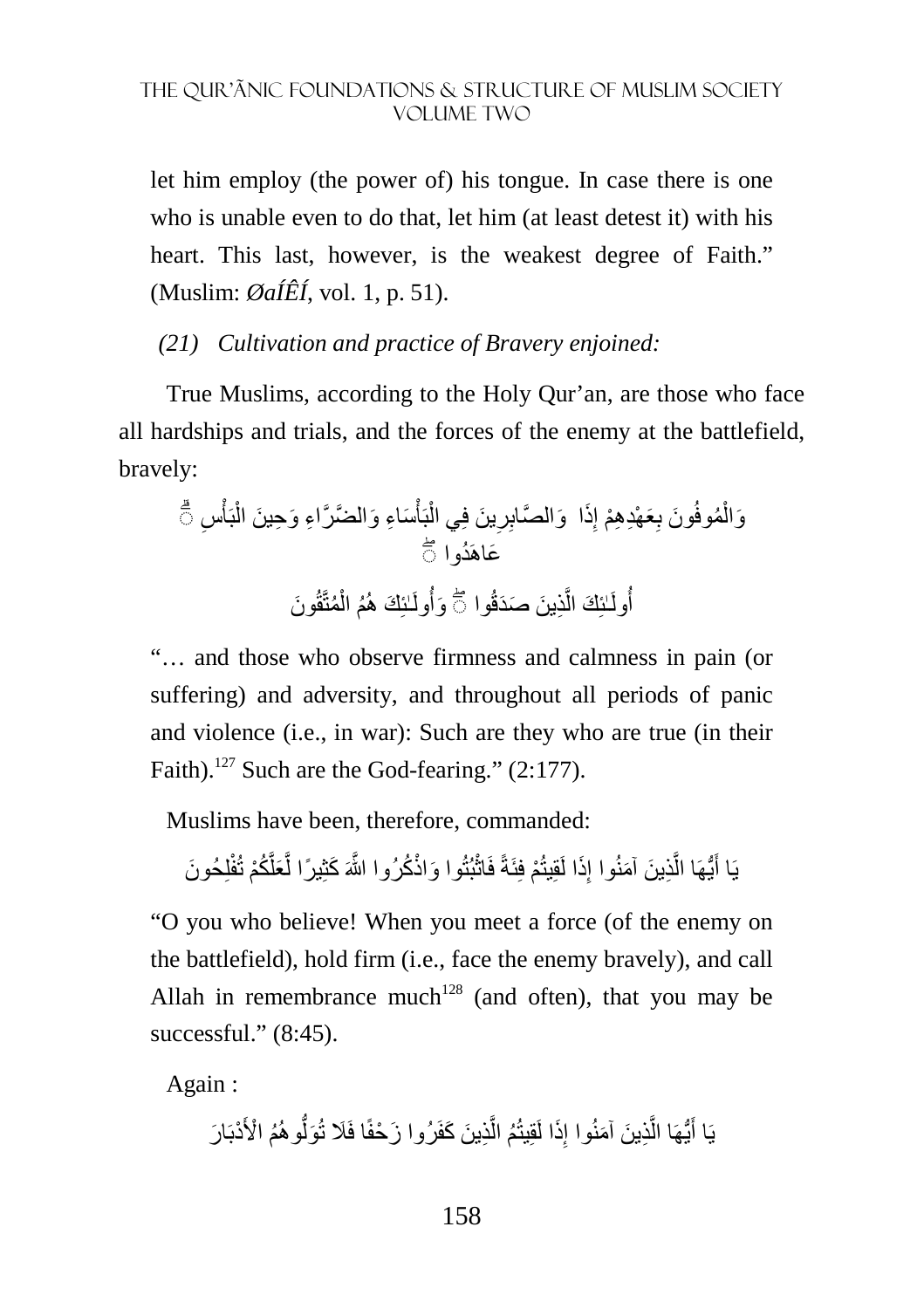let him employ (the power of) his tongue. In case there is one who is unable even to do that, let him (at least detest it) with his heart. This last, however, is the weakest degree of Faith." (Muslim: *ØaÍÊÍ*, vol. 1, p. 51).

*(21) Cultivation and practice of Bravery enjoined:*

True Muslims, according to the Holy Qur'an, are those who face all hardships and trials, and the forces of the enemy at the battlefield, bravely:

وَالْمُوفُونَ بِعَهْدِهِمْ إِذَا عَاهَدُوا ۖ وَالصَّابِرِينَ فِي الْبَأْسَاءِ وَالضَّرَّاءِ وَحِينَ الْبَأْسِ ۗ أُولَـٰئِكَ الَّذِينَ صَدَقُوا ۖ وَأُولَـٰئِكَ هُمُ الْمُتَّقُونَ

"… and those who observe firmness and calmness in pain (or suffering) and adversity, and throughout all periods of panic and violence (i.e., in war): Such are they who are true (in their Faith).[127] Such are the God-fearing." (2:177).

Muslims have been, therefore, commanded:

يَا أَيُّهَا الَّذِينَ آمَنُوا إِذَا لَقِيتُمْ فِئَةً فَاثْبُتُوا وَاذْكُرُوا اللَّهَ كَثِيرًا لَّعَلَّكُمْ تُفْلِحُونَ

"O you who believe! When you meet a force (of the enemy on the battlefield), hold firm (i.e., face the enemy bravely), and call Allah in remembrance much[128] (and often), that you may be successful." (8:45).

Again :

يَا أَيُّهَا الَّذِينَ آمَنُوا إِذَا لَقِيتُمُ الَّذِينَ كَفَرُوا زَحْفًا فَلَا تُوَلُّوهُمُ الْأَدْبَارَ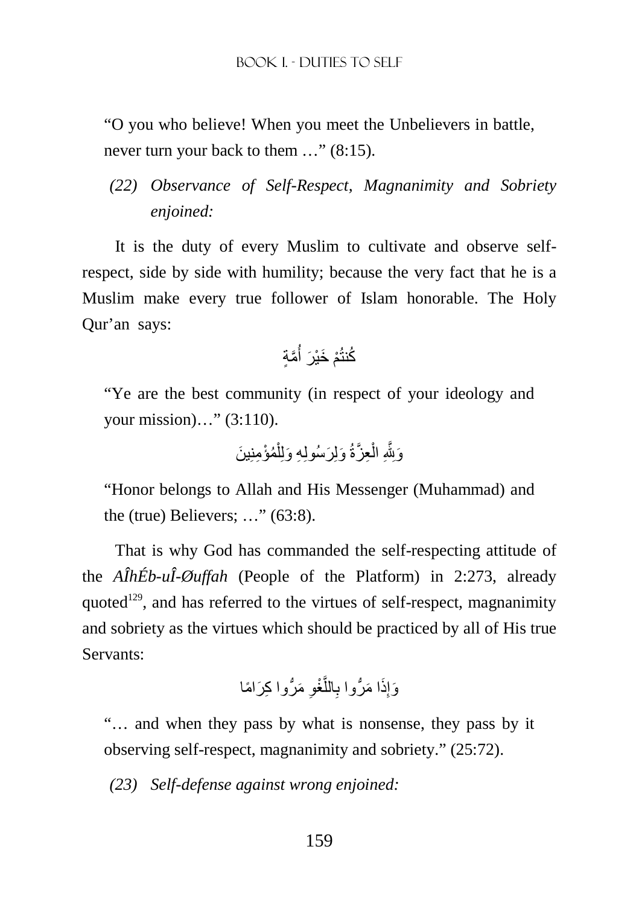"O you who believe! When you meet the Unbelievers in battle, never turn your back to them …" (8:15).

*(22) Observance of Self-Respect, Magnanimity and Sobriety enjoined:*

It is the duty of every Muslim to cultivate and observe self-respect, side by side with humility; because the very fact that he is a Muslim make every true follower of Islam honorable. The Holy Qur'an says:

كُنتُمْ خَيْرَ أُمَّةٍ

"Ye are the best community (in respect of your ideology and your mission)…" (3:110).

وَلِلَّهِ الْعِزَّةُ وَلِرَسُولِهِ وَلِلْمُؤْمِنِينَ

"Honor belongs to Allah and His Messenger (Muhammad) and the (true) Believers; …" (63:8).

That is why God has commanded the self-respecting attitude of the *AÎhÉb-uÎ-Øuffah* (People of the Platform) in 2:273, already quoted[129], and has referred to the virtues of self-respect, magnanimity and sobriety as the virtues which should be practiced by all of His true Servants:

وَإِذَا مَرُّوا بِاللَّغْوِ مَرُّوا كِرَامًا

"… and when they pass by what is nonsense, they pass by it observing self-respect, magnanimity and sobriety." (25:72).

*(23) Self-defense against wrong enjoined:*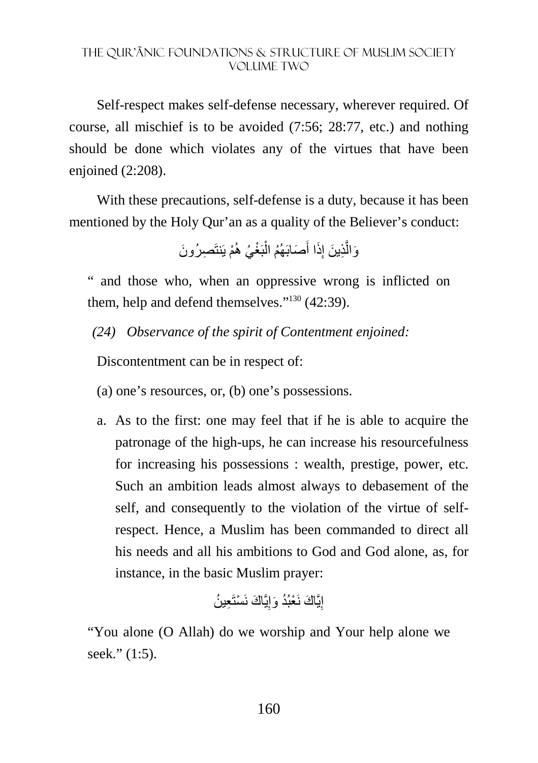Self-respect makes self-defense necessary, wherever required. Of course, all mischief is to be avoided (7:56; 28:77, etc.) and nothing should be done which violates any of the virtues that have been enjoined (2:208).

With these precautions, self-defense is a duty, because it has been mentioned by the Holy Qur'an as a quality of the Believer's conduct:

وَالَّذِينَ إِذَا أَصَابَهُمُ الْبَغْيُ هُمْ يَنتَصِرُونَ

" and those who, when an oppressive wrong is inflicted on them, help and defend themselves."[130] (42:39).

*(24) Observance of the spirit of Contentment enjoined:*

Discontentment can be in respect of:

(a) one's resources, or, (b) one's possessions.

a. As to the first: one may feel that if he is able to acquire the patronage of the high-ups, he can increase his resourcefulness for increasing his possessions : wealth, prestige, power, etc. Such an ambition leads almost always to debasement of the self, and consequently to the violation of the virtue of self-respect. Hence, a Muslim has been commanded to direct all his needs and all his ambitions to God and God alone, as, for instance, in the basic Muslim prayer:

إِيَّاكَ نَعْبُدُ وَإِيَّاكَ نَسْتَعِينُ

"You alone (O Allah) do we worship and Your help alone we seek." (1:5).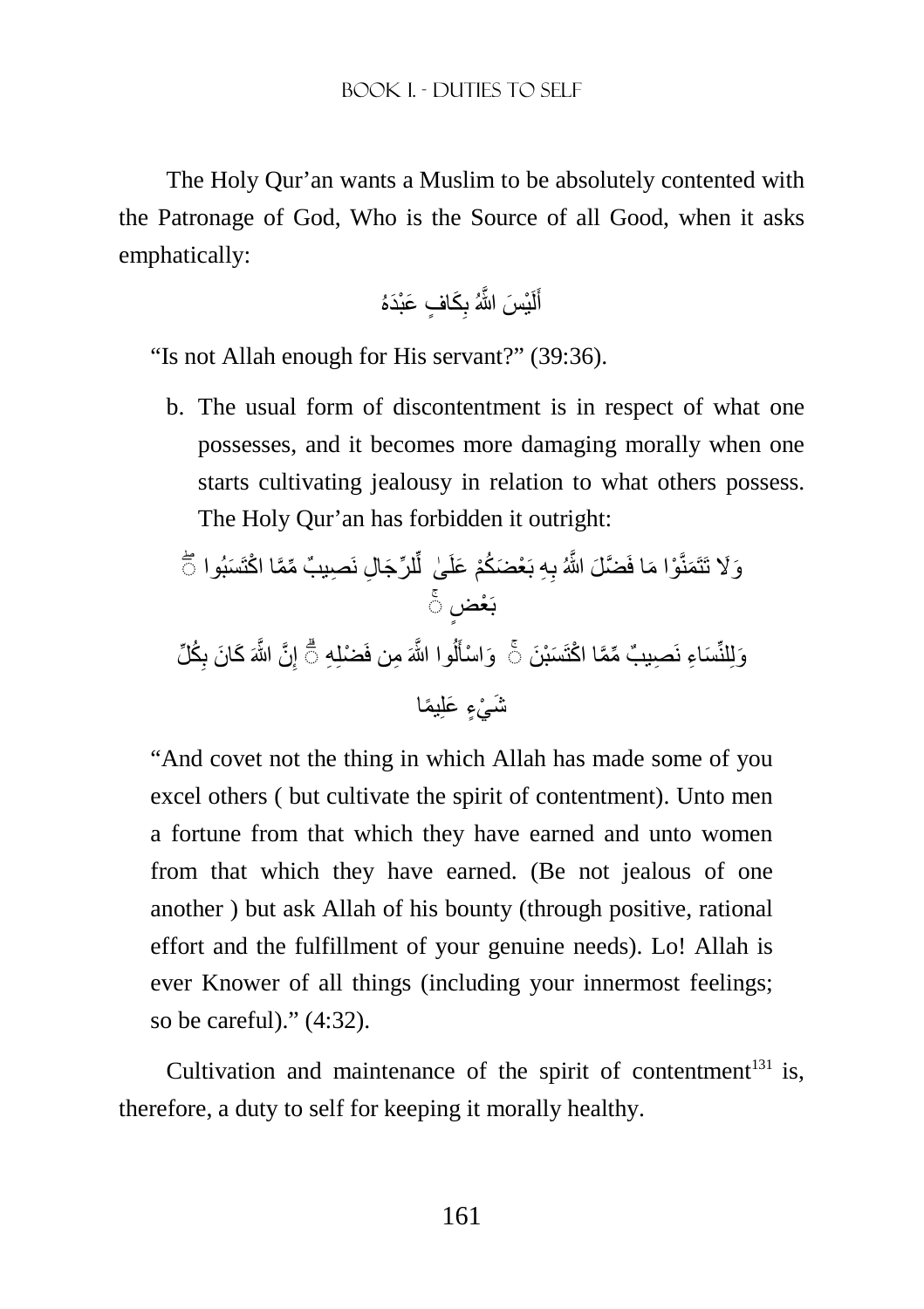The Holy Qur'an wants a Muslim to be absolutely contented with the Patronage of God, Who is the Source of all Good, when it asks emphatically:

أَلَيْسَ اللَّهُ بِكَافٍ عَبْدَهُ

"Is not Allah enough for His servant?" (39:36).

b. The usual form of discontentment is in respect of what one possesses, and it becomes more damaging morally when one starts cultivating jealousy in relation to what others possess. The Holy Qur'an has forbidden it outright:

وَلَا تَتَمَنَّوْا مَا فَضَّلَ اللَّهُ بِهِ بَعْضَكُمْ عَلَىٰ بَعْضٍ ۚ لِّلرِّجَالِ نَصِيبٌ مِّمَّا اكْتَسَبُوا ۖ وَلِلنِّسَاءِ نَصِيبٌ مِّمَّا اكْتَسَبْنَ ۚ وَاسْأَلُوا اللَّهَ مِن فَضْلِهِ ۗ إِنَّ اللَّهَ كَانَ بِكُلِّ شَيْءٍ عَلِيمًا

"And covet not the thing in which Allah has made some of you excel others ( but cultivate the spirit of contentment). Unto men a fortune from that which they have earned and unto women from that which they have earned. (Be not jealous of one another ) but ask Allah of his bounty (through positive, rational effort and the fulfillment of your genuine needs). Lo! Allah is ever Knower of all things (including your innermost feelings; so be careful)." (4:32).

Cultivation and maintenance of the spirit of contentment[131] is, therefore, a duty to self for keeping it morally healthy.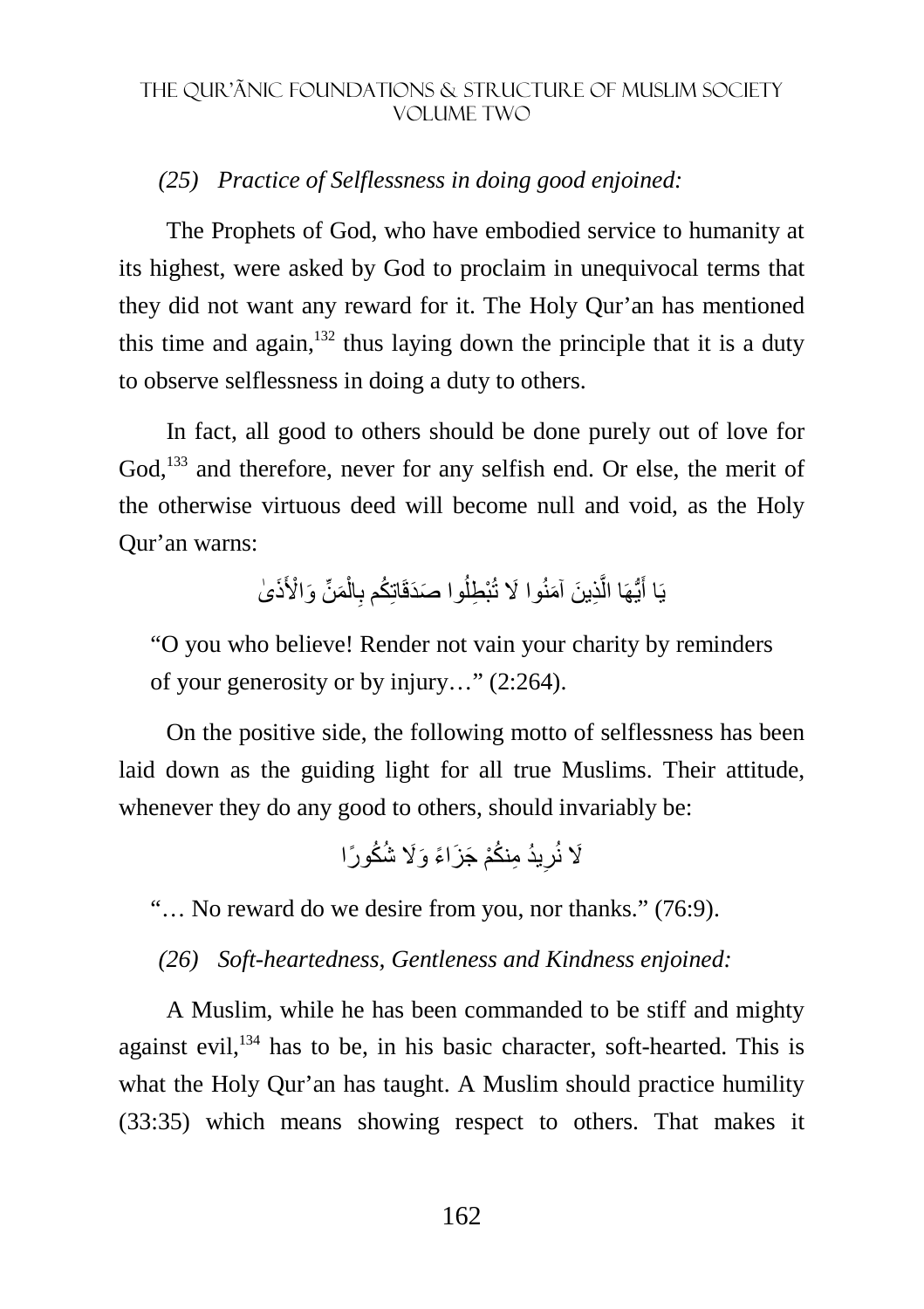*(25) Practice of Selflessness in doing good enjoined:*

The Prophets of God, who have embodied service to humanity at its highest, were asked by God to proclaim in unequivocal terms that they did not want any reward for it. The Holy Qur'an has mentioned this time and again,[132] thus laying down the principle that it is a duty to observe selflessness in doing a duty to others.

In fact, all good to others should be done purely out of love for God,[133] and therefore, never for any selfish end. Or else, the merit of the otherwise virtuous deed will become null and void, as the Holy Qur'an warns:

يَا أَيُّهَا الَّذِينَ آمَنُوا لَا تُبْطِلُوا صَدَقَاتِكُم بِالْمَنِّ وَالْأَذَىٰ

"O you who believe! Render not vain your charity by reminders of your generosity or by injury…" (2:264).

On the positive side, the following motto of selflessness has been laid down as the guiding light for all true Muslims. Their attitude, whenever they do any good to others, should invariably be:

لَا نُرِيدُ مِنكُمْ جَزَاءً وَلَا شُكُورًا

"… No reward do we desire from you, nor thanks." (76:9).

*(26) Soft-heartedness, Gentleness and Kindness enjoined:*

A Muslim, while he has been commanded to be stiff and mighty against evil,[134] has to be, in his basic character, soft-hearted. This is what the Holy Qur'an has taught. A Muslim should practice humility (33:35) which means showing respect to others. That makes it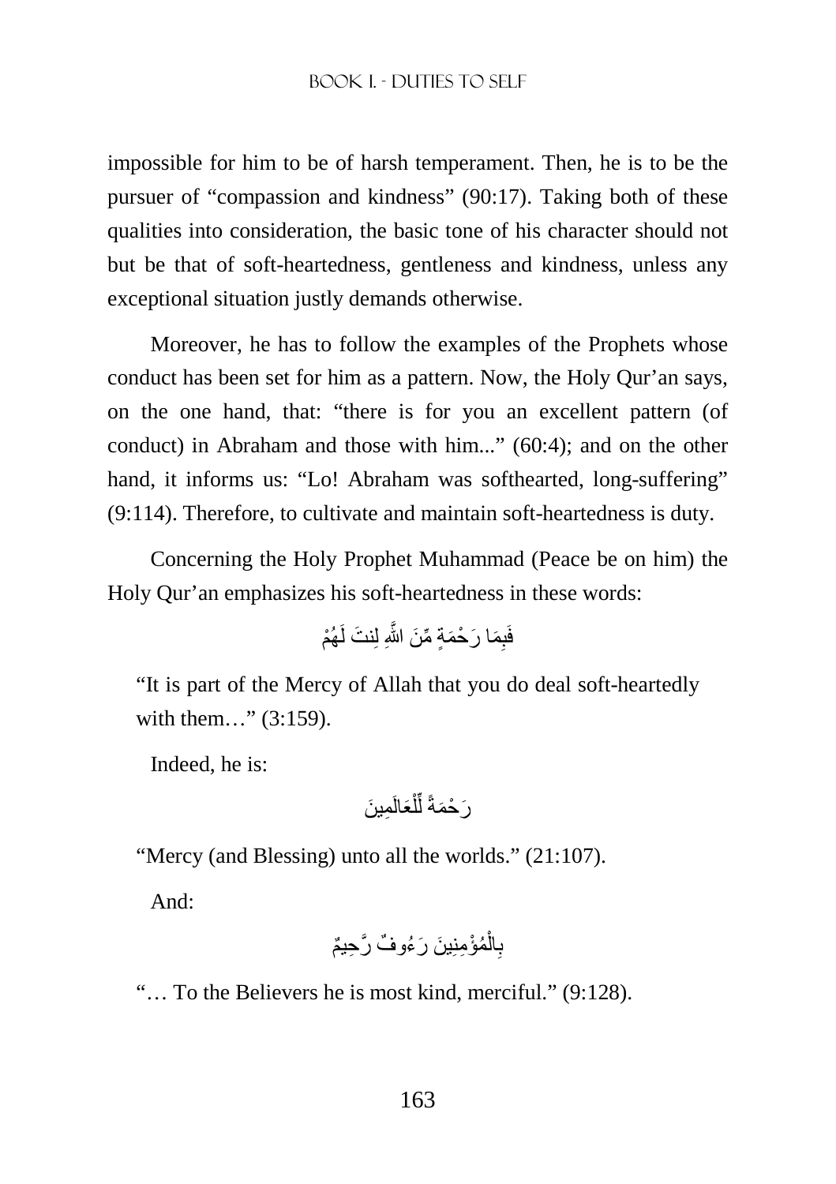impossible for him to be of harsh temperament. Then, he is to be the pursuer of "compassion and kindness" (90:17). Taking both of these qualities into consideration, the basic tone of his character should not but be that of soft-heartedness, gentleness and kindness, unless any exceptional situation justly demands otherwise.

Moreover, he has to follow the examples of the Prophets whose conduct has been set for him as a pattern. Now, the Holy Qur'an says, on the one hand, that: "there is for you an excellent pattern (of conduct) in Abraham and those with him..." (60:4); and on the other hand, it informs us: "Lo! Abraham was softhearted, long-suffering" (9:114). Therefore, to cultivate and maintain soft-heartedness is duty.

Concerning the Holy Prophet Muhammad (Peace be on him) the Holy Qur'an emphasizes his soft-heartedness in these words:

فَبِمَا رَحْمَةٍ مِّنَ اللَّهِ لِنتَ لَهُمْ

"It is part of the Mercy of Allah that you do deal soft-heartedly with them…" (3:159).

Indeed, he is:

رَحْمَةً لِّلْعَالَمِينَ

"Mercy (and Blessing) unto all the worlds." (21:107).

And:

بِالْمُؤْمِنِينَ رَءُوفٌ رَّحِيمٌ

"… To the Believers he is most kind, merciful." (9:128).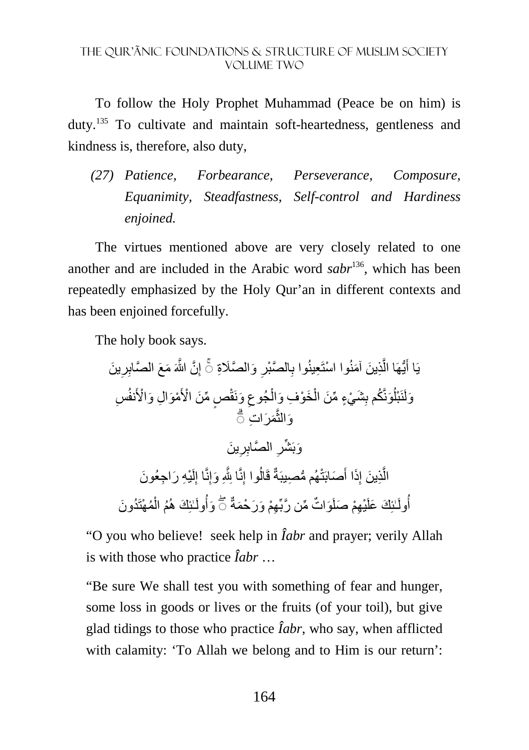To follow the Holy Prophet Muhammad (Peace be on him) is duty.[135] To cultivate and maintain soft-heartedness, gentleness and kindness is, therefore, also duty,

*(27) Patience, Forbearance, Perseverance, Composure, Equanimity, Steadfastness, Self-control and Hardiness enjoined.*

The virtues mentioned above are very closely related to one another and are included in the Arabic word *sabr*[136], which has been repeatedly emphasized by the Holy Qur'an in different contexts and has been enjoined forcefully.

The holy book says.

يَا أَيُّهَا الَّذِينَ آمَنُوا اسْتَعِينُوا بِالصَّبْرِ وَالصَّلَاةِ ۚ إِنَّ اللَّهَ مَعَ الصَّابِرِينَ

وَلَنَبْلُوَنَّكُم بِشَيْءٍ مِّنَ الْخَوْفِ وَالْجُوعِ وَنَقْصٍ مِّنَ الْأَمْوَالِ وَالْأَنفُسِ وَالثَّمَرَاتِ ۗ

وَبَشِّرِ الصَّابِرِينَ

الَّذِينَ إِذَا أَصَابَتْهُم مُّصِيبَةٌ قَالُوا إِنَّا لِلَّهِ وَإِنَّا إِلَيْهِ رَاجِعُونَ

أُولَـٰئِكَ عَلَيْهِمْ صَلَوَاتٌ مِّن رَّبِّهِمْ وَرَحْمَةٌ ۖ وَأُولَـٰئِكَ هُمُ الْمُهْتَدُونَ

"O you who believe! seek help in *Îabr* and prayer; verily Allah is with those who practice *Îabr* …

"Be sure We shall test you with something of fear and hunger, some loss in goods or lives or the fruits (of your toil), but give glad tidings to those who practice *Îabr*, who say, when afflicted with calamity: 'To Allah we belong and to Him is our return':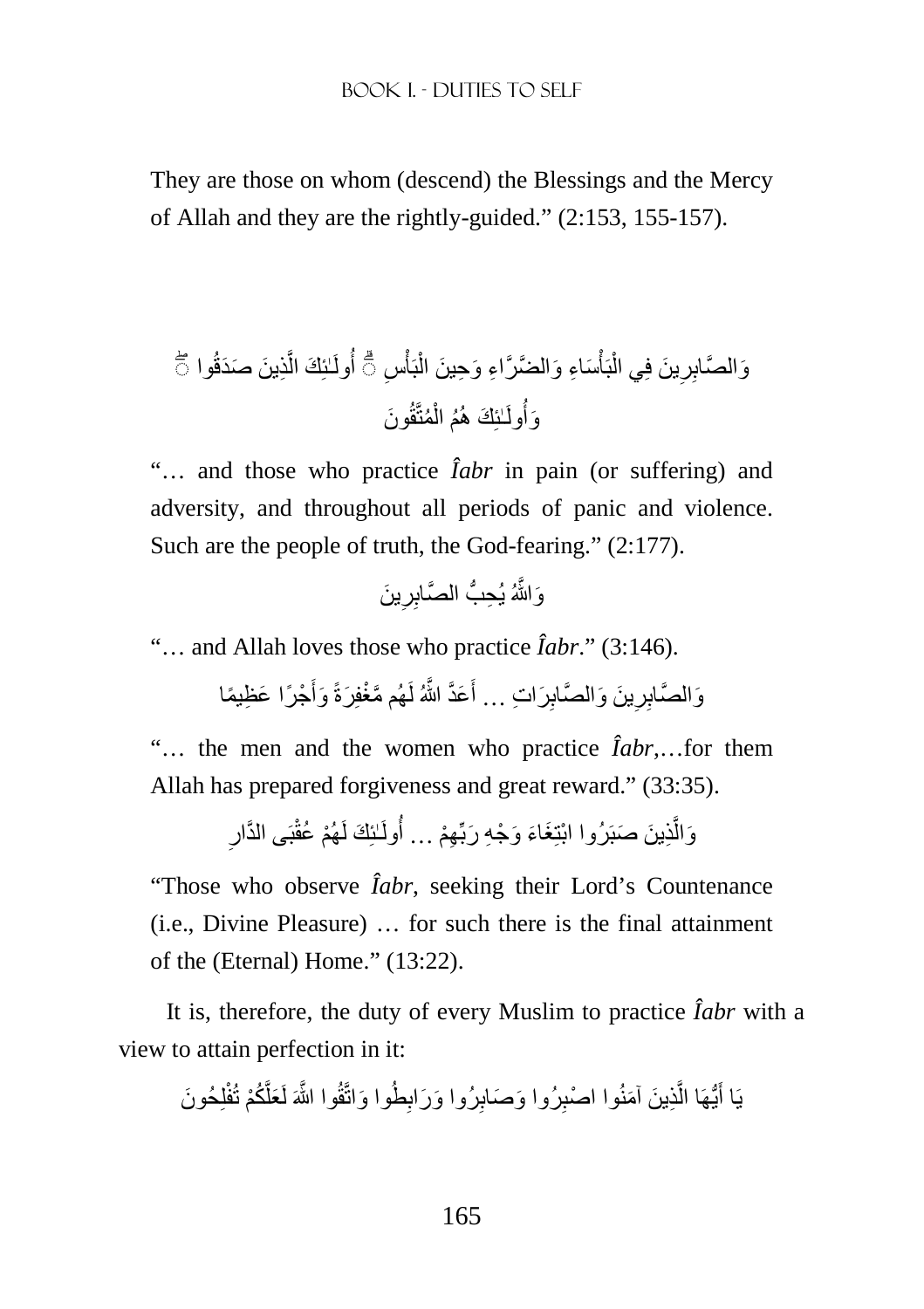They are those on whom (descend) the Blessings and the Mercy of Allah and they are the rightly-guided." (2:153, 155-157).

وَالصَّابِرِينَ فِي الْبَأْسَاءِ وَالضَّرَّاءِ وَحِينَ الْبَأْسِ ۗ أُولَـٰئِكَ الَّذِينَ صَدَقُوا ۖ وَأُولَـٰئِكَ هُمُ الْمُتَّقُونَ

"… and those who practice *Îabr* in pain (or suffering) and adversity, and throughout all periods of panic and violence. Such are the people of truth, the God-fearing." (2:177).

وَاللَّهُ يُحِبُّ الصَّابِرِينَ

"… and Allah loves those who practice *Îabr*." (3:146).

وَالصَّابِرِينَ وَالصَّابِرَاتِ ... أَعَدَّ اللَّهُ لَهُم مَّغْفِرَةً وَأَجْرًا عَظِيمًا

"… the men and the women who practice *Îabr*,…for them Allah has prepared forgiveness and great reward." (33:35).

وَالَّذِينَ صَبَرُوا ابْتِغَاءَ وَجْهِ رَبِّهِمْ ... أُولَـٰئِكَ لَهُمْ عُقْبَى الدَّارِ

"Those who observe *Îabr*, seeking their Lord's Countenance (i.e., Divine Pleasure) … for such there is the final attainment of the (Eternal) Home." (13:22).

It is, therefore, the duty of every Muslim to practice *Îabr* with a view to attain perfection in it:

يَا أَيُّهَا الَّذِينَ آمَنُوا اصْبِرُوا وَصَابِرُوا وَرَابِطُوا وَاتَّقُوا اللَّهَ لَعَلَّكُمْ تُفْلِحُونَ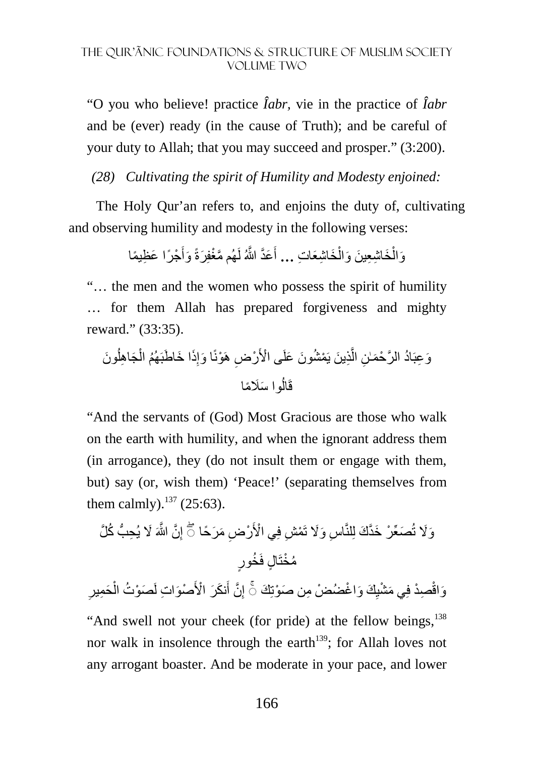"O you who believe! practice *Îabr*, vie in the practice of *Îabr* and be (ever) ready (in the cause of Truth); and be careful of your duty to Allah; that you may succeed and prosper." (3:200).

*(28) Cultivating the spirit of Humility and Modesty enjoined:*

The Holy Qur'an refers to, and enjoins the duty of, cultivating and observing humility and modesty in the following verses:

وَالْخَاشِعِينَ وَالْخَاشِعَاتِ ... أَعَدَّ اللَّهُ لَهُم مَّغْفِرَةً وَأَجْرًا عَظِيمًا

"… the men and the women who possess the spirit of humility … for them Allah has prepared forgiveness and mighty reward." (33:35).

وَعِبَادُ الرَّحْمَٰنِ الَّذِينَ يَمْشُونَ عَلَى الْأَرْضِ هَوْنًا وَإِذَا خَاطَبَهُمُ الْجَاهِلُونَ قَالُوا سَلَامًا

"And the servants of (God) Most Gracious are those who walk on the earth with humility, and when the ignorant address them (in arrogance), they (do not insult them or engage with them, but) say (or, wish them) 'Peace!' (separating themselves from them calmly).[137] (25:63).

وَلَا تُصَعِّرْ خَدَّكَ لِلنَّاسِ وَلَا تَمْشِ فِي الْأَرْضِ مَرَحًا ۖ إِنَّ اللَّهَ لَا يُحِبُّ كُلَّ مُخْتَالٍ فَخُورٍ

وَاقْصِدْ فِي مَشْيِكَ وَاغْضُضْ مِن صَوْتِكَ ۚ إِنَّ أَنكَرَ الْأَصْوَاتِ لَصَوْتُ الْحَمِيرِ

"And swell not your cheek (for pride) at the fellow beings,[138] nor walk in insolence through the earth[139]; for Allah loves not any arrogant boaster. And be moderate in your pace, and lower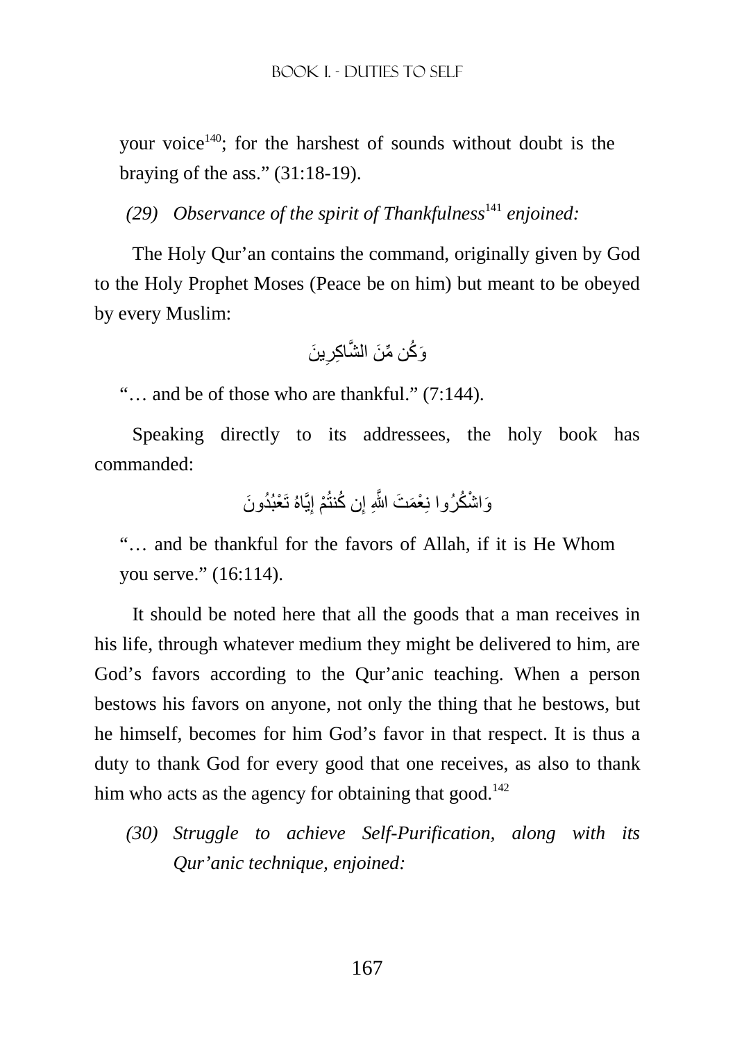your voice[140]; for the harshest of sounds without doubt is the braying of the ass." (31:18-19).

*(29) Observance of the spirit of Thankfulness[141] enjoined:*

The Holy Qur'an contains the command, originally given by God to the Holy Prophet Moses (Peace be on him) but meant to be obeyed by every Muslim:

وَكُن مِّنَ الشَّاكِرِينَ

"… and be of those who are thankful." (7:144).

Speaking directly to its addressees, the holy book has commanded:

وَاشْكُرُوا نِعْمَتَ اللَّهِ إِن كُنتُمْ إِيَّاهُ تَعْبُدُونَ

"… and be thankful for the favors of Allah, if it is He Whom you serve." (16:114).

It should be noted here that all the goods that a man receives in his life, through whatever medium they might be delivered to him, are God's favors according to the Qur'anic teaching. When a person bestows his favors on anyone, not only the thing that he bestows, but he himself, becomes for him God's favor in that respect. It is thus a duty to thank God for every good that one receives, as also to thank him who acts as the agency for obtaining that good.[142]

*(30) Struggle to achieve Self-Purification, along with its Qur'anic technique, enjoined:*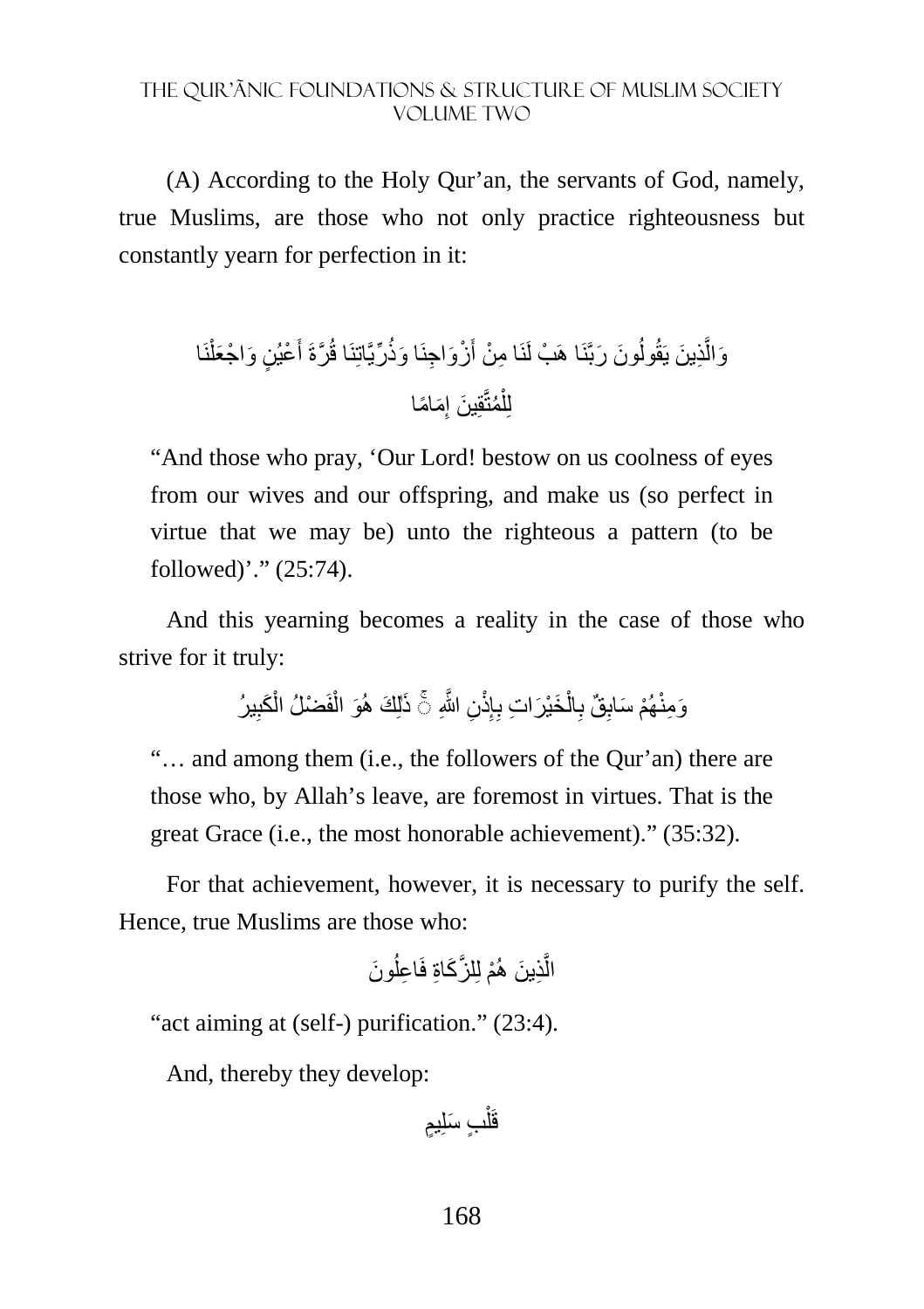(A) According to the Holy Qur’an, the servants of God, namely, true Muslims, are those who not only practice righteousness but constantly yearn for perfection in it:

وَالَّذِينَ يَقُولُونَ رَبَّنَا هَبْ لَنَا مِنْ أَزْوَاجِنَا وَذُرِّيَّاتِنَا قُرَّةَ أَعْيُنٍ وَاجْعَلْنَا لِلْمُتَّقِينَ إِمَامًا

> “And those who pray, ‘Our Lord! bestow on us coolness of eyes from our wives and our offspring, and make us (so perfect in virtue that we may be) unto the righteous a pattern (to be followed)’.” (25:74).

And this yearning becomes a reality in the case of those who strive for it truly:

وَمِنْهُمْ سَابِقٌ بِالْخَيْرَاتِ بِإِذْنِ اللَّهِ ۚ ذَٰلِكَ هُوَ الْفَضْلُ الْكَبِيرُ

> “… and among them (i.e., the followers of the Qur’an) there are those who, by Allah’s leave, are foremost in virtues. That is the great Grace (i.e., the most honorable achievement).” (35:32).

For that achievement, however, it is necessary to purify the self. Hence, true Muslims are those who:

الَّذِينَ هُمْ لِلزَّكَاةِ فَاعِلُونَ

> “act aiming at (self-) purification.” (23:4).

And, thereby they develop:

قَلْبٍ سَلِيمٍ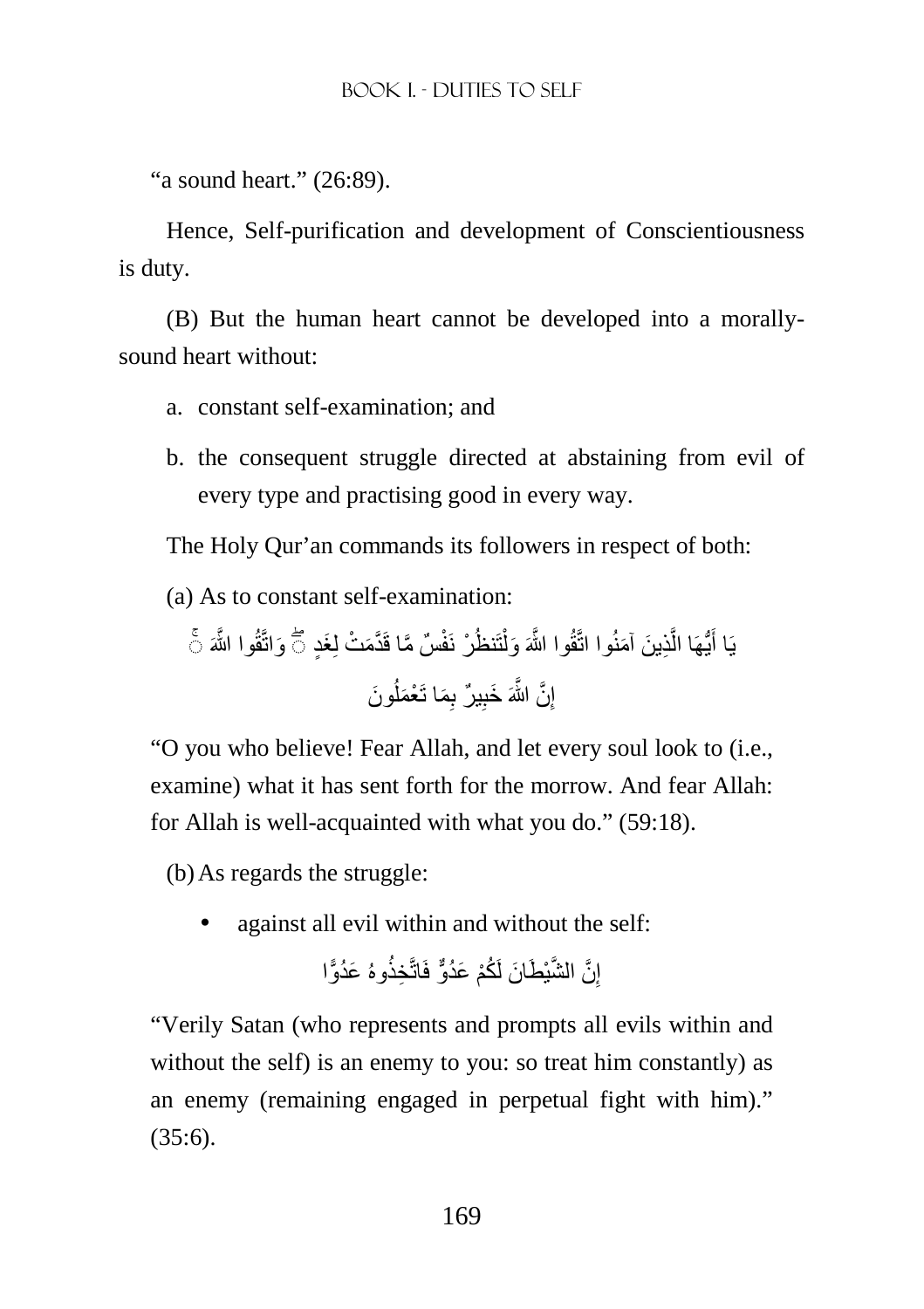"a sound heart." (26:89).

Hence, Self-purification and development of Conscientiousness is duty.

(B) But the human heart cannot be developed into a morally-sound heart without:

a. constant self-examination; and

b. the consequent struggle directed at abstaining from evil of every type and practising good in every way.

The Holy Qur'an commands its followers in respect of both:

(a) As to constant self-examination:

يَا أَيُّهَا الَّذِينَ آمَنُوا اتَّقُوا اللَّهَ وَلْتَنظُرْ نَفْسٌ مَّا قَدَّمَتْ لِغَدٍ ۖ وَاتَّقُوا اللَّهَ ۚ إِنَّ اللَّهَ خَبِيرٌ بِمَا تَعْمَلُونَ

"O you who believe! Fear Allah, and let every soul look to (i.e., examine) what it has sent forth for the morrow. And fear Allah: for Allah is well-acquainted with what you do." (59:18).

(b) As regards the struggle:

- against all evil within and without the self:

إِنَّ الشَّيْطَانَ لَكُمْ عَدُوٌّ فَاتَّخِذُوهُ عَدُوًّا

"Verily Satan (who represents and prompts all evils within and without the self) is an enemy to you: so treat him constantly) as an enemy (remaining engaged in perpetual fight with him)." (35:6).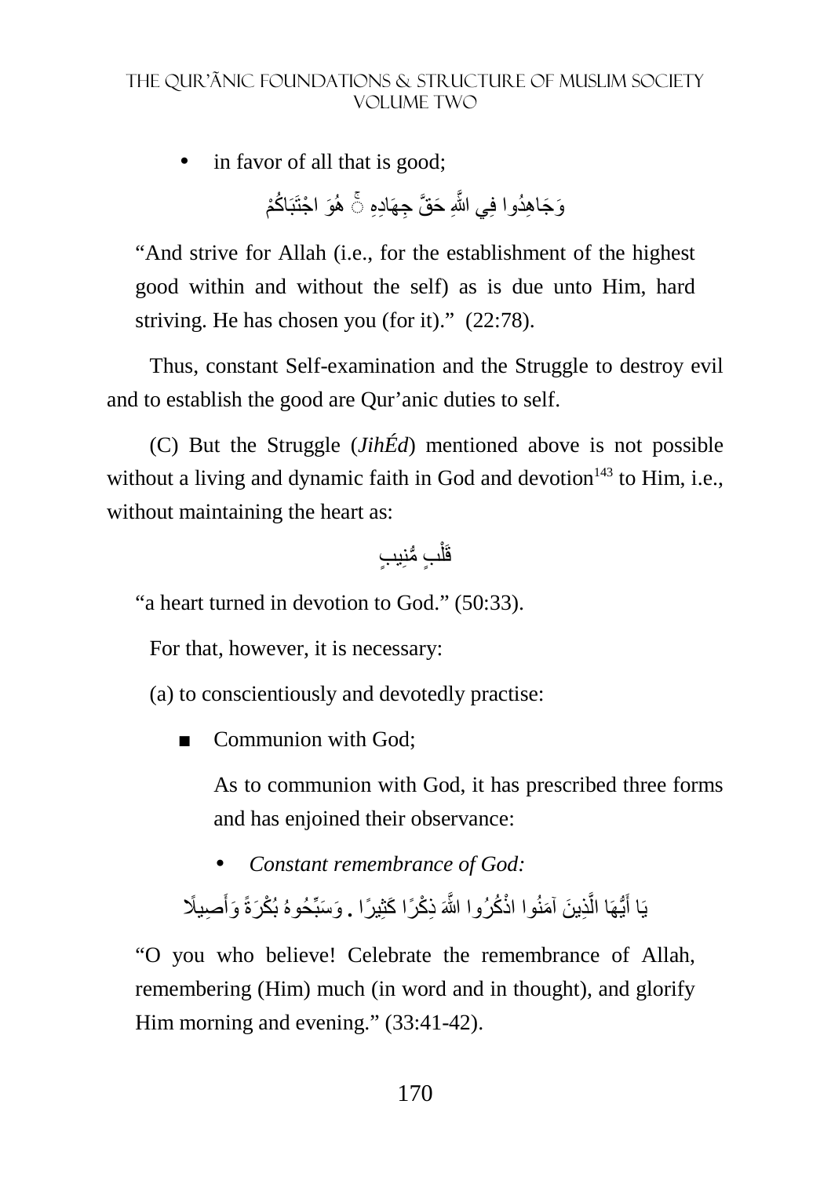- in favor of all that is good;

وَجَاهِدُوا فِي اللَّهِ حَقَّ جِهَادِهِ ۚ هُوَ اجْتَبَاكُمْ

"And strive for Allah (i.e., for the establishment of the highest good within and without the self) as is due unto Him, hard striving. He has chosen you (for it)." (22:78).

Thus, constant Self-examination and the Struggle to destroy evil and to establish the good are Qur'anic duties to self.

(C) But the Struggle (*JihÉd*) mentioned above is not possible without a living and dynamic faith in God and devotion[143] to Him, i.e., without maintaining the heart as:

قَلْبٍ مُّنِيبٍ

"a heart turned in devotion to God." (50:33).

For that, however, it is necessary:

(a) to conscientiously and devotedly practise:

- Communion with God;

  As to communion with God, it has prescribed three forms and has enjoined their observance:

  - *Constant remembrance of God:*

يَا أَيُّهَا الَّذِينَ آمَنُوا اذْكُرُوا اللَّهَ ذِكْرًا كَثِيرًا . وَسَبِّحُوهُ بُكْرَةً وَأَصِيلًا

"O you who believe! Celebrate the remembrance of Allah, remembering (Him) much (in word and in thought), and glorify Him morning and evening." (33:41-42).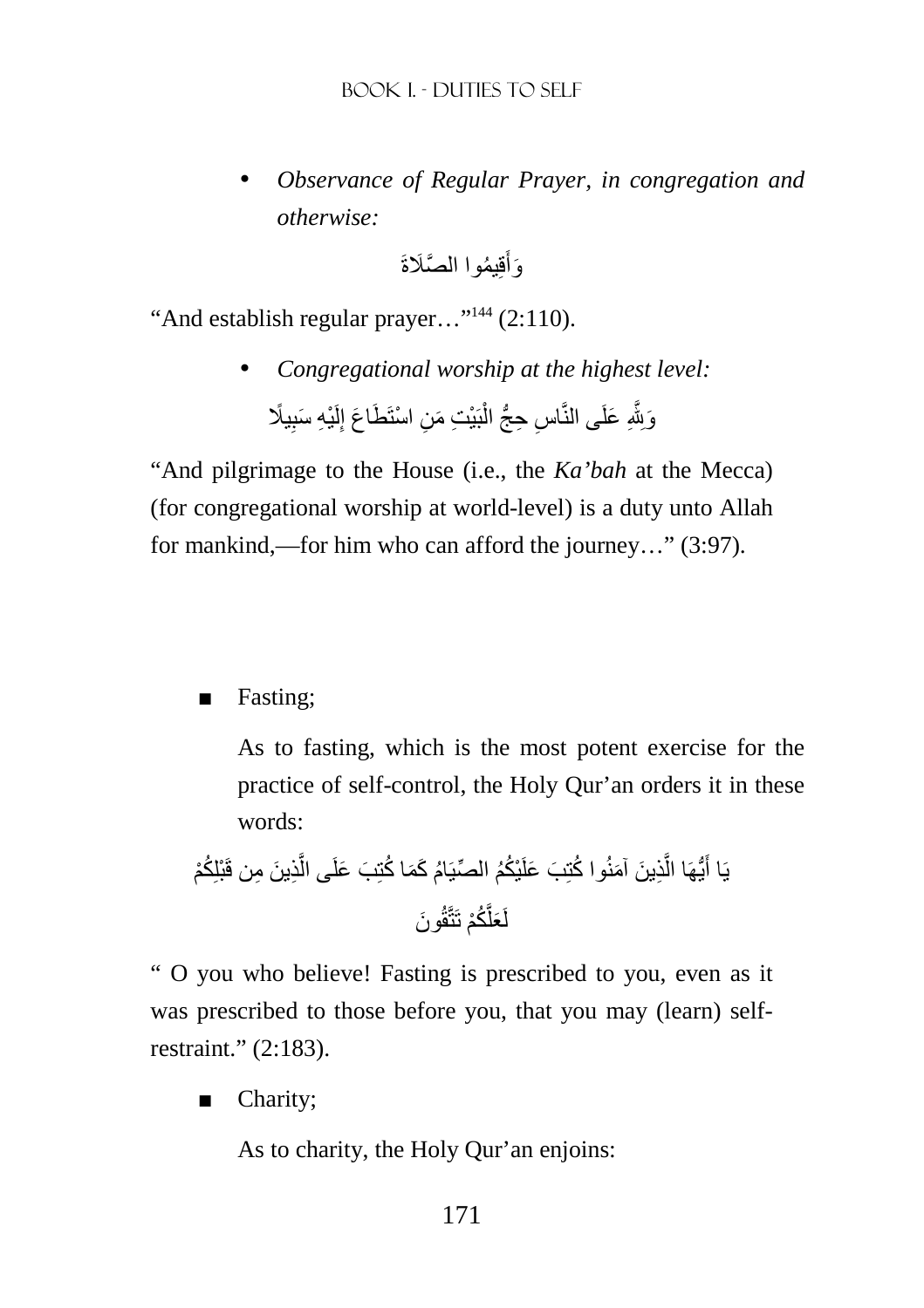- *Observance of Regular Prayer, in congregation and otherwise:*

وَأَقِيمُوا الصَّلَاةَ

“And establish regular prayer…”[144] (2:110).

- *Congregational worship at the highest level:*

وَلِلَّهِ عَلَى النَّاسِ حِجُّ الْبَيْتِ مَنِ اسْتَطَاعَ إِلَيْهِ سَبِيلًا

“And pilgrimage to the House (i.e., the *Ka’bah* at the Mecca) (for congregational worship at world-level) is a duty unto Allah for mankind,—for him who can afford the journey…” (3:97).

- Fasting;

  As to fasting, which is the most potent exercise for the practice of self-control, the Holy Qur’an orders it in these words:

يَا أَيُّهَا الَّذِينَ آمَنُوا كُتِبَ عَلَيْكُمُ الصِّيَامُ كَمَا كُتِبَ عَلَى الَّذِينَ مِن قَبْلِكُمْ لَعَلَّكُمْ تَتَّقُونَ

“ O you who believe! Fasting is prescribed to you, even as it was prescribed to those before you, that you may (learn) self-restraint.” (2:183).

- Charity;

  As to charity, the Holy Qur’an enjoins: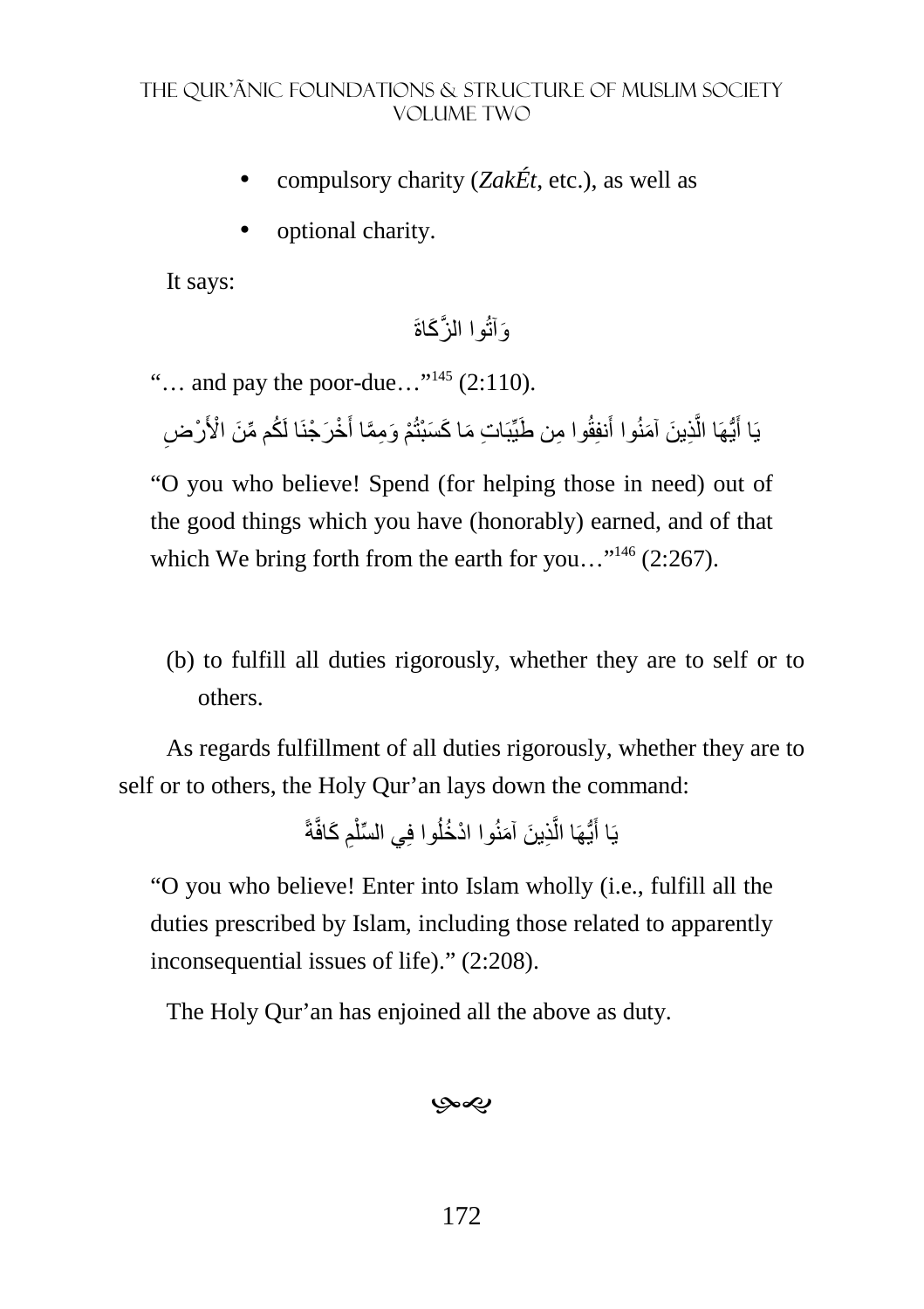- compulsory charity (*ZakÉt*, etc.), as well as
- optional charity.

It says:

وَآتُوا الزَّكَاةَ

"… and pay the poor-due…"[145] (2:110).

يَا أَيُّهَا الَّذِينَ آمَنُوا أَنفِقُوا مِن طَيِّبَاتِ مَا كَسَبْتُمْ وَمِمَّا أَخْرَجْنَا لَكُم مِّنَ الْأَرْضِ

"O you who believe! Spend (for helping those in need) out of the good things which you have (honorably) earned, and of that which We bring forth from the earth for you…"[146] (2:267).

(b) to fulfill all duties rigorously, whether they are to self or to others.

As regards fulfillment of all duties rigorously, whether they are to self or to others, the Holy Qur'an lays down the command:

يَا أَيُّهَا الَّذِينَ آمَنُوا ادْخُلُوا فِي السِّلْمِ كَافَّةً

"O you who believe! Enter into Islam wholly (i.e., fulfill all the duties prescribed by Islam, including those related to apparently inconsequential issues of life)." (2:208).

The Holy Qur'an has enjoined all the above as duty.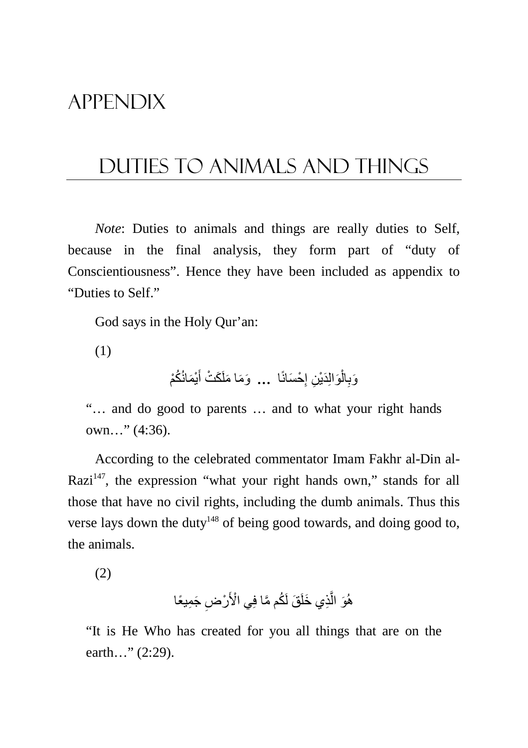# APPENDIX

## DUTIES TO ANIMALS AND THINGS

*Note*: Duties to animals and things are really duties to Self, because in the final analysis, they form part of "duty of Conscientiousness". Hence they have been included as appendix to "Duties to Self."

God says in the Holy Qur'an:

(1)

وَبِالْوَالِدَيْنِ إِحْسَانًا ... وَمَا مَلَكَتْ أَيْمَانُكُمْ

"… and do good to parents … and to what your right hands own…" (4:36).

According to the celebrated commentator Imam Fakhr al-Din al-Razi[147], the expression "what your right hands own," stands for all those that have no civil rights, including the dumb animals. Thus this verse lays down the duty[148] of being good towards, and doing good to, the animals.

(2)

هُوَ الَّذِي خَلَقَ لَكُم مَّا فِي الْأَرْضِ جَمِيعًا

"It is He Who has created for you all things that are on the earth…" (2:29).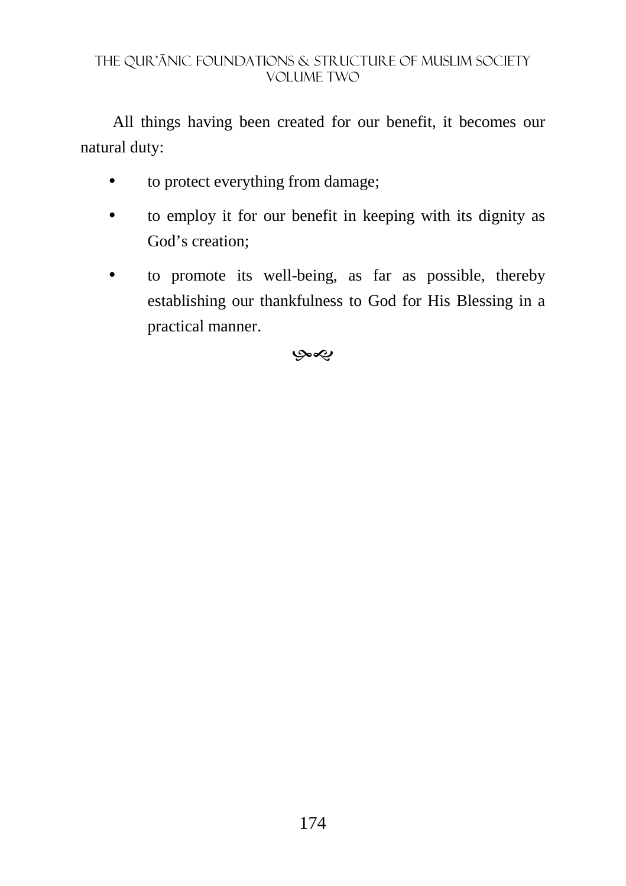All things having been created for our benefit, it becomes our natural duty:

- to protect everything from damage;
- to employ it for our benefit in keeping with its dignity as God's creation;
- to promote its well-being, as far as possible, thereby establishing our thankfulness to God for His Blessing in a practical manner.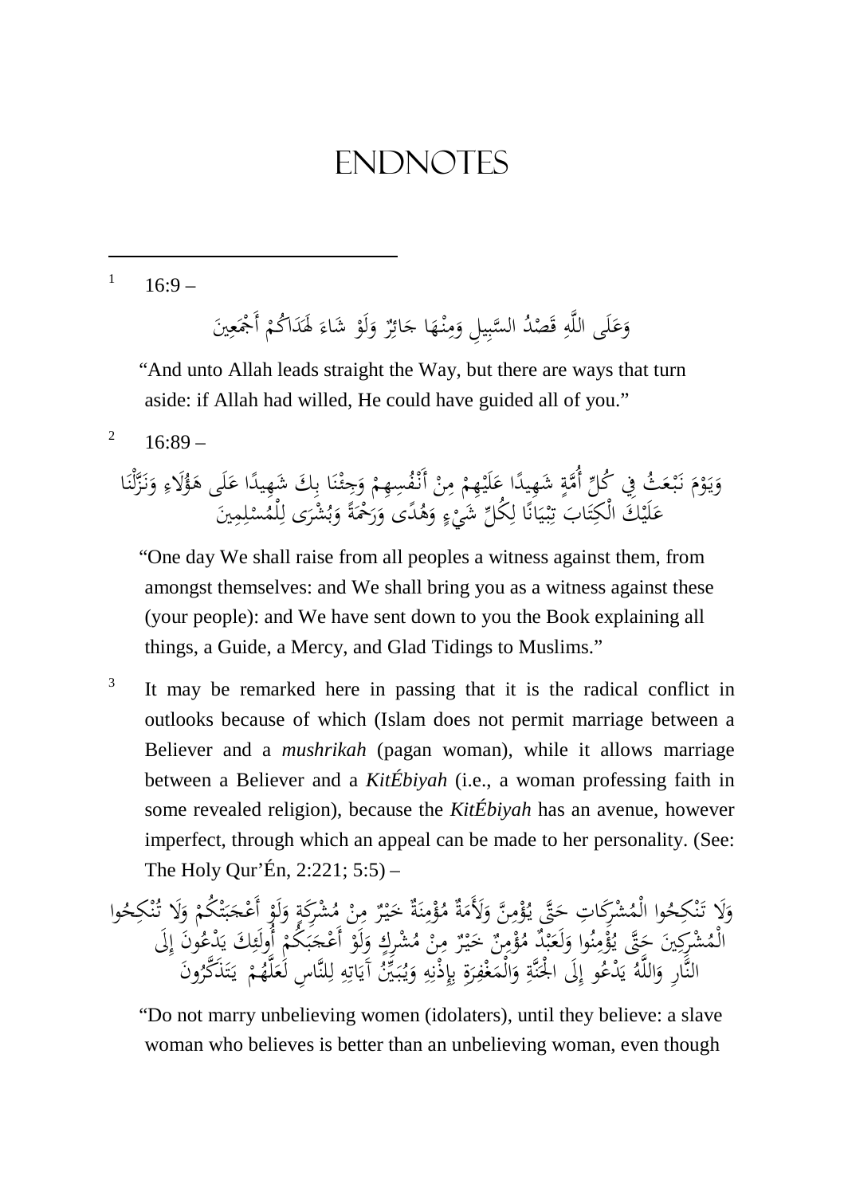# ENDNOTES

[1] 16:9 –

وَعَلَى اللَّهِ قَصْدُ السَّبِيلِ وَمِنْهَا جَائِرٌ وَلَوْ شَاءَ لَهَدَاكُمْ أَجْمَعِينَ

"And unto Allah leads straight the Way, but there are ways that turn aside: if Allah had willed, He could have guided all of you."

[2] 16:89 –

وَيَوْمَ نَبْعَثُ فِي كُلِّ أُمَّةٍ شَهِيدًا عَلَيْهِمْ مِنْ أَنْفُسِهِمْ وَجِئْنَا بِكَ شَهِيدًا عَلَى هَؤُلَاءِ وَنَزَّلْنَا عَلَيْكَ الْكِتَابَ تِبْيَانًا لِكُلِّ شَيْءٍ وَهُدًى وَرَحْمَةً وَبُشْرَى لِلْمُسْلِمِينَ

"One day We shall raise from all peoples a witness against them, from amongst themselves: and We shall bring you as a witness against these (your people): and We have sent down to you the Book explaining all things, a Guide, a Mercy, and Glad Tidings to Muslims."

[3] It may be remarked here in passing that it is the radical conflict in outlooks because of which (Islam does not permit marriage between a Believer and a *mushrikah* (pagan woman), while it allows marriage between a Believer and a *KitÉbiyah* (i.e., a woman professing faith in some revealed religion), because the *KitÉbiyah* has an avenue, however imperfect, through which an appeal can be made to her personality. (See: The Holy Qur'Én, 2:221; 5:5) –

وَلَا تَنْكِحُوا الْمُشْرِكَاتِ حَتَّى يُؤْمِنَّ وَلَأَمَةٌ مُؤْمِنَةٌ خَيْرٌ مِنْ مُشْرِكَةٍ وَلَوْ أَعْجَبَتْكُمْ وَلَا تُنْكِحُوا الْمُشْرِكِينَ حَتَّى يُؤْمِنُوا وَلَعَبْدٌ مُؤْمِنٌ خَيْرٌ مِنْ مُشْرِكٍ وَلَوْ أَعْجَبَكُمْ أُولَئِكَ يَدْعُونَ إِلَى النَّارِ وَاللَّهُ يَدْعُو إِلَى الْجَنَّةِ وَالْمَغْفِرَةِ بِإِذْنِهِ وَيُبَيِّنُ آيَاتِهِ لِلنَّاسِ لَعَلَّهُمْ يَتَذَكَّرُونَ

"Do not marry unbelieving women (idolaters), until they believe: a slave woman who believes is better than an unbelieving woman, even though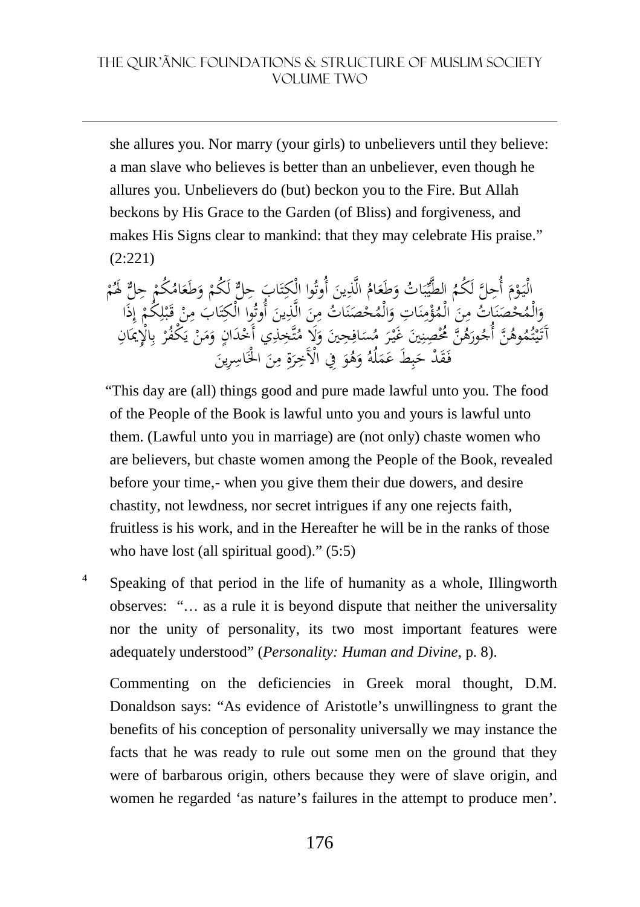she allures you. Nor marry (your girls) to unbelievers until they believe: a man slave who believes is better than an unbeliever, even though he allures you. Unbelievers do (but) beckon you to the Fire. But Allah beckons by His Grace to the Garden (of Bliss) and forgiveness, and makes His Signs clear to mankind: that they may celebrate His praise." (2:221)

الْيَوْمَ أُحِلَّ لَكُمُ الطَّيِّبَاتُ وَطَعَامُ الَّذِينَ أُوتُوا الْكِتَابَ حِلٌّ لَكُمْ وَطَعَامُكُمْ حِلٌّ لَهُمْ وَالْمُحْصَنَاتُ مِنَ الْمُؤْمِنَاتِ وَالْمُحْصَنَاتُ مِنَ الَّذِينَ أُوتُوا الْكِتَابَ مِنْ قَبْلِكُمْ إِذَا آتَيْتُمُوهُنَّ أُجُورَهُنَّ مُحْصِنِينَ غَيْرَ مُسَافِحِينَ وَلَا مُتَّخِذِي أَخْدَانٍ وَمَنْ يَكْفُرْ بِالْإِيمَانِ فَقَدْ حَبِطَ عَمَلُهُ وَهُوَ فِي الْآخِرَةِ مِنَ الْخَاسِرِينَ

"This day are (all) things good and pure made lawful unto you. The food of the People of the Book is lawful unto you and yours is lawful unto them. (Lawful unto you in marriage) are (not only) chaste women who are believers, but chaste women among the People of the Book, revealed before your time,- when you give them their due dowers, and desire chastity, not lewdness, nor secret intrigues if any one rejects faith, fruitless is his work, and in the Hereafter he will be in the ranks of those who have lost (all spiritual good)." (5:5)

[4] Speaking of that period in the life of humanity as a whole, Illingworth observes: "… as a rule it is beyond dispute that neither the universality nor the unity of personality, its two most important features were adequately understood" (*Personality: Human and Divine*, p. 8).

Commenting on the deficiencies in Greek moral thought, D.M. Donaldson says: "As evidence of Aristotle's unwillingness to grant the benefits of his conception of personality universally we may instance the facts that he was ready to rule out some men on the ground that they were of barbarous origin, others because they were of slave origin, and women he regarded 'as nature's failures in the attempt to produce men'.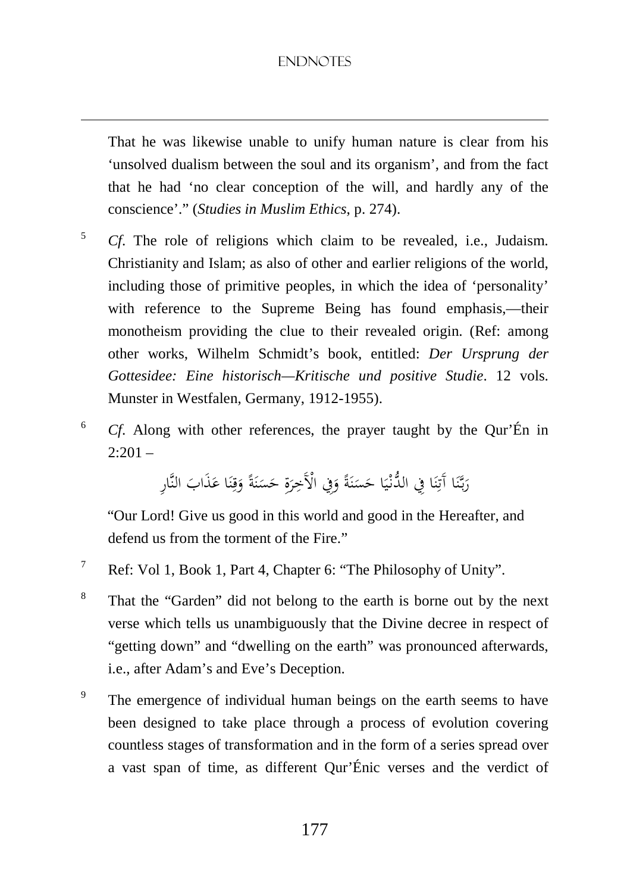That he was likewise unable to unify human nature is clear from his 'unsolved dualism between the soul and its organism', and from the fact that he had 'no clear conception of the will, and hardly any of the conscience'." (*Studies in Muslim Ethics*, p. 274).

[5] *Cf*. The role of religions which claim to be revealed, i.e., Judaism. Christianity and Islam; as also of other and earlier religions of the world, including those of primitive peoples, in which the idea of 'personality' with reference to the Supreme Being has found emphasis,—their monotheism providing the clue to their revealed origin. (Ref: among other works, Wilhelm Schmidt's book, entitled: *Der Ursprung der Gottesidee: Eine historisch—Kritische und positive Studie*. 12 vols. Munster in Westfalen, Germany, 1912-1955).

[6] *Cf*. Along with other references, the prayer taught by the Qur'Én in 2:201 –

رَبَّنَا آتِنَا فِي الدُّنْيَا حَسَنَةً وَفِي الْآخِرَةِ حَسَنَةً وَقِنَا عَذَابَ النَّارِ

"Our Lord! Give us good in this world and good in the Hereafter, and defend us from the torment of the Fire."

[7] Ref: Vol 1, Book 1, Part 4, Chapter 6: "The Philosophy of Unity".

[8] That the "Garden" did not belong to the earth is borne out by the next verse which tells us unambiguously that the Divine decree in respect of "getting down" and "dwelling on the earth" was pronounced afterwards, i.e., after Adam's and Eve's Deception.

[9] The emergence of individual human beings on the earth seems to have been designed to take place through a process of evolution covering countless stages of transformation and in the form of a series spread over a vast span of time, as different Qur'Énic verses and the verdict of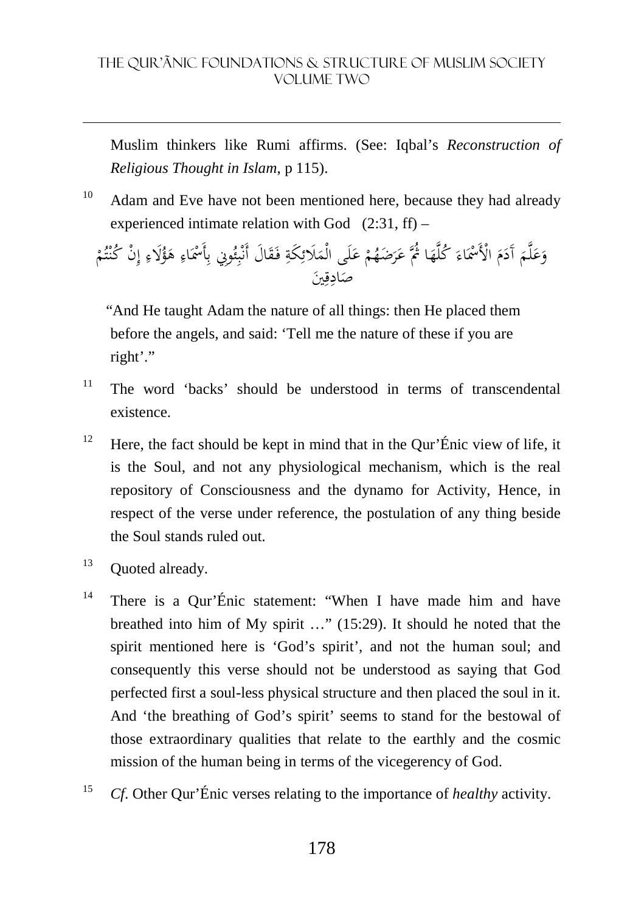Muslim thinkers like Rumi affirms. (See: Iqbal's *Reconstruction of Religious Thought in Islam*, p 115).

[10] Adam and Eve have not been mentioned here, because they had already experienced intimate relation with God (2:31, ff) –

وَعَلَّمَ آدَمَ الْأَسْمَاءَ كُلَّهَا ثُمَّ عَرَضَهُمْ عَلَى الْمَلَائِكَةِ فَقَالَ أَنْبِئُونِي بِأَسْمَاءِ هَؤُلَاءِ إِنْ كُنْتُمْ صَادِقِينَ

"And He taught Adam the nature of all things: then He placed them before the angels, and said: 'Tell me the nature of these if you are right'."

[11] The word 'backs' should be understood in terms of transcendental existence.

[12] Here, the fact should be kept in mind that in the Qur'Énic view of life, it is the Soul, and not any physiological mechanism, which is the real repository of Consciousness and the dynamo for Activity, Hence, in respect of the verse under reference, the postulation of any thing beside the Soul stands ruled out.

[13] Quoted already.

[14] There is a Qur'Énic statement: "When I have made him and have breathed into him of My spirit …" (15:29). It should he noted that the spirit mentioned here is 'God's spirit', and not the human soul; and consequently this verse should not be understood as saying that God perfected first a soul-less physical structure and then placed the soul in it. And 'the breathing of God's spirit' seems to stand for the bestowal of those extraordinary qualities that relate to the earthly and the cosmic mission of the human being in terms of the vicegerency of God.

[15] *Cf*. Other Qur'Énic verses relating to the importance of *healthy* activity.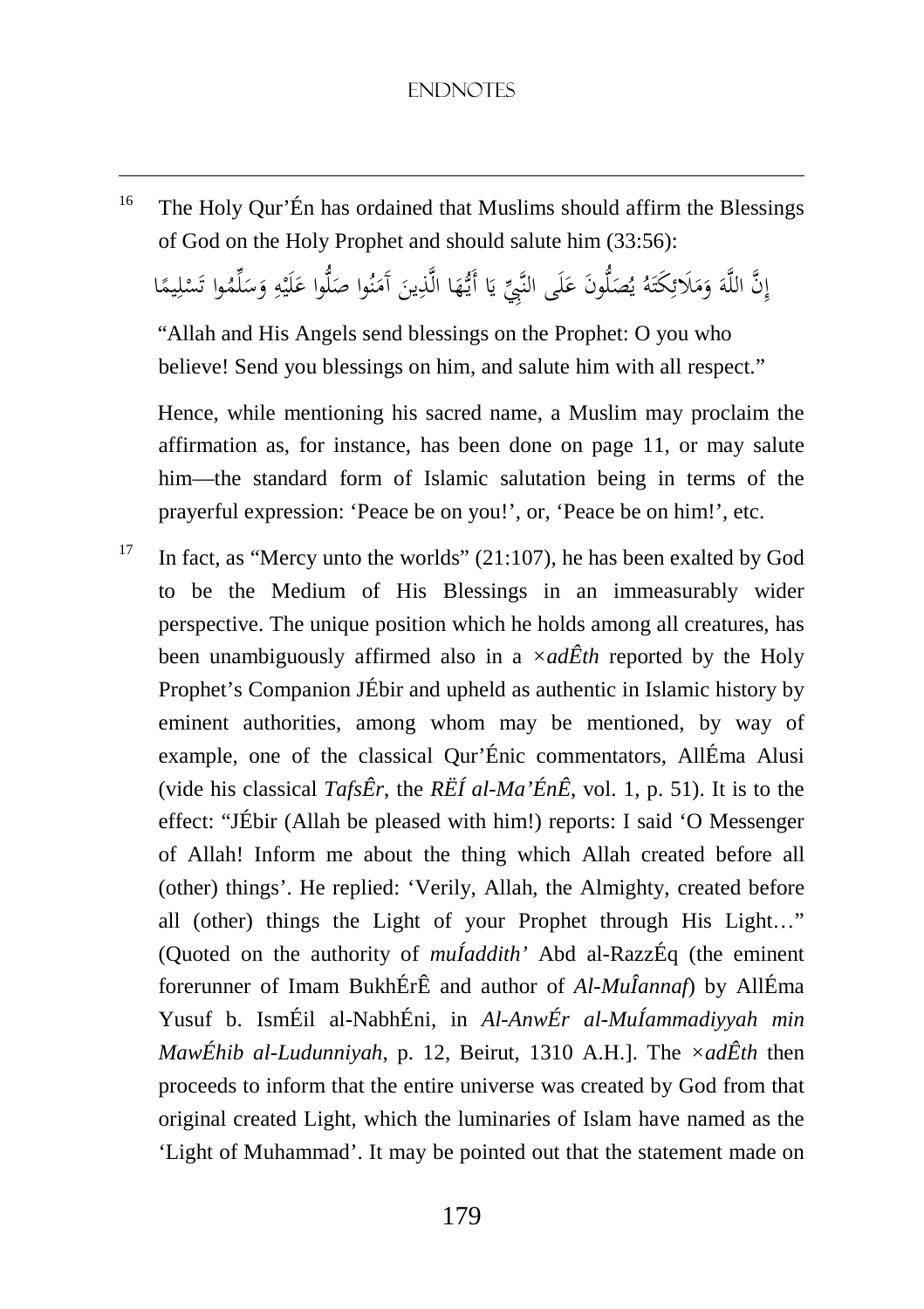[16] The Holy Qur'Én has ordained that Muslims should affirm the Blessings of God on the Holy Prophet and should salute him (33:56):

إِنَّ اللَّهَ وَمَلَائِكَتَهُ يُصَلُّونَ عَلَى النَّبِيِّ يَا أَيُّهَا الَّذِينَ آمَنُوا صَلُّوا عَلَيْهِ وَسَلِّمُوا تَسْلِيمًا

"Allah and His Angels send blessings on the Prophet: O you who believe! Send you blessings on him, and salute him with all respect."

Hence, while mentioning his sacred name, a Muslim may proclaim the affirmation as, for instance, has been done on page 11, or may salute him—the standard form of Islamic salutation being in terms of the prayerful expression: 'Peace be on you!', or, 'Peace be on him!', etc.

[17] In fact, as "Mercy unto the worlds" (21:107), he has been exalted by God to be the Medium of His Blessings in an immeasurably wider perspective. The unique position which he holds among all creatures, has been unambiguously affirmed also in a *×adÊth* reported by the Holy Prophet's Companion JÉbir and upheld as authentic in Islamic history by eminent authorities, among whom may be mentioned, by way of example, one of the classical Qur'Énic commentators, AllÉma Alusi (vide his classical *TafsÊr*, the *RËÍ al-Ma'ÉnÊ*, vol. 1, p. 51). It is to the effect: "JÉbir (Allah be pleased with him!) reports: I said 'O Messenger of Allah! Inform me about the thing which Allah created before all (other) things'. He replied: 'Verily, Allah, the Almighty, created before all (other) things the Light of your Prophet through His Light…" (Quoted on the authority of *muÍaddith'* Abd al-RazzÉq (the eminent forerunner of Imam BukhÉrÊ and author of *Al-MuÎannaf*) by AllÉma Yusuf b. IsmÉil al-NabhÉni, in *Al-AnwÉr al-MuÍammadiyyah min MawÉhib al-Ludunniyah*, p. 12, Beirut, 1310 A.H.]. The *×adÊth* then proceeds to inform that the entire universe was created by God from that original created Light, which the luminaries of Islam have named as the 'Light of Muhammad'. It may be pointed out that the statement made on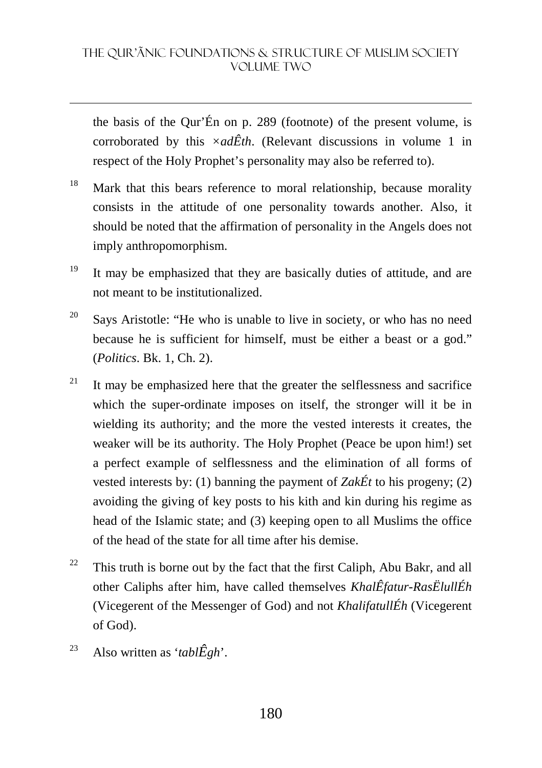the basis of the Qur'Én on p. 289 (footnote) of the present volume, is corroborated by this ×*adÊth*. (Relevant discussions in volume 1 in respect of the Holy Prophet's personality may also be referred to).

[18] Mark that this bears reference to moral relationship, because morality consists in the attitude of one personality towards another. Also, it should be noted that the affirmation of personality in the Angels does not imply anthropomorphism.

[19] It may be emphasized that they are basically duties of attitude, and are not meant to be institutionalized.

[20] Says Aristotle: "He who is unable to live in society, or who has no need because he is sufficient for himself, must be either a beast or a god." (*Politics*. Bk. 1, Ch. 2).

[21] It may be emphasized here that the greater the selflessness and sacrifice which the super-ordinate imposes on itself, the stronger will it be in wielding its authority; and the more the vested interests it creates, the weaker will be its authority. The Holy Prophet (Peace be upon him!) set a perfect example of selflessness and the elimination of all forms of vested interests by: (1) banning the payment of *ZakÉt* to his progeny; (2) avoiding the giving of key posts to his kith and kin during his regime as head of the Islamic state; and (3) keeping open to all Muslims the office of the head of the state for all time after his demise.

[22] This truth is borne out by the fact that the first Caliph, Abu Bakr, and all other Caliphs after him, have called themselves *KhalÊfatur-RasËlullÉh* (Vicegerent of the Messenger of God) and not *KhalifatullÉh* (Vicegerent of God).

[23] Also written as '*tablÊgh*'.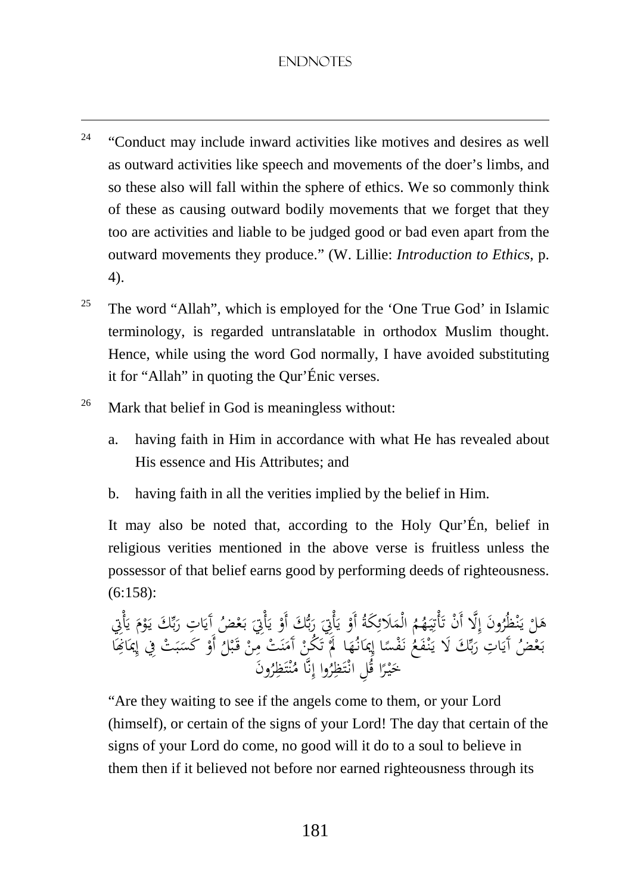[24] "Conduct may include inward activities like motives and desires as well as outward activities like speech and movements of the doer's limbs, and so these also will fall within the sphere of ethics. We so commonly think of these as causing outward bodily movements that we forget that they too are activities and liable to be judged good or bad even apart from the outward movements they produce." (W. Lillie: *Introduction to Ethics*, p. 4).

[25] The word "Allah", which is employed for the 'One True God' in Islamic terminology, is regarded untranslatable in orthodox Muslim thought. Hence, while using the word God normally, I have avoided substituting it for "Allah" in quoting the Qur'Énic verses.

[26] Mark that belief in God is meaningless without:

a. having faith in Him in accordance with what He has revealed about His essence and His Attributes; and

b. having faith in all the verities implied by the belief in Him.

It may also be noted that, according to the Holy Qur'Én, belief in religious verities mentioned in the above verse is fruitless unless the possessor of that belief earns good by performing deeds of righteousness. (6:158):

هَلْ يَنْظُرُونَ إِلَّا أَنْ تَأْتِيَهُمُ الْمَلَائِكَةُ أَوْ يَأْتِيَ رَبُّكَ أَوْ يَأْتِيَ بَعْضُ آيَاتِ رَبِّكَ يَوْمَ يَأْتِي بَعْضُ آيَاتِ رَبِّكَ لَا يَنْفَعُ نَفْسًا إِيمَانُهَا لَمْ تَكُنْ آمَنَتْ مِنْ قَبْلُ أَوْ كَسَبَتْ فِي إِيمَانِهَا خَيْرًا قُلِ انْتَظِرُوا إِنَّا مُنْتَظِرُونَ

"Are they waiting to see if the angels come to them, or your Lord (himself), or certain of the signs of your Lord! The day that certain of the signs of your Lord do come, no good will it do to a soul to believe in them then if it believed not before nor earned righteousness through its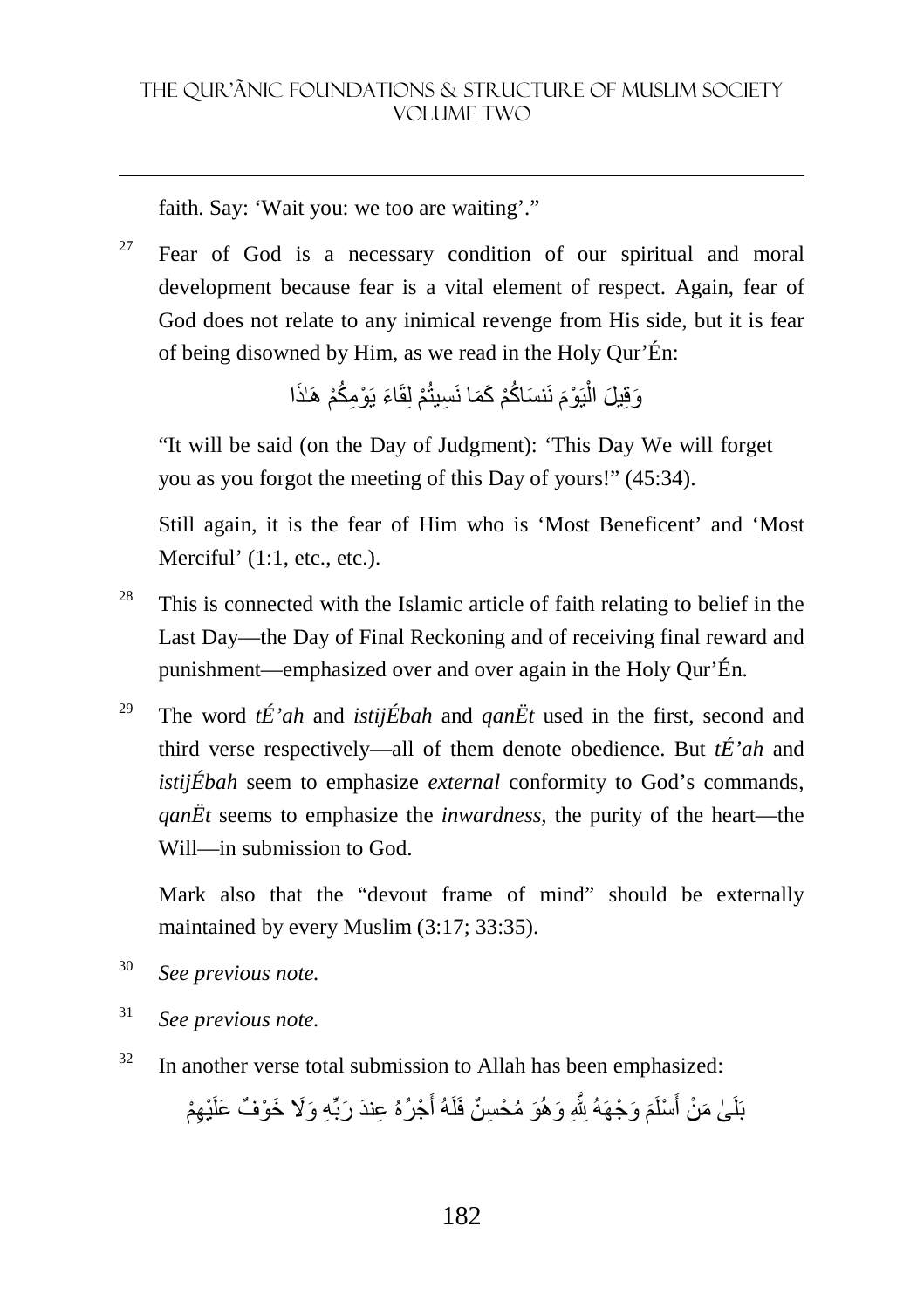faith. Say: 'Wait you: we too are waiting'."

[27] Fear of God is a necessary condition of our spiritual and moral development because fear is a vital element of respect. Again, fear of God does not relate to any inimical revenge from His side, but it is fear of being disowned by Him, as we read in the Holy Qur'Én:

وَقِيلَ الْيَوْمَ نَنسَاكُمْ كَمَا نَسِيتُمْ لِقَاءَ يَوْمِكُمْ هَٰذَا

"It will be said (on the Day of Judgment): 'This Day We will forget you as you forgot the meeting of this Day of yours!" (45:34).

Still again, it is the fear of Him who is 'Most Beneficent' and 'Most Merciful' (1:1, etc., etc.).

[28] This is connected with the Islamic article of faith relating to belief in the Last Day—the Day of Final Reckoning and of receiving final reward and punishment—emphasized over and over again in the Holy Qur'Én.

[29] The word *tÉ'ah* and *istijÉbah* and *qanËt* used in the first, second and third verse respectively—all of them denote obedience. But *tÉ'ah* and *istijÉbah* seem to emphasize *external* conformity to God's commands, *qanËt* seems to emphasize the *inwardness*, the purity of the heart—the Will—in submission to God.

Mark also that the "devout frame of mind" should be externally maintained by every Muslim (3:17; 33:35).

[30] *See previous note.*

[31] *See previous note.*

[32] In another verse total submission to Allah has been emphasized:

بَلَىٰ مَنْ أَسْلَمَ وَجْهَهُ لِلَّهِ وَهُوَ مُحْسِنٌ فَلَهُ أَجْرُهُ عِندَ رَبِّهِ وَلَا خَوْفٌ عَلَيْهِمْ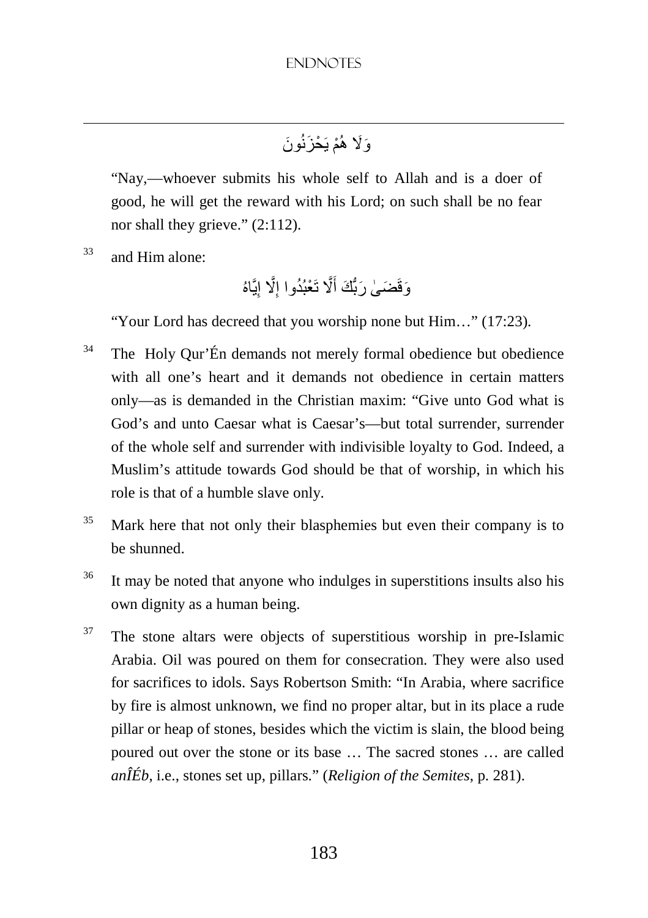وَلَا هُمْ يَحْزَنُونَ

"Nay,—whoever submits his whole self to Allah and is a doer of good, he will get the reward with his Lord; on such shall be no fear nor shall they grieve." (2:112).

[33] and Him alone:

وَقَضَىٰ رَبُّكَ أَلَّا تَعْبُدُوا إِلَّا إِيَّاهُ

"Your Lord has decreed that you worship none but Him…" (17:23).

[34] The Holy Qur'Én demands not merely formal obedience but obedience with all one's heart and it demands not obedience in certain matters only—as is demanded in the Christian maxim: "Give unto God what is God's and unto Caesar what is Caesar's—but total surrender, surrender of the whole self and surrender with indivisible loyalty to God. Indeed, a Muslim's attitude towards God should be that of worship, in which his role is that of a humble slave only.

[35] Mark here that not only their blasphemies but even their company is to be shunned.

[36] It may be noted that anyone who indulges in superstitions insults also his own dignity as a human being.

[37] The stone altars were objects of superstitious worship in pre-Islamic Arabia. Oil was poured on them for consecration. They were also used for sacrifices to idols. Says Robertson Smith: "In Arabia, where sacrifice by fire is almost unknown, we find no proper altar, but in its place a rude pillar or heap of stones, besides which the victim is slain, the blood being poured out over the stone or its base … The sacred stones … are called *anÎÉb*, i.e., stones set up, pillars." (*Religion of the Semites*, p. 281).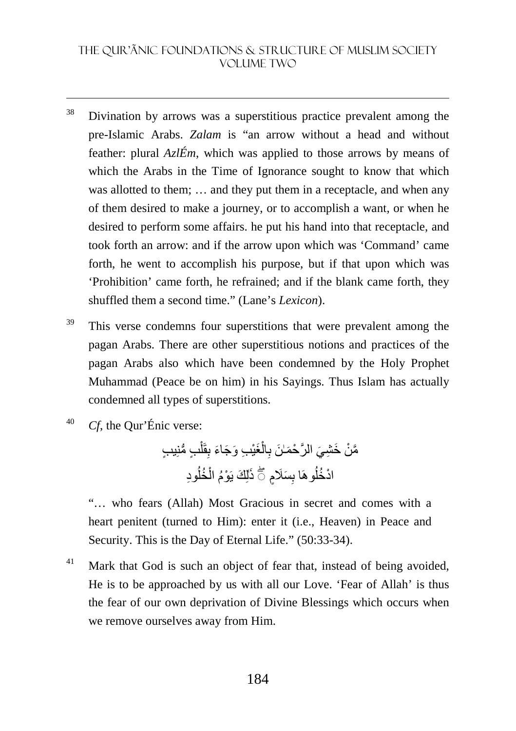[38] Divination by arrows was a superstitious practice prevalent among the pre-Islamic Arabs. *Zalam* is "an arrow without a head and without feather: plural *AzlÉm*, which was applied to those arrows by means of which the Arabs in the Time of Ignorance sought to know that which was allotted to them; … and they put them in a receptacle, and when any of them desired to make a journey, or to accomplish a want, or when he desired to perform some affairs. he put his hand into that receptacle, and took forth an arrow: and if the arrow upon which was 'Command' came forth, he went to accomplish his purpose, but if that upon which was 'Prohibition' came forth, he refrained; and if the blank came forth, they shuffled them a second time." (Lane's *Lexicon*).

[39] This verse condemns four superstitions that were prevalent among the pagan Arabs. There are other superstitious notions and practices of the pagan Arabs also which have been condemned by the Holy Prophet Muhammad (Peace be on him) in his Sayings. Thus Islam has actually condemned all types of superstitions.

[40] *Cf*, the Qur'Énic verse:

مَّنْ خَشِيَ الرَّحْمَٰنَ بِالْغَيْبِ وَجَاءَ بِقَلْبٍ مُّنِيبٍ
ادْخُلُوهَا بِسَلَامٍ ۖ ذَٰلِكَ يَوْمُ الْخُلُودِ

"… who fears (Allah) Most Gracious in secret and comes with a heart penitent (turned to Him): enter it (i.e., Heaven) in Peace and Security. This is the Day of Eternal Life." (50:33-34).

[41] Mark that God is such an object of fear that, instead of being avoided, He is to be approached by us with all our Love. 'Fear of Allah' is thus the fear of our own deprivation of Divine Blessings which occurs when we remove ourselves away from Him.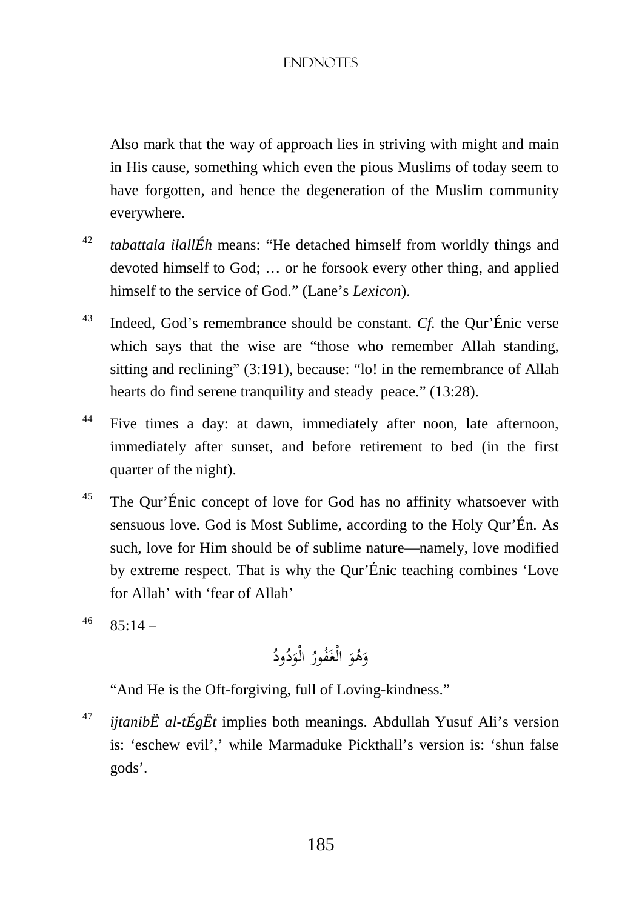Also mark that the way of approach lies in striving with might and main in His cause, something which even the pious Muslims of today seem to have forgotten, and hence the degeneration of the Muslim community everywhere.

[42] *tabattala ilallÉh* means: "He detached himself from worldly things and devoted himself to God; … or he forsook every other thing, and applied himself to the service of God." (Lane's *Lexicon*).

[43] Indeed, God's remembrance should be constant. *Cf.* the Qur'Énic verse which says that the wise are "those who remember Allah standing, sitting and reclining" (3:191), because: "lo! in the remembrance of Allah hearts do find serene tranquility and steady peace." (13:28).

[44] Five times a day: at dawn, immediately after noon, late afternoon, immediately after sunset, and before retirement to bed (in the first quarter of the night).

[45] The Qur'Énic concept of love for God has no affinity whatsoever with sensuous love. God is Most Sublime, according to the Holy Qur'Én. As such, love for Him should be of sublime nature—namely, love modified by extreme respect. That is why the Qur'Énic teaching combines 'Love for Allah' with 'fear of Allah'

[46] 85:14 –

وَهُوَ الْغَفُورُ الْوَدُودُ

"And He is the Oft-forgiving, full of Loving-kindness."

[47] *ijtanibË al-tÉgËt* implies both meanings. Abdullah Yusuf Ali's version is: 'eschew evil',' while Marmaduke Pickthall's version is: 'shun false gods'.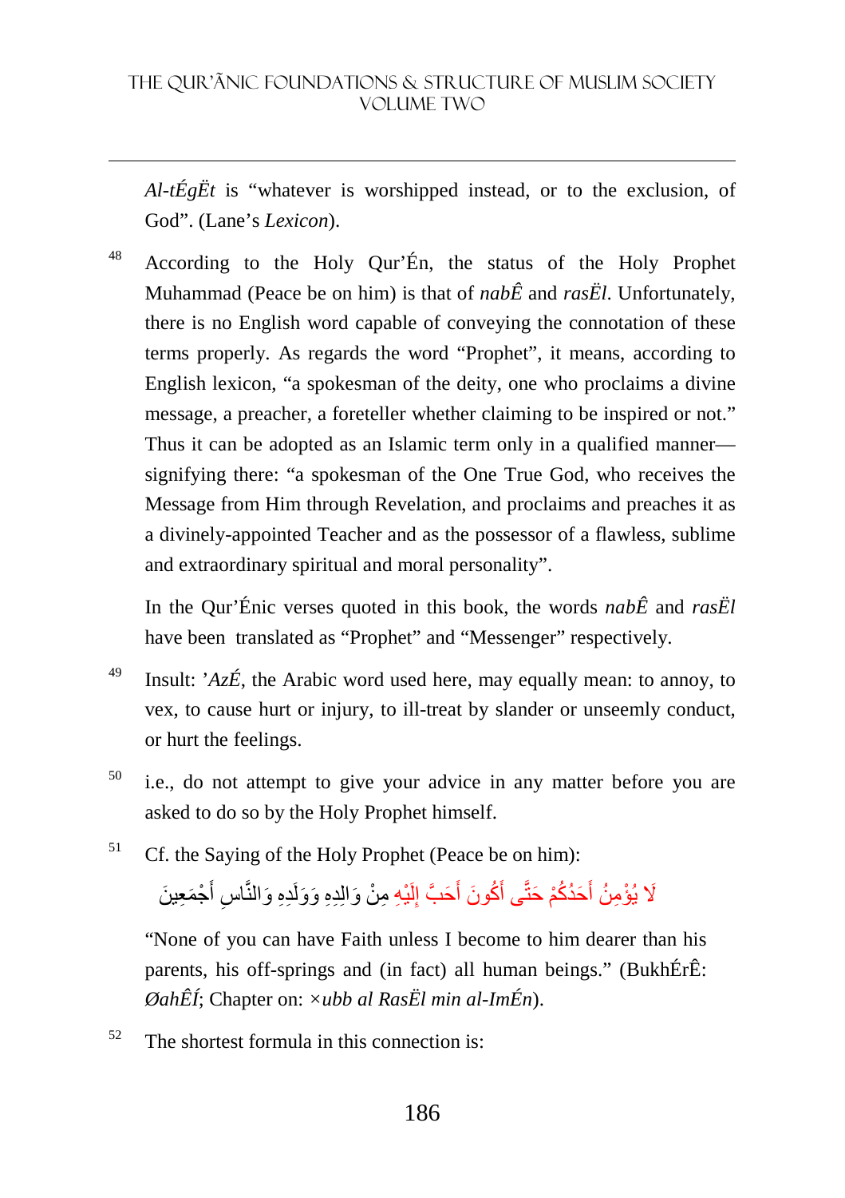*Al-tÉgËt* is "whatever is worshipped instead, or to the exclusion, of God". (Lane's *Lexicon*).

[48] According to the Holy Qur'Én, the status of the Holy Prophet Muhammad (Peace be on him) is that of *nabÊ* and *rasËl*. Unfortunately, there is no English word capable of conveying the connotation of these terms properly. As regards the word "Prophet", it means, according to English lexicon, "a spokesman of the deity, one who proclaims a divine message, a preacher, a foreteller whether claiming to be inspired or not." Thus it can be adopted as an Islamic term only in a qualified manner—signifying there: "a spokesman of the One True God, who receives the Message from Him through Revelation, and proclaims and preaches it as a divinely-appointed Teacher and as the possessor of a flawless, sublime and extraordinary spiritual and moral personality".

In the Qur'Énic verses quoted in this book, the words *nabÊ* and *rasËl* have been translated as "Prophet" and "Messenger" respectively.

[49] Insult: *'AzÉ*, the Arabic word used here, may equally mean: to annoy, to vex, to cause hurt or injury, to ill-treat by slander or unseemly conduct, or hurt the feelings.

[50] i.e., do not attempt to give your advice in any matter before you are asked to do so by the Holy Prophet himself.

[51] Cf. the Saying of the Holy Prophet (Peace be on him):

لَا يُؤْمِنُ أَحَدُكُمْ حَتَّى أَكُونَ أَحَبَّ إِلَيْهِ مِنْ وَالِدِهِ وَوَلَدِهِ وَالنَّاسِ أَجْمَعِينَ

"None of you can have Faith unless I become to him dearer than his parents, his off-springs and (in fact) all human beings." (BukhÉrÊ: *ØahÊÍ*; Chapter on: *×ubb al RasËl min al-ImÉn*).

[52] The shortest formula in this connection is: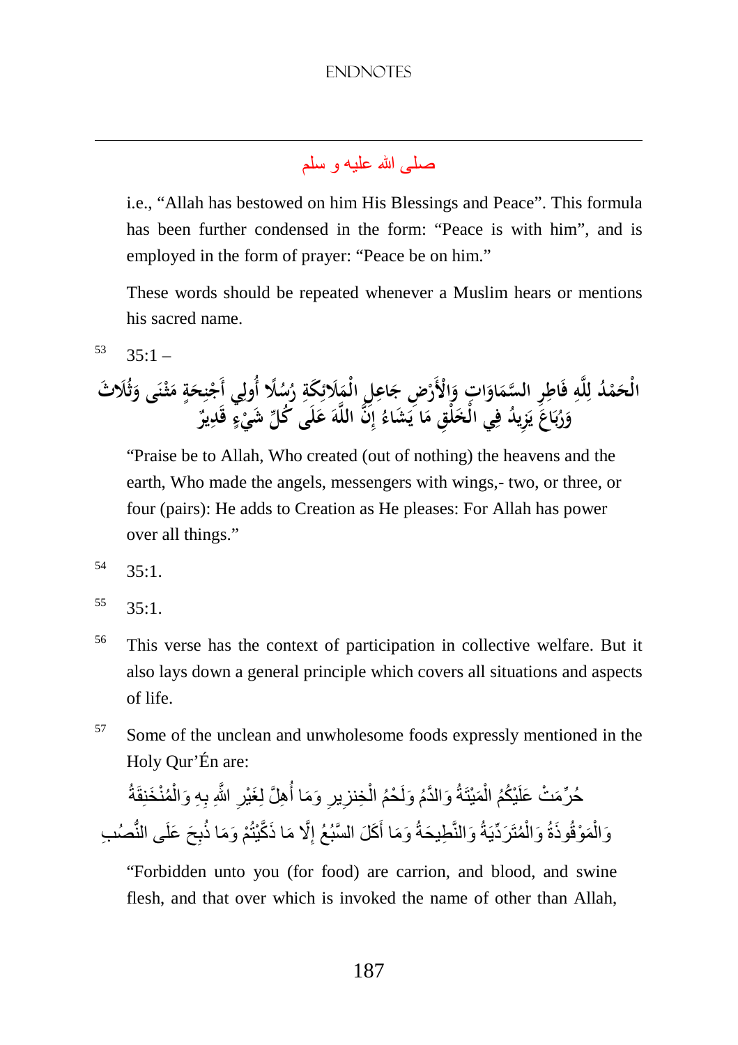صلى الله عليه و سلم

i.e., "Allah has bestowed on him His Blessings and Peace". This formula has been further condensed in the form: "Peace is with him", and is employed in the form of prayer: "Peace be on him."

These words should be repeated whenever a Muslim hears or mentions his sacred name.

[53] 35:1 –

الْحَمْدُ لِلَّهِ فَاطِرِ السَّمَاوَاتِ وَالْأَرْضِ جَاعِلِ الْمَلَائِكَةِ رُسُلًا أُولِي أَجْنِحَةٍ مَثْنَى وَثُلَاثَ وَرُبَاعَ يَزِيدُ فِي الْخَلْقِ مَا يَشَاءُ إِنَّ اللَّهَ عَلَى كُلِّ شَيْءٍ قَدِيرٌ

"Praise be to Allah, Who created (out of nothing) the heavens and the earth, Who made the angels, messengers with wings,- two, or three, or four (pairs): He adds to Creation as He pleases: For Allah has power over all things."

[54] 35:1.

[55] 35:1.

[56] This verse has the context of participation in collective welfare. But it also lays down a general principle which covers all situations and aspects of life.

[57] Some of the unclean and unwholesome foods expressly mentioned in the Holy Qur'Én are:

حُرِّمَتْ عَلَيْكُمُ الْمَيْتَةُ وَالدَّمُ وَلَحْمُ الْخِنزِيرِ وَمَا أُهِلَّ لِغَيْرِ اللَّهِ بِهِ وَالْمُنْخَنِقَةُ وَالْمَوْقُوذَةُ وَالْمُتَرَدِّيَةُ وَالنَّطِيحَةُ وَمَا أَكَلَ السَّبُعُ إِلَّا مَا ذَكَّيْتُمْ وَمَا ذُبِحَ عَلَى النُّصُبِ

"Forbidden unto you (for food) are carrion, and blood, and swine flesh, and that over which is invoked the name of other than Allah,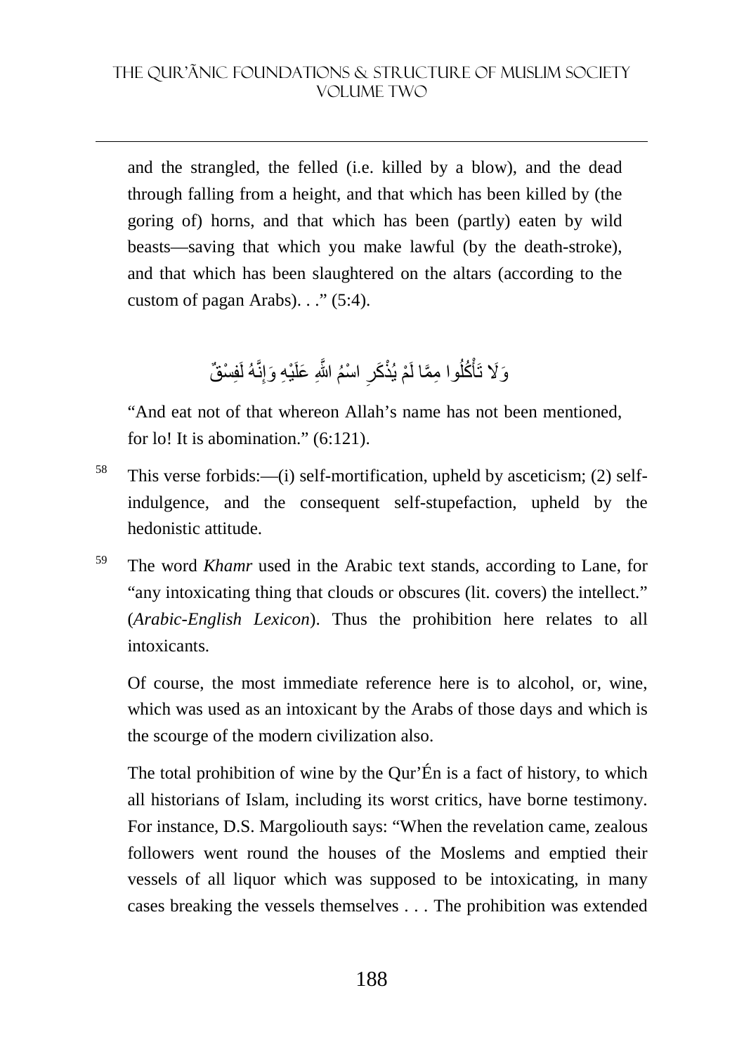and the strangled, the felled (i.e. killed by a blow), and the dead through falling from a height, and that which has been killed by (the goring of) horns, and that which has been (partly) eaten by wild beasts—saving that which you make lawful (by the death-stroke), and that which has been slaughtered on the altars (according to the custom of pagan Arabs). . ." (5:4).

وَلَا تَأْكُلُوا مِمَّا لَمْ يُذْكَرِ اسْمُ اللَّهِ عَلَيْهِ وَإِنَّهُ لَفِسْقٌ

"And eat not of that whereon Allah's name has not been mentioned, for lo! It is abomination." (6:121).

58 This verse forbids:—(i) self-mortification, upheld by asceticism; (2) self-indulgence, and the consequent self-stupefaction, upheld by the hedonistic attitude.

59 The word *Khamr* used in the Arabic text stands, according to Lane, for "any intoxicating thing that clouds or obscures (lit. covers) the intellect." (*Arabic-English Lexicon*). Thus the prohibition here relates to all intoxicants.

Of course, the most immediate reference here is to alcohol, or, wine, which was used as an intoxicant by the Arabs of those days and which is the scourge of the modern civilization also.

The total prohibition of wine by the Qur'Én is a fact of history, to which all historians of Islam, including its worst critics, have borne testimony. For instance, D.S. Margoliouth says: "When the revelation came, zealous followers went round the houses of the Moslems and emptied their vessels of all liquor which was supposed to be intoxicating, in many cases breaking the vessels themselves . . . The prohibition was extended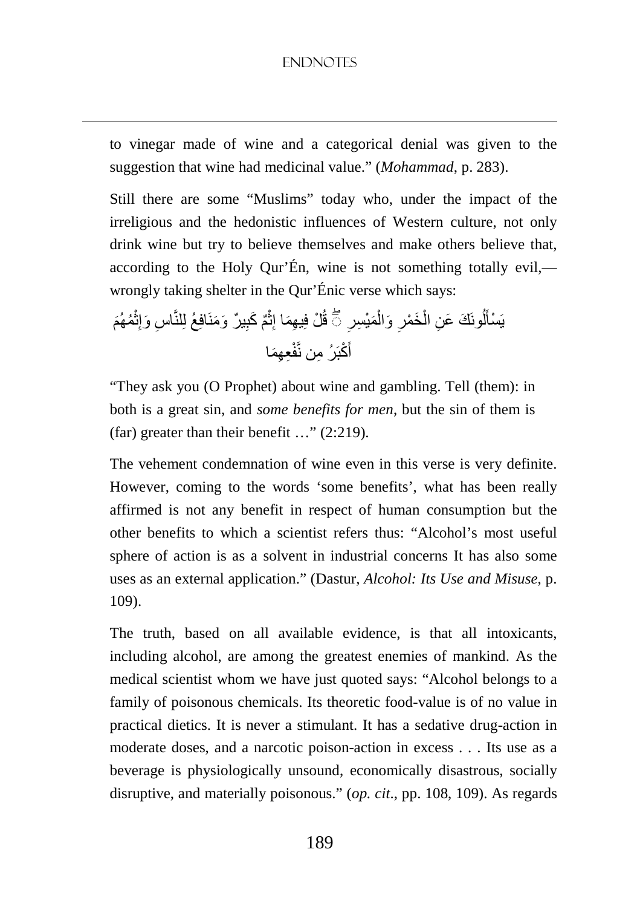to vinegar made of wine and a categorical denial was given to the suggestion that wine had medicinal value." (*Mohammad*, p. 283).

Still there are some "Muslims" today who, under the impact of the irreligious and the hedonistic influences of Western culture, not only drink wine but try to believe themselves and make others believe that, according to the Holy Qur'Én, wine is not something totally evil,—wrongly taking shelter in the Qur'Énic verse which says:

يَسْأَلُونَكَ عَنِ الْخَمْرِ وَالْمَيْسِرِ ۖ قُلْ فِيهِمَا إِثْمٌ كَبِيرٌ وَمَنَافِعُ لِلنَّاسِ وَإِثْمُهُمَا أَكْبَرُ مِن نَّفْعِهِمَا

"They ask you (O Prophet) about wine and gambling. Tell (them): in both is a great sin, and *some benefits for men*, but the sin of them is (far) greater than their benefit …" (2:219).

The vehement condemnation of wine even in this verse is very definite. However, coming to the words 'some benefits', what has been really affirmed is not any benefit in respect of human consumption but the other benefits to which a scientist refers thus: "Alcohol's most useful sphere of action is as a solvent in industrial concerns It has also some uses as an external application." (Dastur, *Alcohol: Its Use and Misuse*, p. 109).

The truth, based on all available evidence, is that all intoxicants, including alcohol, are among the greatest enemies of mankind. As the medical scientist whom we have just quoted says: "Alcohol belongs to a family of poisonous chemicals. Its theoretic food-value is of no value in practical dietics. It is never a stimulant. It has a sedative drug-action in moderate doses, and a narcotic poison-action in excess . . . Its use as a beverage is physiologically unsound, economically disastrous, socially disruptive, and materially poisonous." (*op. cit*., pp. 108, 109). As regards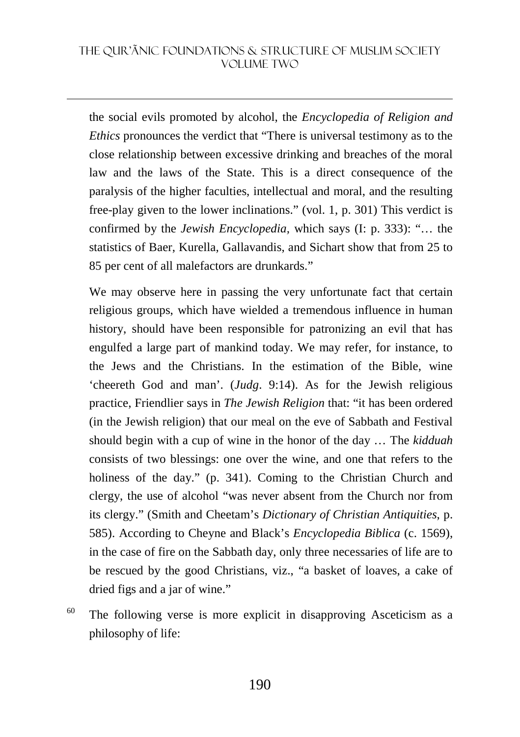the social evils promoted by alcohol, the *Encyclopedia of Religion and Ethics* pronounces the verdict that "There is universal testimony as to the close relationship between excessive drinking and breaches of the moral law and the laws of the State. This is a direct consequence of the paralysis of the higher faculties, intellectual and moral, and the resulting free-play given to the lower inclinations." (vol. 1, p. 301) This verdict is confirmed by the *Jewish Encyclopedia,* which says (I: p. 333): "… the statistics of Baer, Kurella, Gallavandis, and Sichart show that from 25 to 85 per cent of all malefactors are drunkards."

We may observe here in passing the very unfortunate fact that certain religious groups, which have wielded a tremendous influence in human history, should have been responsible for patronizing an evil that has engulfed a large part of mankind today. We may refer, for instance, to the Jews and the Christians. In the estimation of the Bible, wine 'cheereth God and man'. (*Judg*. 9:14). As for the Jewish religious practice, Friendlier says in *The Jewish Religion* that: "it has been ordered (in the Jewish religion) that our meal on the eve of Sabbath and Festival should begin with a cup of wine in the honor of the day … The *kidduah* consists of two blessings: one over the wine, and one that refers to the holiness of the day." (p. 341). Coming to the Christian Church and clergy, the use of alcohol "was never absent from the Church nor from its clergy." (Smith and Cheetam's *Dictionary of Christian Antiquities*, p. 585). According to Cheyne and Black's *Encyclopedia Biblica* (c. 1569), in the case of fire on the Sabbath day, only three necessaries of life are to be rescued by the good Christians, viz., "a basket of loaves, a cake of dried figs and a jar of wine."

[60] The following verse is more explicit in disapproving Asceticism as a philosophy of life: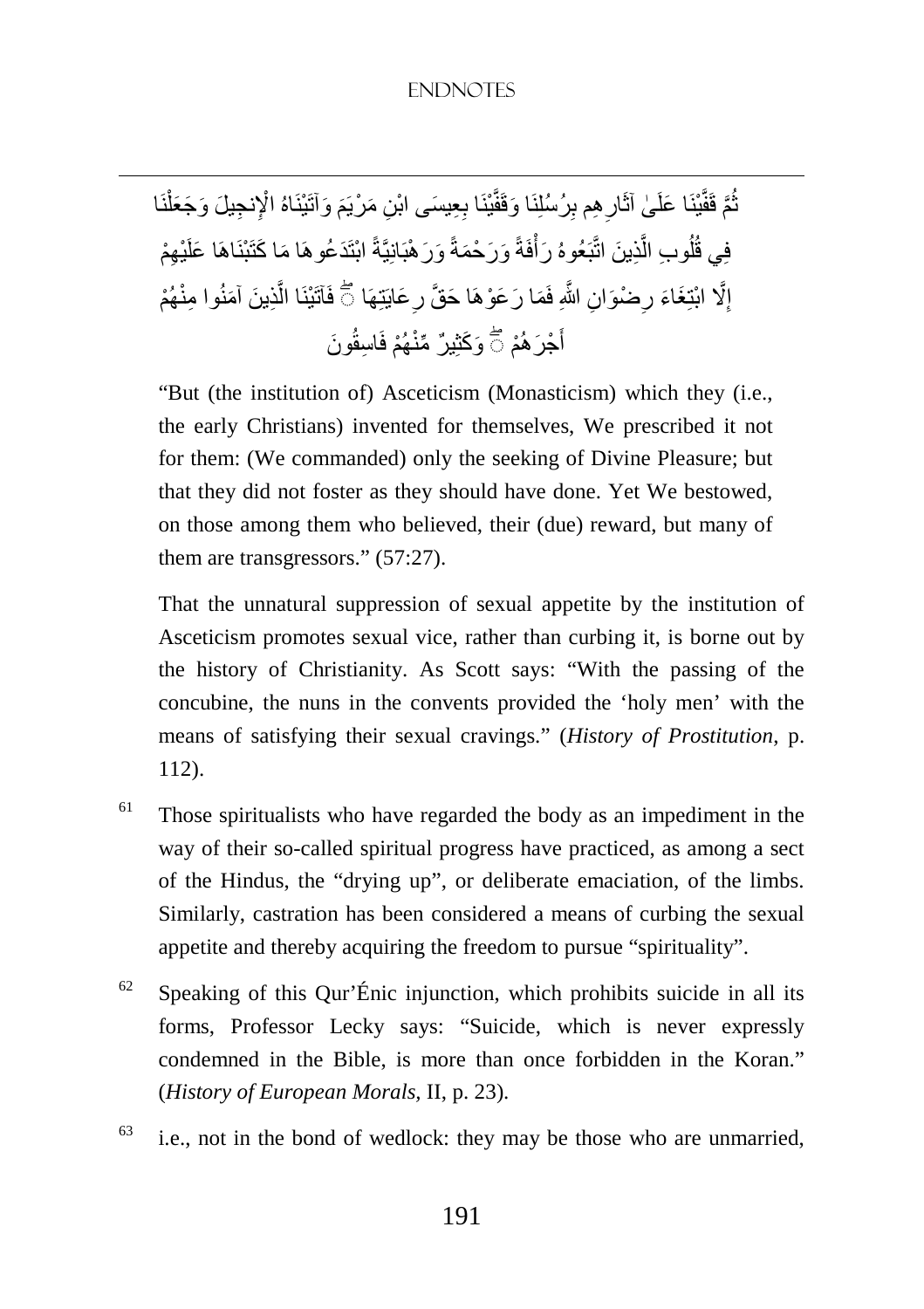ثُمَّ قَفَّيْنَا عَلَىٰ آثَارِهِم بِرُسُلِنَا وَقَفَّيْنَا بِعِيسَى ابْنِ مَرْيَمَ وَآتَيْنَاهُ الْإِنجِيلَ وَجَعَلْنَا فِي قُلُوبِ الَّذِينَ اتَّبَعُوهُ رَأْفَةً وَرَحْمَةً وَرَهْبَانِيَّةً ابْتَدَعُوهَا مَا كَتَبْنَاهَا عَلَيْهِمْ إِلَّا ابْتِغَاءَ رِضْوَانِ اللَّهِ فَمَا رَعَوْهَا حَقَّ رِعَايَتِهَا ۖ فَآتَيْنَا الَّذِينَ آمَنُوا مِنْهُمْ أَجْرَهُمْ ۖ وَكَثِيرٌ مِّنْهُمْ فَاسِقُونَ

"But (the institution of) Asceticism (Monasticism) which they (i.e., the early Christians) invented for themselves, We prescribed it not for them: (We commanded) only the seeking of Divine Pleasure; but that they did not foster as they should have done. Yet We bestowed, on those among them who believed, their (due) reward, but many of them are transgressors." (57:27).

That the unnatural suppression of sexual appetite by the institution of Asceticism promotes sexual vice, rather than curbing it, is borne out by the history of Christianity. As Scott says: "With the passing of the concubine, the nuns in the convents provided the 'holy men' with the means of satisfying their sexual cravings." (*History of Prostitution*, p. 112).

[61] Those spiritualists who have regarded the body as an impediment in the way of their so-called spiritual progress have practiced, as among a sect of the Hindus, the "drying up", or deliberate emaciation, of the limbs. Similarly, castration has been considered a means of curbing the sexual appetite and thereby acquiring the freedom to pursue "spirituality".

[62] Speaking of this Qur'Énic injunction, which prohibits suicide in all its forms, Professor Lecky says: "Suicide, which is never expressly condemned in the Bible, is more than once forbidden in the Koran." (*History of European Morals*, II, p. 23).

[63] i.e., not in the bond of wedlock: they may be those who are unmarried,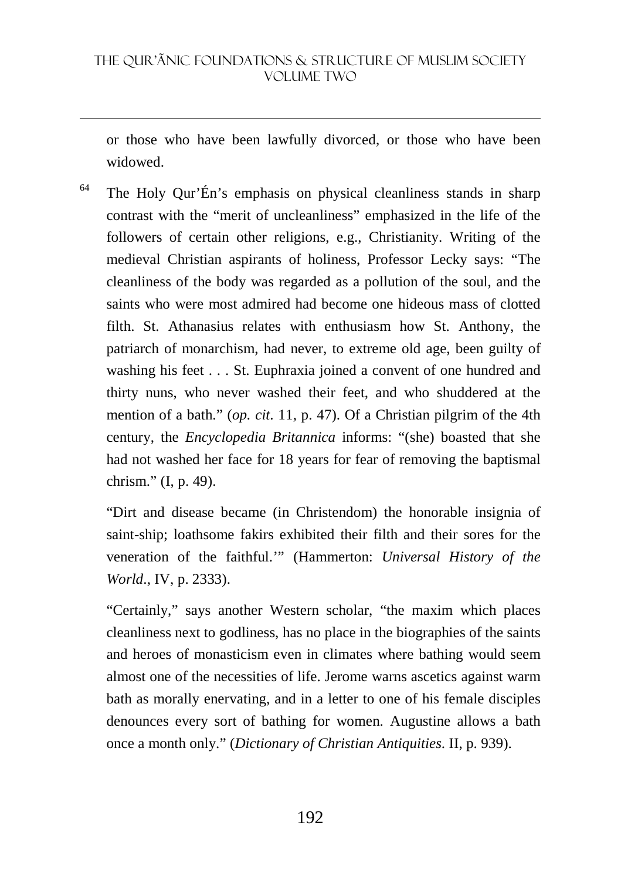or those who have been lawfully divorced, or those who have been widowed.

[64] The Holy Qur'Én's emphasis on physical cleanliness stands in sharp contrast with the "merit of uncleanliness" emphasized in the life of the followers of certain other religions, e.g., Christianity. Writing of the medieval Christian aspirants of holiness, Professor Lecky says: "The cleanliness of the body was regarded as a pollution of the soul, and the saints who were most admired had become one hideous mass of clotted filth. St. Athanasius relates with enthusiasm how St. Anthony, the patriarch of monarchism, had never, to extreme old age, been guilty of washing his feet . . . St. Euphraxia joined a convent of one hundred and thirty nuns, who never washed their feet, and who shuddered at the mention of a bath." (*op. cit*. 11, p. 47). Of a Christian pilgrim of the 4th century, the *Encyclopedia Britannica* informs: "(she) boasted that she had not washed her face for 18 years for fear of removing the baptismal chrism." (I, p. 49).

"Dirt and disease became (in Christendom) the honorable insignia of saint-ship; loathsome fakirs exhibited their filth and their sores for the veneration of the faithful.'" (Hammerton: *Universal History of the World*., IV, p. 2333).

"Certainly," says another Western scholar, "the maxim which places cleanliness next to godliness, has no place in the biographies of the saints and heroes of monasticism even in climates where bathing would seem almost one of the necessities of life. Jerome warns ascetics against warm bath as morally enervating, and in a letter to one of his female disciples denounces every sort of bathing for women. Augustine allows a bath once a month only." (*Dictionary of Christian Antiquities*. II, p. 939).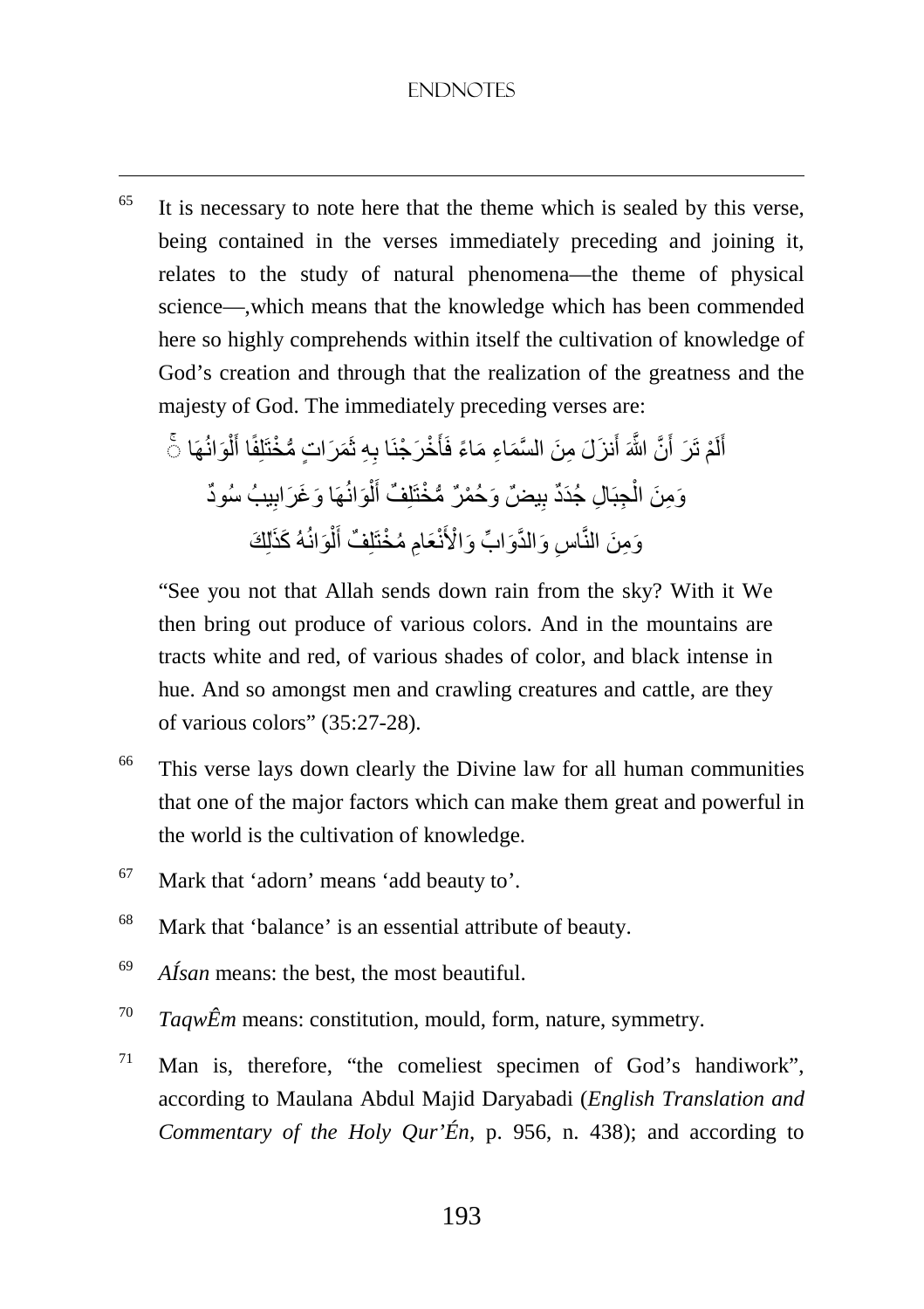[65] It is necessary to note here that the theme which is sealed by this verse, being contained in the verses immediately preceding and joining it, relates to the study of natural phenomena—the theme of physical science—,which means that the knowledge which has been commended here so highly comprehends within itself the cultivation of knowledge of God's creation and through that the realization of the greatness and the majesty of God. The immediately preceding verses are:

أَلَمْ تَرَ أَنَّ اللَّهَ أَنزَلَ مِنَ السَّمَاءِ مَاءً فَأَخْرَجْنَا بِهِ ثَمَرَاتٍ مُّخْتَلِفًا أَلْوَانُهَا ۚ
وَمِنَ الْجِبَالِ جُدَدٌ بِيضٌ وَحُمْرٌ مُّخْتَلِفٌ أَلْوَانُهَا وَغَرَابِيبُ سُودٌ
وَمِنَ النَّاسِ وَالدَّوَابِّ وَالْأَنْعَامِ مُخْتَلِفٌ أَلْوَانُهُ كَذَٰلِكَ

"See you not that Allah sends down rain from the sky? With it We then bring out produce of various colors. And in the mountains are tracts white and red, of various shades of color, and black intense in hue. And so amongst men and crawling creatures and cattle, are they of various colors" (35:27-28).

[66] This verse lays down clearly the Divine law for all human communities that one of the major factors which can make them great and powerful in the world is the cultivation of knowledge.

[67] Mark that 'adorn' means 'add beauty to'.

[68] Mark that 'balance' is an essential attribute of beauty.

[69] *AÍsan* means: the best, the most beautiful.

[70] *TaqwÊm* means: constitution, mould, form, nature, symmetry.

[71] Man is, therefore, "the comeliest specimen of God's handiwork", according to Maulana Abdul Majid Daryabadi (*English Translation and Commentary of the Holy Qur'Én*, p. 956, n. 438); and according to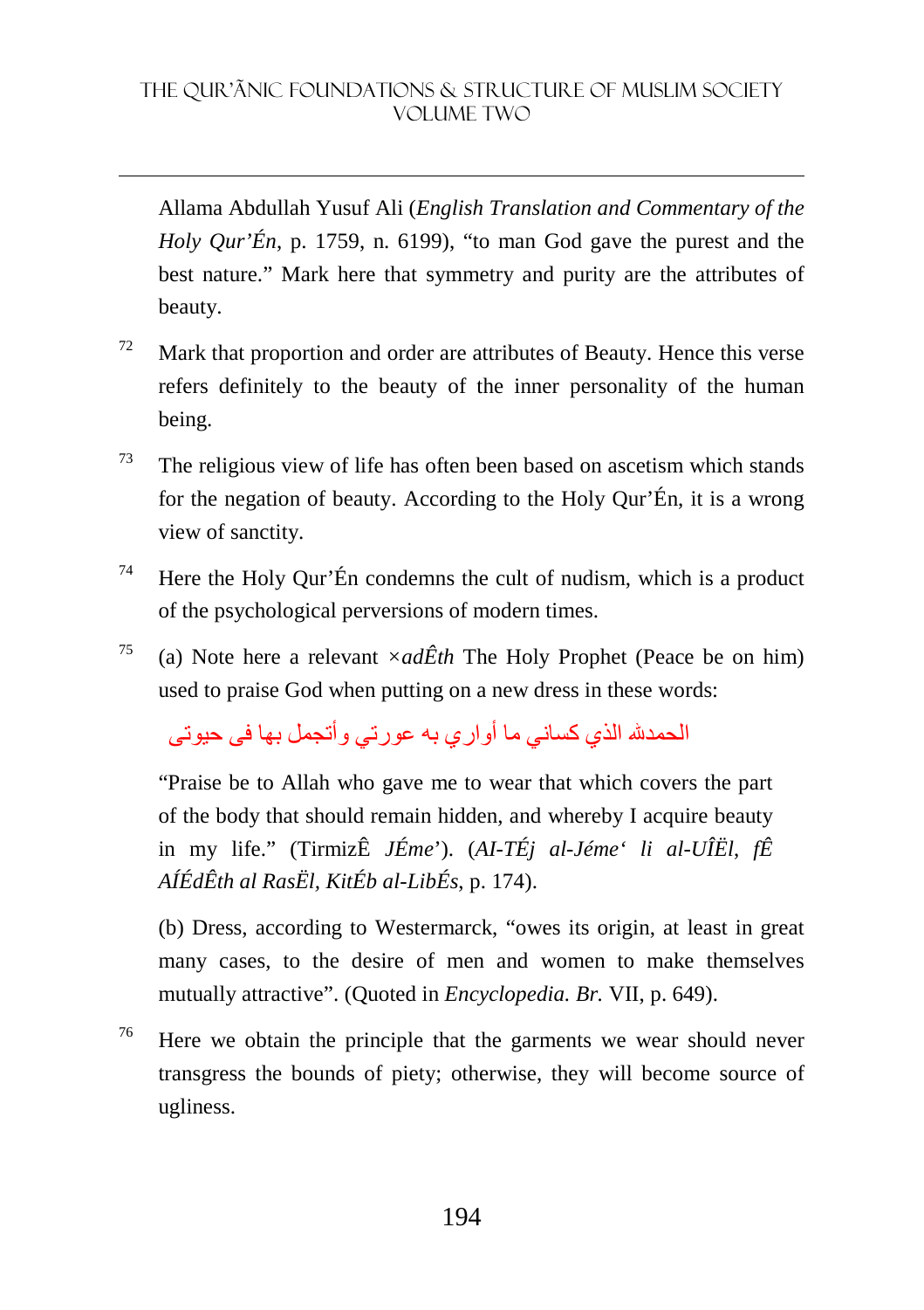Allama Abdullah Yusuf Ali (*English Translation and Commentary of the Holy Qur'Én*, p. 1759, n. 6199), "to man God gave the purest and the best nature." Mark here that symmetry and purity are the attributes of beauty.

[72] Mark that proportion and order are attributes of Beauty. Hence this verse refers definitely to the beauty of the inner personality of the human being.

[73] The religious view of life has often been based on ascetism which stands for the negation of beauty. According to the Holy Qur'Én, it is a wrong view of sanctity.

[74] Here the Holy Qur'Én condemns the cult of nudism, which is a product of the psychological perversions of modern times.

[75] (a) Note here a relevant ×*adÊth* The Holy Prophet (Peace be on him) used to praise God when putting on a new dress in these words:

الحمدلله الذي كساني ما أواري به عورتي وأتجمل بها فى حيوتى

"Praise be to Allah who gave me to wear that which covers the part of the body that should remain hidden, and whereby I acquire beauty in my life." (TirmizÊ *JÉme*'). (*AI-TÉj al-Jéme' li al-UÎËl, fÊ AÍÉdÊth al RasËl, KitÉb al-LibÉs*, p. 174).

(b) Dress, according to Westermarck, "owes its origin, at least in great many cases, to the desire of men and women to make themselves mutually attractive". (Quoted in *Encyclopedia. Br.* VII, p. 649).

[76] Here we obtain the principle that the garments we wear should never transgress the bounds of piety; otherwise, they will become source of ugliness.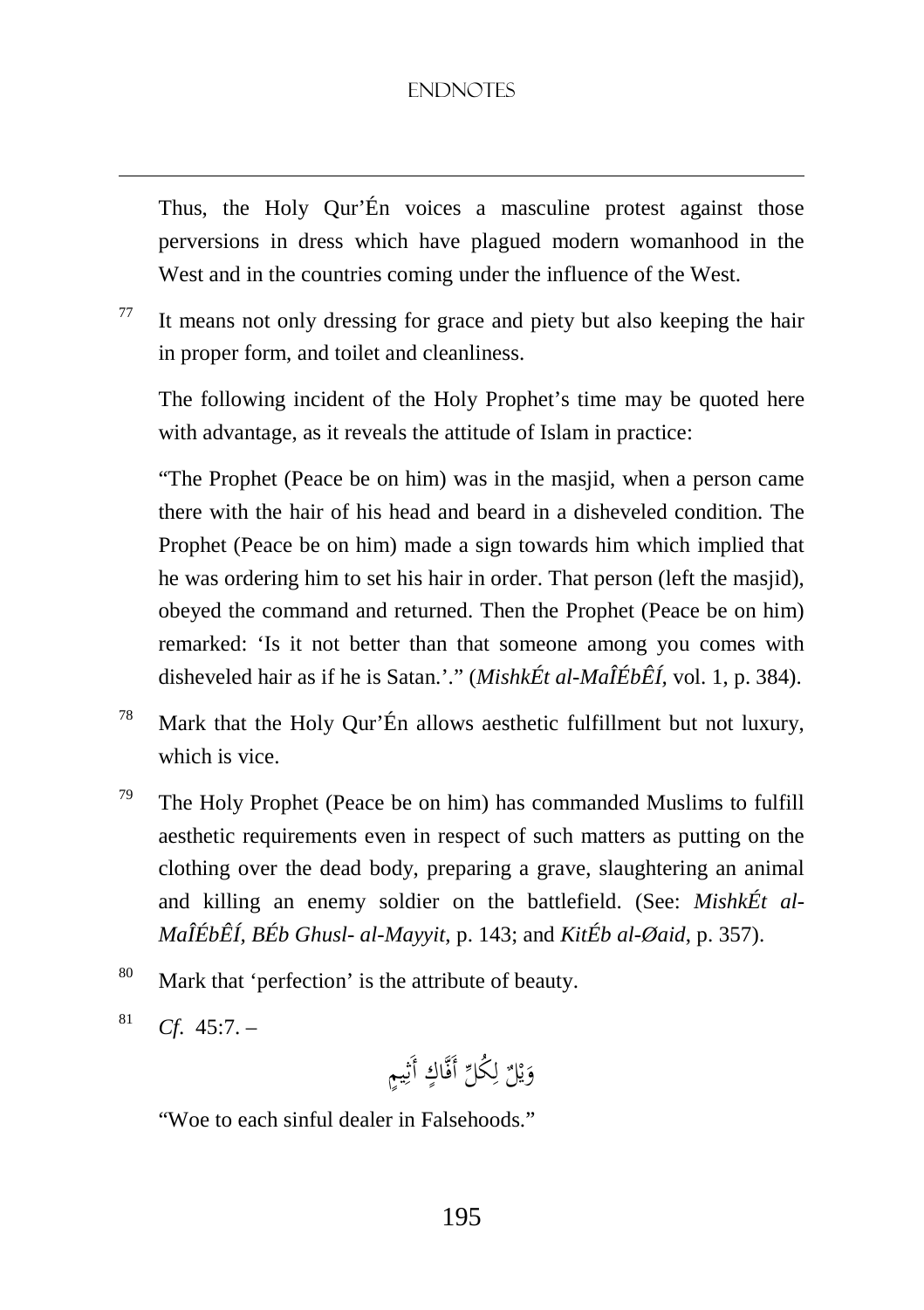Thus, the Holy Qur'Én voices a masculine protest against those perversions in dress which have plagued modern womanhood in the West and in the countries coming under the influence of the West.

[77] It means not only dressing for grace and piety but also keeping the hair in proper form, and toilet and cleanliness.

The following incident of the Holy Prophet's time may be quoted here with advantage, as it reveals the attitude of Islam in practice:

"The Prophet (Peace be on him) was in the masjid, when a person came there with the hair of his head and beard in a disheveled condition. The Prophet (Peace be on him) made a sign towards him which implied that he was ordering him to set his hair in order. That person (left the masjid), obeyed the command and returned. Then the Prophet (Peace be on him) remarked: 'Is it not better than that someone among you comes with disheveled hair as if he is Satan.'." (*MishkÉt al-MaÎÉbÊÍ*, vol. 1, p. 384).

[78] Mark that the Holy Qur'Én allows aesthetic fulfillment but not luxury, which is vice.

[79] The Holy Prophet (Peace be on him) has commanded Muslims to fulfill aesthetic requirements even in respect of such matters as putting on the clothing over the dead body, preparing a grave, slaughtering an animal and killing an enemy soldier on the battlefield. (See: *MishkÉt al-MaÎÉbÊÍ, BÉb Ghusl- al-Mayyit*, p. 143; and *KitÉb al-Øaid*, p. 357).

[80] Mark that 'perfection' is the attribute of beauty.

[81] *Cf*. 45:7. –

وَيْلٌ لِكُلِّ أَفَّاكٍ أَثِيمٍ

"Woe to each sinful dealer in Falsehoods."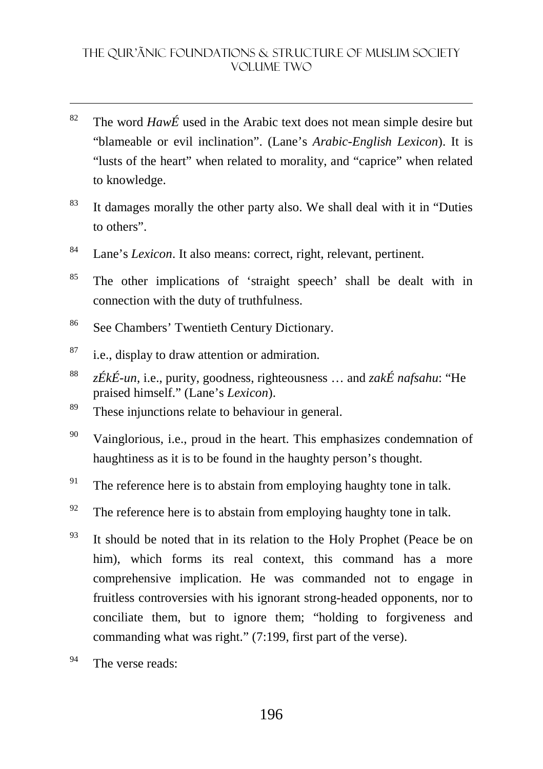[82] The word *HawÉ* used in the Arabic text does not mean simple desire but "blameable or evil inclination". (Lane's *Arabic-English Lexicon*). It is "lusts of the heart" when related to morality, and "caprice" when related to knowledge.

[83] It damages morally the other party also. We shall deal with it in "Duties to others".

[84] Lane's *Lexicon*. It also means: correct, right, relevant, pertinent.

[85] The other implications of 'straight speech' shall be dealt with in connection with the duty of truthfulness.

[86] See Chambers' Twentieth Century Dictionary.

[87] i.e., display to draw attention or admiration.

[88] *zÉkÉ-un*, i.e., purity, goodness, righteousness … and *zakÉ nafsahu*: "He praised himself." (Lane's *Lexicon*).

[89] These injunctions relate to behaviour in general.

[90] Vainglorious, i.e., proud in the heart. This emphasizes condemnation of haughtiness as it is to be found in the haughty person's thought.

[91] The reference here is to abstain from employing haughty tone in talk.

[92] The reference here is to abstain from employing haughty tone in talk.

[93] It should be noted that in its relation to the Holy Prophet (Peace be on him), which forms its real context, this command has a more comprehensive implication. He was commanded not to engage in fruitless controversies with his ignorant strong-headed opponents, nor to conciliate them, but to ignore them; "holding to forgiveness and commanding what was right." (7:199, first part of the verse).

[94] The verse reads: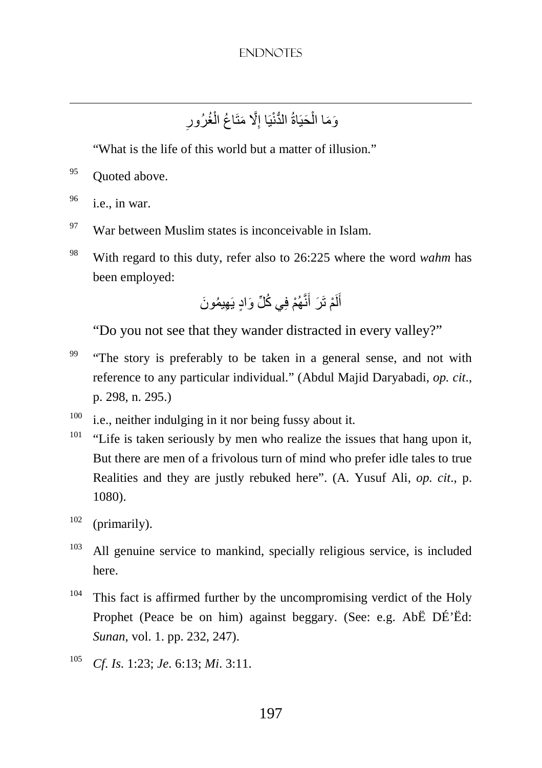وَمَا الْحَيَاةُ الدُّنْيَا إِلَّا مَتَاعُ الْغُرُورِ

"What is the life of this world but a matter of illusion."

[95] Quoted above.

[96] i.e., in war.

[97] War between Muslim states is inconceivable in Islam.

[98] With regard to this duty, refer also to 26:225 where the word *wahm* has been employed:

أَلَمْ تَرَ أَنَّهُمْ فِي كُلِّ وَادٍ يَهِيمُونَ

"Do you not see that they wander distracted in every valley?"

[99] "The story is preferably to be taken in a general sense, and not with reference to any particular individual." (Abdul Majid Daryabadi, *op. cit.*, p. 298, n. 295.)

[100] i.e., neither indulging in it nor being fussy about it.

[101] "Life is taken seriously by men who realize the issues that hang upon it, But there are men of a frivolous turn of mind who prefer idle tales to true Realities and they are justly rebuked here". (A. Yusuf Ali, *op. cit.*, p. 1080).

[102] (primarily).

[103] All genuine service to mankind, specially religious service, is included here.

[104] This fact is affirmed further by the uncompromising verdict of the Holy Prophet (Peace be on him) against beggary. (See: e.g. AbË DÉ'Ëd: *Sunan*, vol. 1. pp. 232, 247).

[105] *Cf*. *Is*. 1:23; *Je*. 6:13; *Mi*. 3:11.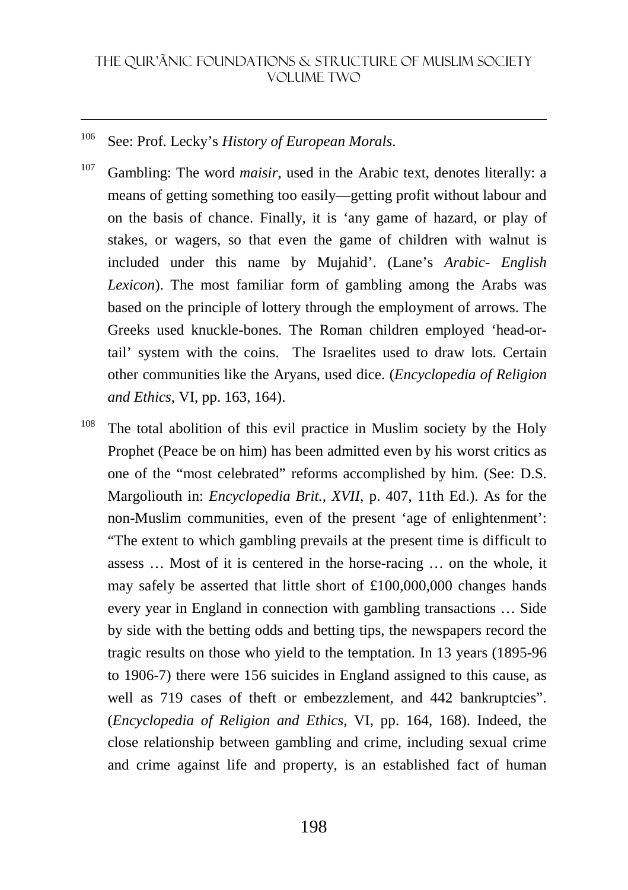[106] See: Prof. Lecky's *History of European Morals*.

[107] Gambling: The word *maisir*, used in the Arabic text, denotes literally: a means of getting something too easily—getting profit without labour and on the basis of chance. Finally, it is 'any game of hazard, or play of stakes, or wagers, so that even the game of children with walnut is included under this name by Mujahid'. (Lane's *Arabic- English Lexicon*). The most familiar form of gambling among the Arabs was based on the principle of lottery through the employment of arrows. The Greeks used knuckle-bones. The Roman children employed 'head-or-tail' system with the coins. The Israelites used to draw lots. Certain other communities like the Aryans, used dice. (*Encyclopedia of Religion and Ethics,* VI, pp. 163, 164).

[108] The total abolition of this evil practice in Muslim society by the Holy Prophet (Peace be on him) has been admitted even by his worst critics as one of the "most celebrated" reforms accomplished by him. (See: D.S. Margoliouth in: *Encyclopedia Brit., XVII*, p. 407, 11th Ed.). As for the non-Muslim communities, even of the present 'age of enlightenment': "The extent to which gambling prevails at the present time is difficult to assess … Most of it is centered in the horse-racing … on the whole, it may safely be asserted that little short of £100,000,000 changes hands every year in England in connection with gambling transactions … Side by side with the betting odds and betting tips, the newspapers record the tragic results on those who yield to the temptation. In 13 years (1895-96 to 1906-7) there were 156 suicides in England assigned to this cause, as well as 719 cases of theft or embezzlement, and 442 bankruptcies". (*Encyclopedia of Religion and Ethics,* VI, pp. 164, 168). Indeed, the close relationship between gambling and crime, including sexual crime and crime against life and property, is an established fact of human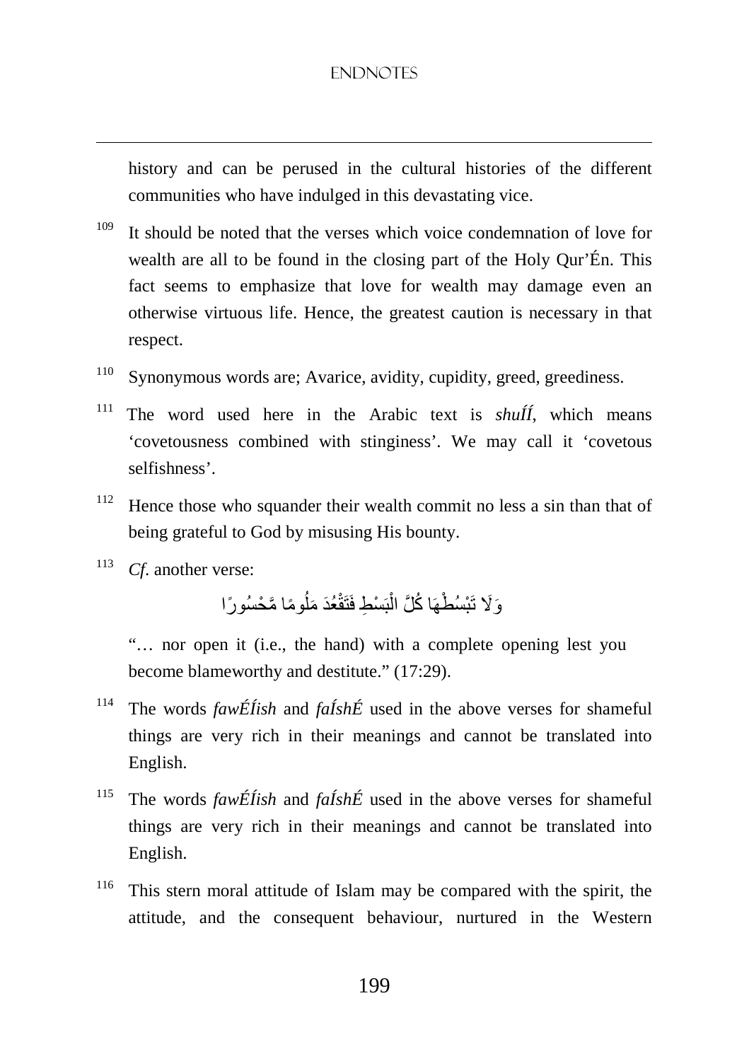history and can be perused in the cultural histories of the different communities who have indulged in this devastating vice.

[109] It should be noted that the verses which voice condemnation of love for wealth are all to be found in the closing part of the Holy Qur'Én. This fact seems to emphasize that love for wealth may damage even an otherwise virtuous life. Hence, the greatest caution is necessary in that respect.

[110] Synonymous words are; Avarice, avidity, cupidity, greed, greediness.

[111] The word used here in the Arabic text is *shuÍÍ*, which means 'covetousness combined with stinginess'. We may call it 'covetous selfishness'.

[112] Hence those who squander their wealth commit no less a sin than that of being grateful to God by misusing His bounty.

[113] *Cf.* another verse:

وَلَا تَبْسُطْهَا كُلَّ الْبَسْطِ فَتَقْعُدَ مَلُومًا مَّحْسُورًا

"… nor open it (i.e., the hand) with a complete opening lest you become blameworthy and destitute." (17:29).

[114] The words *fawÉÍish* and *faÍshÉ* used in the above verses for shameful things are very rich in their meanings and cannot be translated into English.

[115] The words *fawÉÍish* and *faÍshÉ* used in the above verses for shameful things are very rich in their meanings and cannot be translated into English.

[116] This stern moral attitude of Islam may be compared with the spirit, the attitude, and the consequent behaviour, nurtured in the Western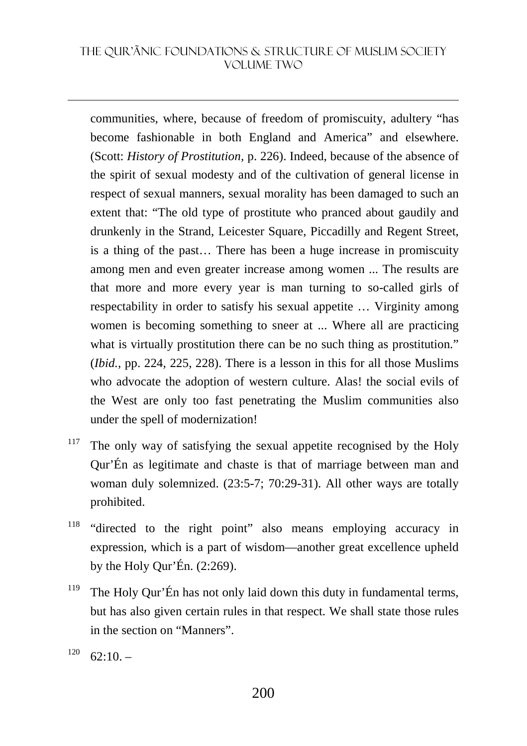communities, where, because of freedom of promiscuity, adultery “has become fashionable in both England and America” and elsewhere. (Scott: *History of Prostitution,* p. 226). Indeed, because of the absence of the spirit of sexual modesty and of the cultivation of general license in respect of sexual manners, sexual morality has been damaged to such an extent that: “The old type of prostitute who pranced about gaudily and drunkenly in the Strand, Leicester Square, Piccadilly and Regent Street, is a thing of the past… There has been a huge increase in promiscuity among men and even greater increase among women ... The results are that more and more every year is man turning to so-called girls of respectability in order to satisfy his sexual appetite … Virginity among women is becoming something to sneer at ... Where all are practicing what is virtually prostitution there can be no such thing as prostitution.” (*Ibid.*, pp. 224, 225, 228). There is a lesson in this for all those Muslims who advocate the adoption of western culture. Alas! the social evils of the West are only too fast penetrating the Muslim communities also under the spell of modernization!

[117] The only way of satisfying the sexual appetite recognised by the Holy Qur’Én as legitimate and chaste is that of marriage between man and woman duly solemnized. (23:5-7; 70:29-31). All other ways are totally prohibited.

[118] “directed to the right point” also means employing accuracy in expression, which is a part of wisdom—another great excellence upheld by the Holy Qur’Én. (2:269).

[119] The Holy Qur’Én has not only laid down this duty in fundamental terms, but has also given certain rules in that respect. We shall state those rules in the section on “Manners”.

[120] 62:10. –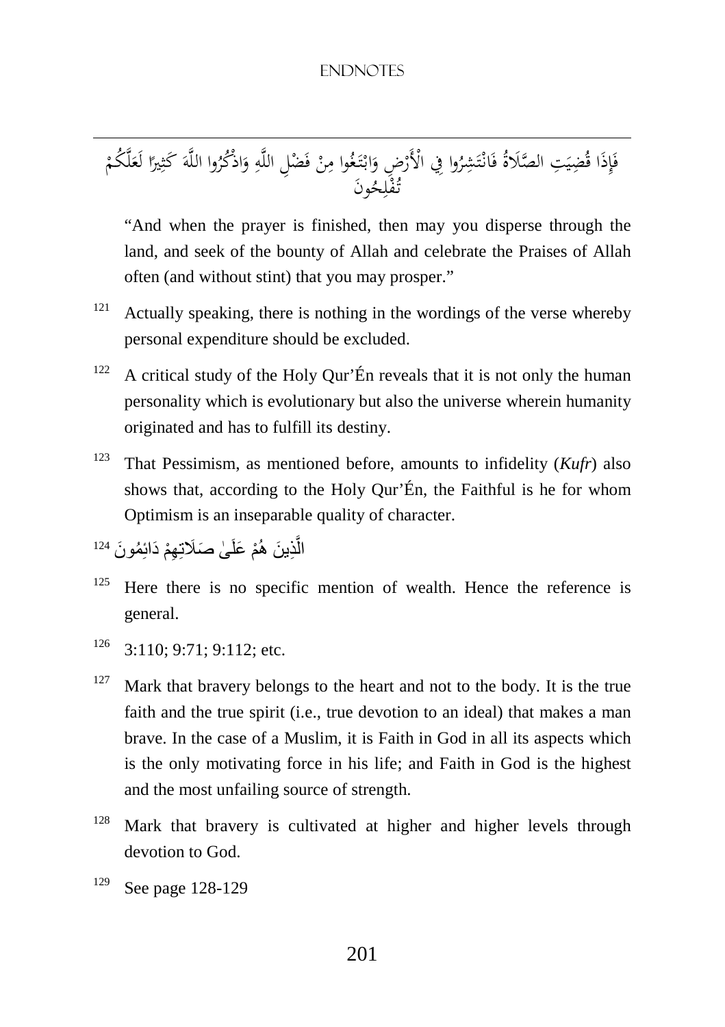فَإِذَا قُضِيَتِ الصَّلَاةُ فَانْتَشِرُوا فِي الْأَرْضِ وَابْتَغُوا مِنْ فَضْلِ اللَّهِ وَاذْكُرُوا اللَّهَ كَثِيرًا لَعَلَّكُمْ تُفْلِحُونَ

"And when the prayer is finished, then may you disperse through the land, and seek of the bounty of Allah and celebrate the Praises of Allah often (and without stint) that you may prosper."

[121] Actually speaking, there is nothing in the wordings of the verse whereby personal expenditure should be excluded.

[122] A critical study of the Holy Qur'Én reveals that it is not only the human personality which is evolutionary but also the universe wherein humanity originated and has to fulfill its destiny.

[123] That Pessimism, as mentioned before, amounts to infidelity (*Kufr*) also shows that, according to the Holy Qur'Én, the Faithful is he for whom Optimism is an inseparable quality of character.

[124] الَّذِينَ هُمْ عَلَىٰ صَلَاتِهِمْ دَائِمُونَ

[125] Here there is no specific mention of wealth. Hence the reference is general.

[126] 3:110; 9:71; 9:112; etc.

[127] Mark that bravery belongs to the heart and not to the body. It is the true faith and the true spirit (i.e., true devotion to an ideal) that makes a man brave. In the case of a Muslim, it is Faith in God in all its aspects which is the only motivating force in his life; and Faith in God is the highest and the most unfailing source of strength.

[128] Mark that bravery is cultivated at higher and higher levels through devotion to God.

[129] See page 128-129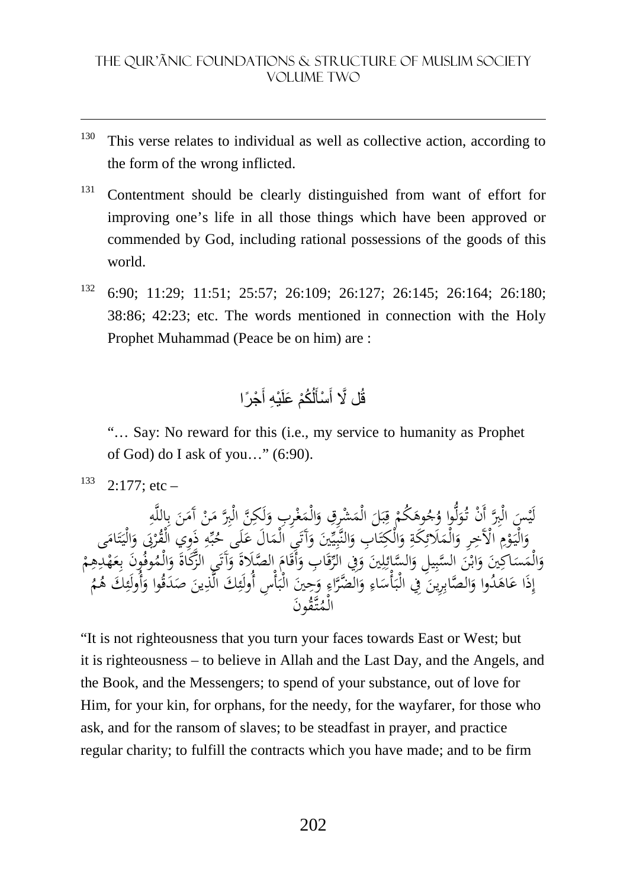[130] This verse relates to individual as well as collective action, according to the form of the wrong inflicted.

[131] Contentment should be clearly distinguished from want of effort for improving one's life in all those things which have been approved or commended by God, including rational possessions of the goods of this world.

[132] 6:90; 11:29; 11:51; 25:57; 26:109; 26:127; 26:145; 26:164; 26:180; 38:86; 42:23; etc. The words mentioned in connection with the Holy Prophet Muhammad (Peace be on him) are :

قُل لَّا أَسْأَلُكُمْ عَلَيْهِ أَجْرًا

"… Say: No reward for this (i.e., my service to humanity as Prophet of God) do I ask of you…" (6:90).

[133] 2:177; etc –

لَيْسَ الْبِرَّ أَنْ تُوَلُّوا وُجُوهَكُمْ قِبَلَ الْمَشْرِقِ وَالْمَغْرِبِ وَلَكِنَّ الْبِرَّ مَنْ آمَنَ بِاللَّهِ وَالْيَوْمِ الْآخِرِ وَالْمَلَائِكَةِ وَالْكِتَابِ وَالنَّبِيِّينَ وَآتَى الْمَالَ عَلَى حُبِّهِ ذَوِي الْقُرْبَى وَالْيَتَامَى وَالْمَسَاكِينَ وَابْنَ السَّبِيلِ وَالسَّائِلِينَ وَفِي الرِّقَابِ وَأَقَامَ الصَّلَاةَ وَآتَى الزَّكَاةَ وَالْمُوفُونَ بِعَهْدِهِمْ إِذَا عَاهَدُوا وَالصَّابِرِينَ فِي الْبَأْسَاءِ وَالضَّرَّاءِ وَحِينَ الْبَأْسِ أُولَئِكَ الَّذِينَ صَدَقُوا وَأُولَئِكَ هُمُ الْمُتَّقُونَ

"It is not righteousness that you turn your faces towards East or West; but it is righteousness – to believe in Allah and the Last Day, and the Angels, and the Book, and the Messengers; to spend of your substance, out of love for Him, for your kin, for orphans, for the needy, for the wayfarer, for those who ask, and for the ransom of slaves; to be steadfast in prayer, and practice regular charity; to fulfill the contracts which you have made; and to be firm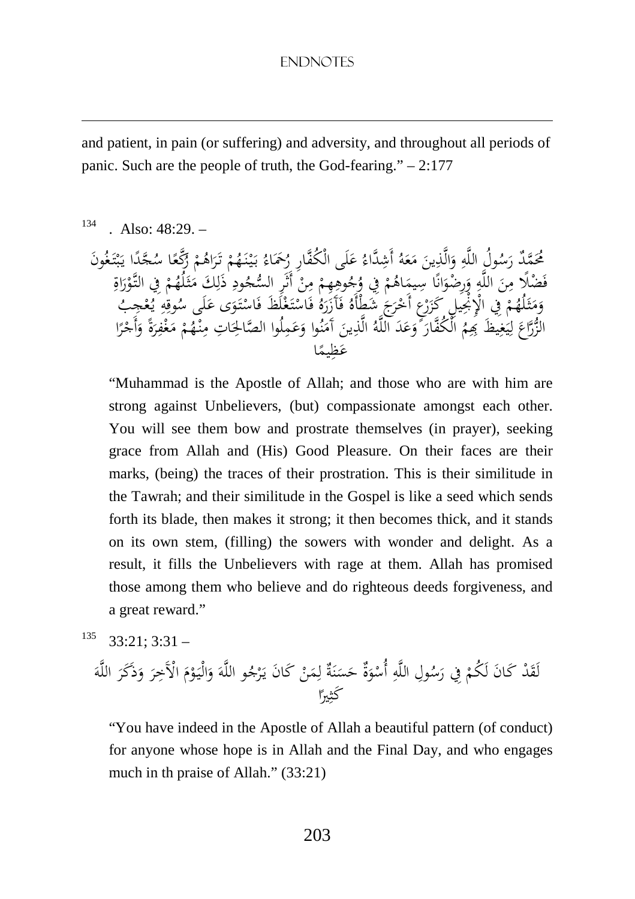and patient, in pain (or suffering) and adversity, and throughout all periods of panic. Such are the people of truth, the God-fearing." – 2:177

[134] . Also: 48:29. –

مُحَمَّدٌ رَسُولُ اللَّهِ وَالَّذِينَ مَعَهُ أَشِدَّاءُ عَلَى الْكُفَّارِ رُحَمَاءُ بَيْنَهُمْ تَرَاهُمْ رُكَّعًا سُجَّدًا يَبْتَغُونَ فَضْلًا مِنَ اللَّهِ وَرِضْوَانًا سِيمَاهُمْ فِي وُجُوهِهِمْ مِنْ أَثَرِ السُّجُودِ ذَلِكَ مَثَلُهُمْ فِي التَّوْرَاةِ وَمَثَلُهُمْ فِي الْإِنْجِيلِ كَزَرْعٍ أَخْرَجَ شَطْأَهُ فَآزَرَهُ فَاسْتَغْلَظَ فَاسْتَوَى عَلَى سُوقِهِ يُعْجِبُ الزُّرَّاعَ لِيَغِيظَ بِهِمُ الْكُفَّارَ وَعَدَ اللَّهُ الَّذِينَ آمَنُوا وَعَمِلُوا الصَّالِحَاتِ مِنْهُمْ مَغْفِرَةً وَأَجْرًا عَظِيمًا

"Muhammad is the Apostle of Allah; and those who are with him are strong against Unbelievers, (but) compassionate amongst each other. You will see them bow and prostrate themselves (in prayer), seeking grace from Allah and (His) Good Pleasure. On their faces are their marks, (being) the traces of their prostration. This is their similitude in the Tawrah; and their similitude in the Gospel is like a seed which sends forth its blade, then makes it strong; it then becomes thick, and it stands on its own stem, (filling) the sowers with wonder and delight. As a result, it fills the Unbelievers with rage at them. Allah has promised those among them who believe and do righteous deeds forgiveness, and a great reward."

[135] 33:21; 3:31 –

لَقَدْ كَانَ لَكُمْ فِي رَسُولِ اللَّهِ أُسْوَةٌ حَسَنَةٌ لِمَنْ كَانَ يَرْجُو اللَّهَ وَالْيَوْمَ الْآخِرَ وَذَكَرَ اللَّهَ كَثِيرًا

"You have indeed in the Apostle of Allah a beautiful pattern (of conduct) for anyone whose hope is in Allah and the Final Day, and who engages much in th praise of Allah." (33:21)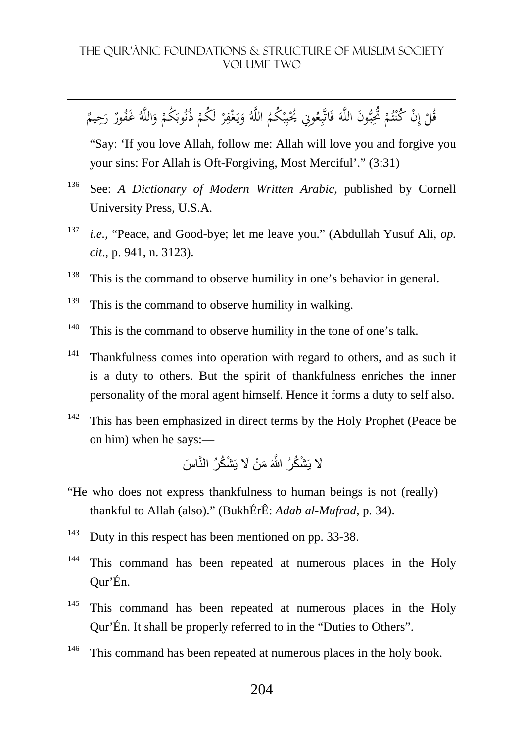قُلْ إِنْ كُنْتُمْ تُحِبُّونَ اللَّهَ فَاتَّبِعُونِي يُحْبِبْكُمُ اللَّهُ وَيَغْفِرْ لَكُمْ ذُنُوبَكُمْ وَاللَّهُ غَفُورٌ رَحِيمٌ

"Say: 'If you love Allah, follow me: Allah will love you and forgive you your sins: For Allah is Oft-Forgiving, Most Merciful'." (3:31)

[136] See: *A Dictionary of Modern Written Arabic*, published by Cornell University Press, U.S.A.

[137] *i.e.*, "Peace, and Good-bye; let me leave you." (Abdullah Yusuf Ali, *op. cit*., p. 941, n. 3123).

[138] This is the command to observe humility in one's behavior in general.

[139] This is the command to observe humility in walking.

[140] This is the command to observe humility in the tone of one's talk.

[141] Thankfulness comes into operation with regard to others, and as such it is a duty to others. But the spirit of thankfulness enriches the inner personality of the moral agent himself. Hence it forms a duty to self also.

[142] This has been emphasized in direct terms by the Holy Prophet (Peace be on him) when he says:—

لَا يَشْكُرُ اللَّهَ مَنْ لَا يَشْكُرُ النَّاسَ

"He who does not express thankfulness to human beings is not (really) thankful to Allah (also)." (BukhÉrÊ: *Adab al-Mufrad*, p. 34).

[143] Duty in this respect has been mentioned on pp. 33-38.

[144] This command has been repeated at numerous places in the Holy Qur'Én.

[145] This command has been repeated at numerous places in the Holy Qur'Én. It shall be properly referred to in the "Duties to Others".

[146] This command has been repeated at numerous places in the holy book.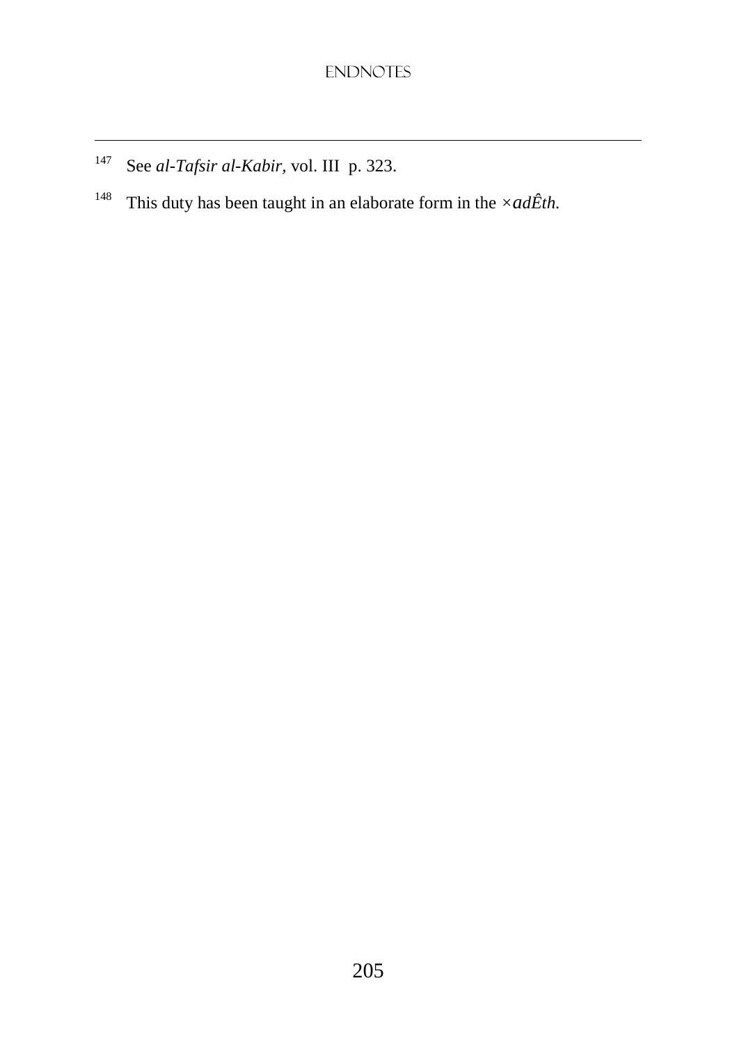[147] See *al-Tafsir al-Kabir*, vol. III p. 323.

[148] This duty has been taught in an elaborate form in the *×adÊth.*